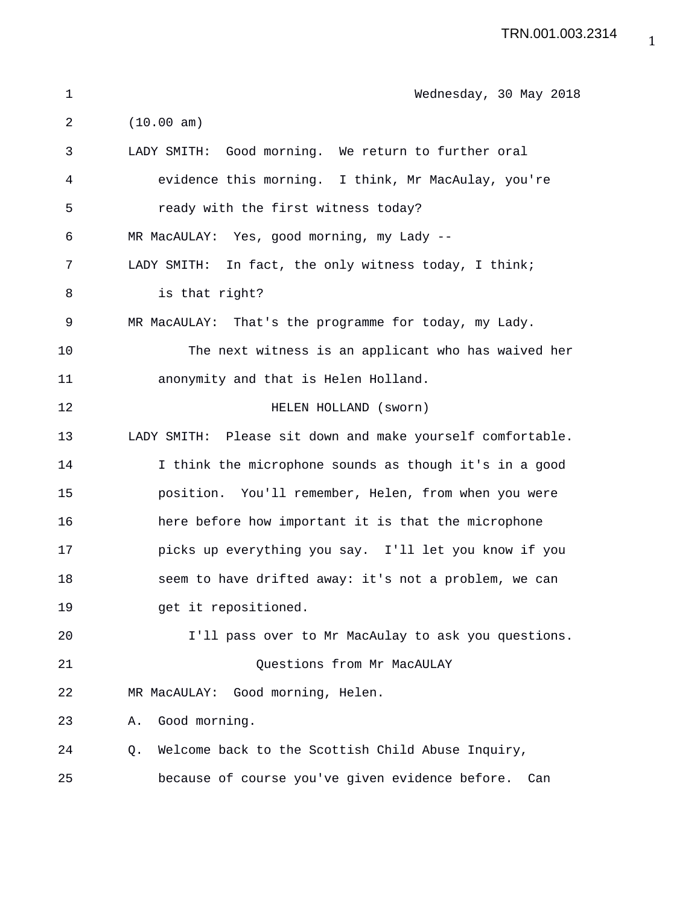Wednesday, 30 May 2018

(10.00 am)

LADY SMITH: Good morning. We return to further oral evidence this morning. I think, Mr MacAulay, you're ready with the first witness today?

MR MacAULAY: Yes, good morning, my Lady --

LADY SMITH: In fact, the only witness today, I think; is that right?

MR MacAULAY: That's the programme for today, my Lady.

The next witness is an applicant who has waived her anonymity and that is Helen Holland.

HELEN HOLLAND (sworn)

LADY SMITH: Please sit down and make yourself comfortable. I think the microphone sounds as though it's in a good position. You'll remember, Helen, from when you were here before how important it is that the microphone picks up everything you say. I'll let you know if you seem to have drifted away: it's not a problem, we can get it repositioned.

I'll pass over to Mr MacAulay to ask you questions.

Questions from Mr MacAULAY

MR MacAULAY: Good morning, Helen.

A. Good morning.

Q. Welcome back to the Scottish Child Abuse Inquiry, because of course you've given evidence before. Can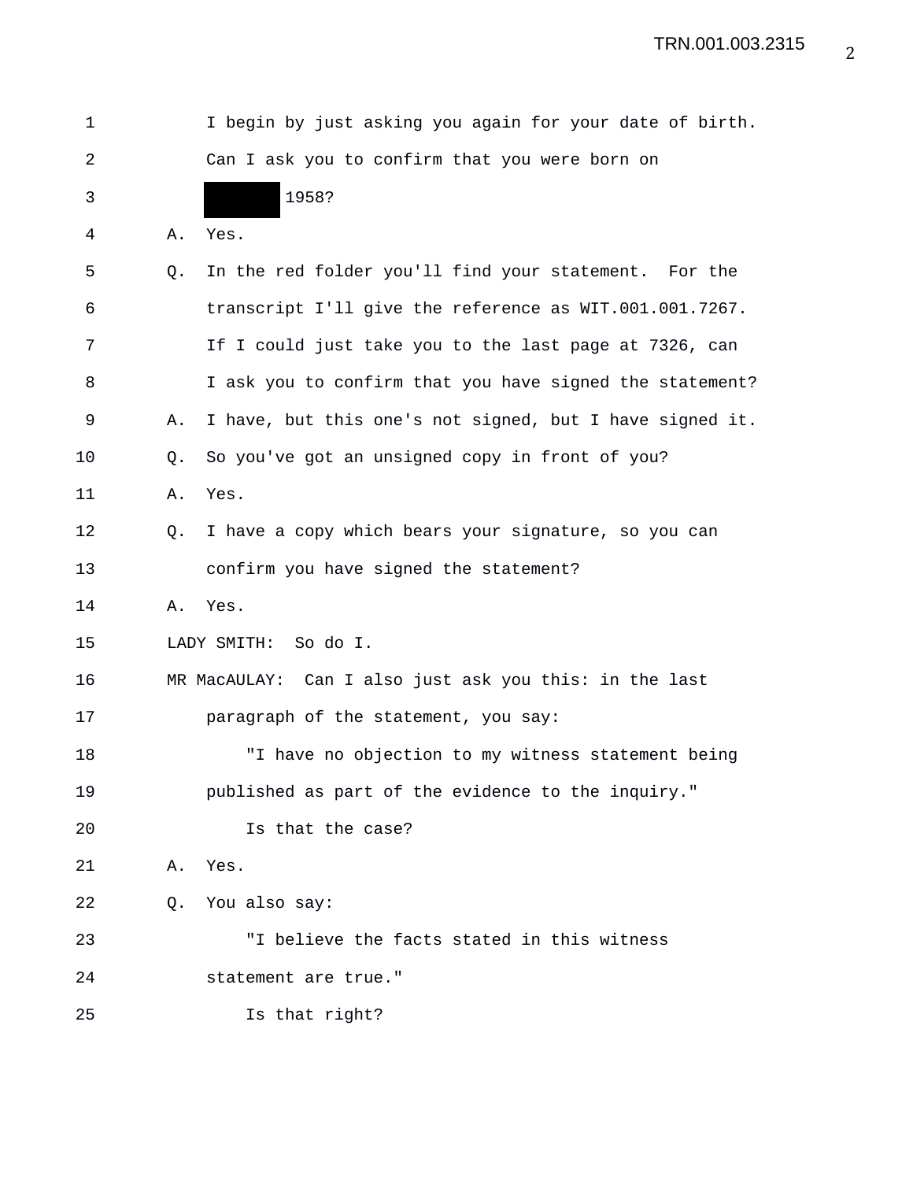1 I begin by just asking you again for your date of birth.
2 Can I ask you to confirm that you were born on
3 ███████ 1958?
4 A. Yes.
5 Q. In the red folder you'll find your statement. For the
6 transcript I'll give the reference as WIT.001.001.7267.
7 If I could just take you to the last page at 7326, can
8 I ask you to confirm that you have signed the statement?
9 A. I have, but this one's not signed, but I have signed it.
10 Q. So you've got an unsigned copy in front of you?
11 A. Yes.
12 Q. I have a copy which bears your signature, so you can
13 confirm you have signed the statement?
14 A. Yes.
15 LADY SMITH: So do I.
16 MR MacAULAY: Can I also just ask you this: in the last
17 paragraph of the statement, you say:
18 "I have no objection to my witness statement being
19 published as part of the evidence to the inquiry."
20 Is that the case?
21 A. Yes.
22 Q. You also say:
23 "I believe the facts stated in this witness
24 statement are true."
25 Is that right?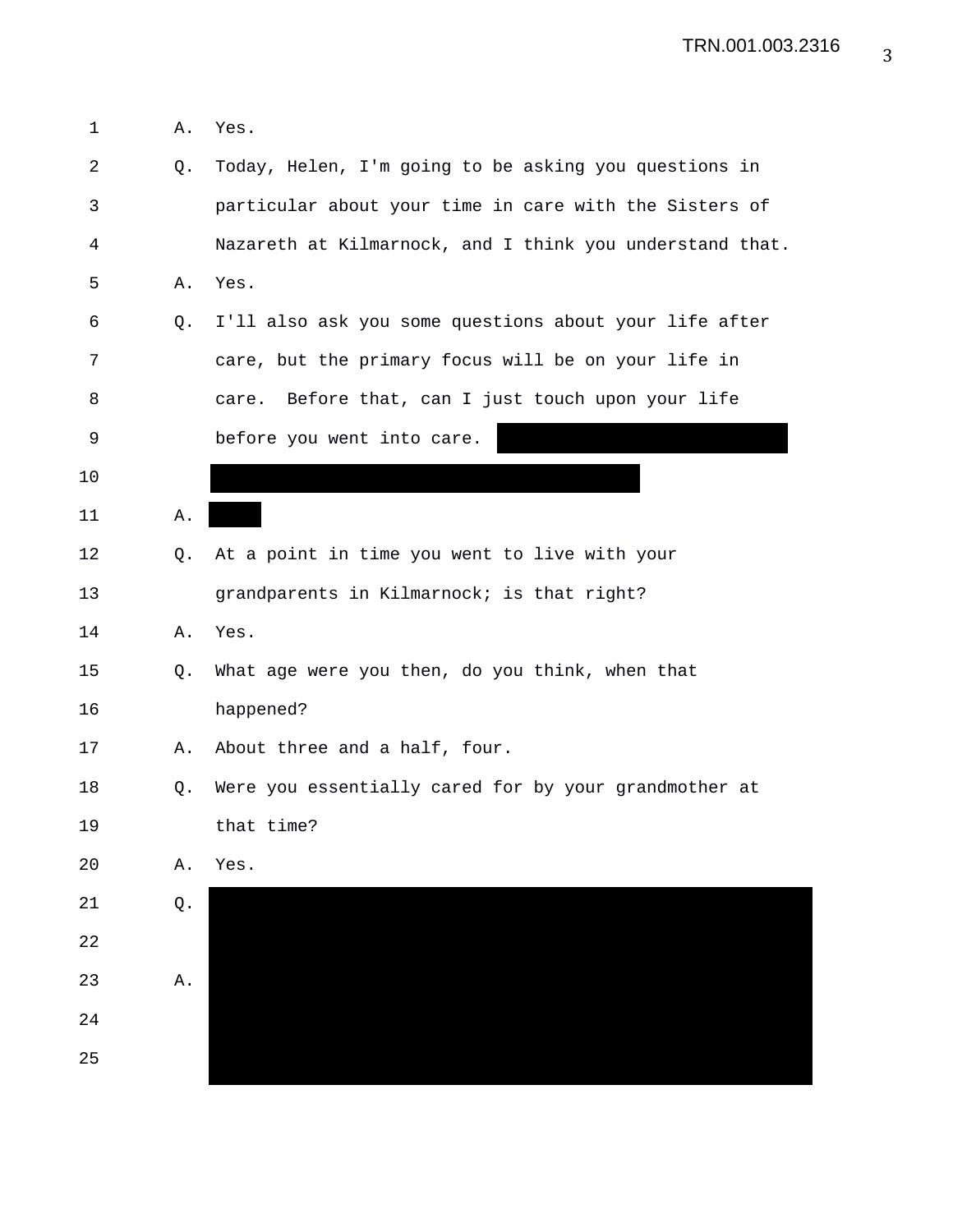A. Yes.

Q. Today, Helen, I'm going to be asking you questions in particular about your time in care with the Sisters of Nazareth at Kilmarnock, and I think you understand that.

A. Yes.

Q. I'll also ask you some questions about your life after care, but the primary focus will be on your life in care. Before that, can I just touch upon your life before you went into care.

A.

Q. At a point in time you went to live with your grandparents in Kilmarnock; is that right?

A. Yes.

Q. What age were you then, do you think, when that happened?

A. About three and a half, four.

Q. Were you essentially cared for by your grandmother at that time?

A. Yes.

Q.

A.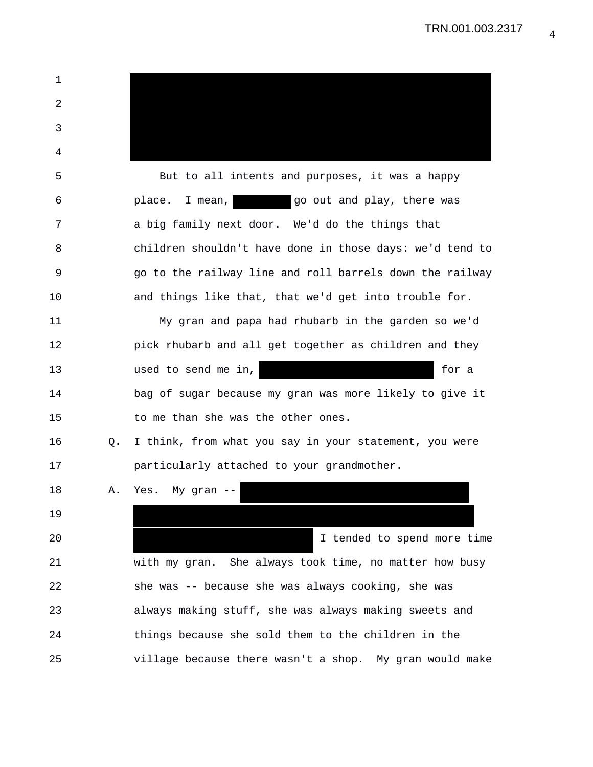But to all intents and purposes, it was a happy place. I mean, [REDACTED] go out and play, there was a big family next door. We'd do the things that children shouldn't have done in those days: we'd tend to go to the railway line and roll barrels down the railway and things like that, that we'd get into trouble for.

My gran and papa had rhubarb in the garden so we'd pick rhubarb and all get together as children and they used to send me in, [REDACTED] for a bag of sugar because my gran was more likely to give it to me than she was the other ones.

Q. I think, from what you say in your statement, you were particularly attached to your grandmother.

A. Yes. My gran -- [REDACTED] I tended to spend more time with my gran. She always took time, no matter how busy she was -- because she was always cooking, she was always making stuff, she was always making sweets and things because she sold them to the children in the village because there wasn't a shop. My gran would make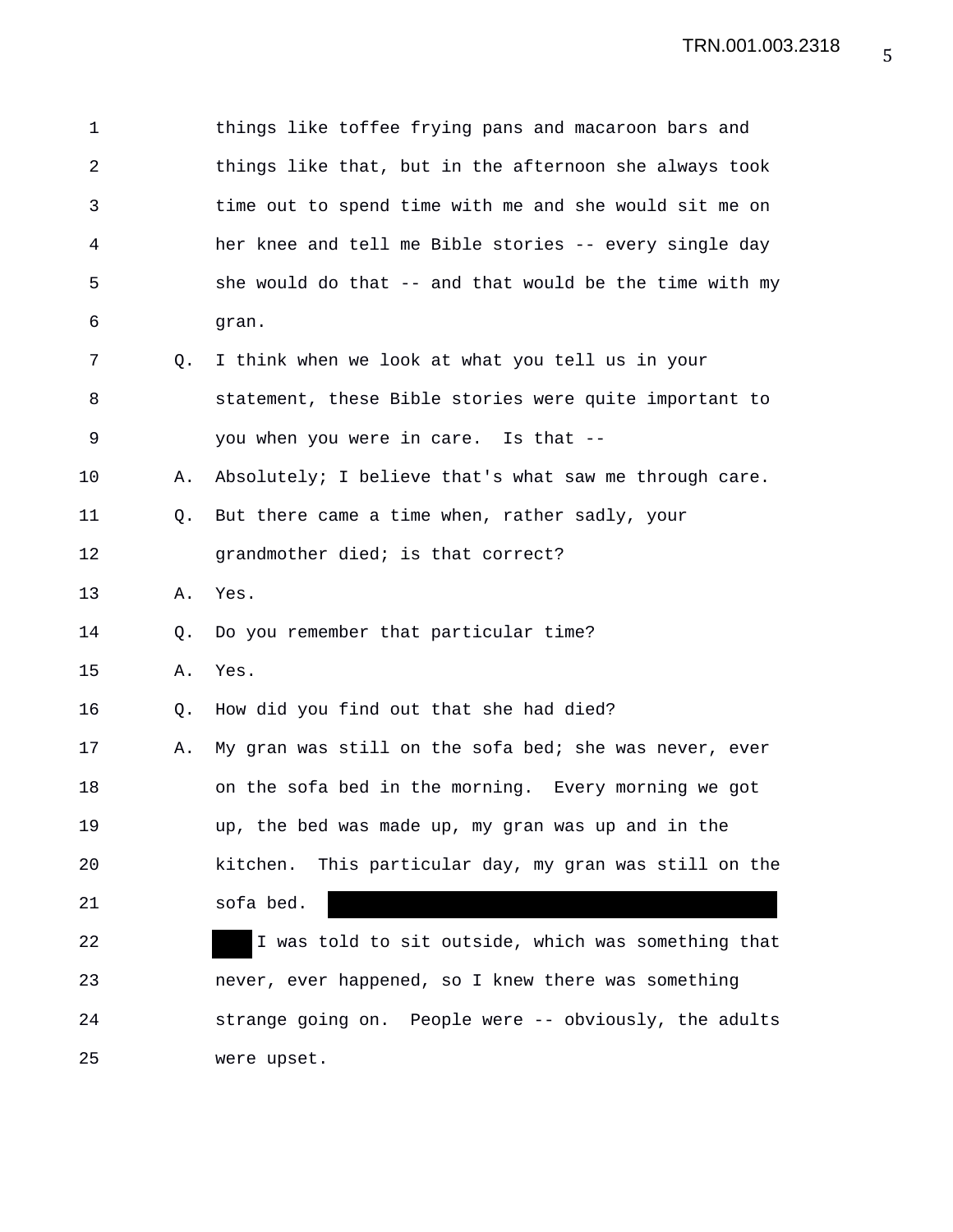things like toffee frying pans and macaroon bars and things like that, but in the afternoon she always took time out to spend time with me and she would sit me on her knee and tell me Bible stories -- every single day she would do that -- and that would be the time with my gran.

Q. I think when we look at what you tell us in your statement, these Bible stories were quite important to you when you were in care. Is that --

A. Absolutely; I believe that's what saw me through care.

Q. But there came a time when, rather sadly, your grandmother died; is that correct?

A. Yes.

Q. Do you remember that particular time?

A. Yes.

Q. How did you find out that she had died?

A. My gran was still on the sofa bed; she was never, ever on the sofa bed in the morning. Every morning we got up, the bed was made up, my gran was up and in the kitchen. This particular day, my gran was still on the sofa bed. ████████████████████████████████ ███ I was told to sit outside, which was something that never, ever happened, so I knew there was something strange going on. People were -- obviously, the adults were upset.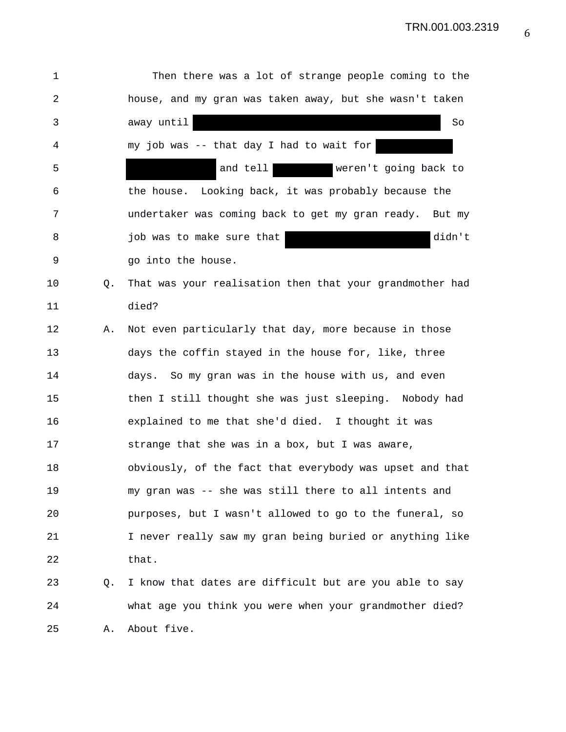Then there was a lot of strange people coming to the house, and my gran was taken away, but she wasn't taken away until [REDACTED] So my job was -- that day I had to wait for [REDACTED] [REDACTED] and tell [REDACTED] weren't going back to the house. Looking back, it was probably because the undertaker was coming back to get my gran ready. But my job was to make sure that [REDACTED] didn't go into the house.

Q. That was your realisation then that your grandmother had died?

A. Not even particularly that day, more because in those days the coffin stayed in the house for, like, three days. So my gran was in the house with us, and even then I still thought she was just sleeping. Nobody had explained to me that she'd died. I thought it was strange that she was in a box, but I was aware, obviously, of the fact that everybody was upset and that my gran was -- she was still there to all intents and purposes, but I wasn't allowed to go to the funeral, so I never really saw my gran being buried or anything like that.

Q. I know that dates are difficult but are you able to say what age you think you were when your grandmother died?

A. About five.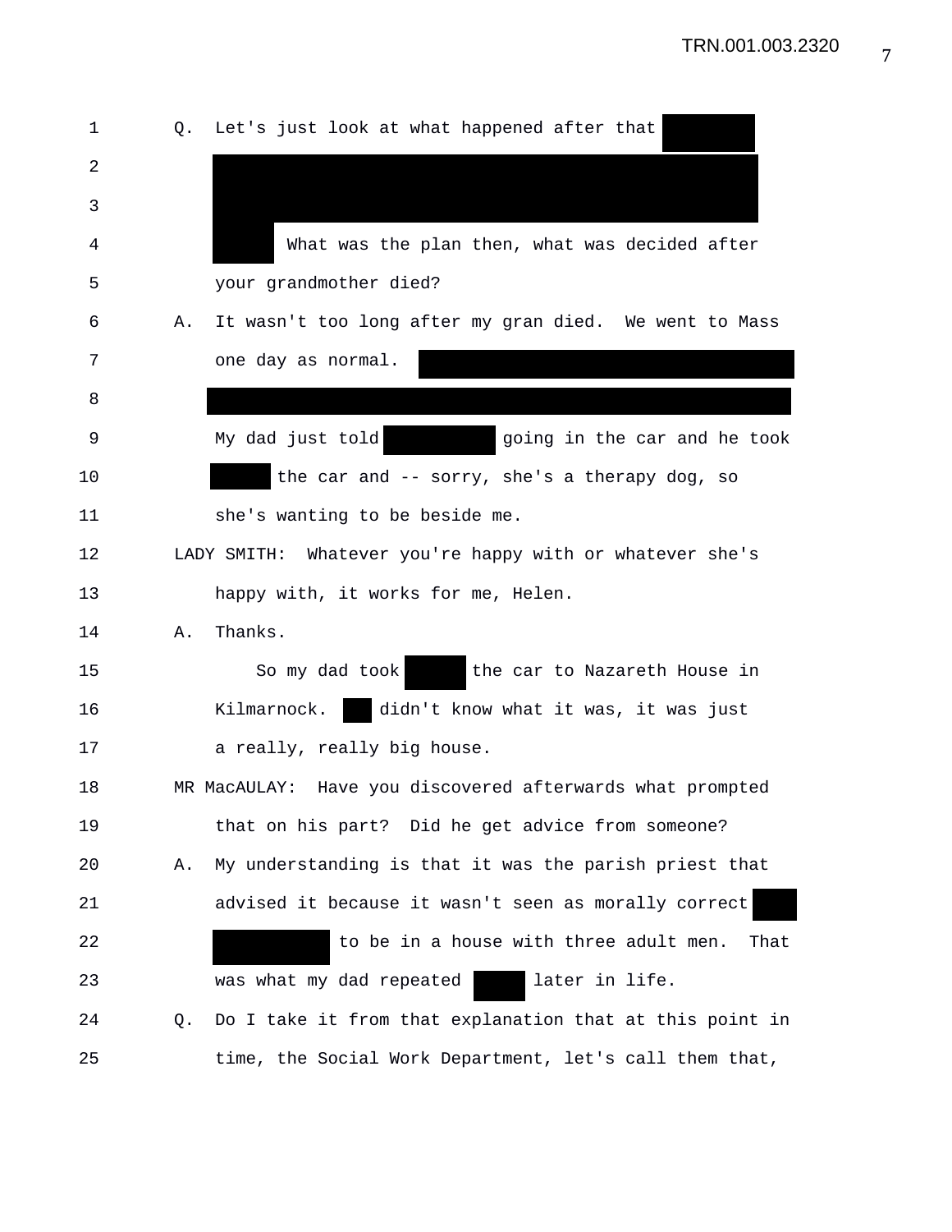Q. Let's just look at what happened after that [REDACTED]

[REDACTED] What was the plan then, what was decided after your grandmother died?

A. It wasn't too long after my gran died. We went to Mass one day as normal. [REDACTED]

My dad just told [REDACTED] going in the car and he took [REDACTED] the car and -- sorry, she's a therapy dog, so she's wanting to be beside me.

LADY SMITH: Whatever you're happy with or whatever she's happy with, it works for me, Helen.

A. Thanks.

So my dad took [REDACTED] the car to Nazareth House in Kilmarnock. [REDACTED] didn't know what it was, it was just a really, really big house.

MR MacAULAY: Have you discovered afterwards what prompted that on his part? Did he get advice from someone?

A. My understanding is that it was the parish priest that advised it because it wasn't seen as morally correct [REDACTED] to be in a house with three adult men. That was what my dad repeated [REDACTED] later in life.

Q. Do I take it from that explanation that at this point in time, the Social Work Department, let's call them that,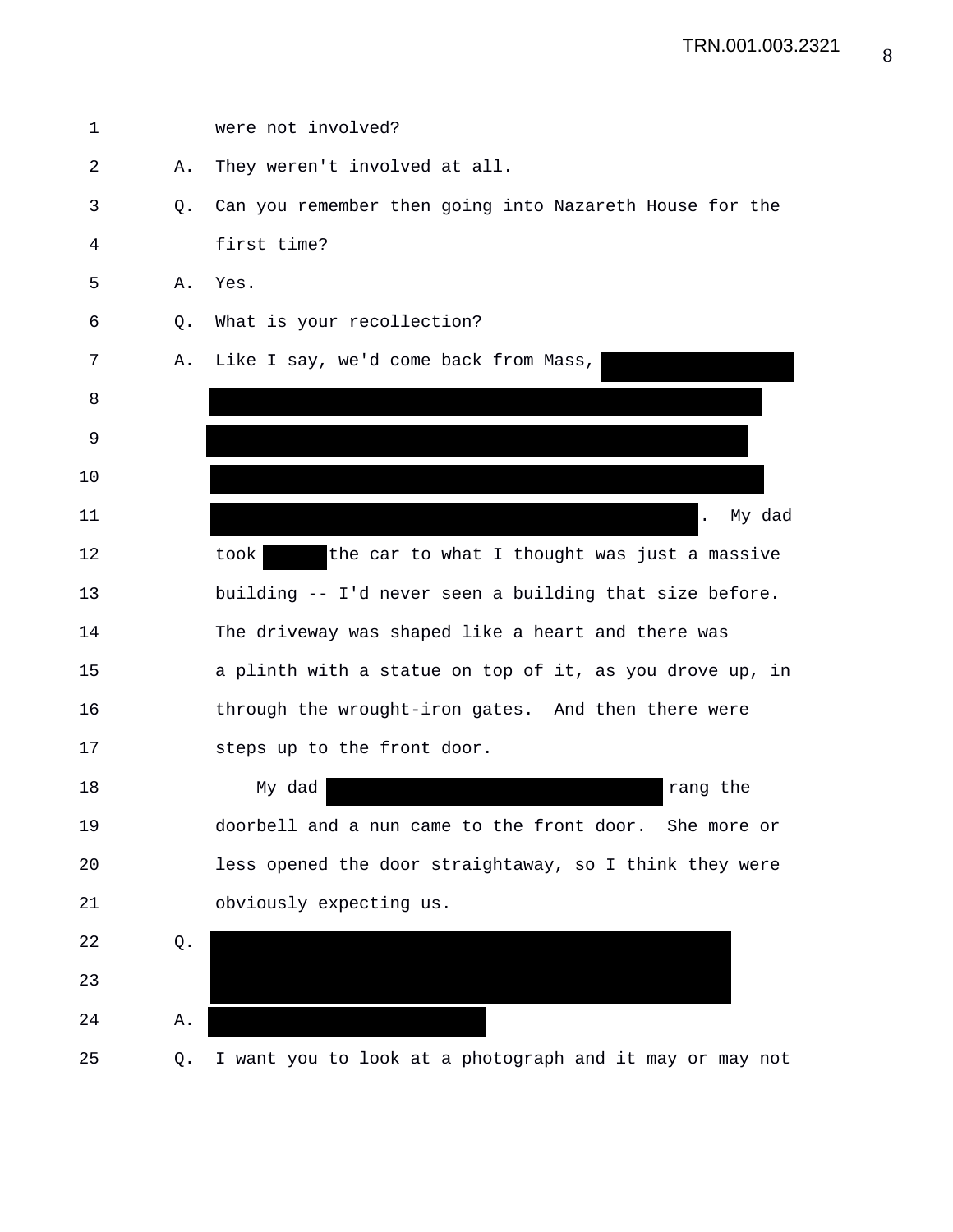1 were not involved?

2 A. They weren't involved at all.

3 Q. Can you remember then going into Nazareth House for the

4 first time?

5 A. Yes.

6 Q. What is your recollection?

7 A. Like I say, we'd come back from Mass, [REDACTED]

8 [REDACTED]

9 [REDACTED]

10 [REDACTED]

11 [REDACTED]. My dad

12 took [REDACTED] the car to what I thought was just a massive

13 building -- I'd never seen a building that size before.

14 The driveway was shaped like a heart and there was

15 a plinth with a statue on top of it, as you drove up, in

16 through the wrought-iron gates. And then there were

17 steps up to the front door.

18 My dad [REDACTED] rang the

19 doorbell and a nun came to the front door. She more or

20 less opened the door straightaway, so I think they were

21 obviously expecting us.

22 Q. [REDACTED]

23 [REDACTED]

24 A. [REDACTED]

25 Q. I want you to look at a photograph and it may or may not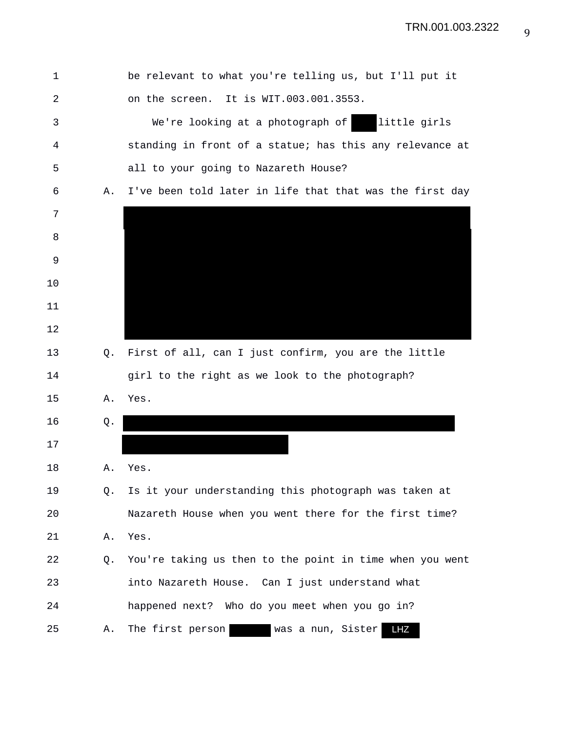1 be relevant to what you're telling us, but I'll put it

2 on the screen. It is WIT.003.001.3553.

3 We're looking at a photograph of ███ little girls

4 standing in front of a statue; has this any relevance at

5 all to your going to Nazareth House?

6 A. I've been told later in life that that was the first day

7 ██████████████████████████████████████████

8 ██████████████████████████████████████████

9 ██████████████████████████████████████████

10 ██████████████████████████████████████████

11 ██████████████████████████████████████████

12 ██████████████████████████████████████████

13 Q. First of all, can I just confirm, you are the little

14 girl to the right as we look to the photograph?

15 A. Yes.

16 Q. ██████████████████████████████████████

17 ████████████████████

18 A. Yes.

19 Q. Is it your understanding this photograph was taken at

20 Nazareth House when you went there for the first time?

21 A. Yes.

22 Q. You're taking us then to the point in time when you went

23 into Nazareth House. Can I just understand what

24 happened next? Who do you meet when you go in?

25 A. The first person █████ was a nun, Sister LHZ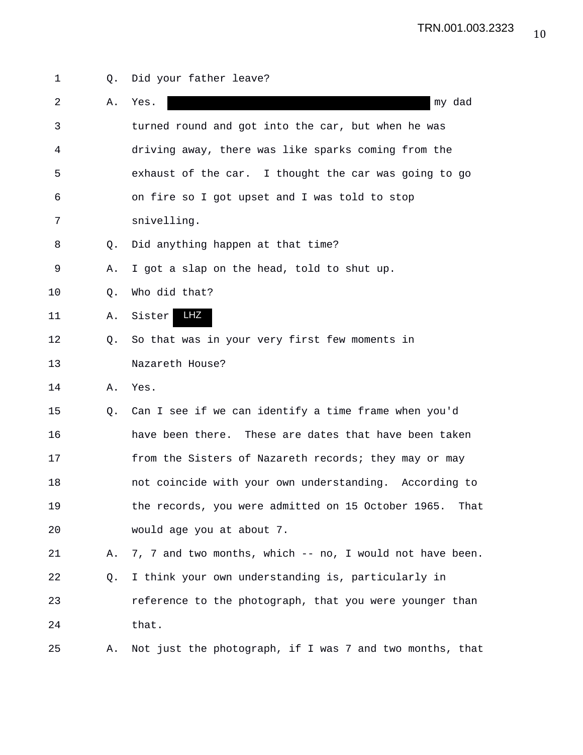1 Q. Did your father leave?

2 A. Yes. [REDACTED] my dad

3 turned round and got into the car, but when he was

4 driving away, there was like sparks coming from the

5 exhaust of the car. I thought the car was going to go

6 on fire so I got upset and I was told to stop

7 snivelling.

8 Q. Did anything happen at that time?

9 A. I got a slap on the head, told to shut up.

10 Q. Who did that?

11 A. Sister LHZ

12 Q. So that was in your very first few moments in

13 Nazareth House?

14 A. Yes.

15 Q. Can I see if we can identify a time frame when you'd

16 have been there. These are dates that have been taken

17 from the Sisters of Nazareth records; they may or may

18 not coincide with your own understanding. According to

19 the records, you were admitted on 15 October 1965. That

20 would age you at about 7.

21 A. 7, 7 and two months, which -- no, I would not have been.

22 Q. I think your own understanding is, particularly in

23 reference to the photograph, that you were younger than

24 that.

25 A. Not just the photograph, if I was 7 and two months, that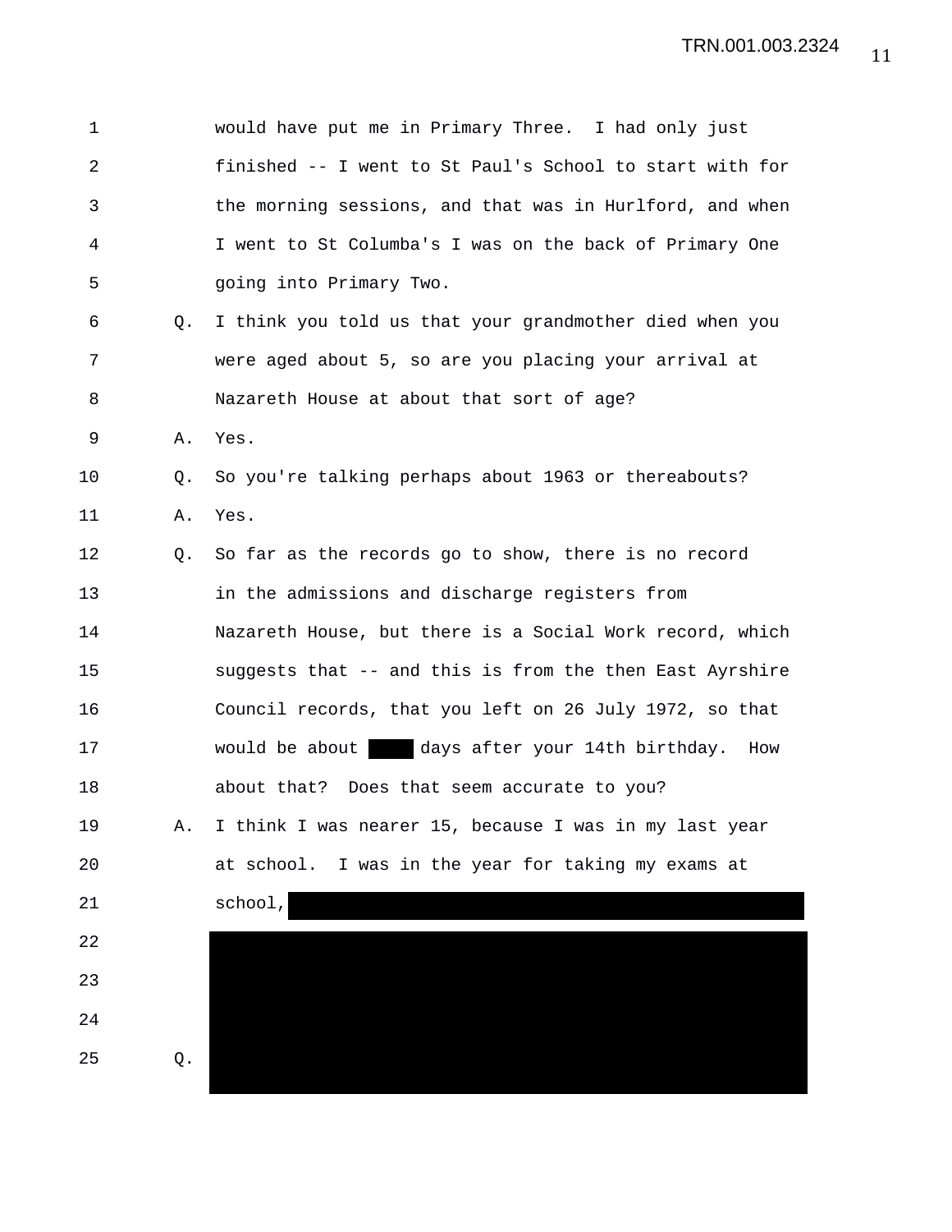1 would have put me in Primary Three. I had only just
2 finished -- I went to St Paul's School to start with for
3 the morning sessions, and that was in Hurlford, and when
4 I went to St Columba's I was on the back of Primary One
5 going into Primary Two.

6 Q. I think you told us that your grandmother died when you
7 were aged about 5, so are you placing your arrival at
8 Nazareth House at about that sort of age?

9 A. Yes.

10 Q. So you're talking perhaps about 1963 or thereabouts?

11 A. Yes.

12 Q. So far as the records go to show, there is no record
13 in the admissions and discharge registers from
14 Nazareth House, but there is a Social Work record, which
15 suggests that -- and this is from the then East Ayrshire
16 Council records, that you left on 26 July 1972, so that
17 would be about [REDACTED] days after your 14th birthday. How
18 about that? Does that seem accurate to you?

19 A. I think I was nearer 15, because I was in my last year
20 at school. I was in the year for taking my exams at
21 school, [REDACTED]
22 [REDACTED]
23 [REDACTED]
24 [REDACTED]

25 Q. [REDACTED]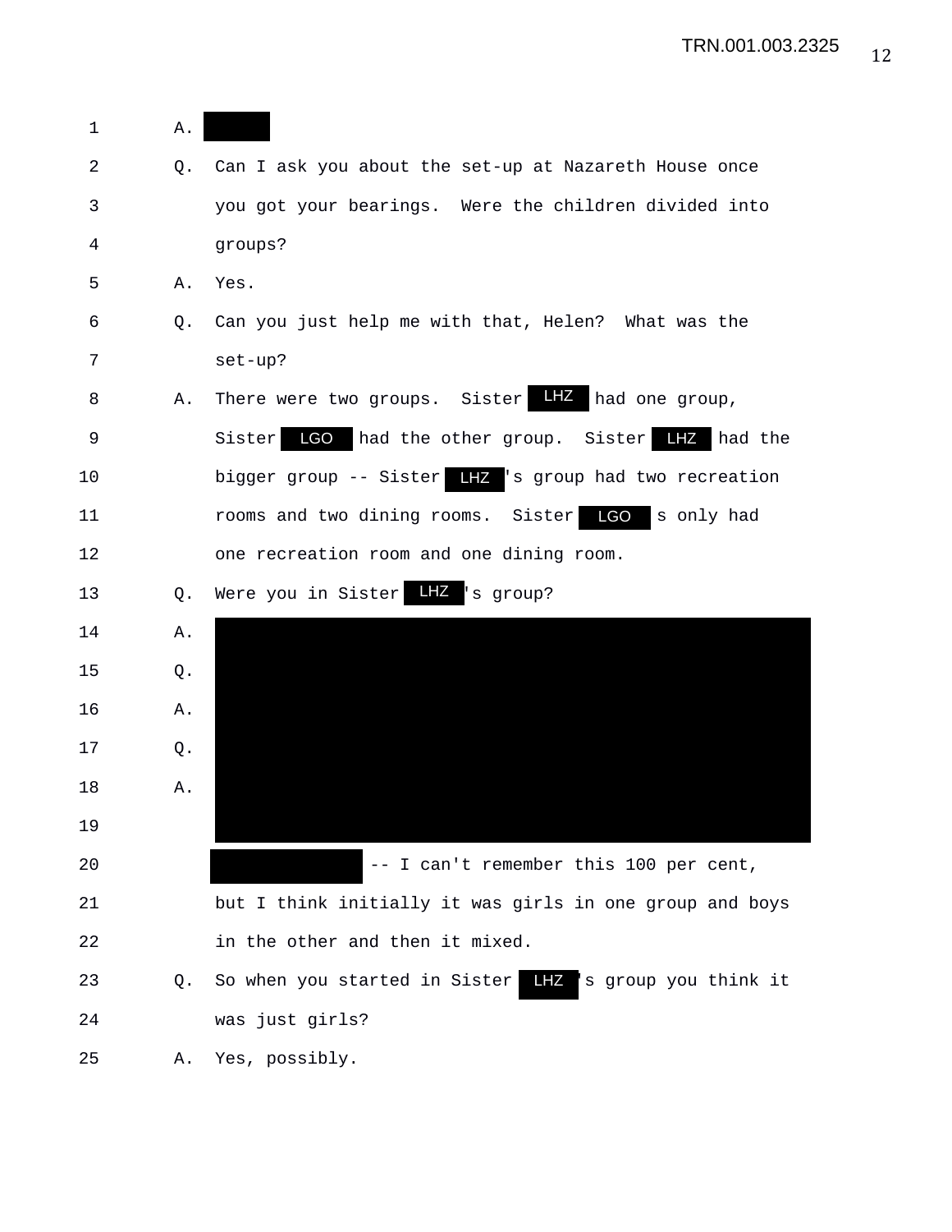1 A. [REDACTED]

2 Q. Can I ask you about the set-up at Nazareth House once

3 you got your bearings. Were the children divided into

4 groups?

5 A. Yes.

6 Q. Can you just help me with that, Helen? What was the

7 set-up?

8 A. There were two groups. Sister LHZ had one group,

9 Sister LGO had the other group. Sister LHZ had the

10 bigger group -- Sister LHZ's group had two recreation

11 rooms and two dining rooms. Sister LGO s only had

12 one recreation room and one dining room.

13 Q. Were you in Sister LHZ's group?

14 A. [REDACTED]

15 Q. [REDACTED]

16 A. [REDACTED]

17 Q. [REDACTED]

18 A. [REDACTED]

19 [REDACTED]

20 [REDACTED] -- I can't remember this 100 per cent,

21 but I think initially it was girls in one group and boys

22 in the other and then it mixed.

23 Q. So when you started in Sister LHZ's group you think it

24 was just girls?

25 A. Yes, possibly.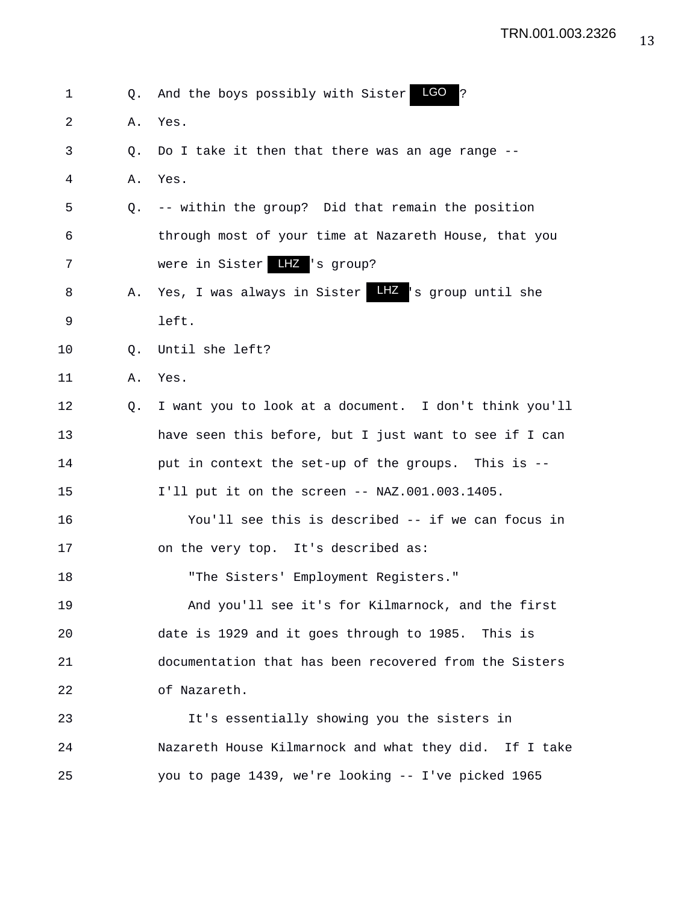1 Q. And the boys possibly with Sister LGO ?

2 A. Yes.

3 Q. Do I take it then that there was an age range --

4 A. Yes.

5 Q. -- within the group? Did that remain the position

6 through most of your time at Nazareth House, that you

7 were in Sister LHZ 's group?

8 A. Yes, I was always in Sister LHZ 's group until she

9 left.

10 Q. Until she left?

11 A. Yes.

12 Q. I want you to look at a document. I don't think you'll

13 have seen this before, but I just want to see if I can

14 put in context the set-up of the groups. This is --

15 I'll put it on the screen -- NAZ.001.003.1405.

16 You'll see this is described -- if we can focus in

17 on the very top. It's described as:

18 "The Sisters' Employment Registers."

19 And you'll see it's for Kilmarnock, and the first

20 date is 1929 and it goes through to 1985. This is

21 documentation that has been recovered from the Sisters

22 of Nazareth.

23 It's essentially showing you the sisters in

24 Nazareth House Kilmarnock and what they did. If I take

25 you to page 1439, we're looking -- I've picked 1965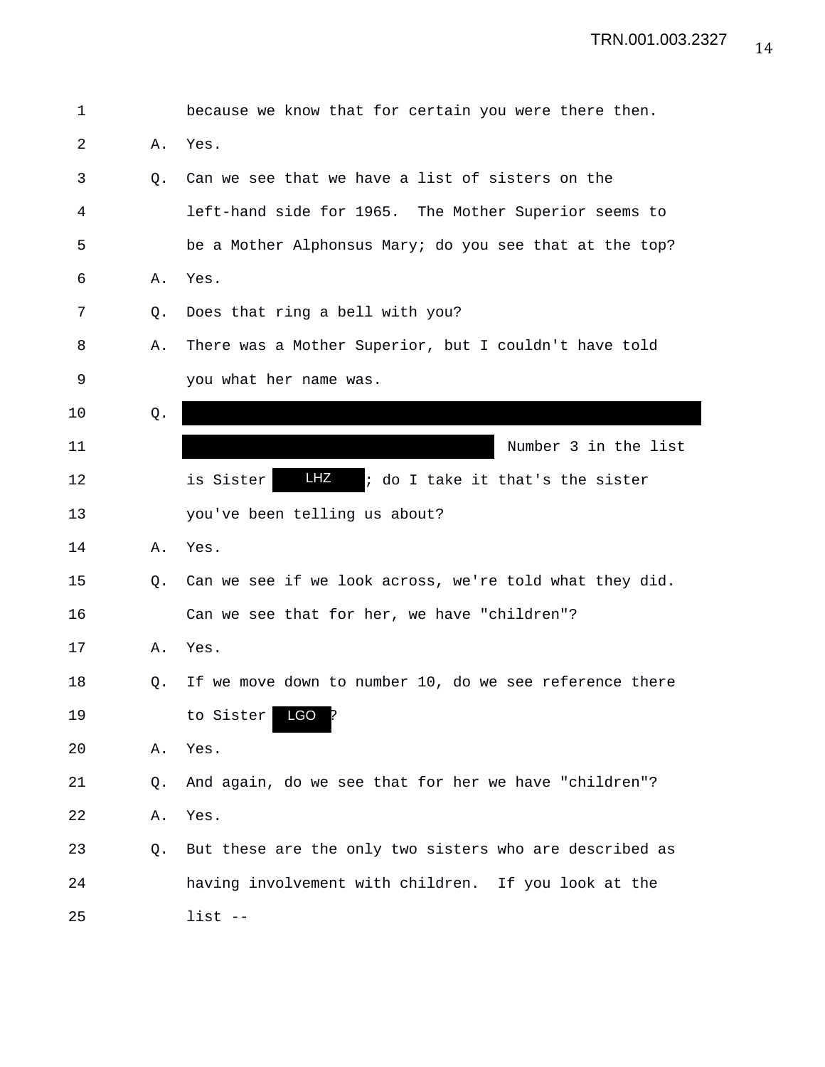1 because we know that for certain you were there then.

2 A. Yes.

3 Q. Can we see that we have a list of sisters on the

4 left-hand side for 1965. The Mother Superior seems to

5 be a Mother Alphonsus Mary; do you see that at the top?

6 A. Yes.

7 Q. Does that ring a bell with you?

8 A. There was a Mother Superior, but I couldn't have told

9 you what her name was.

10 Q. [REDACTED]

11 [REDACTED] Number 3 in the list

12 is Sister LHZ; do I take it that's the sister

13 you've been telling us about?

14 A. Yes.

15 Q. Can we see if we look across, we're told what they did.

16 Can we see that for her, we have "children"?

17 A. Yes.

18 Q. If we move down to number 10, do we see reference there

19 to Sister LGO?

20 A. Yes.

21 Q. And again, do we see that for her we have "children"?

22 A. Yes.

23 Q. But these are the only two sisters who are described as

24 having involvement with children. If you look at the

25 list --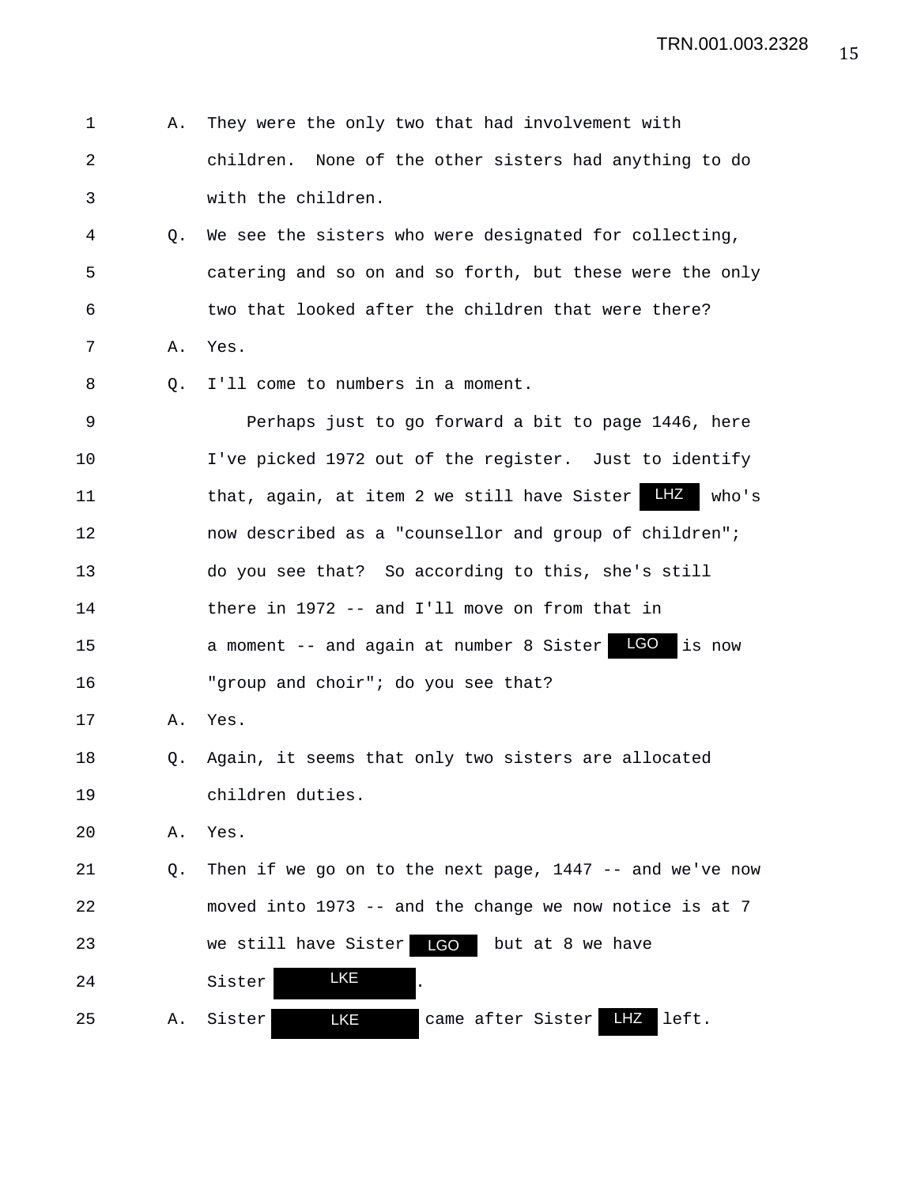1 A. They were the only two that had involvement with
2 children. None of the other sisters had anything to do
3 with the children.
4 Q. We see the sisters who were designated for collecting,
5 catering and so on and so forth, but these were the only
6 two that looked after the children that were there?
7 A. Yes.
8 Q. I'll come to numbers in a moment.
9 Perhaps just to go forward a bit to page 1446, here
10 I've picked 1972 out of the register. Just to identify
11 that, again, at item 2 we still have Sister LHZ who's
12 now described as a "counsellor and group of children";
13 do you see that? So according to this, she's still
14 there in 1972 -- and I'll move on from that in
15 a moment -- and again at number 8 Sister LGO is now
16 "group and choir"; do you see that?
17 A. Yes.
18 Q. Again, it seems that only two sisters are allocated
19 children duties.
20 A. Yes.
21 Q. Then if we go on to the next page, 1447 -- and we've now
22 moved into 1973 -- and the change we now notice is at 7
23 we still have Sister LGO but at 8 we have
24 Sister LKE.
25 A. Sister LKE came after Sister LHZ left.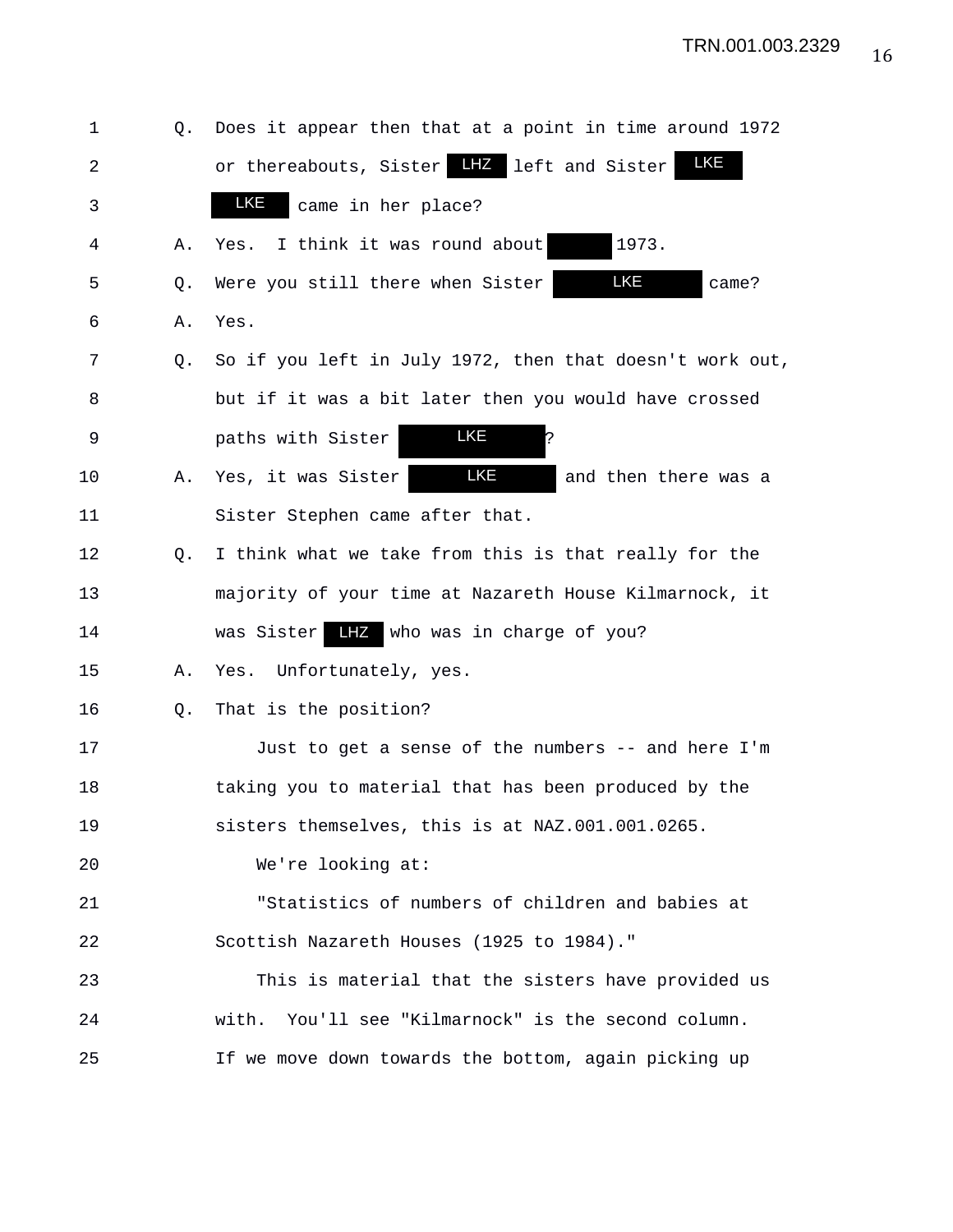1 Q. Does it appear then that at a point in time around 1972

2 or thereabouts, Sister LHZ left and Sister LKE

3 LKE came in her place?

4 A. Yes. I think it was round about 1973.

5 Q. Were you still there when Sister LKE came?

6 A. Yes.

7 Q. So if you left in July 1972, then that doesn't work out,

8 but if it was a bit later then you would have crossed

9 paths with Sister LKE?

10 A. Yes, it was Sister LKE and then there was a

11 Sister Stephen came after that.

12 Q. I think what we take from this is that really for the

13 majority of your time at Nazareth House Kilmarnock, it

14 was Sister LHZ who was in charge of you?

15 A. Yes. Unfortunately, yes.

16 Q. That is the position?

17 Just to get a sense of the numbers -- and here I'm

18 taking you to material that has been produced by the

19 sisters themselves, this is at NAZ.001.001.0265.

20 We're looking at:

21 "Statistics of numbers of children and babies at

22 Scottish Nazareth Houses (1925 to 1984)."

23 This is material that the sisters have provided us

24 with. You'll see "Kilmarnock" is the second column.

25 If we move down towards the bottom, again picking up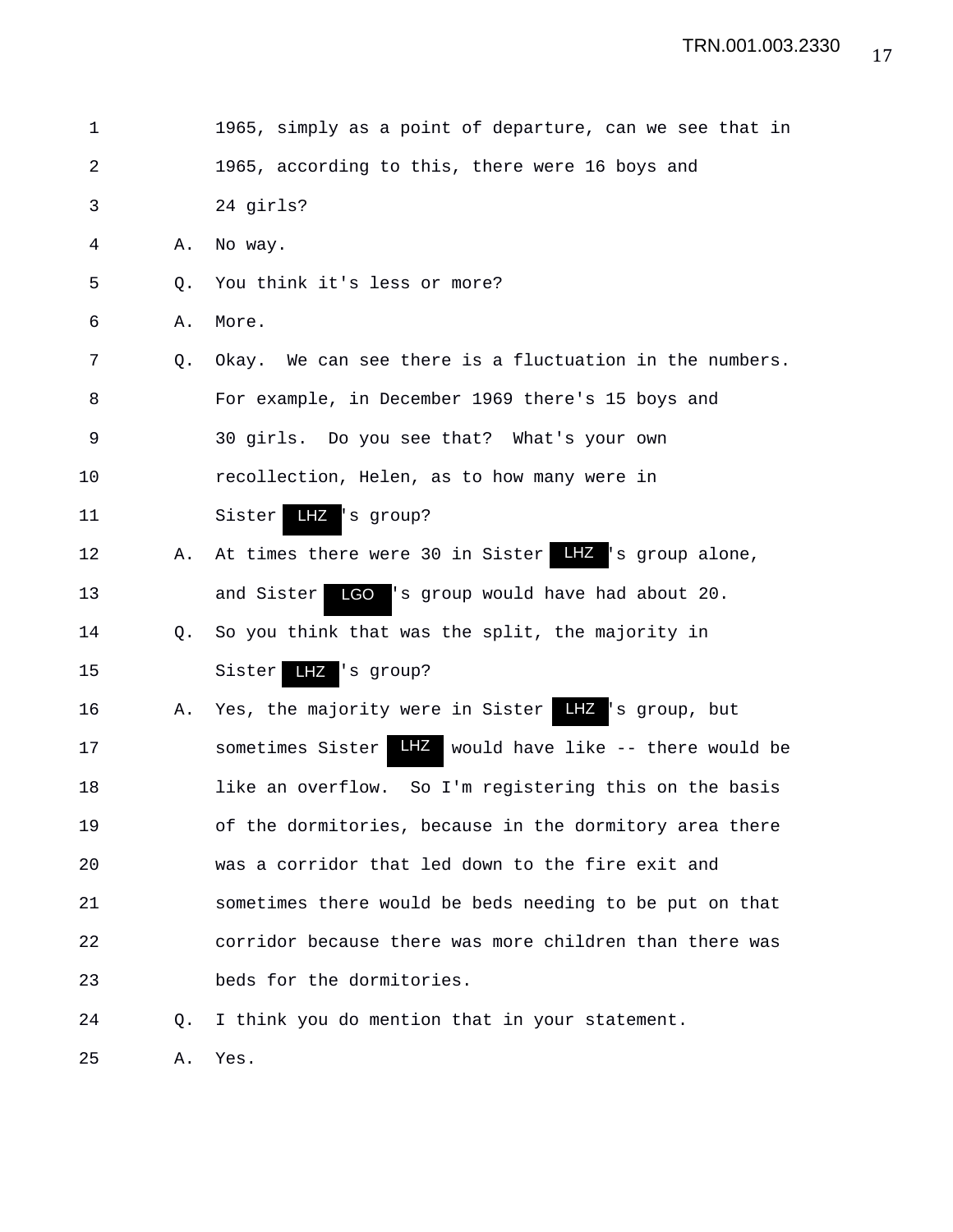1 1965, simply as a point of departure, can we see that in
2 1965, according to this, there were 16 boys and
3 24 girls?
4 A. No way.
5 Q. You think it's less or more?
6 A. More.
7 Q. Okay. We can see there is a fluctuation in the numbers.
8 For example, in December 1969 there's 15 boys and
9 30 girls. Do you see that? What's your own
10 recollection, Helen, as to how many were in
11 Sister LHZ's group?
12 A. At times there were 30 in Sister LHZ's group alone,
13 and Sister LGO's group would have had about 20.
14 Q. So you think that was the split, the majority in
15 Sister LHZ's group?
16 A. Yes, the majority were in Sister LHZ's group, but
17 sometimes Sister LHZ would have like -- there would be
18 like an overflow. So I'm registering this on the basis
19 of the dormitories, because in the dormitory area there
20 was a corridor that led down to the fire exit and
21 sometimes there would be beds needing to be put on that
22 corridor because there was more children than there was
23 beds for the dormitories.
24 Q. I think you do mention that in your statement.
25 A. Yes.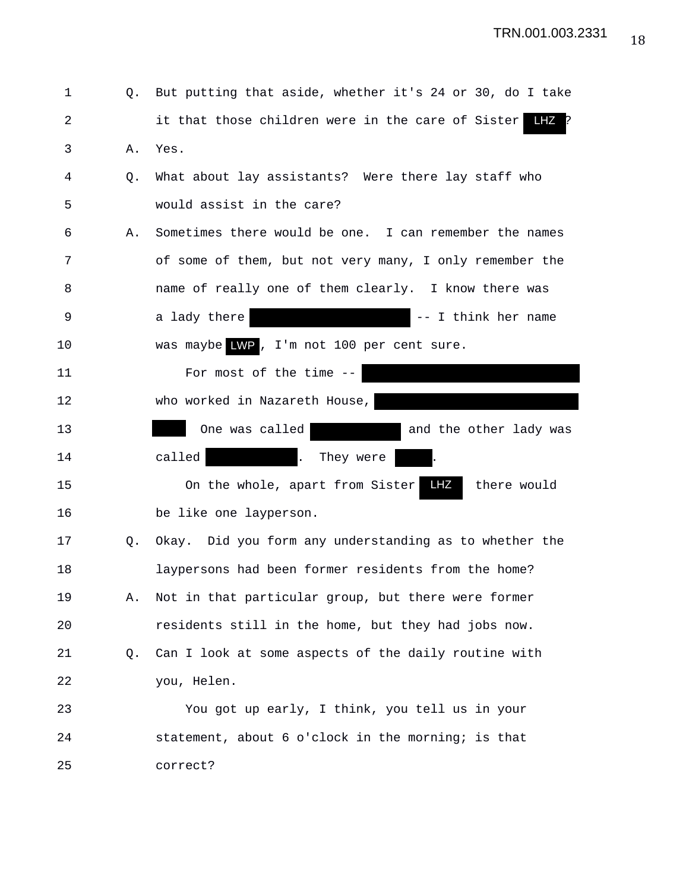1 Q. But putting that aside, whether it's 24 or 30, do I take
2 it that those children were in the care of Sister LHZ ?
3 A. Yes.
4 Q. What about lay assistants? Were there lay staff who
5 would assist in the care?
6 A. Sometimes there would be one. I can remember the names
7 of some of them, but not very many, I only remember the
8 name of really one of them clearly. I know there was
9 a lady there ██████████ -- I think her name
10 was maybe LWP , I'm not 100 per cent sure.
11 For most of the time -- ██████████
12 who worked in Nazareth House, ██████████
13 ████ One was called ██████ and the other lady was
14 called ██████ . They were ████ .
15 On the whole, apart from Sister LHZ there would
16 be like one layperson.
17 Q. Okay. Did you form any understanding as to whether the
18 laypersons had been former residents from the home?
19 A. Not in that particular group, but there were former
20 residents still in the home, but they had jobs now.
21 Q. Can I look at some aspects of the daily routine with
22 you, Helen.
23 You got up early, I think, you tell us in your
24 statement, about 6 o'clock in the morning; is that
25 correct?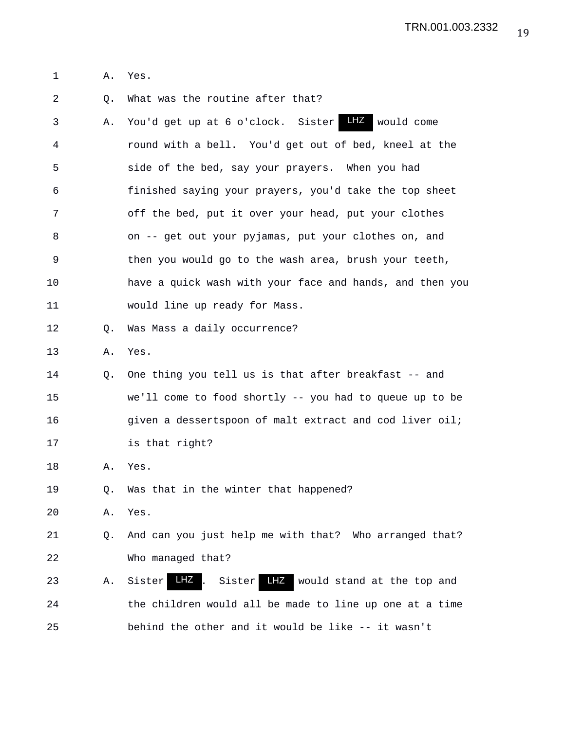A. Yes.

Q. What was the routine after that?

A. You'd get up at 6 o'clock. Sister LHZ would come round with a bell. You'd get out of bed, kneel at the side of the bed, say your prayers. When you had finished saying your prayers, you'd take the top sheet off the bed, put it over your head, put your clothes on -- get out your pyjamas, put your clothes on, and then you would go to the wash area, brush your teeth, have a quick wash with your face and hands, and then you would line up ready for Mass.

Q. Was Mass a daily occurrence?

A. Yes.

Q. One thing you tell us is that after breakfast -- and we'll come to food shortly -- you had to queue up to be given a dessertspoon of malt extract and cod liver oil; is that right?

A. Yes.

Q. Was that in the winter that happened?

A. Yes.

Q. And can you just help me with that? Who arranged that? Who managed that?

A. Sister LHZ. Sister LHZ would stand at the top and the children would all be made to line up one at a time behind the other and it would be like -- it wasn't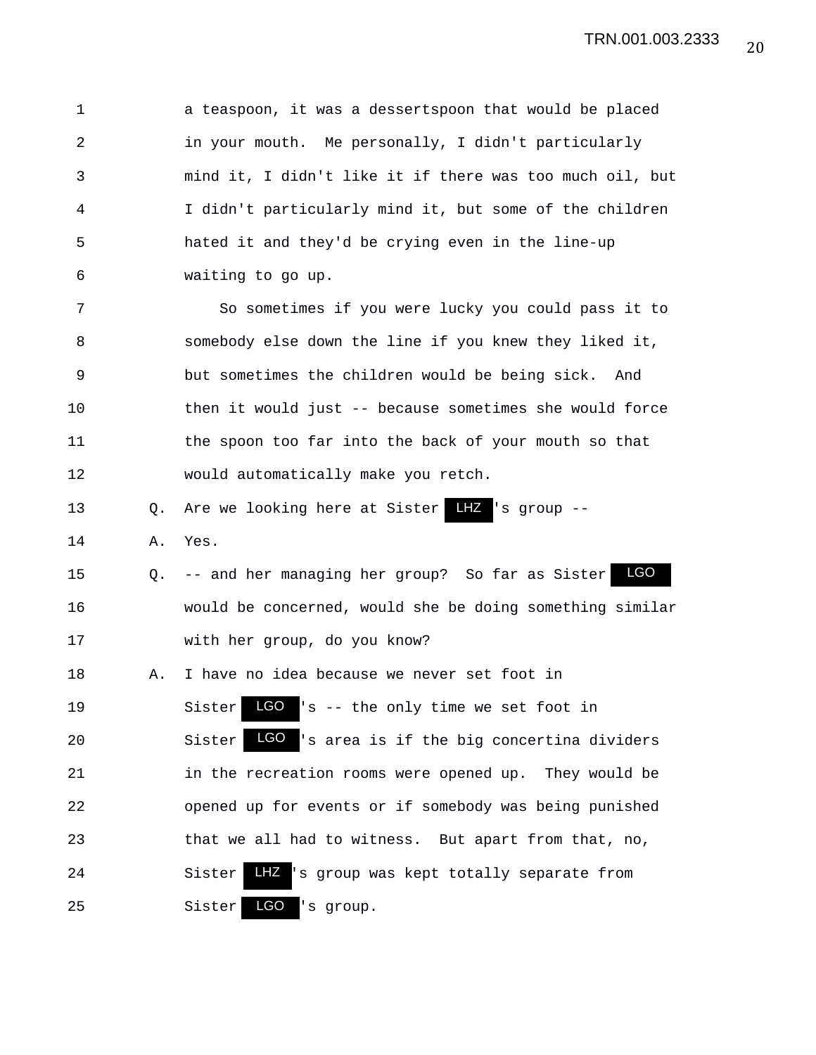1 a teaspoon, it was a dessertspoon that would be placed
2 in your mouth. Me personally, I didn't particularly
3 mind it, I didn't like it if there was too much oil, but
4 I didn't particularly mind it, but some of the children
5 hated it and they'd be crying even in the line-up
6 waiting to go up.
7 So sometimes if you were lucky you could pass it to
8 somebody else down the line if you knew they liked it,
9 but sometimes the children would be being sick. And
10 then it would just -- because sometimes she would force
11 the spoon too far into the back of your mouth so that
12 would automatically make you retch.
13 Q. Are we looking here at Sister LHZ's group --
14 A. Yes.
15 Q. -- and her managing her group? So far as Sister LGO
16 would be concerned, would she be doing something similar
17 with her group, do you know?
18 A. I have no idea because we never set foot in
19 Sister LGO's -- the only time we set foot in
20 Sister LGO's area is if the big concertina dividers
21 in the recreation rooms were opened up. They would be
22 opened up for events or if somebody was being punished
23 that we all had to witness. But apart from that, no,
24 Sister LHZ's group was kept totally separate from
25 Sister LGO's group.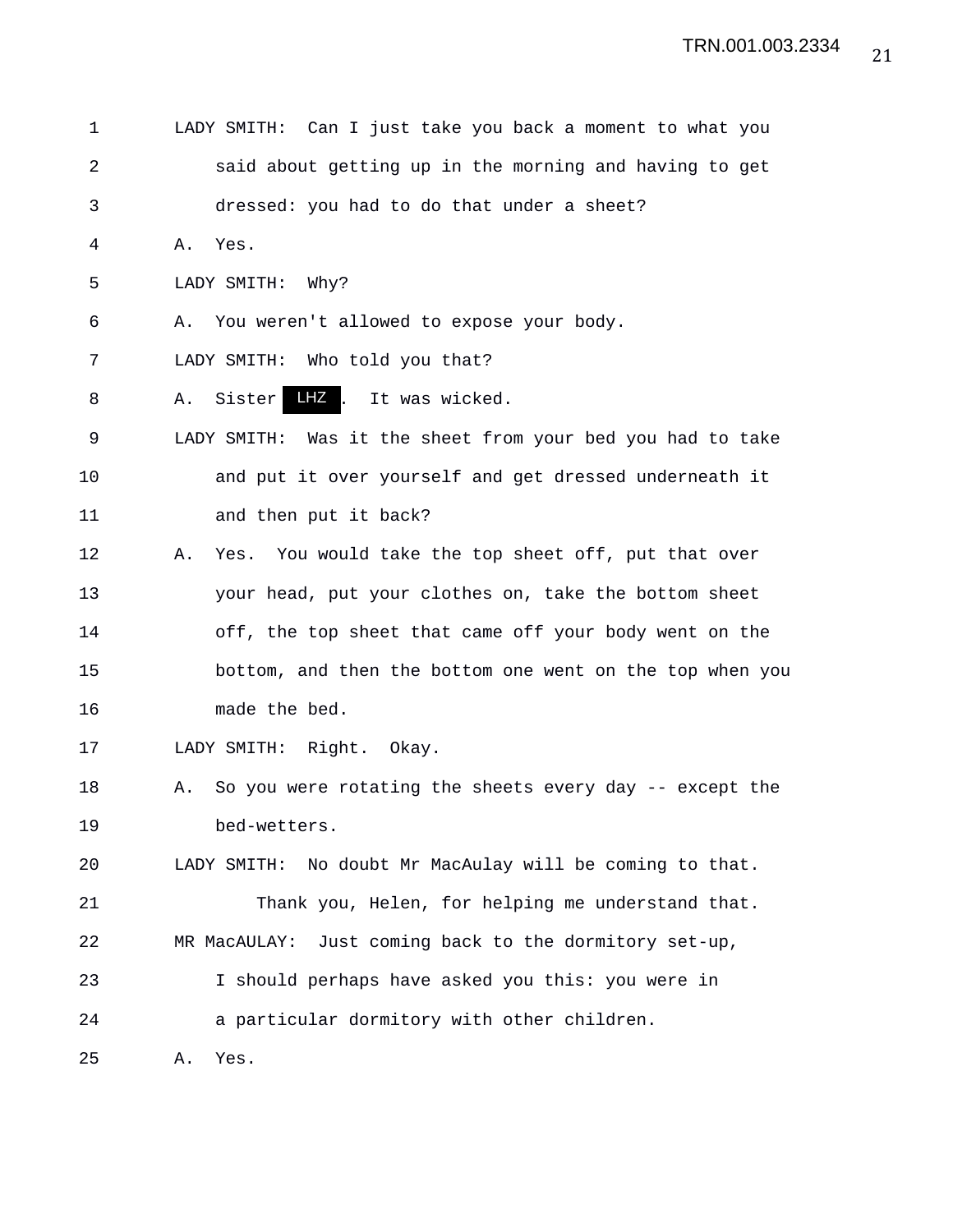LADY SMITH: Can I just take you back a moment to what you said about getting up in the morning and having to get dressed: you had to do that under a sheet?

A. Yes.

LADY SMITH: Why?

A. You weren't allowed to expose your body.

LADY SMITH: Who told you that?

A. Sister LHZ. It was wicked.

LADY SMITH: Was it the sheet from your bed you had to take and put it over yourself and get dressed underneath it and then put it back?

A. Yes. You would take the top sheet off, put that over your head, put your clothes on, take the bottom sheet off, the top sheet that came off your body went on the bottom, and then the bottom one went on the top when you made the bed.

LADY SMITH: Right. Okay.

A. So you were rotating the sheets every day -- except the bed-wetters.

LADY SMITH: No doubt Mr MacAulay will be coming to that.

Thank you, Helen, for helping me understand that.

MR MacAULAY: Just coming back to the dormitory set-up, I should perhaps have asked you this: you were in a particular dormitory with other children.

A. Yes.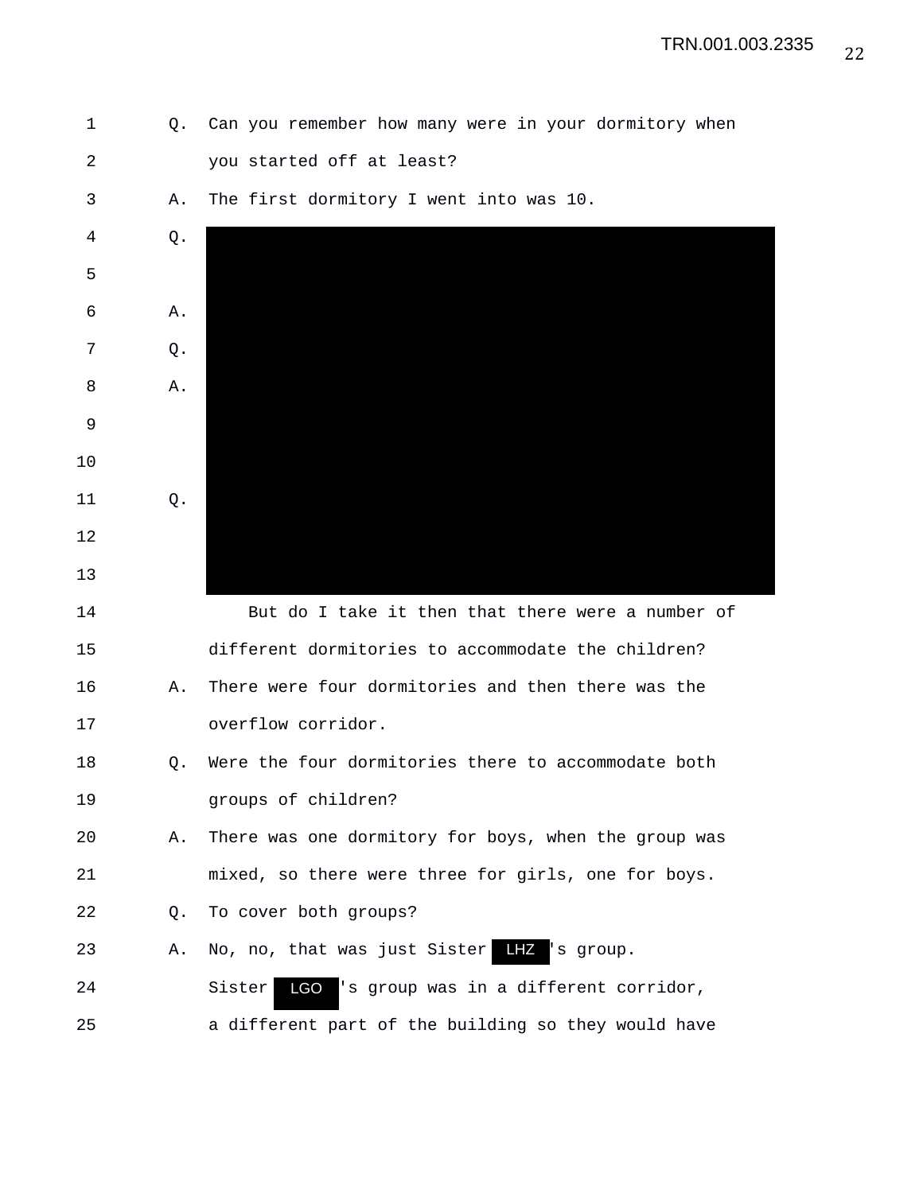Q. Can you remember how many were in your dormitory when you started off at least?

A. The first dormitory I went into was 10.

Q.

A.

Q.

A.

Q.

But do I take it then that there were a number of different dormitories to accommodate the children?

A. There were four dormitories and then there was the overflow corridor.

Q. Were the four dormitories there to accommodate both groups of children?

A. There was one dormitory for boys, when the group was mixed, so there were three for girls, one for boys.

Q. To cover both groups?

A. No, no, that was just Sister LHZ's group. Sister LGO's group was in a different corridor, a different part of the building so they would have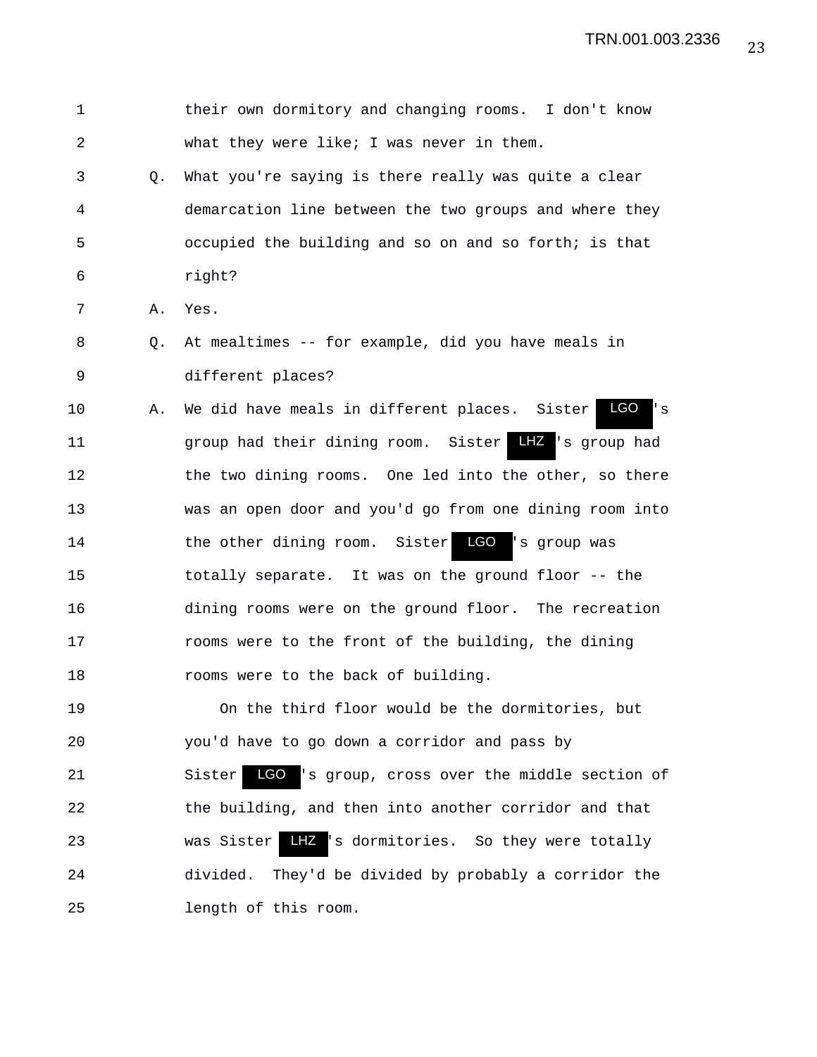1 their own dormitory and changing rooms. I don't know
2 what they were like; I was never in them.
3 Q. What you're saying is there really was quite a clear
4 demarcation line between the two groups and where they
5 occupied the building and so on and so forth; is that
6 right?
7 A. Yes.
8 Q. At mealtimes -- for example, did you have meals in
9 different places?
10 A. We did have meals in different places. Sister LGO 's
11 group had their dining room. Sister LHZ 's group had
12 the two dining rooms. One led into the other, so there
13 was an open door and you'd go from one dining room into
14 the other dining room. Sister LGO 's group was
15 totally separate. It was on the ground floor -- the
16 dining rooms were on the ground floor. The recreation
17 rooms were to the front of the building, the dining
18 rooms were to the back of building.
19 On the third floor would be the dormitories, but
20 you'd have to go down a corridor and pass by
21 Sister LGO 's group, cross over the middle section of
22 the building, and then into another corridor and that
23 was Sister LHZ 's dormitories. So they were totally
24 divided. They'd be divided by probably a corridor the
25 length of this room.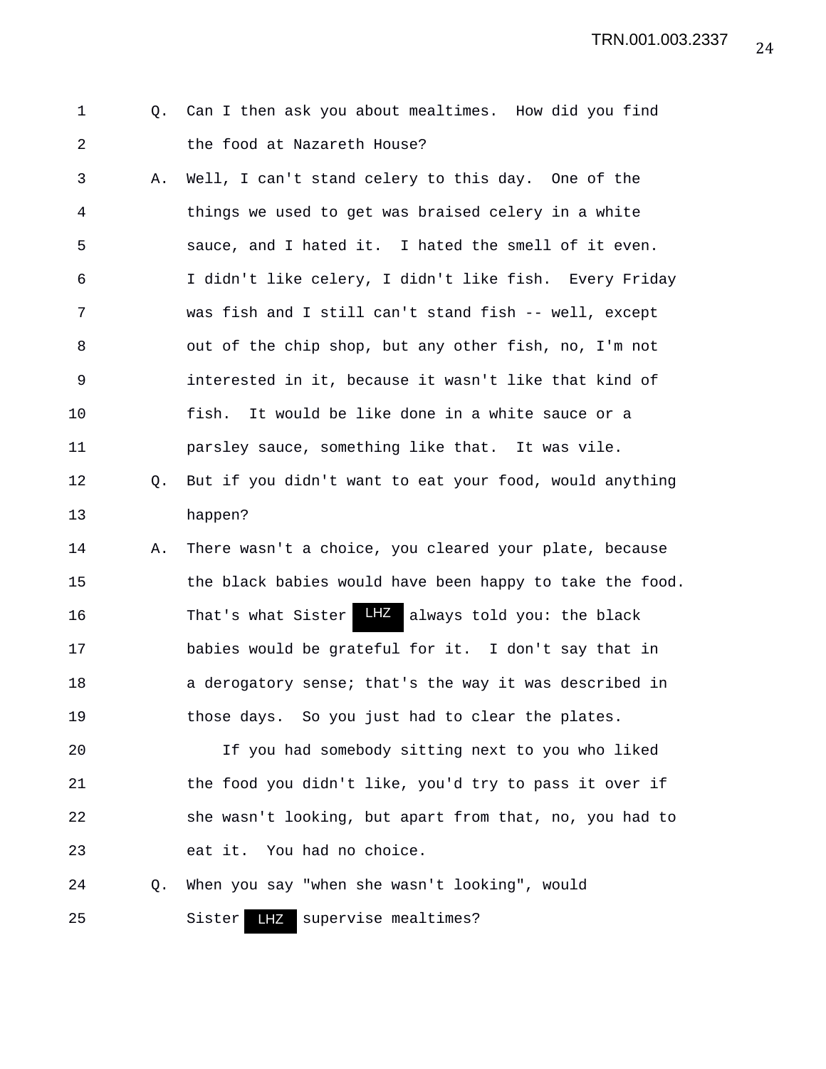Q. Can I then ask you about mealtimes. How did you find the food at Nazareth House?

A. Well, I can't stand celery to this day. One of the things we used to get was braised celery in a white sauce, and I hated it. I hated the smell of it even. I didn't like celery, I didn't like fish. Every Friday was fish and I still can't stand fish -- well, except out of the chip shop, but any other fish, no, I'm not interested in it, because it wasn't like that kind of fish. It would be like done in a white sauce or a parsley sauce, something like that. It was vile.

Q. But if you didn't want to eat your food, would anything happen?

A. There wasn't a choice, you cleared your plate, because the black babies would have been happy to take the food. That's what Sister LHZ always told you: the black babies would be grateful for it. I don't say that in a derogatory sense; that's the way it was described in those days. So you just had to clear the plates.

If you had somebody sitting next to you who liked the food you didn't like, you'd try to pass it over if she wasn't looking, but apart from that, no, you had to eat it. You had no choice.

Q. When you say "when she wasn't looking", would Sister LHZ supervise mealtimes?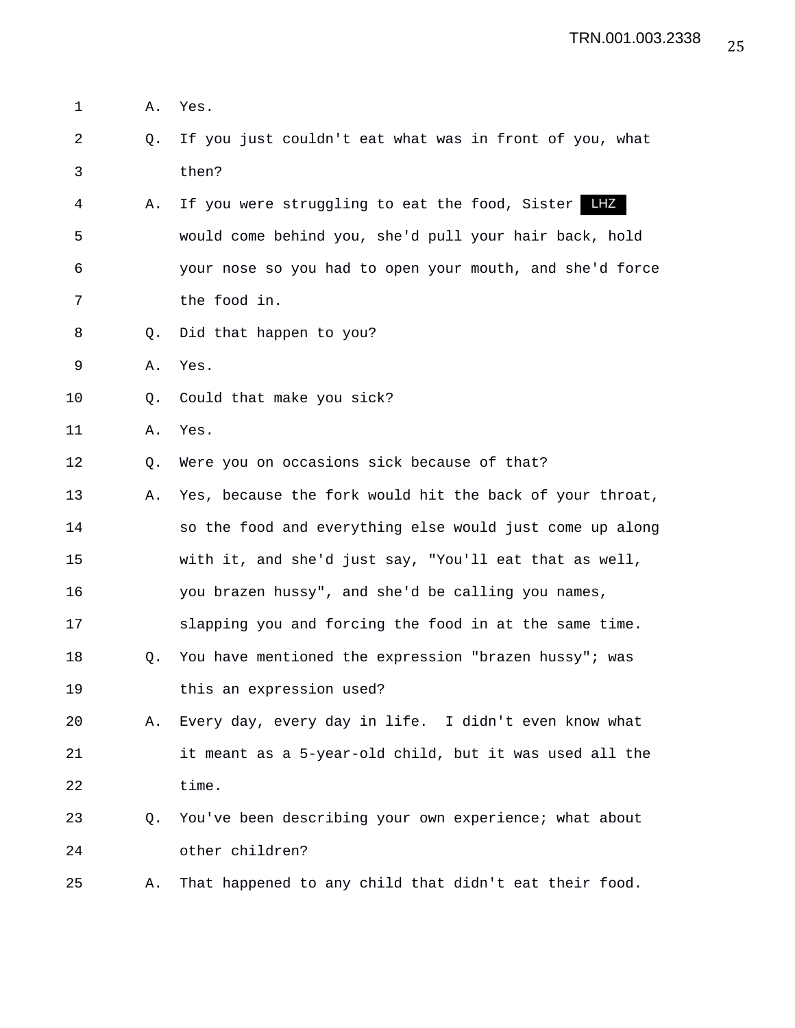1 A. Yes.

2 Q. If you just couldn't eat what was in front of you, what
3 then?

4 A. If you were struggling to eat the food, Sister LHZ
5 would come behind you, she'd pull your hair back, hold
6 your nose so you had to open your mouth, and she'd force
7 the food in.

8 Q. Did that happen to you?

9 A. Yes.

10 Q. Could that make you sick?

11 A. Yes.

12 Q. Were you on occasions sick because of that?

13 A. Yes, because the fork would hit the back of your throat,
14 so the food and everything else would just come up along
15 with it, and she'd just say, "You'll eat that as well,
16 you brazen hussy", and she'd be calling you names,
17 slapping you and forcing the food in at the same time.

18 Q. You have mentioned the expression "brazen hussy"; was
19 this an expression used?

20 A. Every day, every day in life. I didn't even know what
21 it meant as a 5-year-old child, but it was used all the
22 time.

23 Q. You've been describing your own experience; what about
24 other children?

25 A. That happened to any child that didn't eat their food.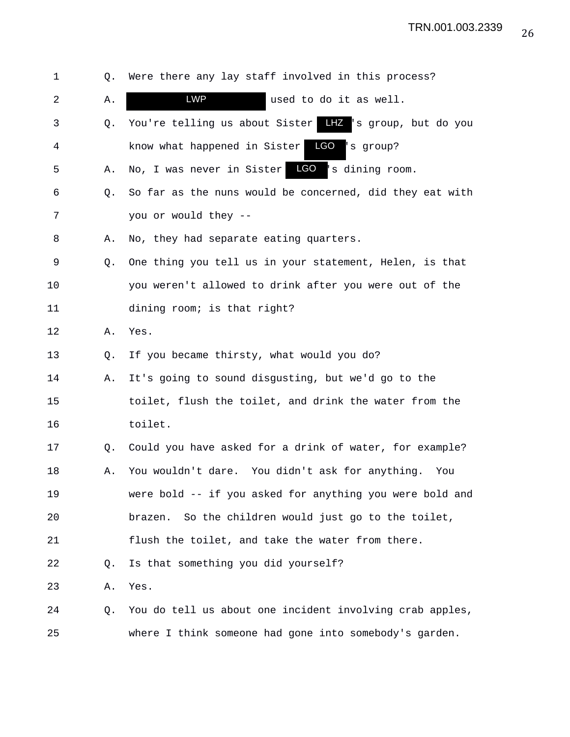1 Q. Were there any lay staff involved in this process?

2 A. LWP used to do it as well.

3 Q. You're telling us about Sister LHZ's group, but do you

4 know what happened in Sister LGO's group?

5 A. No, I was never in Sister LGO's dining room.

6 Q. So far as the nuns would be concerned, did they eat with

7 you or would they --

8 A. No, they had separate eating quarters.

9 Q. One thing you tell us in your statement, Helen, is that

10 you weren't allowed to drink after you were out of the

11 dining room; is that right?

12 A. Yes.

13 Q. If you became thirsty, what would you do?

14 A. It's going to sound disgusting, but we'd go to the

15 toilet, flush the toilet, and drink the water from the

16 toilet.

17 Q. Could you have asked for a drink of water, for example?

18 A. You wouldn't dare. You didn't ask for anything. You

19 were bold -- if you asked for anything you were bold and

20 brazen. So the children would just go to the toilet,

21 flush the toilet, and take the water from there.

22 Q. Is that something you did yourself?

23 A. Yes.

24 Q. You do tell us about one incident involving crab apples,

25 where I think someone had gone into somebody's garden.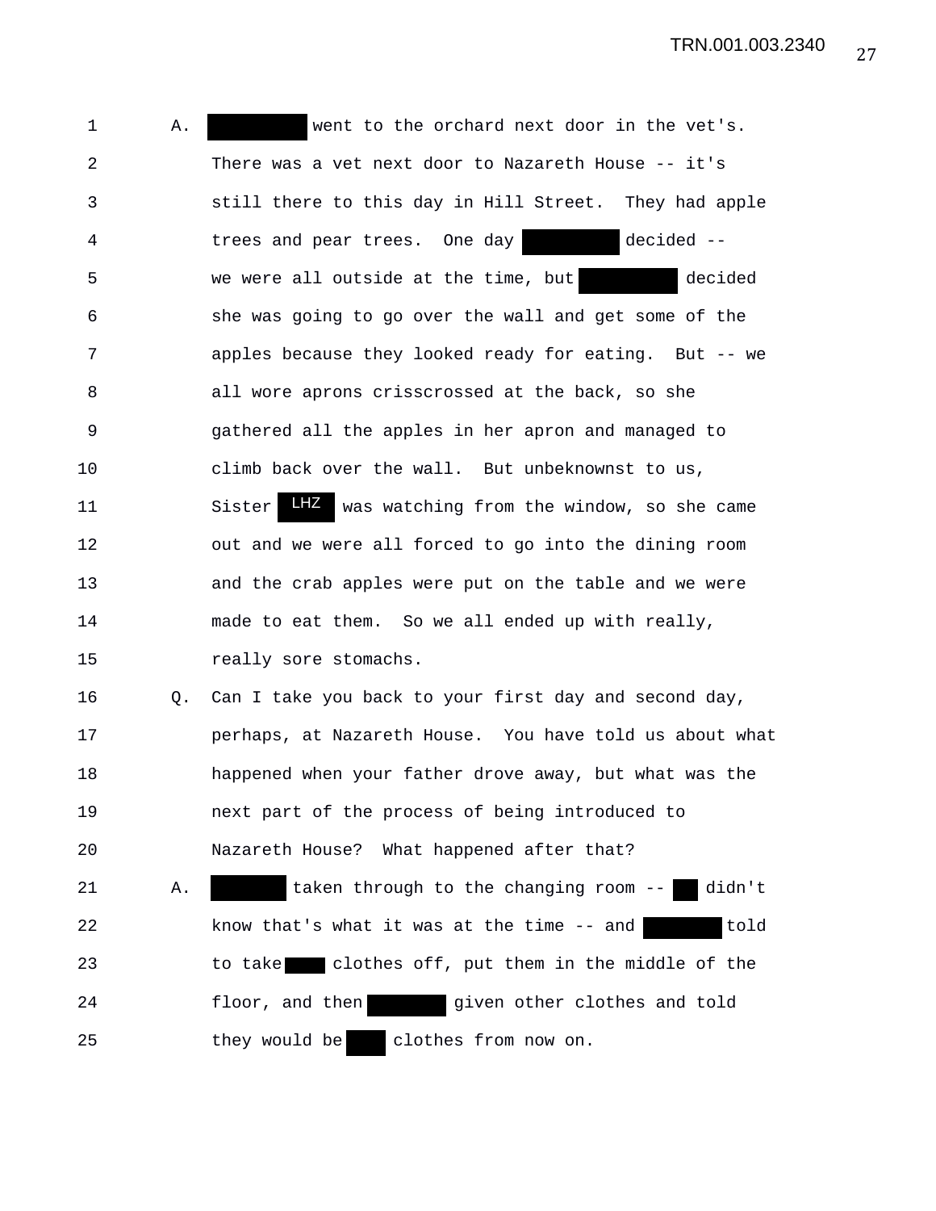1 A. ████ went to the orchard next door in the vet's.
2 There was a vet next door to Nazareth House -- it's
3 still there to this day in Hill Street. They had apple
4 trees and pear trees. One day ████ decided --
5 we were all outside at the time, but ████ decided
6 she was going to go over the wall and get some of the
7 apples because they looked ready for eating. But -- we
8 all wore aprons crisscrossed at the back, so she
9 gathered all the apples in her apron and managed to
10 climb back over the wall. But unbeknownst to us,
11 Sister LHZ was watching from the window, so she came
12 out and we were all forced to go into the dining room
13 and the crab apples were put on the table and we were
14 made to eat them. So we all ended up with really,
15 really sore stomachs.
16 Q. Can I take you back to your first day and second day,
17 perhaps, at Nazareth House. You have told us about what
18 happened when your father drove away, but what was the
19 next part of the process of being introduced to
20 Nazareth House? What happened after that?
21 A. ████ taken through to the changing room -- ████ didn't
22 know that's what it was at the time -- and ████ told
23 to take ████ clothes off, put them in the middle of the
24 floor, and then ████ given other clothes and told
25 they would be ████ clothes from now on.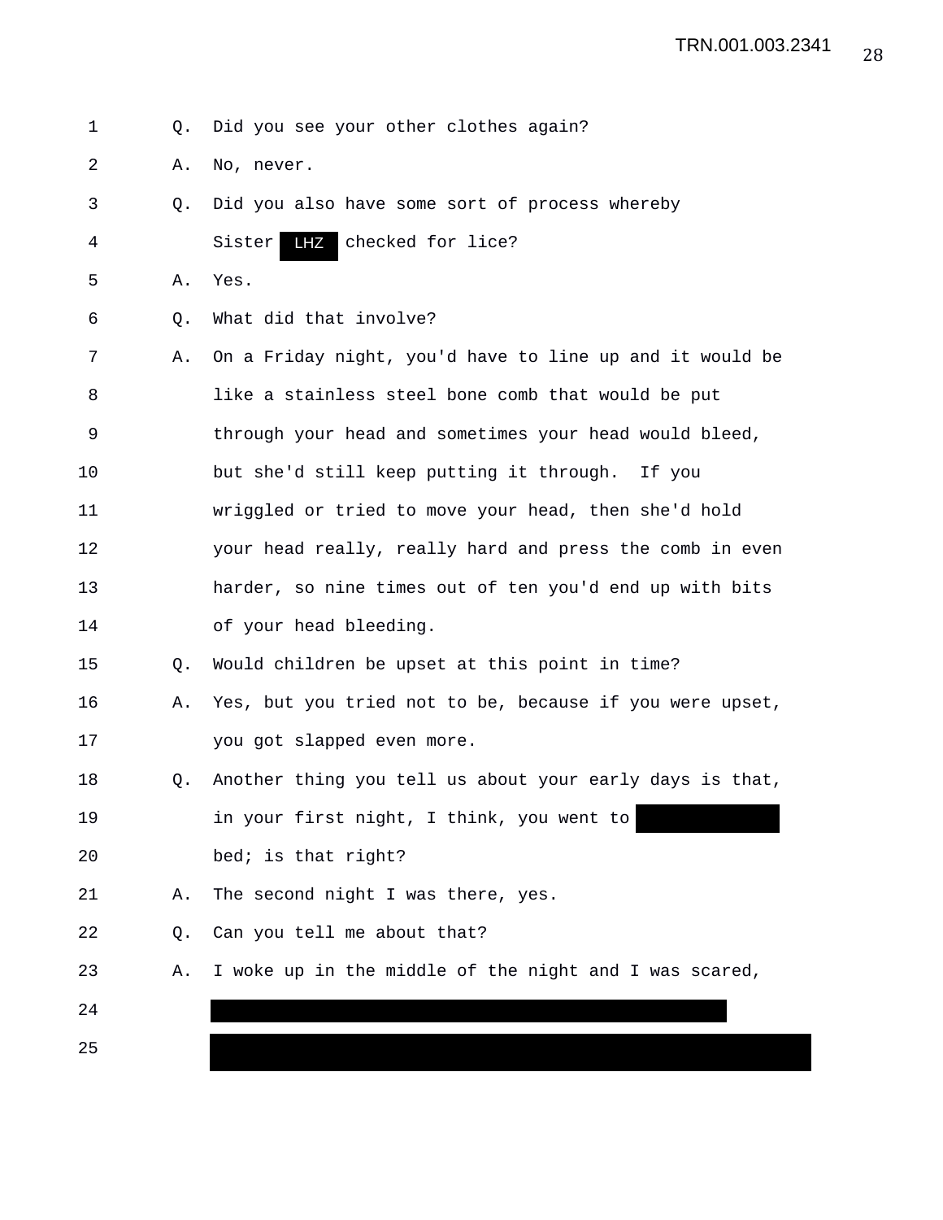1 Q. Did you see your other clothes again?

2 A. No, never.

3 Q. Did you also have some sort of process whereby

4 Sister LHZ checked for lice?

5 A. Yes.

6 Q. What did that involve?

7 A. On a Friday night, you'd have to line up and it would be

8 like a stainless steel bone comb that would be put

9 through your head and sometimes your head would bleed,

10 but she'd still keep putting it through. If you

11 wriggled or tried to move your head, then she'd hold

12 your head really, really hard and press the comb in even

13 harder, so nine times out of ten you'd end up with bits

14 of your head bleeding.

15 Q. Would children be upset at this point in time?

16 A. Yes, but you tried not to be, because if you were upset,

17 you got slapped even more.

18 Q. Another thing you tell us about your early days is that,

19 in your first night, I think, you went to [REDACTED]

20 bed; is that right?

21 A. The second night I was there, yes.

22 Q. Can you tell me about that?

23 A. I woke up in the middle of the night and I was scared,

24 [REDACTED]

25 [REDACTED]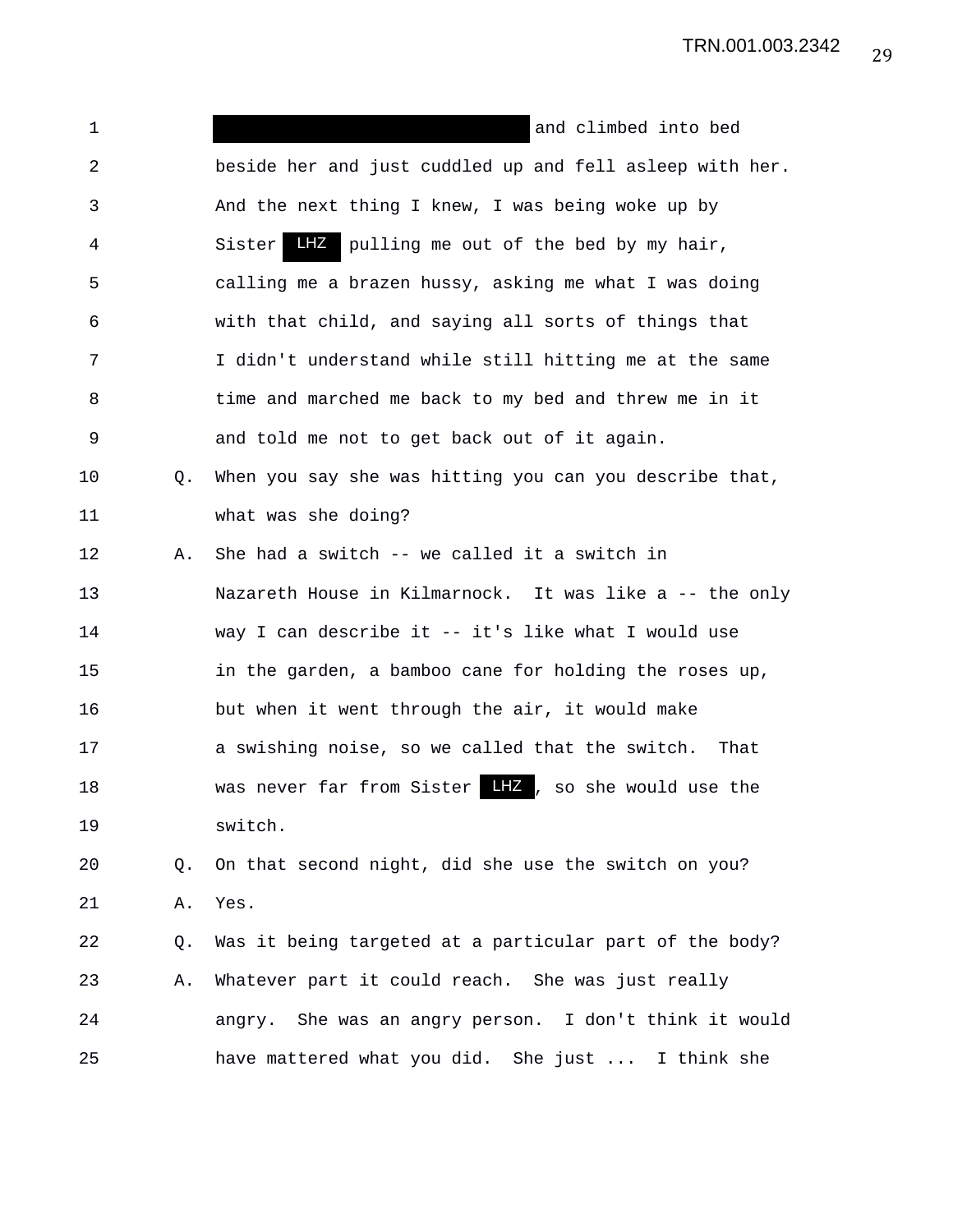and climbed into bed beside her and just cuddled up and fell asleep with her. And the next thing I knew, I was being woke up by Sister LHZ pulling me out of the bed by my hair, calling me a brazen hussy, asking me what I was doing with that child, and saying all sorts of things that I didn't understand while still hitting me at the same time and marched me back to my bed and threw me in it and told me not to get back out of it again.

Q. When you say she was hitting you can you describe that, what was she doing?

A. She had a switch -- we called it a switch in Nazareth House in Kilmarnock. It was like a -- the only way I can describe it -- it's like what I would use in the garden, a bamboo cane for holding the roses up, but when it went through the air, it would make a swishing noise, so we called that the switch. That was never far from Sister LHZ, so she would use the switch.

Q. On that second night, did she use the switch on you?

A. Yes.

Q. Was it being targeted at a particular part of the body?

A. Whatever part it could reach. She was just really angry. She was an angry person. I don't think it would have mattered what you did. She just ... I think she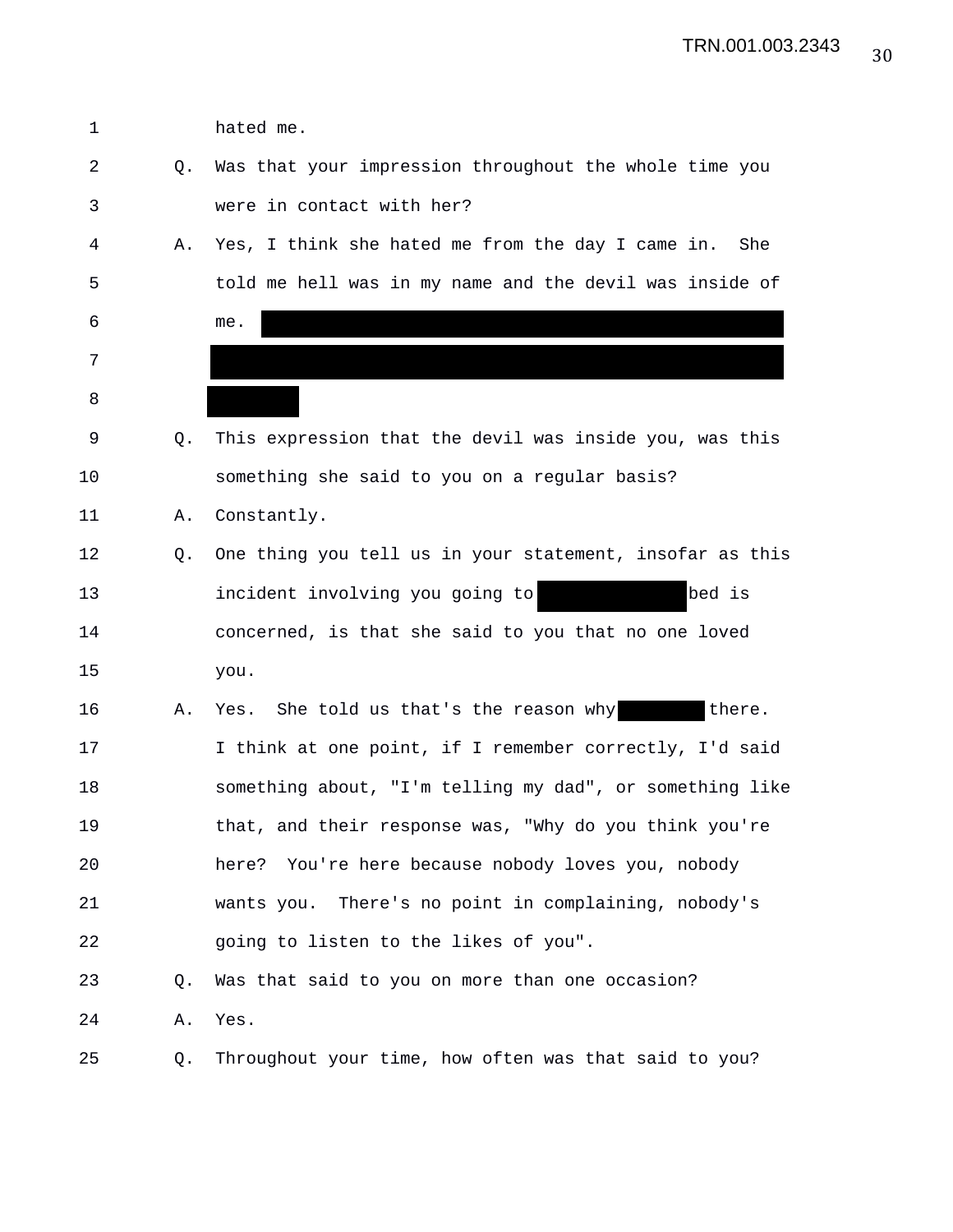1 hated me.

2 Q. Was that your impression throughout the whole time you

3 were in contact with her?

4 A. Yes, I think she hated me from the day I came in. She

5 told me hell was in my name and the devil was inside of

6 me. ████████████████████████████████████████

7 ████████████████████████████████████████████

8 ██████

9 Q. This expression that the devil was inside you, was this

10 something she said to you on a regular basis?

11 A. Constantly.

12 Q. One thing you tell us in your statement, insofar as this

13 incident involving you going to ██████████ bed is

14 concerned, is that she said to you that no one loved

15 you.

16 A. Yes. She told us that's the reason why ██████ there.

17 I think at one point, if I remember correctly, I'd said

18 something about, "I'm telling my dad", or something like

19 that, and their response was, "Why do you think you're

20 here? You're here because nobody loves you, nobody

21 wants you. There's no point in complaining, nobody's

22 going to listen to the likes of you".

23 Q. Was that said to you on more than one occasion?

24 A. Yes.

25 Q. Throughout your time, how often was that said to you?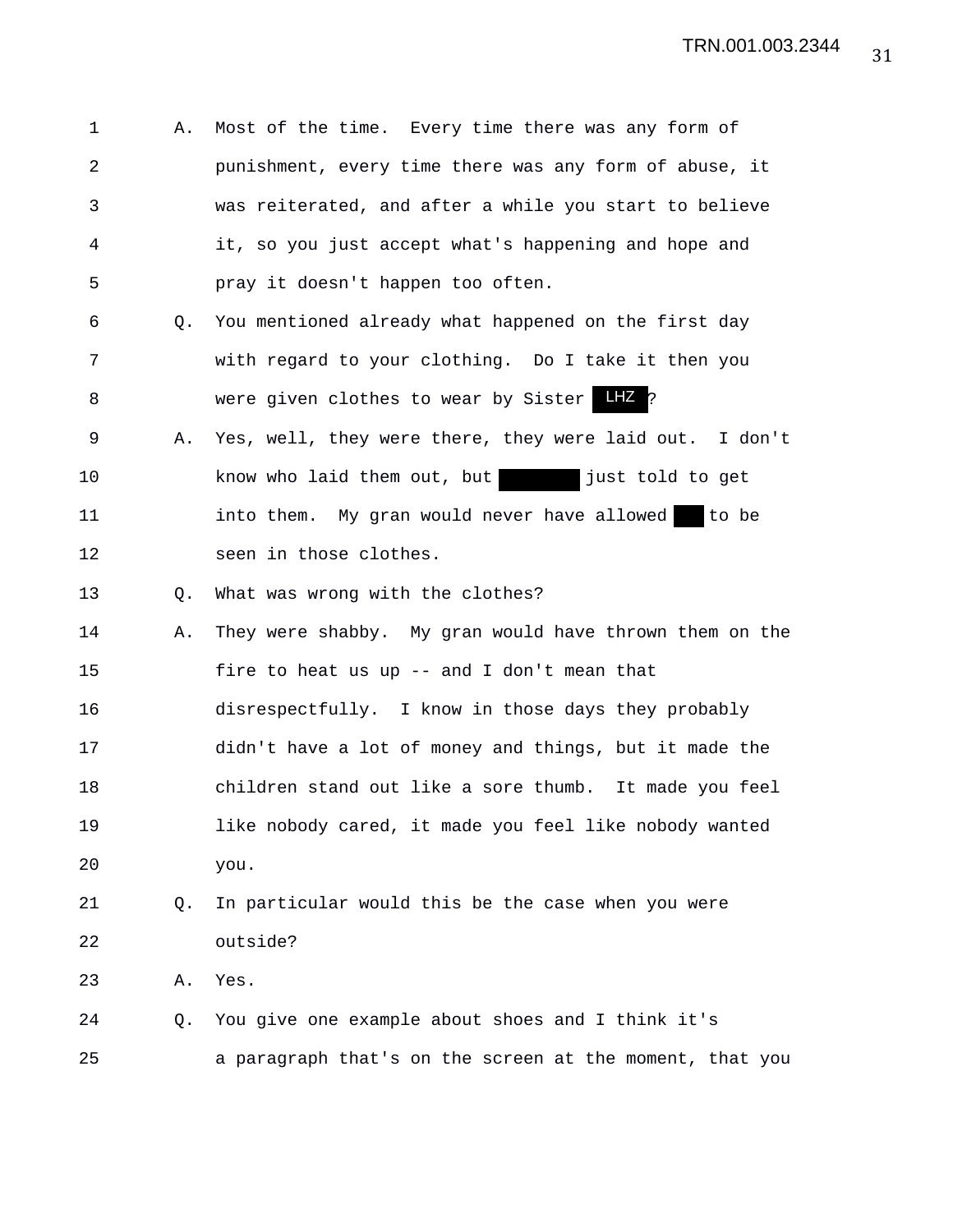1 A. Most of the time. Every time there was any form of
2 punishment, every time there was any form of abuse, it
3 was reiterated, and after a while you start to believe
4 it, so you just accept what's happening and hope and
5 pray it doesn't happen too often.
6 Q. You mentioned already what happened on the first day
7 with regard to your clothing. Do I take it then you
8 were given clothes to wear by Sister LHZ?
9 A. Yes, well, they were there, they were laid out. I don't
10 know who laid them out, but ████ just told to get
11 into them. My gran would never have allowed ██ to be
12 seen in those clothes.
13 Q. What was wrong with the clothes?
14 A. They were shabby. My gran would have thrown them on the
15 fire to heat us up -- and I don't mean that
16 disrespectfully. I know in those days they probably
17 didn't have a lot of money and things, but it made the
18 children stand out like a sore thumb. It made you feel
19 like nobody cared, it made you feel like nobody wanted
20 you.
21 Q. In particular would this be the case when you were
22 outside?
23 A. Yes.
24 Q. You give one example about shoes and I think it's
25 a paragraph that's on the screen at the moment, that you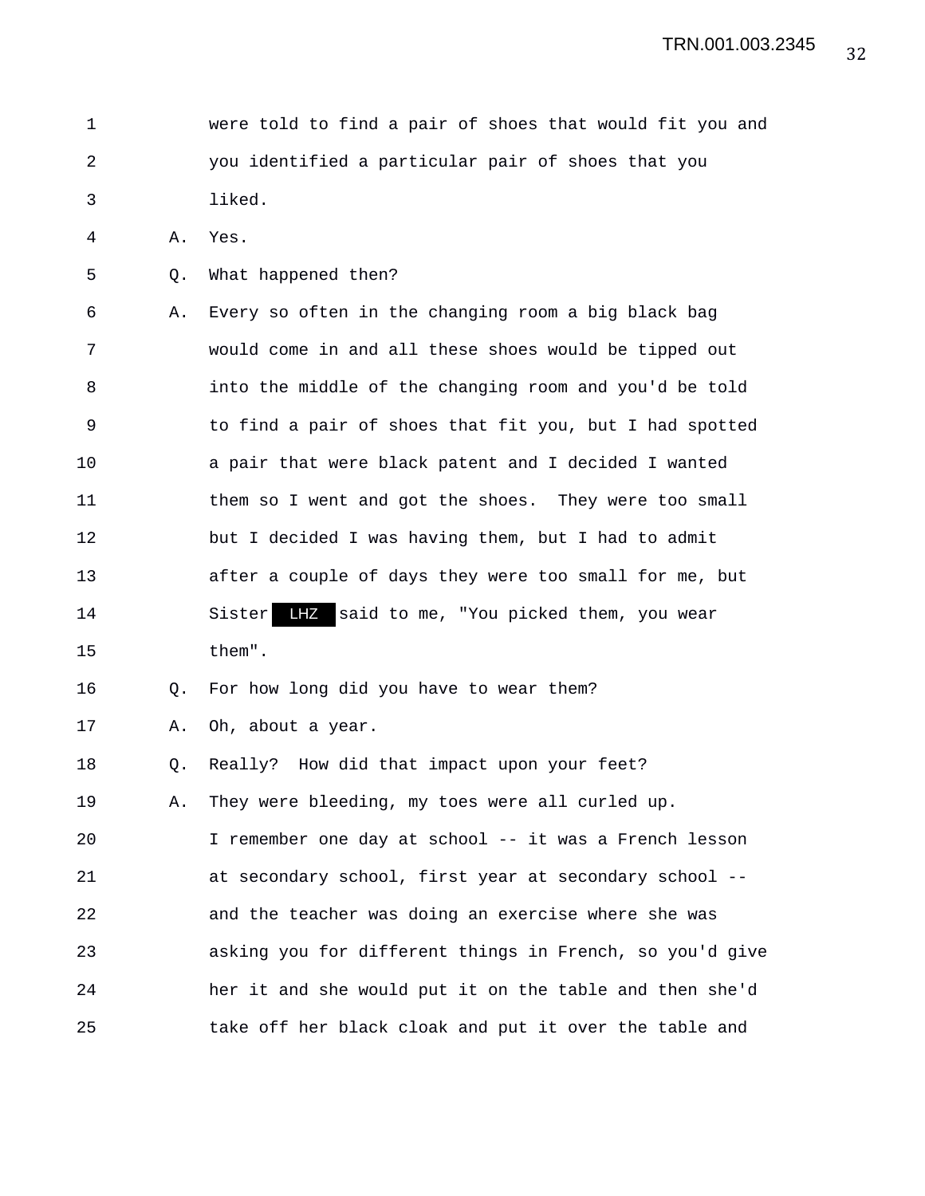1 were told to find a pair of shoes that would fit you and
2 you identified a particular pair of shoes that you
3 liked.

4 A. Yes.

5 Q. What happened then?

6 A. Every so often in the changing room a big black bag
7 would come in and all these shoes would be tipped out
8 into the middle of the changing room and you'd be told
9 to find a pair of shoes that fit you, but I had spotted
10 a pair that were black patent and I decided I wanted
11 them so I went and got the shoes. They were too small
12 but I decided I was having them, but I had to admit
13 after a couple of days they were too small for me, but
14 Sister LHZ said to me, "You picked them, you wear
15 them".

16 Q. For how long did you have to wear them?

17 A. Oh, about a year.

18 Q. Really? How did that impact upon your feet?

19 A. They were bleeding, my toes were all curled up.
20 I remember one day at school -- it was a French lesson
21 at secondary school, first year at secondary school --
22 and the teacher was doing an exercise where she was
23 asking you for different things in French, so you'd give
24 her it and she would put it on the table and then she'd
25 take off her black cloak and put it over the table and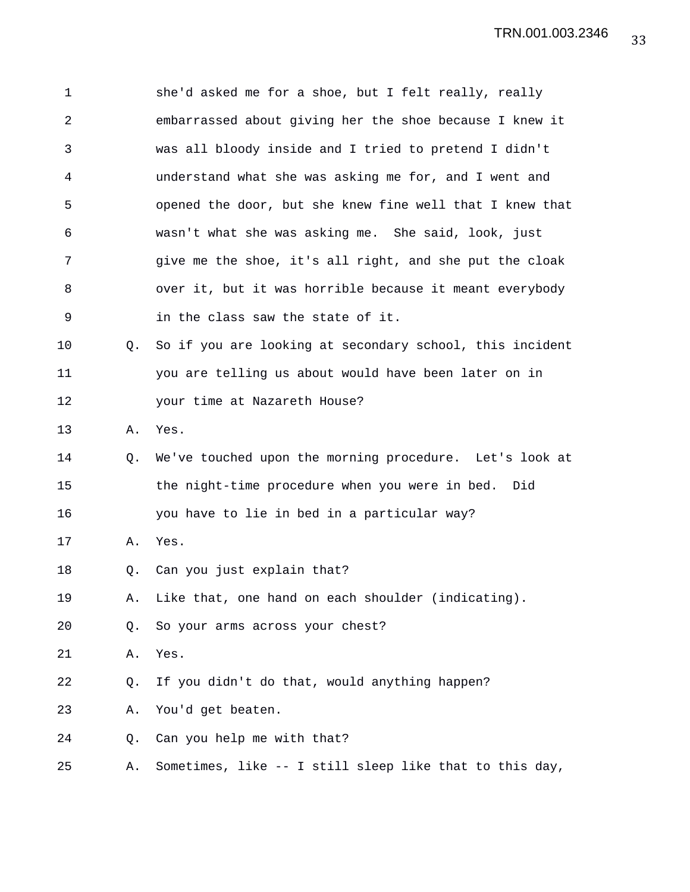she'd asked me for a shoe, but I felt really, really embarrassed about giving her the shoe because I knew it was all bloody inside and I tried to pretend I didn't understand what she was asking me for, and I went and opened the door, but she knew fine well that I knew that wasn't what she was asking me. She said, look, just give me the shoe, it's all right, and she put the cloak over it, but it was horrible because it meant everybody in the class saw the state of it.

Q. So if you are looking at secondary school, this incident you are telling us about would have been later on in your time at Nazareth House?

A. Yes.

Q. We've touched upon the morning procedure. Let's look at the night-time procedure when you were in bed. Did you have to lie in bed in a particular way?

A. Yes.

Q. Can you just explain that?

A. Like that, one hand on each shoulder (indicating).

Q. So your arms across your chest?

A. Yes.

Q. If you didn't do that, would anything happen?

A. You'd get beaten.

Q. Can you help me with that?

A. Sometimes, like -- I still sleep like that to this day,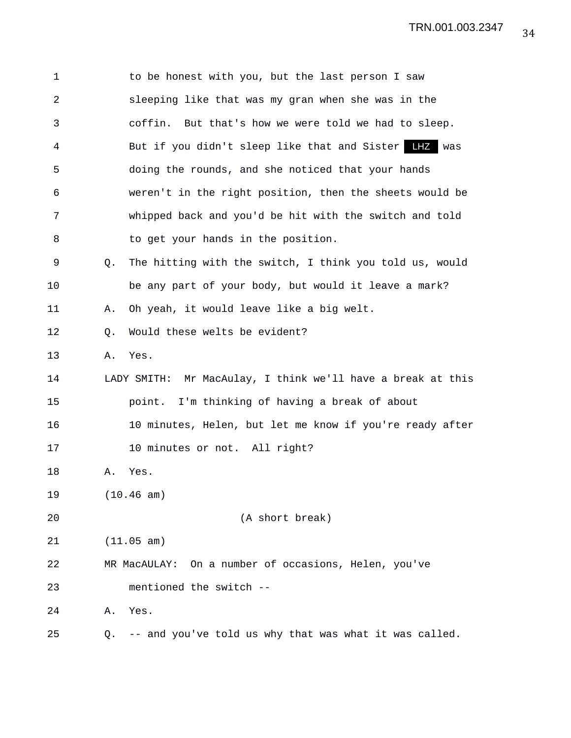to be honest with you, but the last person I saw sleeping like that was my gran when she was in the coffin. But that's how we were told we had to sleep. But if you didn't sleep like that and Sister LHZ was doing the rounds, and she noticed that your hands weren't in the right position, then the sheets would be whipped back and you'd be hit with the switch and told to get your hands in the position.

Q. The hitting with the switch, I think you told us, would be any part of your body, but would it leave a mark?

A. Oh yeah, it would leave like a big welt.

Q. Would these welts be evident?

A. Yes.

LADY SMITH: Mr MacAulay, I think we'll have a break at this point. I'm thinking of having a break of about 10 minutes, Helen, but let me know if you're ready after 10 minutes or not. All right?

A. Yes.

(10.46 am)

(A short break)

(11.05 am)

MR MacAULAY: On a number of occasions, Helen, you've mentioned the switch --

A. Yes.

Q. -- and you've told us why that was what it was called.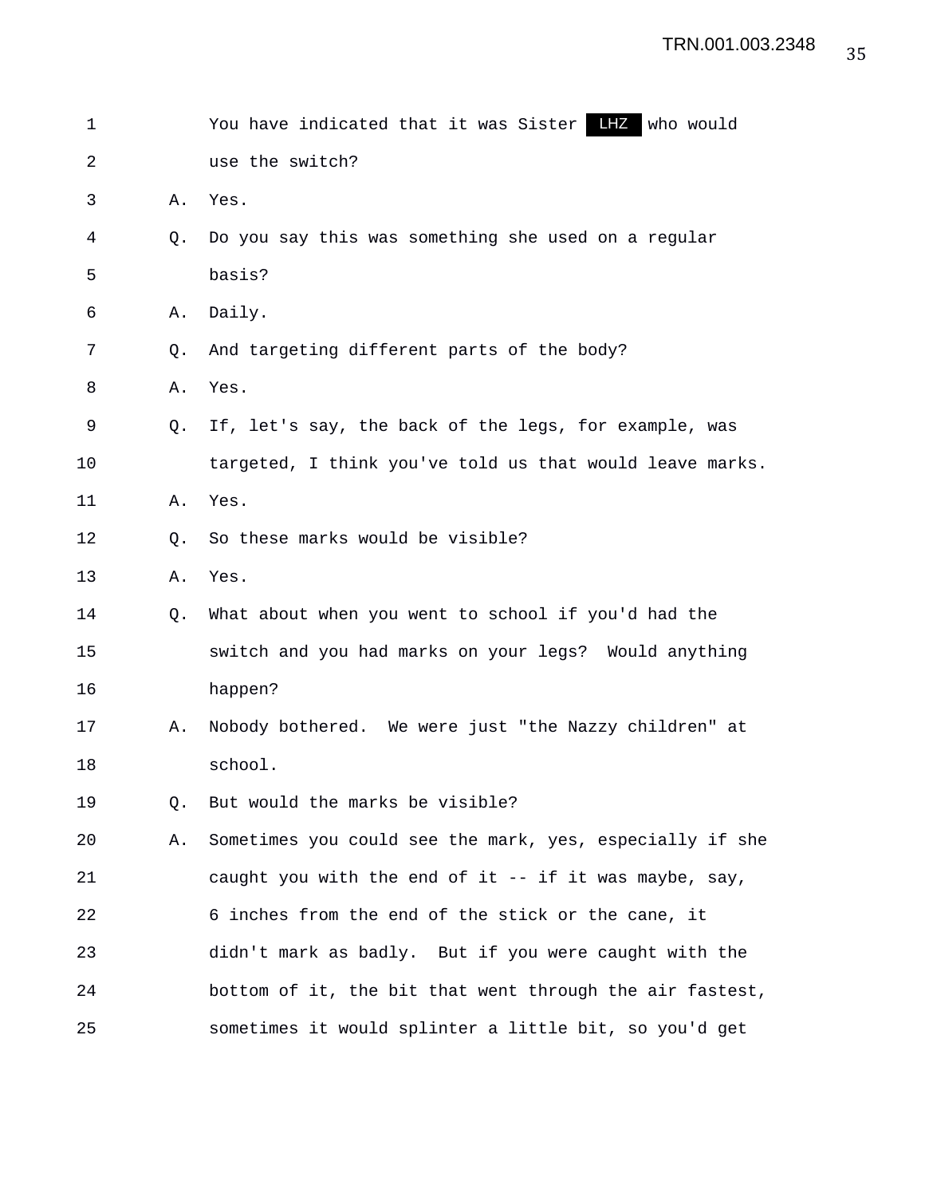1 You have indicated that it was Sister LHZ who would
2 use the switch?

3 A. Yes.

4 Q. Do you say this was something she used on a regular
5 basis?

6 A. Daily.

7 Q. And targeting different parts of the body?

8 A. Yes.

9 Q. If, let's say, the back of the legs, for example, was
10 targeted, I think you've told us that would leave marks.

11 A. Yes.

12 Q. So these marks would be visible?

13 A. Yes.

14 Q. What about when you went to school if you'd had the
15 switch and you had marks on your legs? Would anything
16 happen?

17 A. Nobody bothered. We were just "the Nazzy children" at
18 school.

19 Q. But would the marks be visible?

20 A. Sometimes you could see the mark, yes, especially if she
21 caught you with the end of it -- if it was maybe, say,
22 6 inches from the end of the stick or the cane, it
23 didn't mark as badly. But if you were caught with the
24 bottom of it, the bit that went through the air fastest,
25 sometimes it would splinter a little bit, so you'd get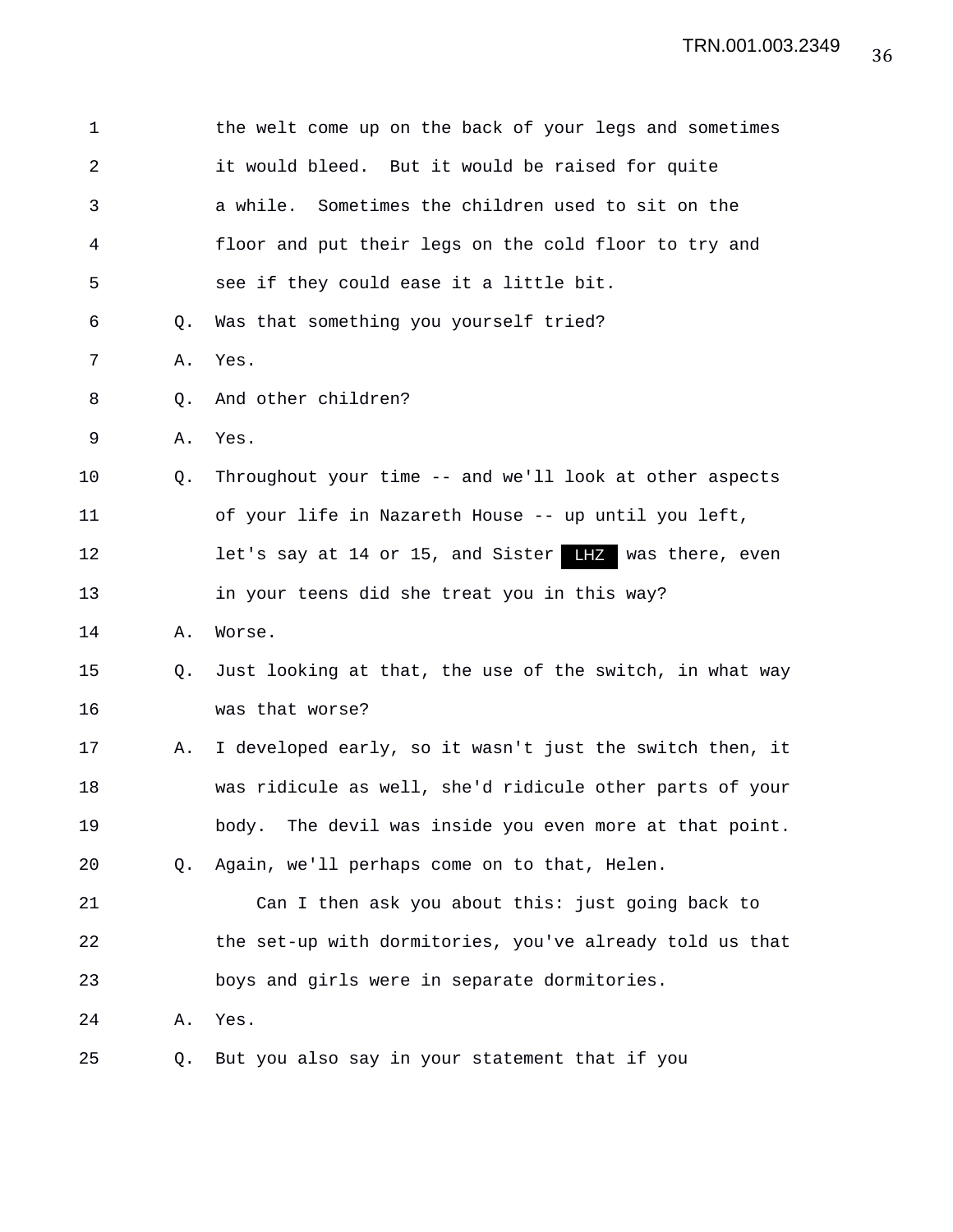1 the welt come up on the back of your legs and sometimes
2 it would bleed. But it would be raised for quite
3 a while. Sometimes the children used to sit on the
4 floor and put their legs on the cold floor to try and
5 see if they could ease it a little bit.
6 Q. Was that something you yourself tried?
7 A. Yes.
8 Q. And other children?
9 A. Yes.
10 Q. Throughout your time -- and we'll look at other aspects
11 of your life in Nazareth House -- up until you left,
12 let's say at 14 or 15, and Sister LHZ was there, even
13 in your teens did she treat you in this way?
14 A. Worse.
15 Q. Just looking at that, the use of the switch, in what way
16 was that worse?
17 A. I developed early, so it wasn't just the switch then, it
18 was ridicule as well, she'd ridicule other parts of your
19 body. The devil was inside you even more at that point.
20 Q. Again, we'll perhaps come on to that, Helen.
21 Can I then ask you about this: just going back to
22 the set-up with dormitories, you've already told us that
23 boys and girls were in separate dormitories.
24 A. Yes.
25 Q. But you also say in your statement that if you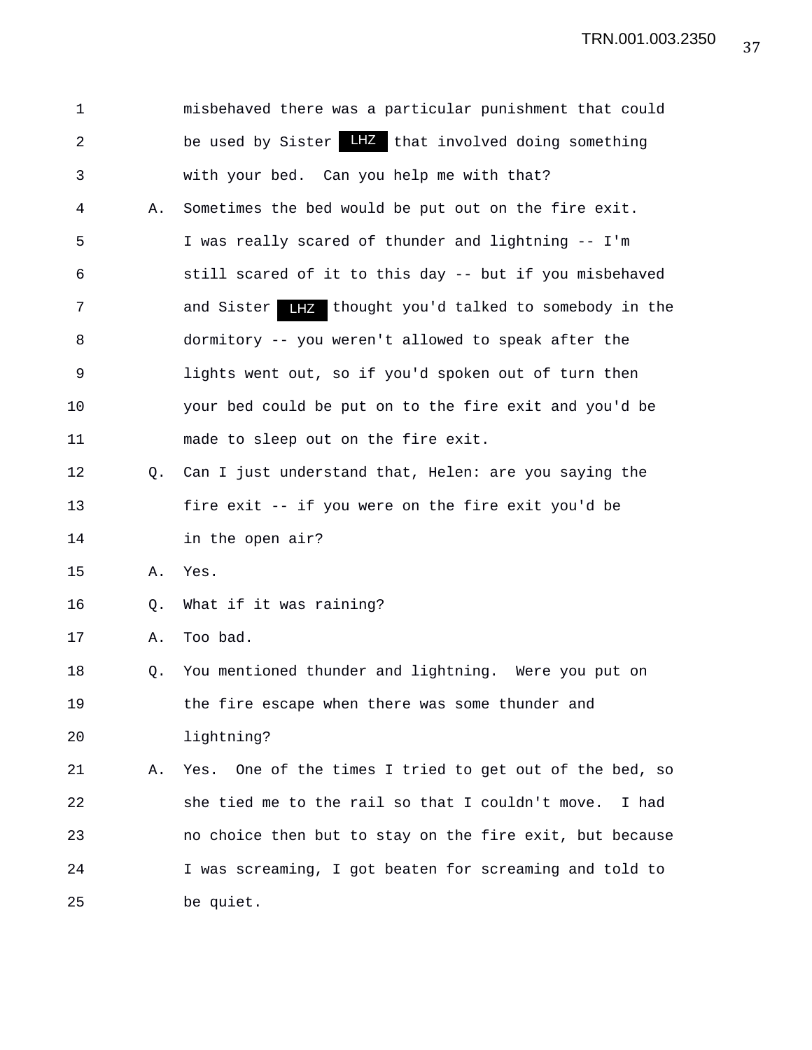misbehaved there was a particular punishment that could be used by Sister LHZ that involved doing something with your bed. Can you help me with that?

A. Sometimes the bed would be put out on the fire exit. I was really scared of thunder and lightning -- I'm still scared of it to this day -- but if you misbehaved and Sister LHZ thought you'd talked to somebody in the dormitory -- you weren't allowed to speak after the lights went out, so if you'd spoken out of turn then your bed could be put on to the fire exit and you'd be made to sleep out on the fire exit.

Q. Can I just understand that, Helen: are you saying the fire exit -- if you were on the fire exit you'd be in the open air?

A. Yes.

Q. What if it was raining?

A. Too bad.

Q. You mentioned thunder and lightning. Were you put on the fire escape when there was some thunder and lightning?

A. Yes. One of the times I tried to get out of the bed, so she tied me to the rail so that I couldn't move. I had no choice then but to stay on the fire exit, but because I was screaming, I got beaten for screaming and told to be quiet.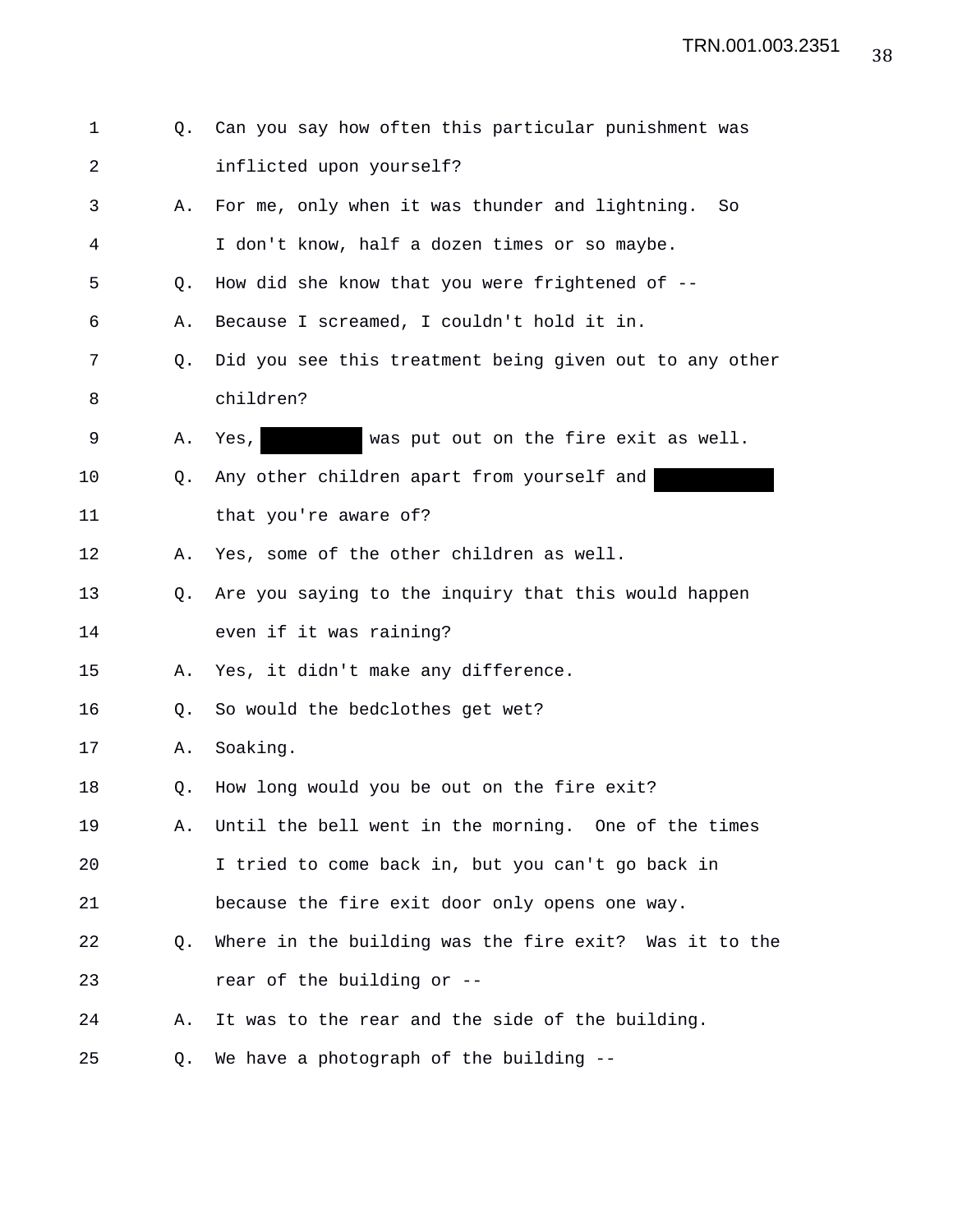Q. Can you say how often this particular punishment was inflicted upon yourself?

A. For me, only when it was thunder and lightning. So I don't know, half a dozen times or so maybe.

Q. How did she know that you were frightened of --

A. Because I screamed, I couldn't hold it in.

Q. Did you see this treatment being given out to any other children?

A. Yes, [REDACTED] was put out on the fire exit as well.

Q. Any other children apart from yourself and [REDACTED] that you're aware of?

A. Yes, some of the other children as well.

Q. Are you saying to the inquiry that this would happen even if it was raining?

A. Yes, it didn't make any difference.

Q. So would the bedclothes get wet?

A. Soaking.

Q. How long would you be out on the fire exit?

A. Until the bell went in the morning. One of the times I tried to come back in, but you can't go back in because the fire exit door only opens one way.

Q. Where in the building was the fire exit? Was it to the rear of the building or --

A. It was to the rear and the side of the building.

Q. We have a photograph of the building --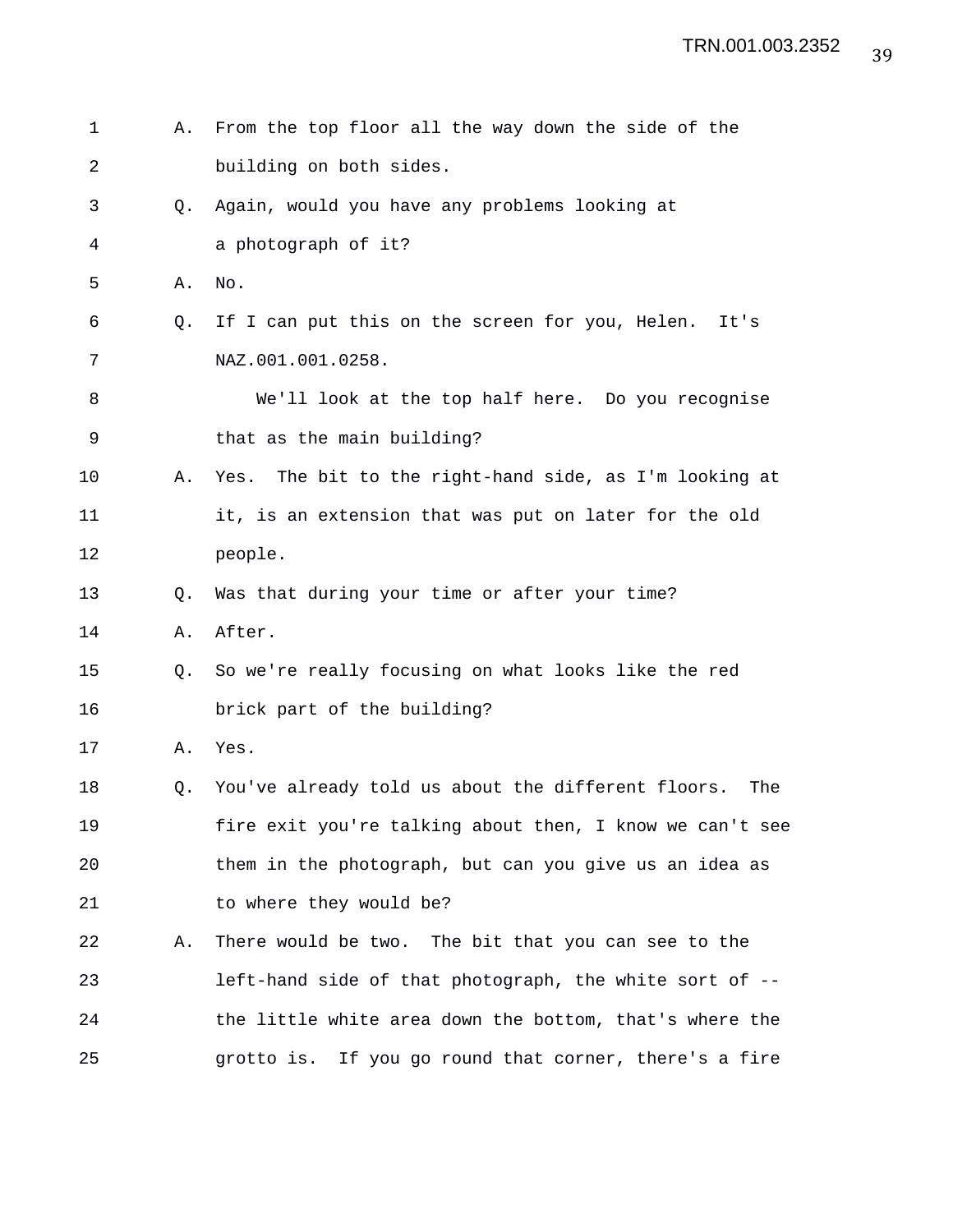1 A. From the top floor all the way down the side of the
2 building on both sides.
3 Q. Again, would you have any problems looking at
4 a photograph of it?
5 A. No.
6 Q. If I can put this on the screen for you, Helen. It's
7 NAZ.001.001.0258.
8 We'll look at the top half here. Do you recognise
9 that as the main building?
10 A. Yes. The bit to the right-hand side, as I'm looking at
11 it, is an extension that was put on later for the old
12 people.
13 Q. Was that during your time or after your time?
14 A. After.
15 Q. So we're really focusing on what looks like the red
16 brick part of the building?
17 A. Yes.
18 Q. You've already told us about the different floors. The
19 fire exit you're talking about then, I know we can't see
20 them in the photograph, but can you give us an idea as
21 to where they would be?
22 A. There would be two. The bit that you can see to the
23 left-hand side of that photograph, the white sort of --
24 the little white area down the bottom, that's where the
25 grotto is. If you go round that corner, there's a fire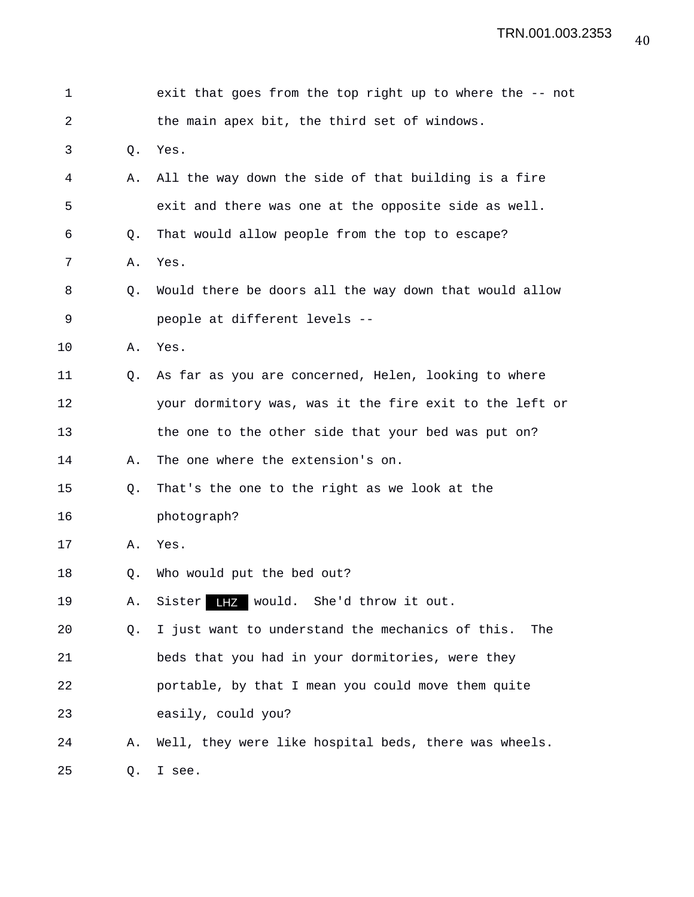1 exit that goes from the top right up to where the -- not
2 the main apex bit, the third set of windows.
3 Q. Yes.
4 A. All the way down the side of that building is a fire
5 exit and there was one at the opposite side as well.
6 Q. That would allow people from the top to escape?
7 A. Yes.
8 Q. Would there be doors all the way down that would allow
9 people at different levels --
10 A. Yes.
11 Q. As far as you are concerned, Helen, looking to where
12 your dormitory was, was it the fire exit to the left or
13 the one to the other side that your bed was put on?
14 A. The one where the extension's on.
15 Q. That's the one to the right as we look at the
16 photograph?
17 A. Yes.
18 Q. Who would put the bed out?
19 A. Sister LHZ would. She'd throw it out.
20 Q. I just want to understand the mechanics of this. The
21 beds that you had in your dormitories, were they
22 portable, by that I mean you could move them quite
23 easily, could you?
24 A. Well, they were like hospital beds, there was wheels.
25 Q. I see.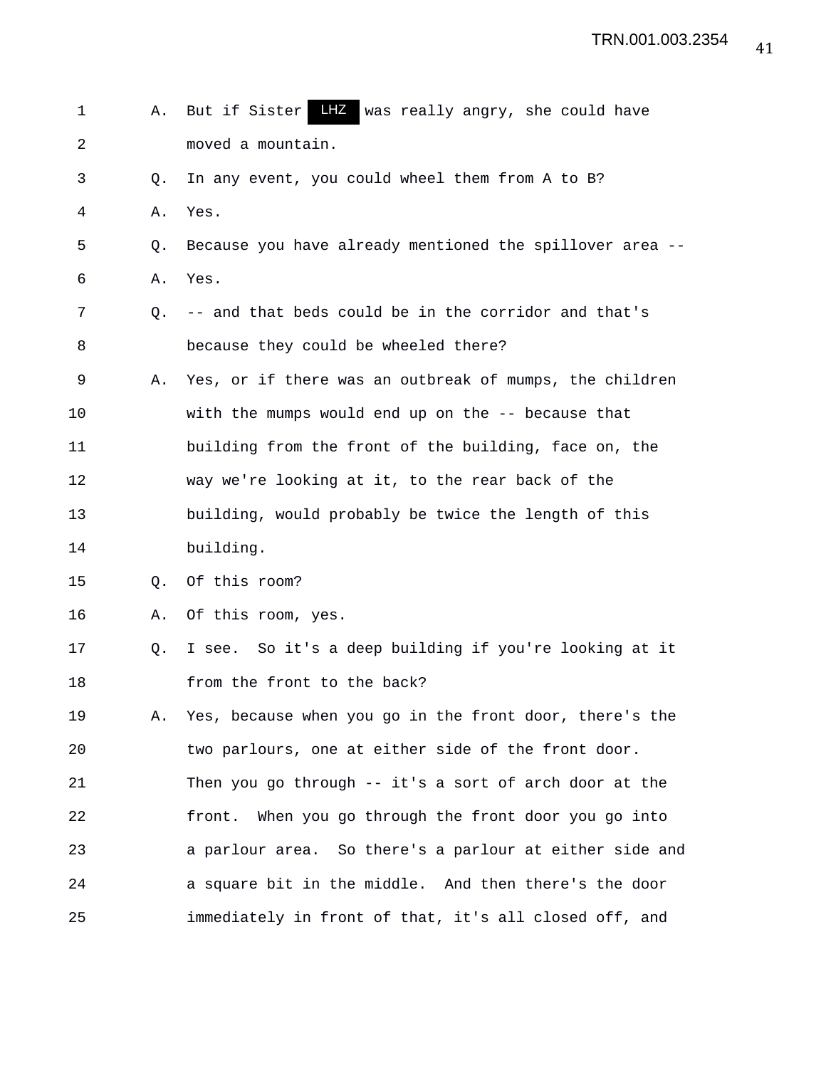1 A. But if Sister LHZ was really angry, she could have
2 moved a mountain.
3 Q. In any event, you could wheel them from A to B?
4 A. Yes.
5 Q. Because you have already mentioned the spillover area --
6 A. Yes.
7 Q. -- and that beds could be in the corridor and that's
8 because they could be wheeled there?
9 A. Yes, or if there was an outbreak of mumps, the children
10 with the mumps would end up on the -- because that
11 building from the front of the building, face on, the
12 way we're looking at it, to the rear back of the
13 building, would probably be twice the length of this
14 building.
15 Q. Of this room?
16 A. Of this room, yes.
17 Q. I see. So it's a deep building if you're looking at it
18 from the front to the back?
19 A. Yes, because when you go in the front door, there's the
20 two parlours, one at either side of the front door.
21 Then you go through -- it's a sort of arch door at the
22 front. When you go through the front door you go into
23 a parlour area. So there's a parlour at either side and
24 a square bit in the middle. And then there's the door
25 immediately in front of that, it's all closed off, and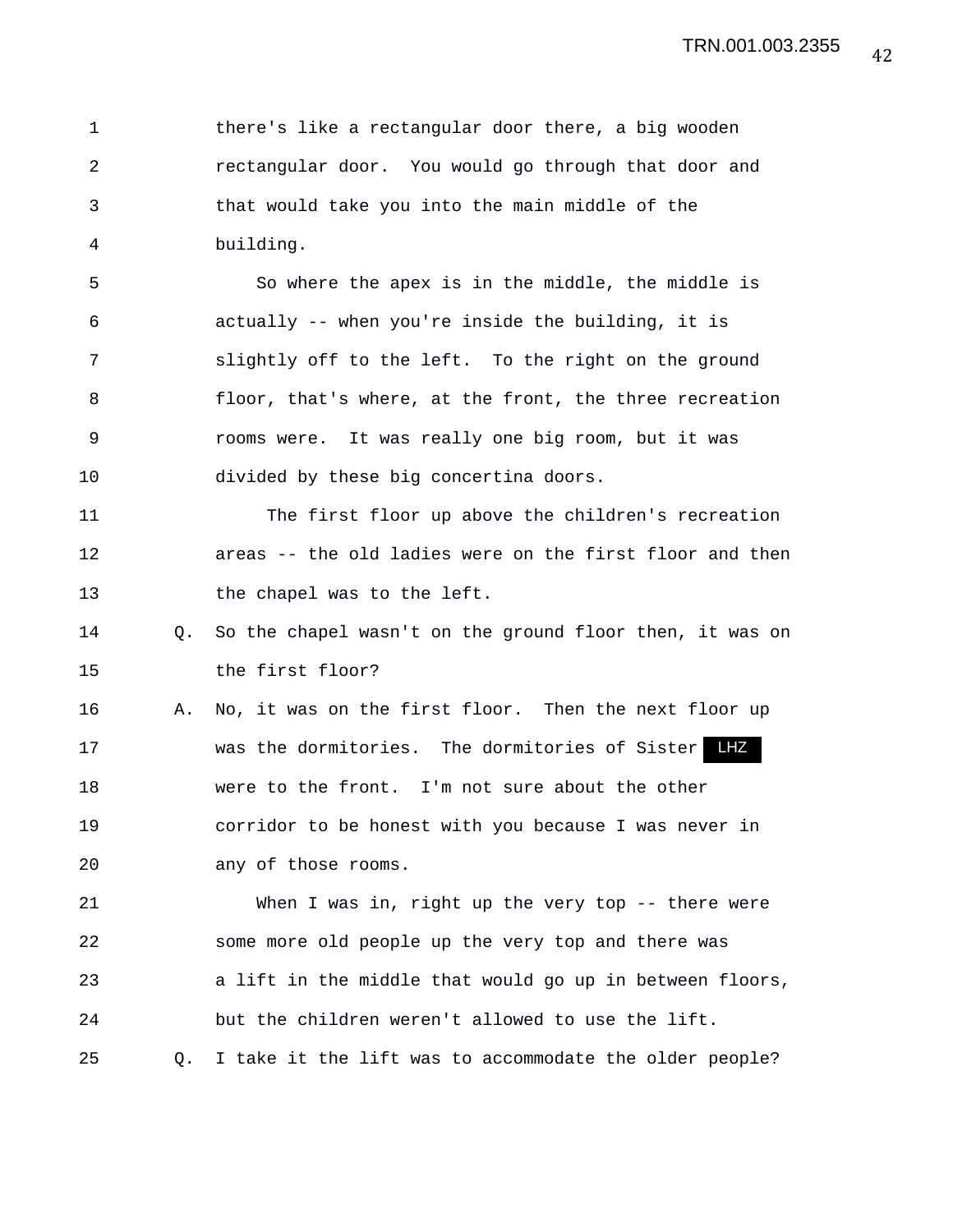1 there's like a rectangular door there, a big wooden
2 rectangular door. You would go through that door and
3 that would take you into the main middle of the
4 building.

5 So where the apex is in the middle, the middle is
6 actually -- when you're inside the building, it is
7 slightly off to the left. To the right on the ground
8 floor, that's where, at the front, the three recreation
9 rooms were. It was really one big room, but it was
10 divided by these big concertina doors.

11 The first floor up above the children's recreation
12 areas -- the old ladies were on the first floor and then
13 the chapel was to the left.

14 Q. So the chapel wasn't on the ground floor then, it was on
15 the first floor?

16 A. No, it was on the first floor. Then the next floor up
17 was the dormitories. The dormitories of Sister LHZ
18 were to the front. I'm not sure about the other
19 corridor to be honest with you because I was never in
20 any of those rooms.

21 When I was in, right up the very top -- there were
22 some more old people up the very top and there was
23 a lift in the middle that would go up in between floors,
24 but the children weren't allowed to use the lift.

25 Q. I take it the lift was to accommodate the older people?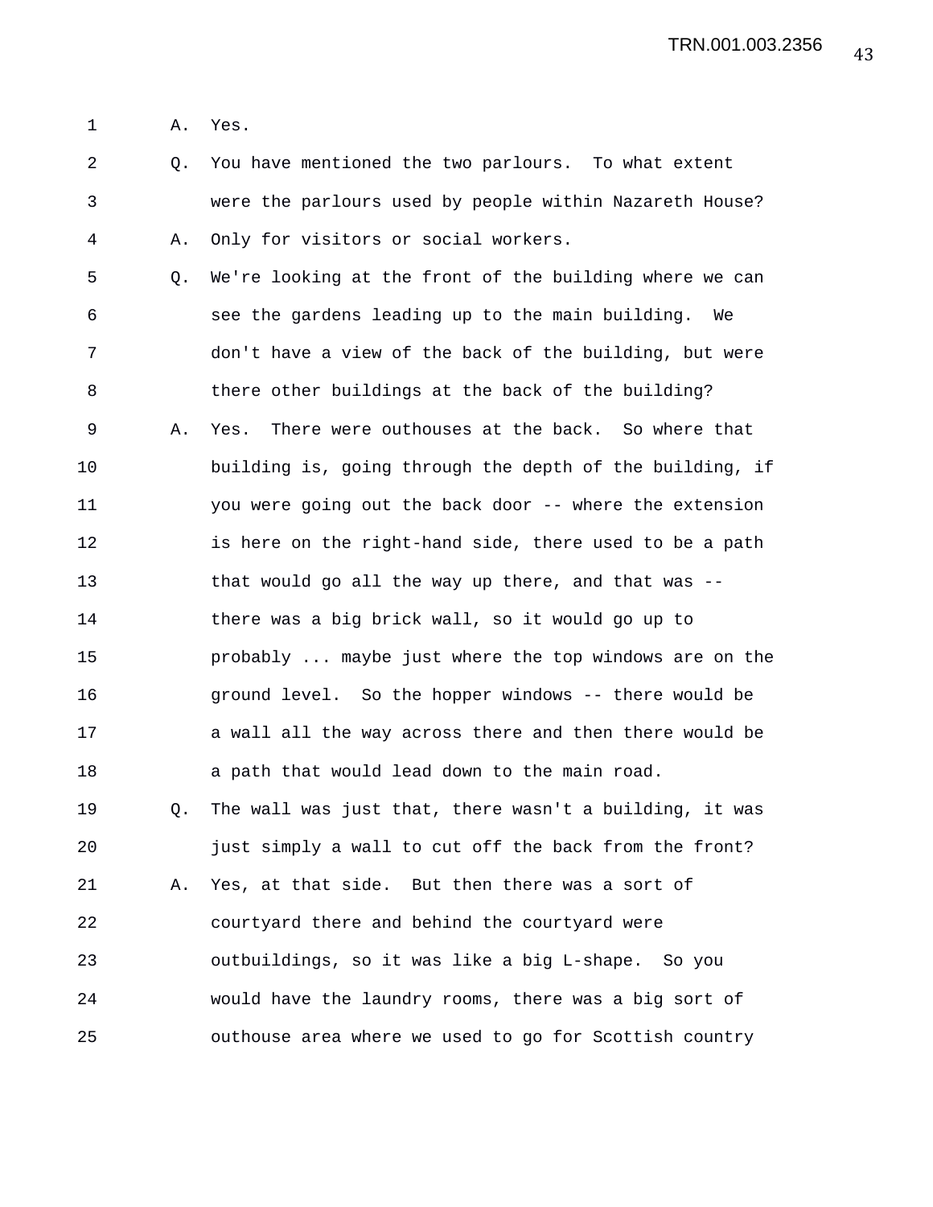1 A. Yes.

2 Q. You have mentioned the two parlours. To what extent

3 were the parlours used by people within Nazareth House?

4 A. Only for visitors or social workers.

5 Q. We're looking at the front of the building where we can

6 see the gardens leading up to the main building. We

7 don't have a view of the back of the building, but were

8 there other buildings at the back of the building?

9 A. Yes. There were outhouses at the back. So where that

10 building is, going through the depth of the building, if

11 you were going out the back door -- where the extension

12 is here on the right-hand side, there used to be a path

13 that would go all the way up there, and that was --

14 there was a big brick wall, so it would go up to

15 probably ... maybe just where the top windows are on the

16 ground level. So the hopper windows -- there would be

17 a wall all the way across there and then there would be

18 a path that would lead down to the main road.

19 Q. The wall was just that, there wasn't a building, it was

20 just simply a wall to cut off the back from the front?

21 A. Yes, at that side. But then there was a sort of

22 courtyard there and behind the courtyard were

23 outbuildings, so it was like a big L-shape. So you

24 would have the laundry rooms, there was a big sort of

25 outhouse area where we used to go for Scottish country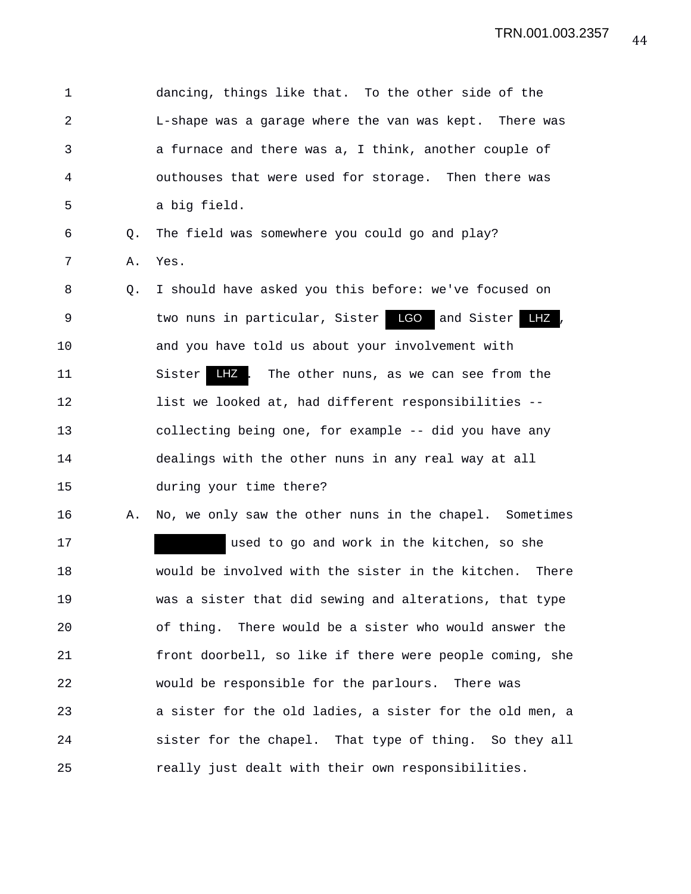1 dancing, things like that. To the other side of the
2 L-shape was a garage where the van was kept. There was
3 a furnace and there was a, I think, another couple of
4 outhouses that were used for storage. Then there was
5 a big field.
6 Q. The field was somewhere you could go and play?
7 A. Yes.
8 Q. I should have asked you this before: we've focused on
9 two nuns in particular, Sister LGO and Sister LHZ,
10 and you have told us about your involvement with
11 Sister LHZ. The other nuns, as we can see from the
12 list we looked at, had different responsibilities --
13 collecting being one, for example -- did you have any
14 dealings with the other nuns in any real way at all
15 during your time there?
16 A. No, we only saw the other nuns in the chapel. Sometimes
17 [REDACTED] used to go and work in the kitchen, so she
18 would be involved with the sister in the kitchen. There
19 was a sister that did sewing and alterations, that type
20 of thing. There would be a sister who would answer the
21 front doorbell, so like if there were people coming, she
22 would be responsible for the parlours. There was
23 a sister for the old ladies, a sister for the old men, a
24 sister for the chapel. That type of thing. So they all
25 really just dealt with their own responsibilities.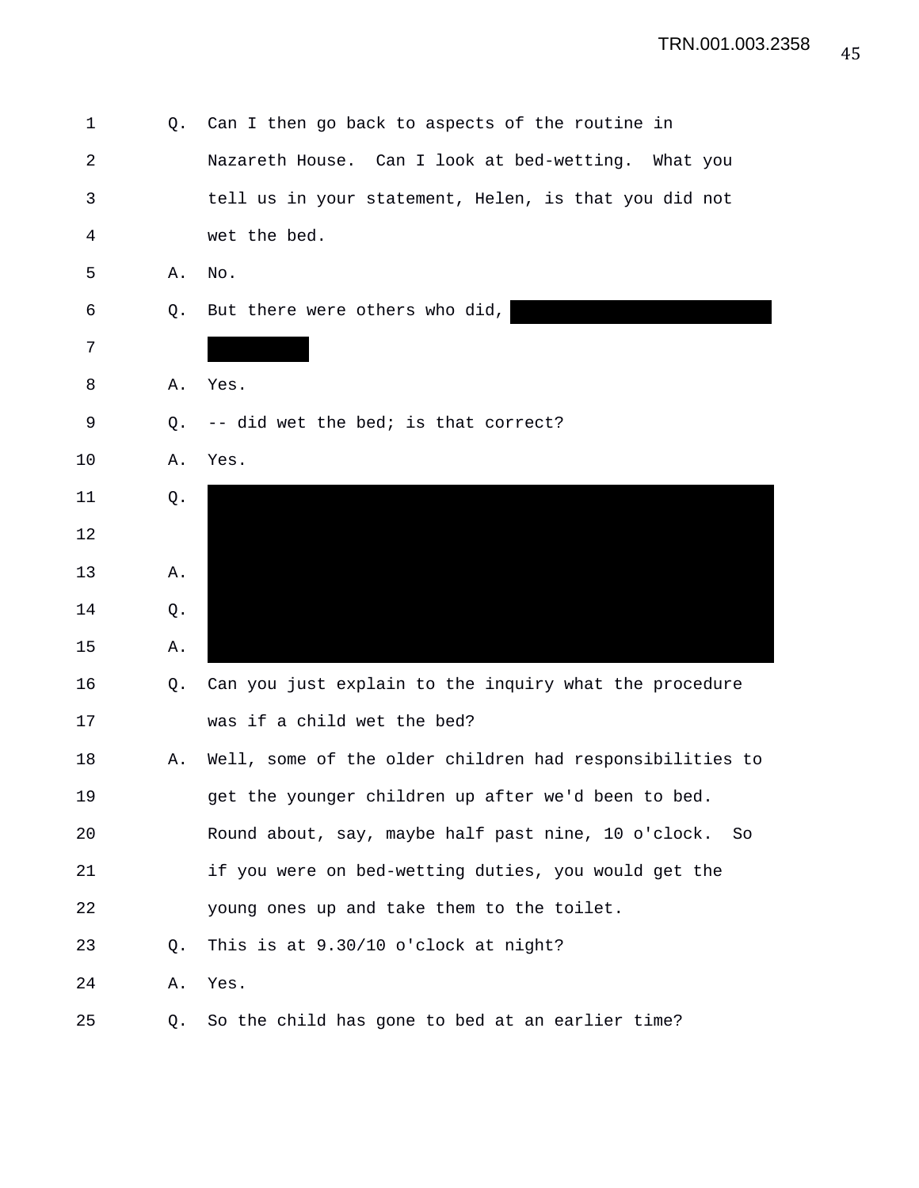Q. Can I then go back to aspects of the routine in Nazareth House. Can I look at bed-wetting. What you tell us in your statement, Helen, is that you did not wet the bed.

A. No.

Q. But there were others who did, [REDACTED]

A. Yes.

Q. -- did wet the bed; is that correct?

A. Yes.

Q. [REDACTED]

A. [REDACTED]

Q. [REDACTED]

A. [REDACTED]

Q. Can you just explain to the inquiry what the procedure was if a child wet the bed?

A. Well, some of the older children had responsibilities to get the younger children up after we'd been to bed. Round about, say, maybe half past nine, 10 o'clock. So if you were on bed-wetting duties, you would get the young ones up and take them to the toilet.

Q. This is at 9.30/10 o'clock at night?

A. Yes.

Q. So the child has gone to bed at an earlier time?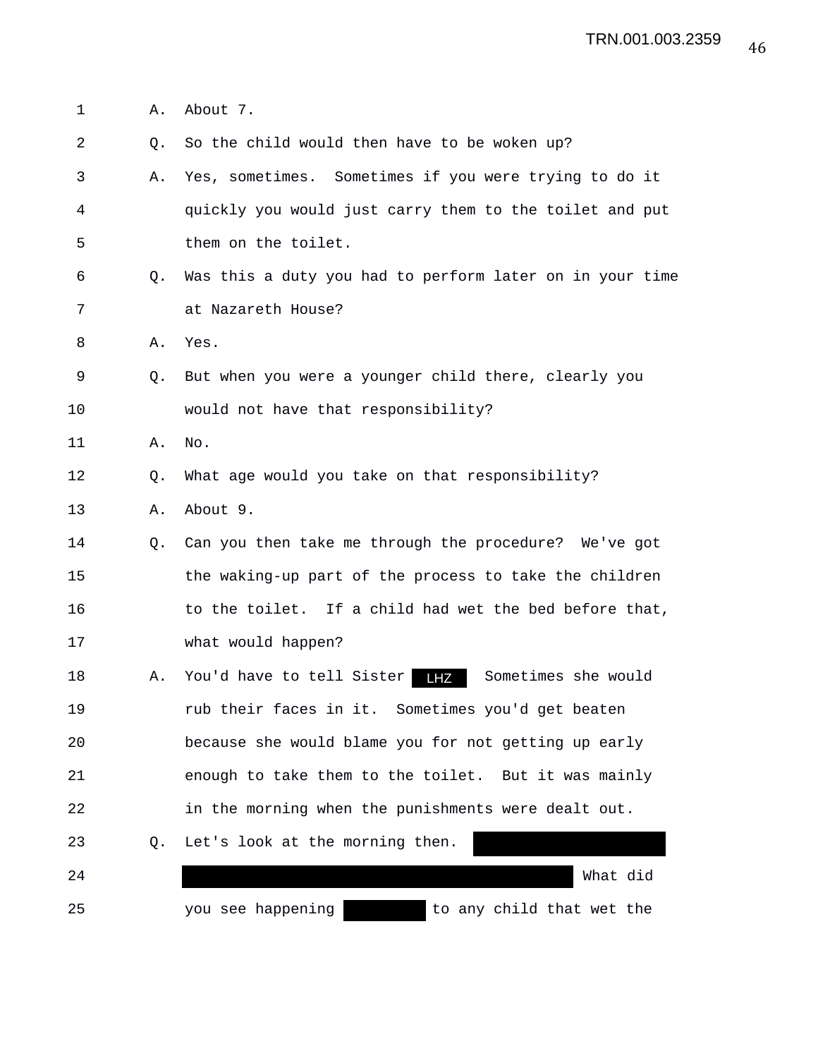1 A. About 7.

2 Q. So the child would then have to be woken up?

3 A. Yes, sometimes. Sometimes if you were trying to do it

4 quickly you would just carry them to the toilet and put

5 them on the toilet.

6 Q. Was this a duty you had to perform later on in your time

7 at Nazareth House?

8 A. Yes.

9 Q. But when you were a younger child there, clearly you

10 would not have that responsibility?

11 A. No.

12 Q. What age would you take on that responsibility?

13 A. About 9.

14 Q. Can you then take me through the procedure? We've got

15 the waking-up part of the process to take the children

16 to the toilet. If a child had wet the bed before that,

17 what would happen?

18 A. You'd have to tell Sister LHZ Sometimes she would

19 rub their faces in it. Sometimes you'd get beaten

20 because she would blame you for not getting up early

21 enough to take them to the toilet. But it was mainly

22 in the morning when the punishments were dealt out.

23 Q. Let's look at the morning then. [REDACTED]

24 [REDACTED] What did

25 you see happening [REDACTED] to any child that wet the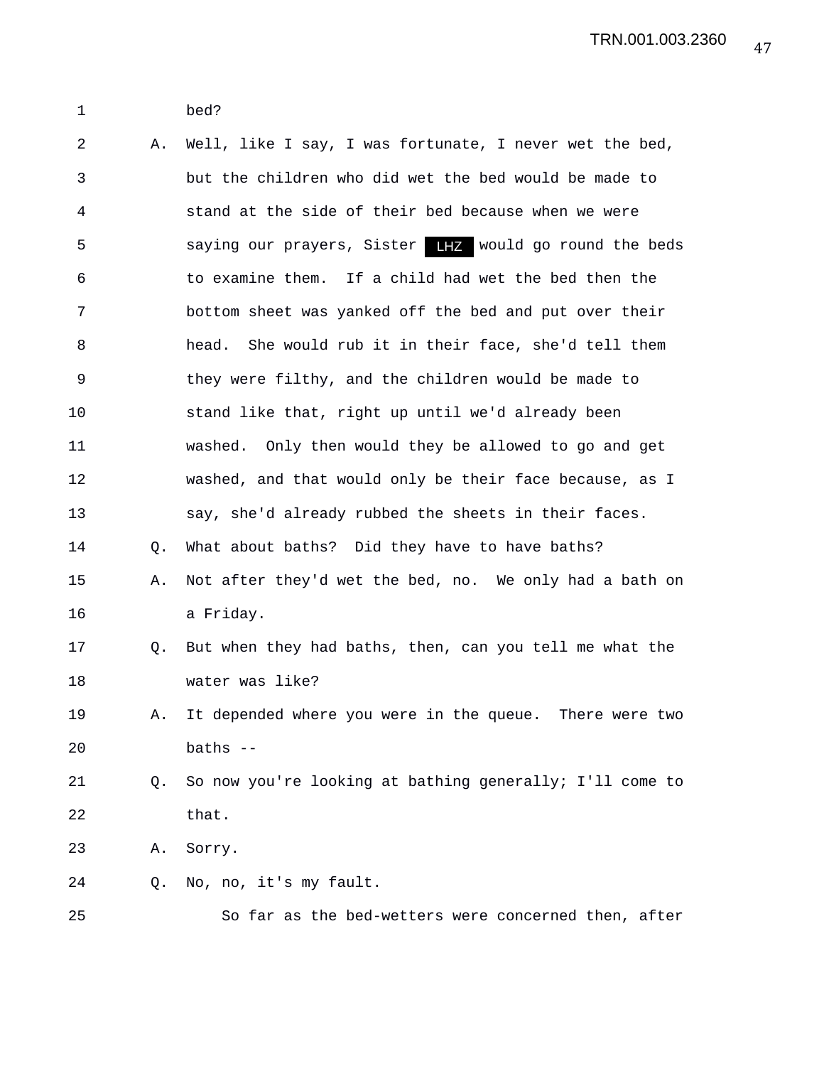bed?

A. Well, like I say, I was fortunate, I never wet the bed, but the children who did wet the bed would be made to stand at the side of their bed because when we were saying our prayers, Sister LHZ would go round the beds to examine them. If a child had wet the bed then the bottom sheet was yanked off the bed and put over their head. She would rub it in their face, she'd tell them they were filthy, and the children would be made to stand like that, right up until we'd already been washed. Only then would they be allowed to go and get washed, and that would only be their face because, as I say, she'd already rubbed the sheets in their faces.

Q. What about baths? Did they have to have baths?

A. Not after they'd wet the bed, no. We only had a bath on a Friday.

Q. But when they had baths, then, can you tell me what the water was like?

A. It depended where you were in the queue. There were two baths --

Q. So now you're looking at bathing generally; I'll come to that.

A. Sorry.

Q. No, no, it's my fault.

So far as the bed-wetters were concerned then, after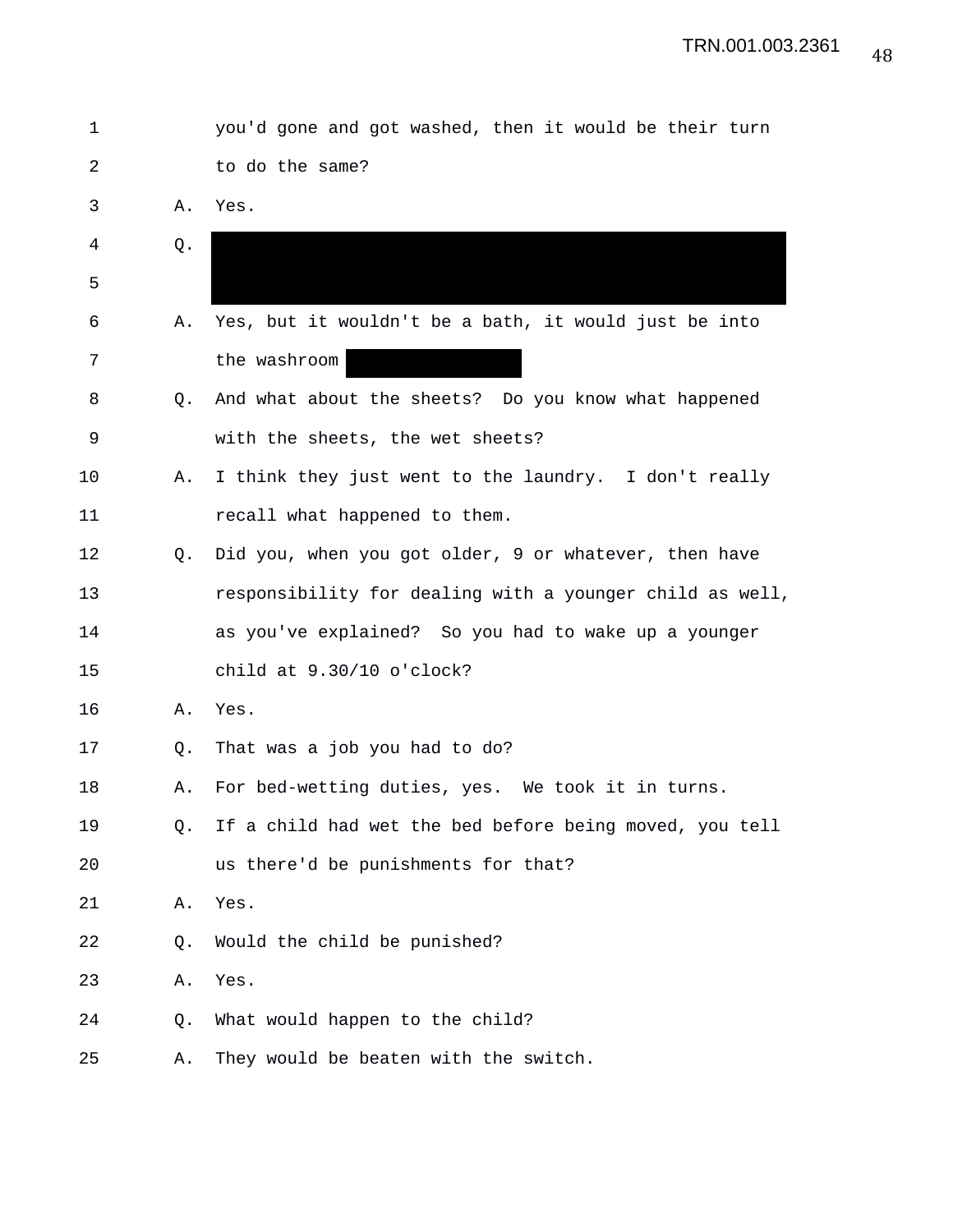1 you'd gone and got washed, then it would be their turn

2 to do the same?

3 A. Yes.

4 Q.

5

6 A. Yes, but it wouldn't be a bath, it would just be into

7 the washroom

8 Q. And what about the sheets? Do you know what happened

9 with the sheets, the wet sheets?

10 A. I think they just went to the laundry. I don't really

11 recall what happened to them.

12 Q. Did you, when you got older, 9 or whatever, then have

13 responsibility for dealing with a younger child as well,

14 as you've explained? So you had to wake up a younger

15 child at 9.30/10 o'clock?

16 A. Yes.

17 Q. That was a job you had to do?

18 A. For bed-wetting duties, yes. We took it in turns.

19 Q. If a child had wet the bed before being moved, you tell

20 us there'd be punishments for that?

21 A. Yes.

22 Q. Would the child be punished?

23 A. Yes.

24 Q. What would happen to the child?

25 A. They would be beaten with the switch.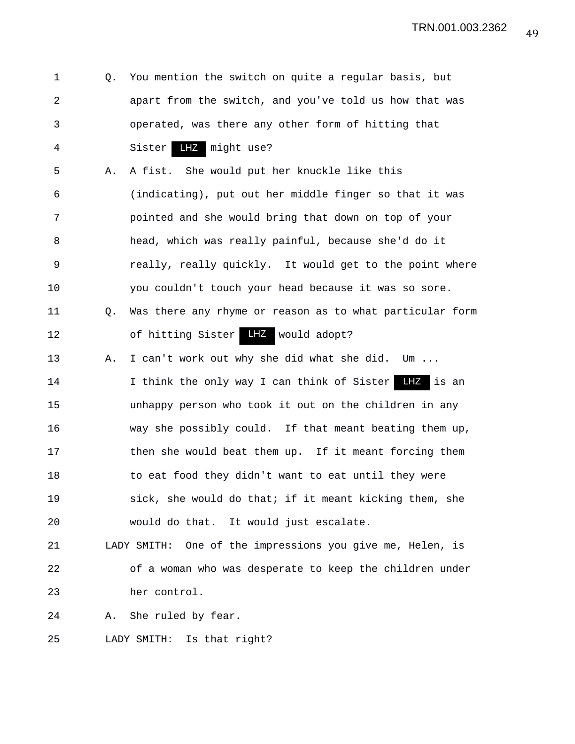Q. You mention the switch on quite a regular basis, but apart from the switch, and you've told us how that was operated, was there any other form of hitting that Sister LHZ might use?

A. A fist. She would put her knuckle like this (indicating), put out her middle finger so that it was pointed and she would bring that down on top of your head, which was really painful, because she'd do it really, really quickly. It would get to the point where you couldn't touch your head because it was so sore.

Q. Was there any rhyme or reason as to what particular form of hitting Sister LHZ would adopt?

A. I can't work out why she did what she did. Um ... I think the only way I can think of Sister LHZ is an unhappy person who took it out on the children in any way she possibly could. If that meant beating them up, then she would beat them up. If it meant forcing them to eat food they didn't want to eat until they were sick, she would do that; if it meant kicking them, she would do that. It would just escalate.

LADY SMITH: One of the impressions you give me, Helen, is of a woman who was desperate to keep the children under her control.

A. She ruled by fear.

LADY SMITH: Is that right?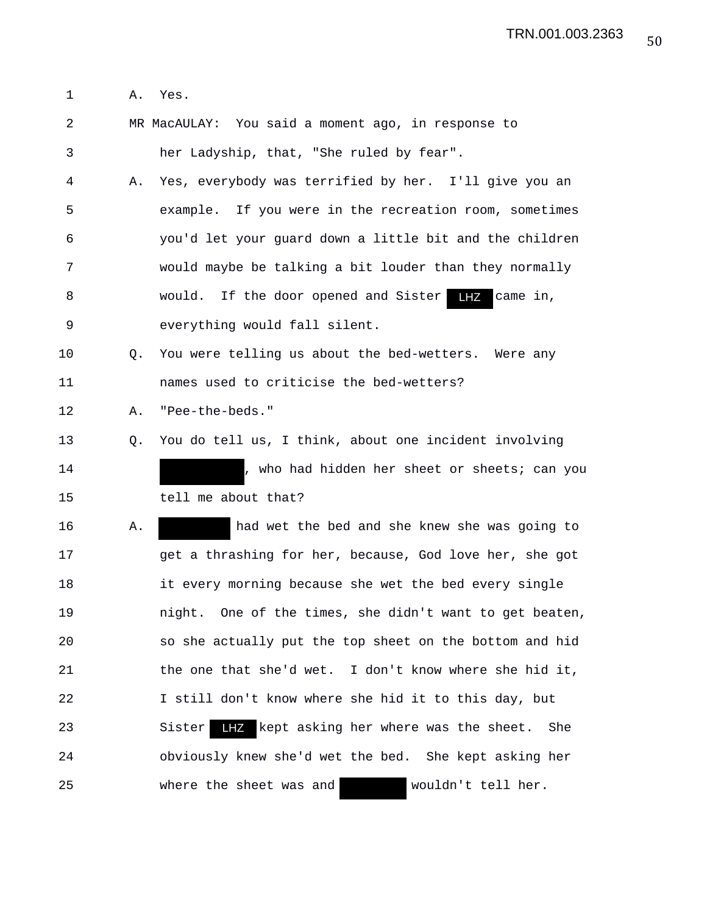1 A. Yes.

2 MR MacAULAY: You said a moment ago, in response to

3 her Ladyship, that, "She ruled by fear".

4 A. Yes, everybody was terrified by her. I'll give you an

5 example. If you were in the recreation room, sometimes

6 you'd let your guard down a little bit and the children

7 would maybe be talking a bit louder than they normally

8 would. If the door opened and Sister LHZ came in,

9 everything would fall silent.

10 Q. You were telling us about the bed-wetters. Were any

11 names used to criticise the bed-wetters?

12 A. "Pee-the-beds."

13 Q. You do tell us, I think, about one incident involving

14 [redacted], who had hidden her sheet or sheets; can you

15 tell me about that?

16 A. [redacted] had wet the bed and she knew she was going to

17 get a thrashing for her, because, God love her, she got

18 it every morning because she wet the bed every single

19 night. One of the times, she didn't want to get beaten,

20 so she actually put the top sheet on the bottom and hid

21 the one that she'd wet. I don't know where she hid it,

22 I still don't know where she hid it to this day, but

23 Sister LHZ kept asking her where was the sheet. She

24 obviously knew she'd wet the bed. She kept asking her

25 where the sheet was and [redacted] wouldn't tell her.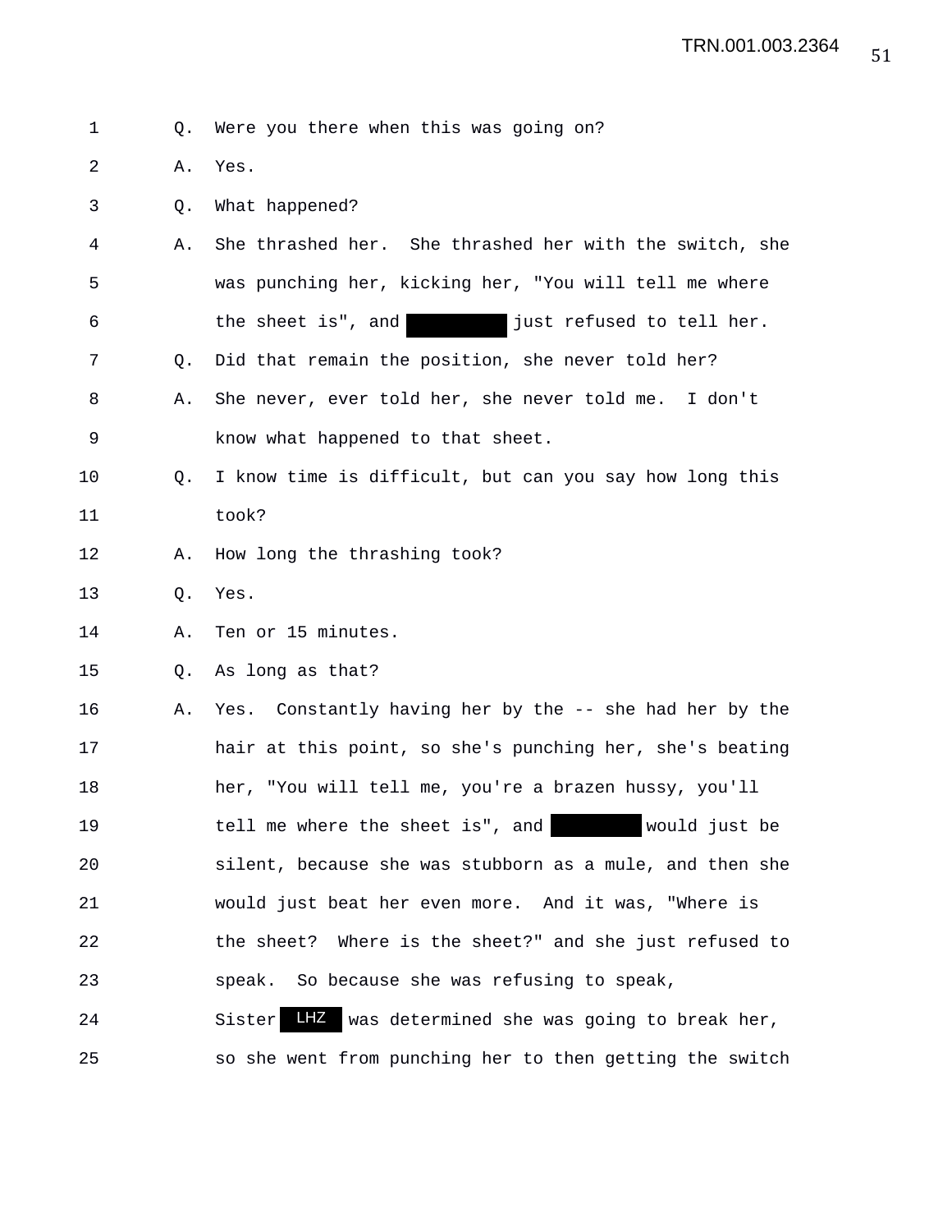Q. Were you there when this was going on?

A. Yes.

Q. What happened?

A. She thrashed her. She thrashed her with the switch, she was punching her, kicking her, "You will tell me where the sheet is", and [REDACTED] just refused to tell her.

Q. Did that remain the position, she never told her?

A. She never, ever told her, she never told me. I don't know what happened to that sheet.

Q. I know time is difficult, but can you say how long this took?

A. How long the thrashing took?

Q. Yes.

A. Ten or 15 minutes.

Q. As long as that?

A. Yes. Constantly having her by the -- she had her by the hair at this point, so she's punching her, she's beating her, "You will tell me, you're a brazen hussy, you'll tell me where the sheet is", and [REDACTED] would just be silent, because she was stubborn as a mule, and then she would just beat her even more. And it was, "Where is the sheet? Where is the sheet?" and she just refused to speak. So because she was refusing to speak, Sister LHZ was determined she was going to break her, so she went from punching her to then getting the switch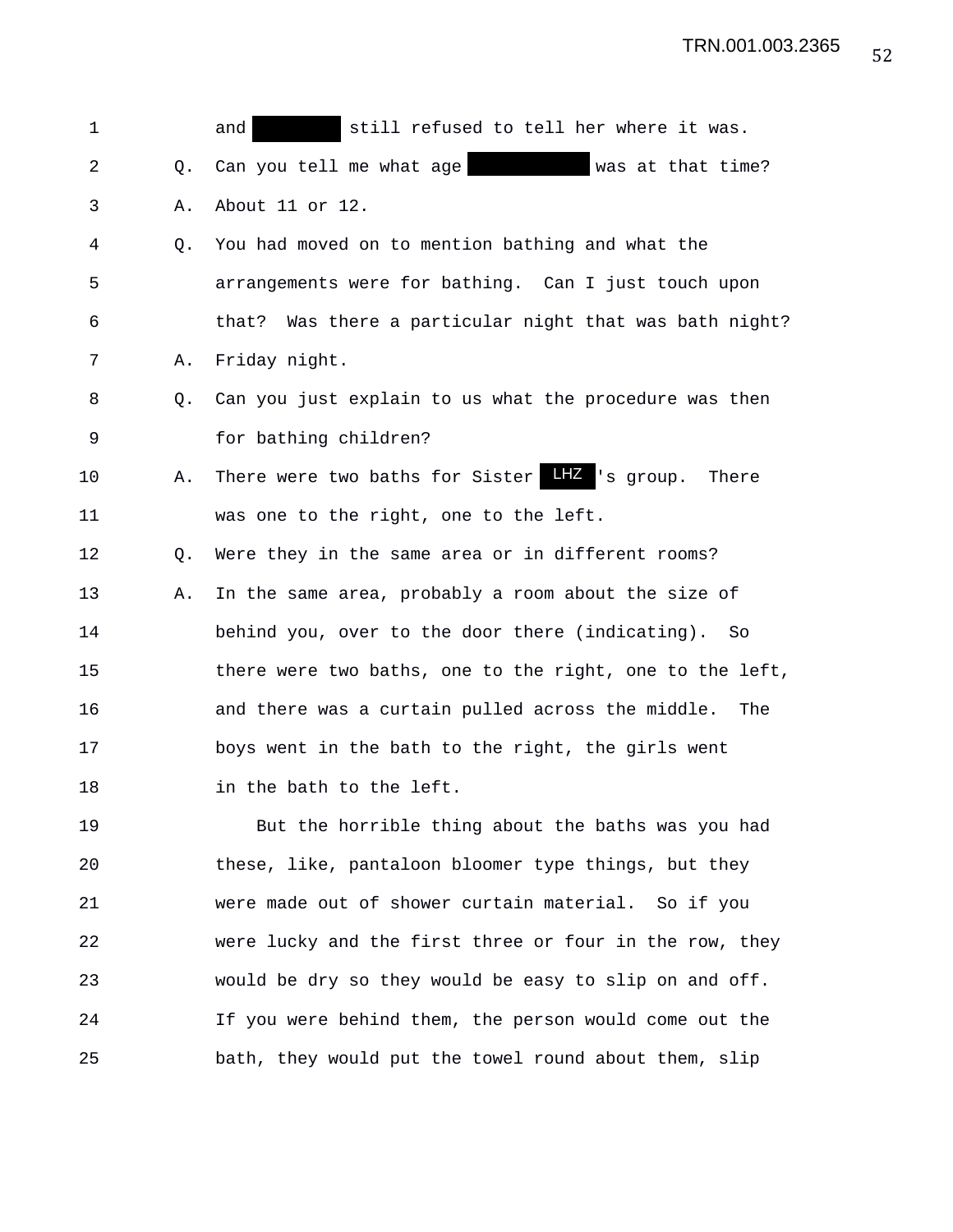1 and [REDACTED] still refused to tell her where it was.

2 Q. Can you tell me what age [REDACTED] was at that time?

3 A. About 11 or 12.

4 Q. You had moved on to mention bathing and what the

5 arrangements were for bathing. Can I just touch upon

6 that? Was there a particular night that was bath night?

7 A. Friday night.

8 Q. Can you just explain to us what the procedure was then

9 for bathing children?

10 A. There were two baths for Sister LHZ's group. There

11 was one to the right, one to the left.

12 Q. Were they in the same area or in different rooms?

13 A. In the same area, probably a room about the size of

14 behind you, over to the door there (indicating). So

15 there were two baths, one to the right, one to the left,

16 and there was a curtain pulled across the middle. The

17 boys went in the bath to the right, the girls went

18 in the bath to the left.

19 But the horrible thing about the baths was you had

20 these, like, pantaloon bloomer type things, but they

21 were made out of shower curtain material. So if you

22 were lucky and the first three or four in the row, they

23 would be dry so they would be easy to slip on and off.

24 If you were behind them, the person would come out the

25 bath, they would put the towel round about them, slip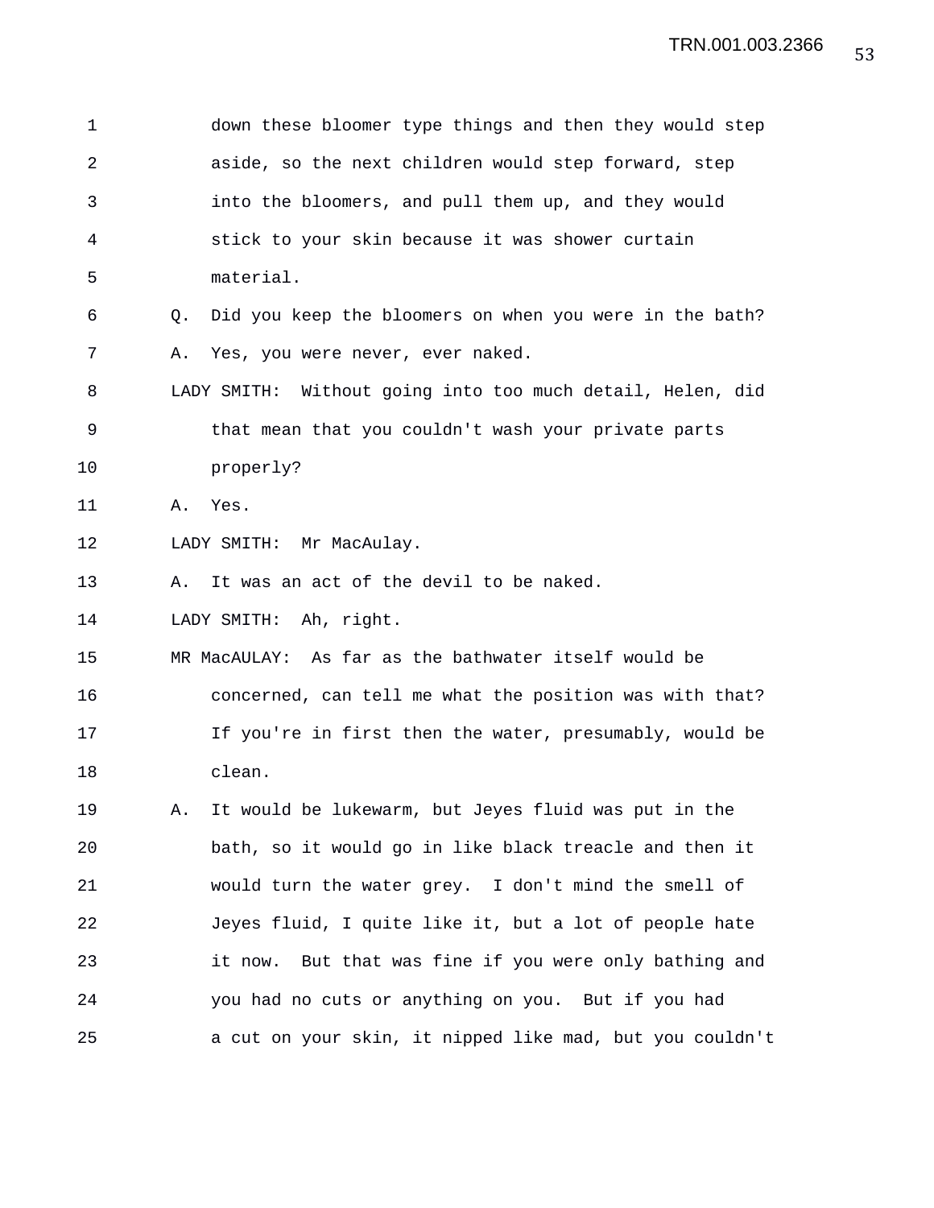down these bloomer type things and then they would step aside, so the next children would step forward, step into the bloomers, and pull them up, and they would stick to your skin because it was shower curtain material.

Q. Did you keep the bloomers on when you were in the bath?

A. Yes, you were never, ever naked.

LADY SMITH: Without going into too much detail, Helen, did that mean that you couldn't wash your private parts properly?

A. Yes.

LADY SMITH: Mr MacAulay.

A. It was an act of the devil to be naked.

LADY SMITH: Ah, right.

MR MacAULAY: As far as the bathwater itself would be concerned, can tell me what the position was with that? If you're in first then the water, presumably, would be clean.

A. It would be lukewarm, but Jeyes fluid was put in the bath, so it would go in like black treacle and then it would turn the water grey. I don't mind the smell of Jeyes fluid, I quite like it, but a lot of people hate it now. But that was fine if you were only bathing and you had no cuts or anything on you. But if you had a cut on your skin, it nipped like mad, but you couldn't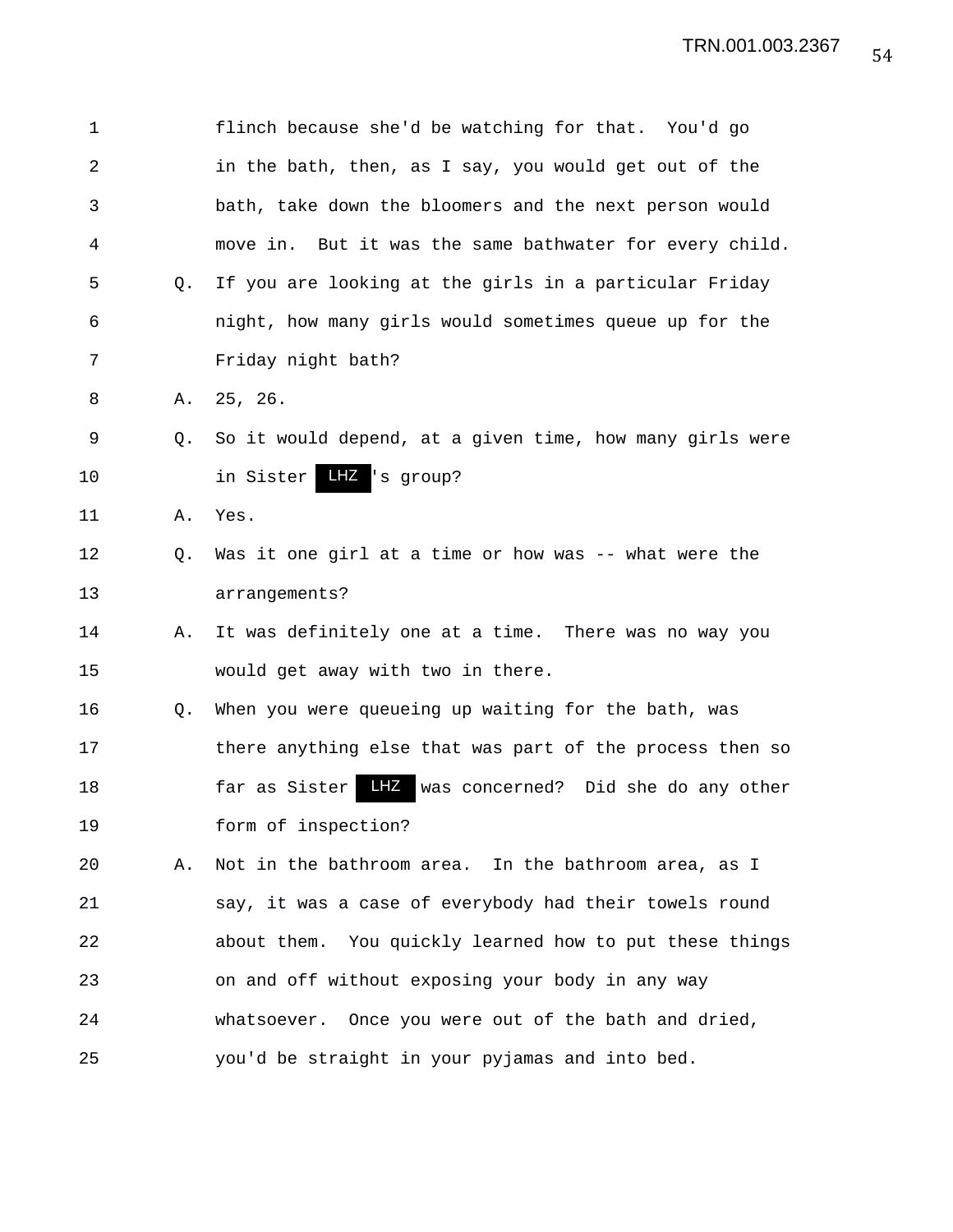1 flinch because she'd be watching for that. You'd go
2 in the bath, then, as I say, you would get out of the
3 bath, take down the bloomers and the next person would
4 move in. But it was the same bathwater for every child.

5 Q. If you are looking at the girls in a particular Friday
6 night, how many girls would sometimes queue up for the
7 Friday night bath?

8 A. 25, 26.

9 Q. So it would depend, at a given time, how many girls were
10 in Sister LHZ's group?

11 A. Yes.

12 Q. Was it one girl at a time or how was -- what were the
13 arrangements?

14 A. It was definitely one at a time. There was no way you
15 would get away with two in there.

16 Q. When you were queueing up waiting for the bath, was
17 there anything else that was part of the process then so
18 far as Sister LHZ was concerned? Did she do any other
19 form of inspection?

20 A. Not in the bathroom area. In the bathroom area, as I
21 say, it was a case of everybody had their towels round
22 about them. You quickly learned how to put these things
23 on and off without exposing your body in any way
24 whatsoever. Once you were out of the bath and dried,
25 you'd be straight in your pyjamas and into bed.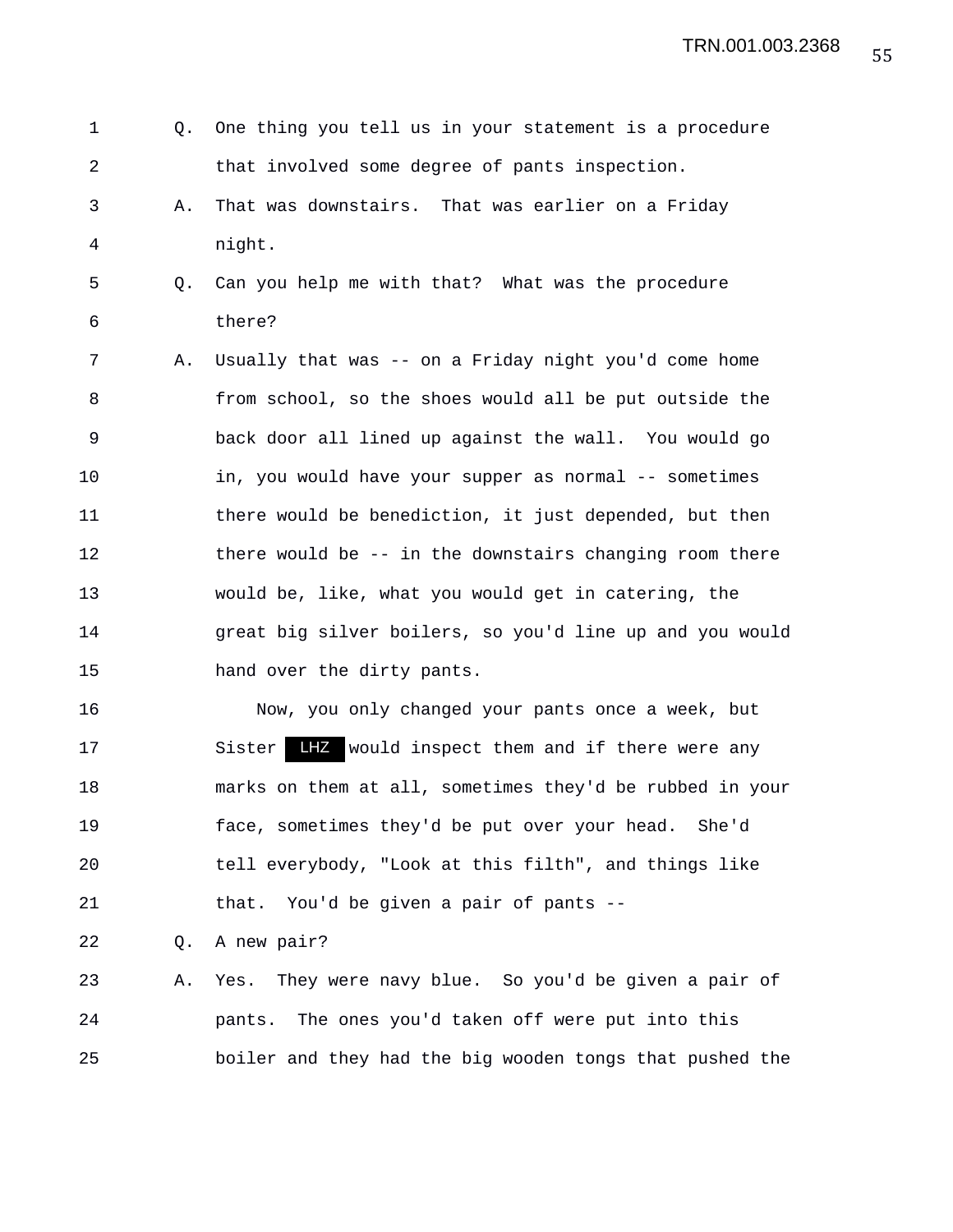Q. One thing you tell us in your statement is a procedure that involved some degree of pants inspection.

A. That was downstairs. That was earlier on a Friday night.

Q. Can you help me with that? What was the procedure there?

A. Usually that was -- on a Friday night you'd come home from school, so the shoes would all be put outside the back door all lined up against the wall. You would go in, you would have your supper as normal -- sometimes there would be benediction, it just depended, but then there would be -- in the downstairs changing room there would be, like, what you would get in catering, the great big silver boilers, so you'd line up and you would hand over the dirty pants.

Now, you only changed your pants once a week, but Sister LHZ would inspect them and if there were any marks on them at all, sometimes they'd be rubbed in your face, sometimes they'd be put over your head. She'd tell everybody, "Look at this filth", and things like that. You'd be given a pair of pants --

Q. A new pair?

A. Yes. They were navy blue. So you'd be given a pair of pants. The ones you'd taken off were put into this boiler and they had the big wooden tongs that pushed the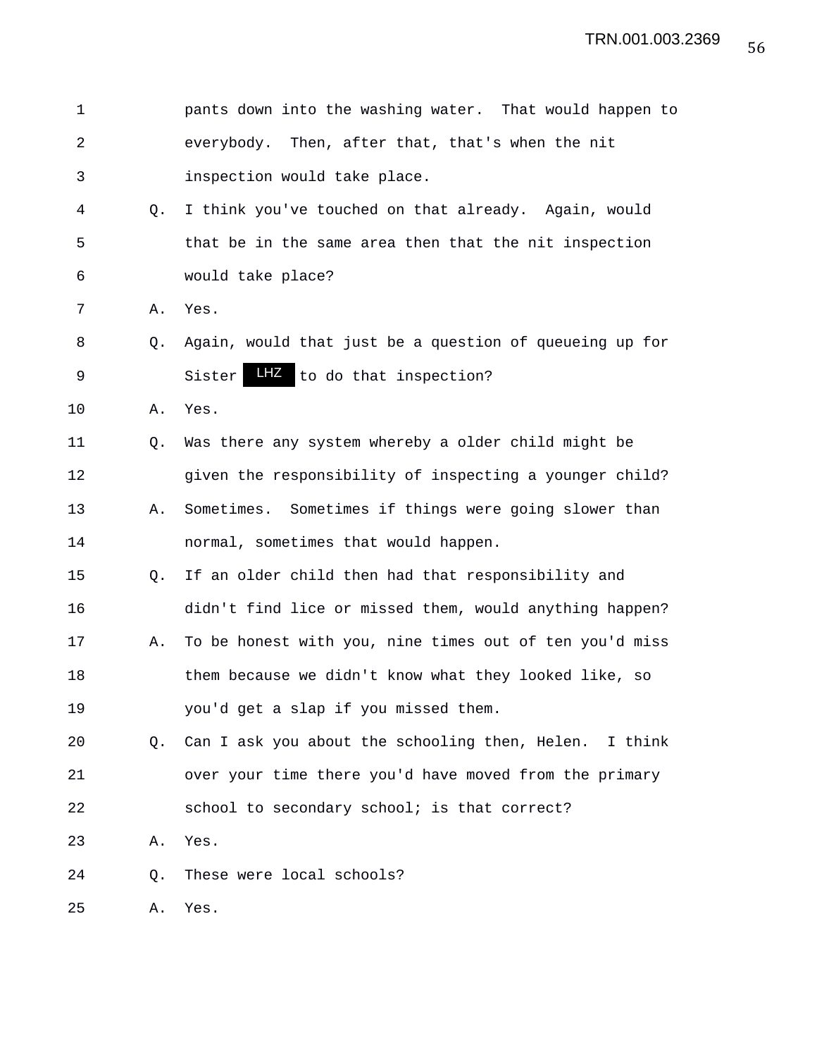1 pants down into the washing water. That would happen to
2 everybody. Then, after that, that's when the nit
3 inspection would take place.
4 Q. I think you've touched on that already. Again, would
5 that be in the same area then that the nit inspection
6 would take place?
7 A. Yes.
8 Q. Again, would that just be a question of queueing up for
9 Sister LHZ to do that inspection?
10 A. Yes.
11 Q. Was there any system whereby a older child might be
12 given the responsibility of inspecting a younger child?
13 A. Sometimes. Sometimes if things were going slower than
14 normal, sometimes that would happen.
15 Q. If an older child then had that responsibility and
16 didn't find lice or missed them, would anything happen?
17 A. To be honest with you, nine times out of ten you'd miss
18 them because we didn't know what they looked like, so
19 you'd get a slap if you missed them.
20 Q. Can I ask you about the schooling then, Helen. I think
21 over your time there you'd have moved from the primary
22 school to secondary school; is that correct?
23 A. Yes.
24 Q. These were local schools?
25 A. Yes.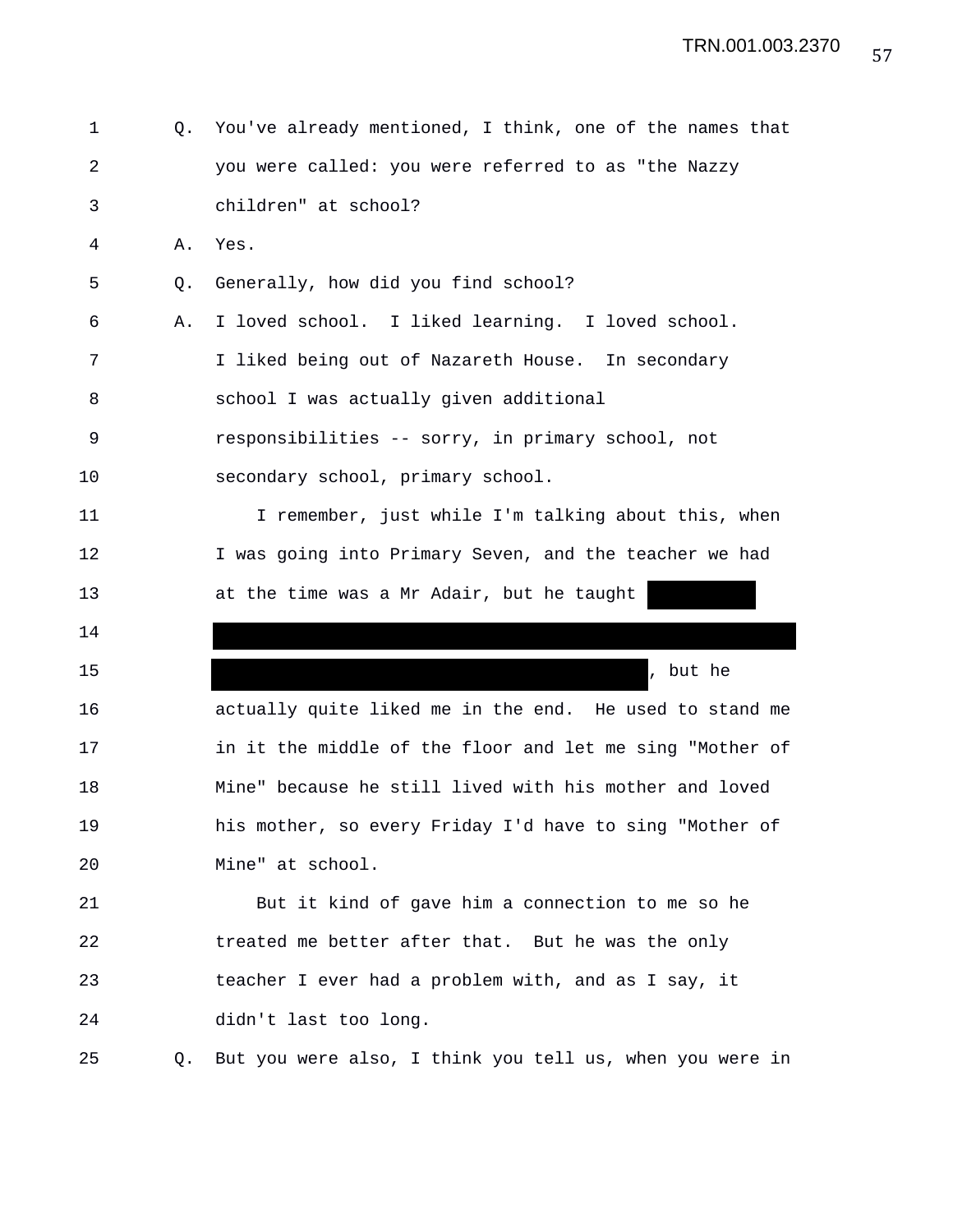Q. You've already mentioned, I think, one of the names that you were called: you were referred to as "the Nazzy children" at school?

A. Yes.

Q. Generally, how did you find school?

A. I loved school. I liked learning. I loved school. I liked being out of Nazareth House. In secondary school I was actually given additional responsibilities -- sorry, in primary school, not secondary school, primary school.

I remember, just while I'm talking about this, when I was going into Primary Seven, and the teacher we had at the time was a Mr Adair, but he taught [REDACTED] [REDACTED] [REDACTED], but he actually quite liked me in the end. He used to stand me in it the middle of the floor and let me sing "Mother of Mine" because he still lived with his mother and loved his mother, so every Friday I'd have to sing "Mother of Mine" at school.

But it kind of gave him a connection to me so he treated me better after that. But he was the only teacher I ever had a problem with, and as I say, it didn't last too long.

Q. But you were also, I think you tell us, when you were in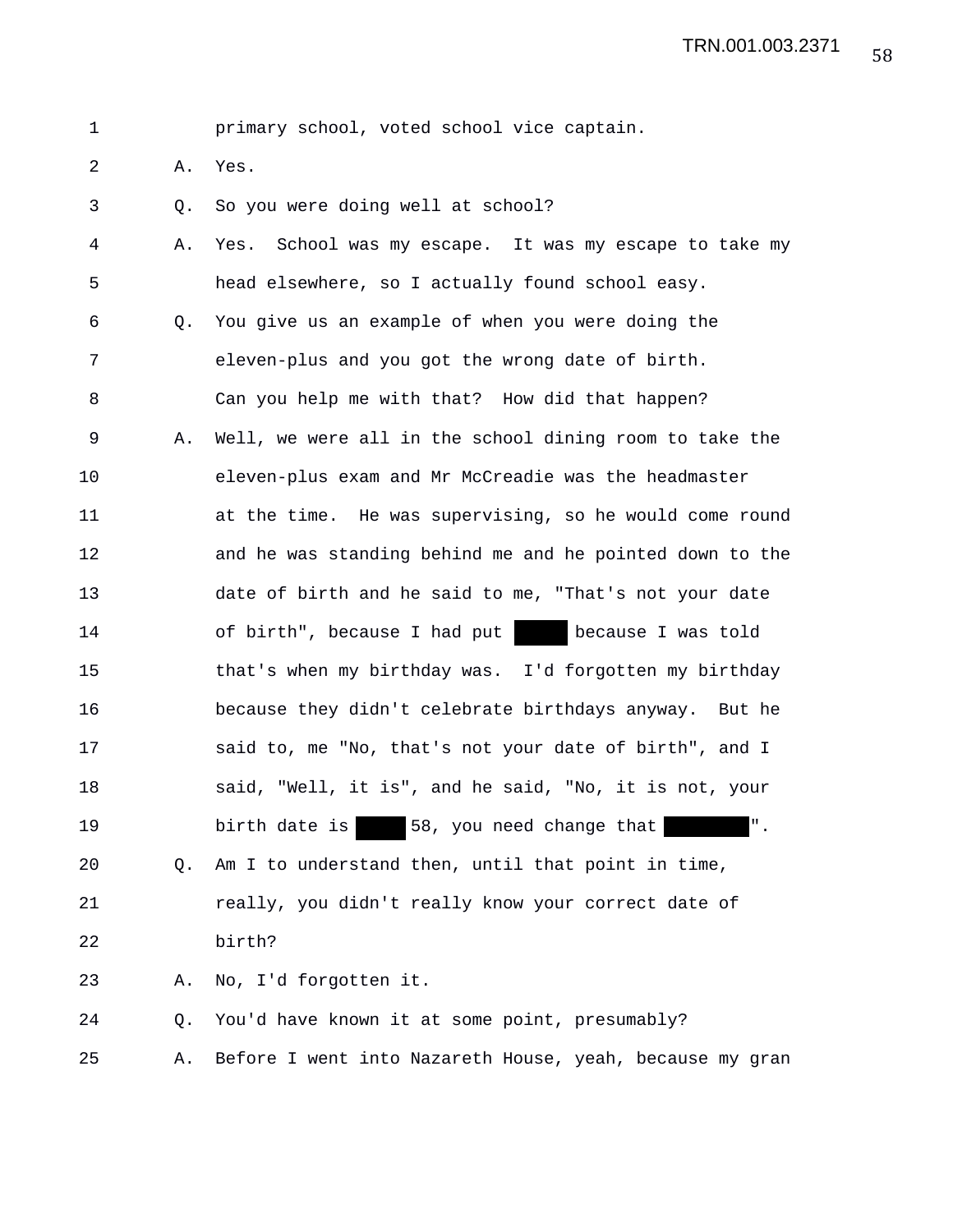1 primary school, voted school vice captain.

2 A. Yes.

3 Q. So you were doing well at school?

4 A. Yes. School was my escape. It was my escape to take my

5 head elsewhere, so I actually found school easy.

6 Q. You give us an example of when you were doing the

7 eleven-plus and you got the wrong date of birth.

8 Can you help me with that? How did that happen?

9 A. Well, we were all in the school dining room to take the

10 eleven-plus exam and Mr McCreadie was the headmaster

11 at the time. He was supervising, so he would come round

12 and he was standing behind me and he pointed down to the

13 date of birth and he said to me, "That's not your date

14 of birth", because I had put ██████ because I was told

15 that's when my birthday was. I'd forgotten my birthday

16 because they didn't celebrate birthdays anyway. But he

17 said to, me "No, that's not your date of birth", and I

18 said, "Well, it is", and he said, "No, it is not, your

19 birth date is █████ 58, you need change that █████████".

20 Q. Am I to understand then, until that point in time,

21 really, you didn't really know your correct date of

22 birth?

23 A. No, I'd forgotten it.

24 Q. You'd have known it at some point, presumably?

25 A. Before I went into Nazareth House, yeah, because my gran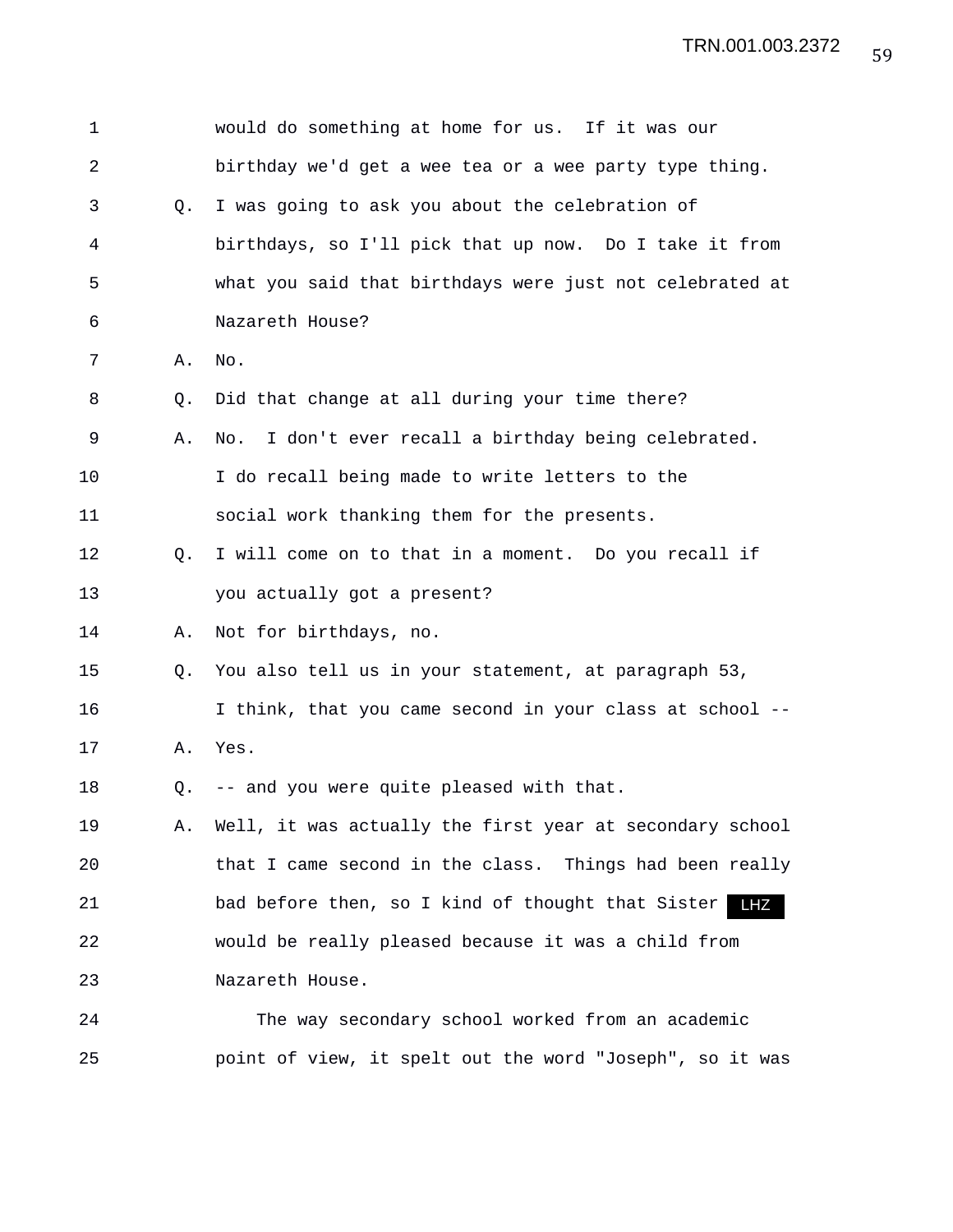1 would do something at home for us. If it was our
2 birthday we'd get a wee tea or a wee party type thing.
3 Q. I was going to ask you about the celebration of
4 birthdays, so I'll pick that up now. Do I take it from
5 what you said that birthdays were just not celebrated at
6 Nazareth House?
7 A. No.
8 Q. Did that change at all during your time there?
9 A. No. I don't ever recall a birthday being celebrated.
10 I do recall being made to write letters to the
11 social work thanking them for the presents.
12 Q. I will come on to that in a moment. Do you recall if
13 you actually got a present?
14 A. Not for birthdays, no.
15 Q. You also tell us in your statement, at paragraph 53,
16 I think, that you came second in your class at school --
17 A. Yes.
18 Q. -- and you were quite pleased with that.
19 A. Well, it was actually the first year at secondary school
20 that I came second in the class. Things had been really
21 bad before then, so I kind of thought that Sister LHZ
22 would be really pleased because it was a child from
23 Nazareth House.
24 The way secondary school worked from an academic
25 point of view, it spelt out the word "Joseph", so it was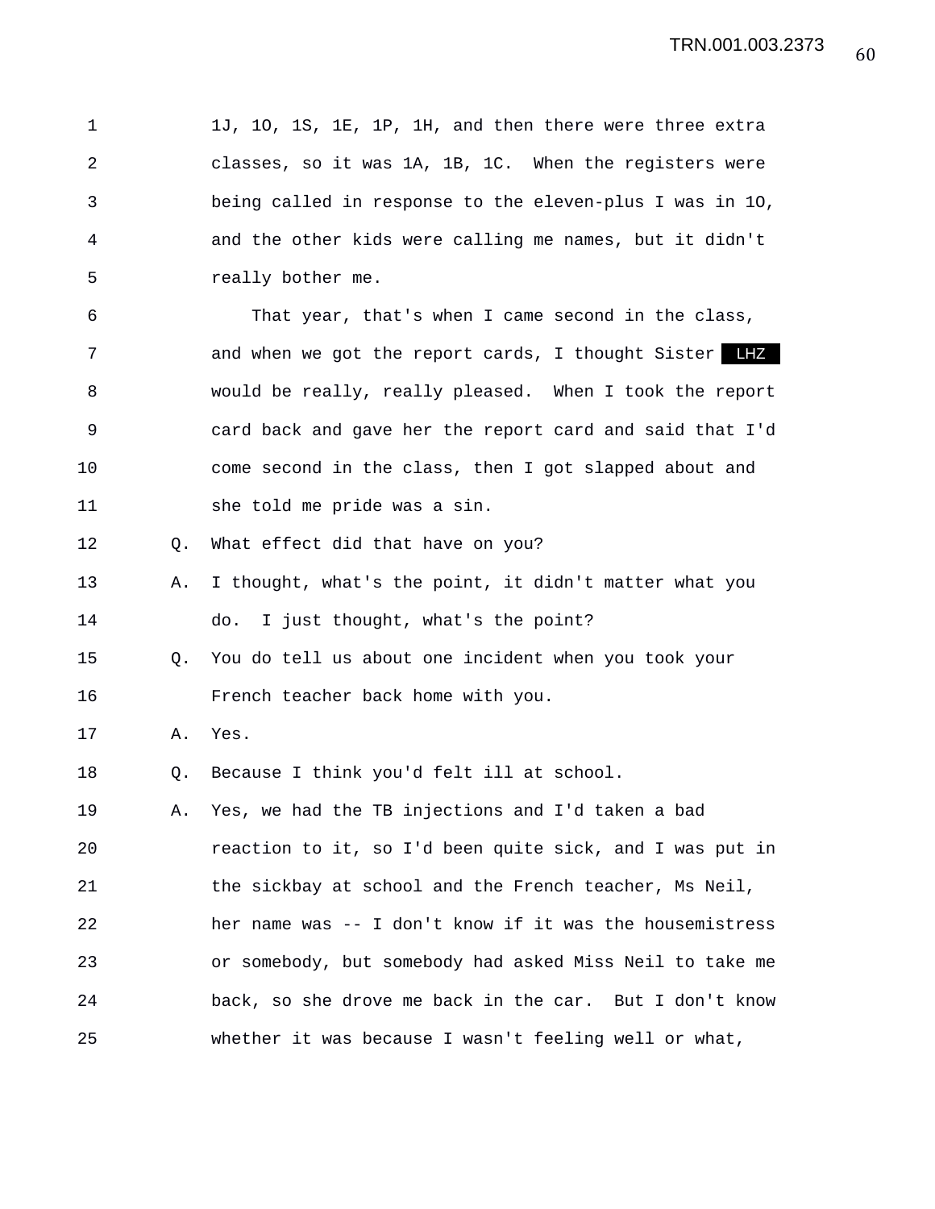1J, 1O, 1S, 1E, 1P, 1H, and then there were three extra classes, so it was 1A, 1B, 1C. When the registers were being called in response to the eleven-plus I was in 1O, and the other kids were calling me names, but it didn't really bother me.

That year, that's when I came second in the class, and when we got the report cards, I thought Sister LHZ would be really, really pleased. When I took the report card back and gave her the report card and said that I'd come second in the class, then I got slapped about and she told me pride was a sin.

Q. What effect did that have on you?

A. I thought, what's the point, it didn't matter what you do. I just thought, what's the point?

Q. You do tell us about one incident when you took your French teacher back home with you.

A. Yes.

Q. Because I think you'd felt ill at school.

A. Yes, we had the TB injections and I'd taken a bad reaction to it, so I'd been quite sick, and I was put in the sickbay at school and the French teacher, Ms Neil, her name was -- I don't know if it was the housemistress or somebody, but somebody had asked Miss Neil to take me back, so she drove me back in the car. But I don't know whether it was because I wasn't feeling well or what,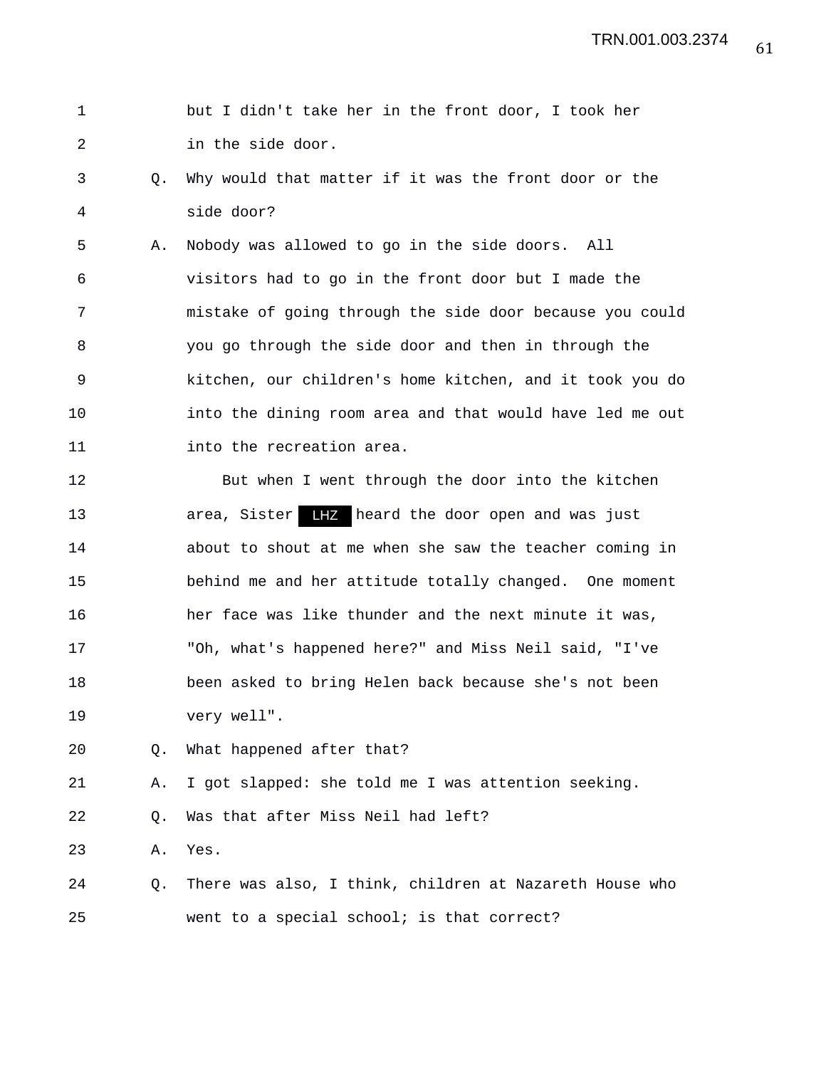1 but I didn't take her in the front door, I took her
2 in the side door.
3 Q. Why would that matter if it was the front door or the
4 side door?
5 A. Nobody was allowed to go in the side doors. All
6 visitors had to go in the front door but I made the
7 mistake of going through the side door because you could
8 you go through the side door and then in through the
9 kitchen, our children's home kitchen, and it took you do
10 into the dining room area and that would have led me out
11 into the recreation area.
12 But when I went through the door into the kitchen
13 area, Sister LHZ heard the door open and was just
14 about to shout at me when she saw the teacher coming in
15 behind me and her attitude totally changed. One moment
16 her face was like thunder and the next minute it was,
17 "Oh, what's happened here?" and Miss Neil said, "I've
18 been asked to bring Helen back because she's not been
19 very well".
20 Q. What happened after that?
21 A. I got slapped: she told me I was attention seeking.
22 Q. Was that after Miss Neil had left?
23 A. Yes.
24 Q. There was also, I think, children at Nazareth House who
25 went to a special school; is that correct?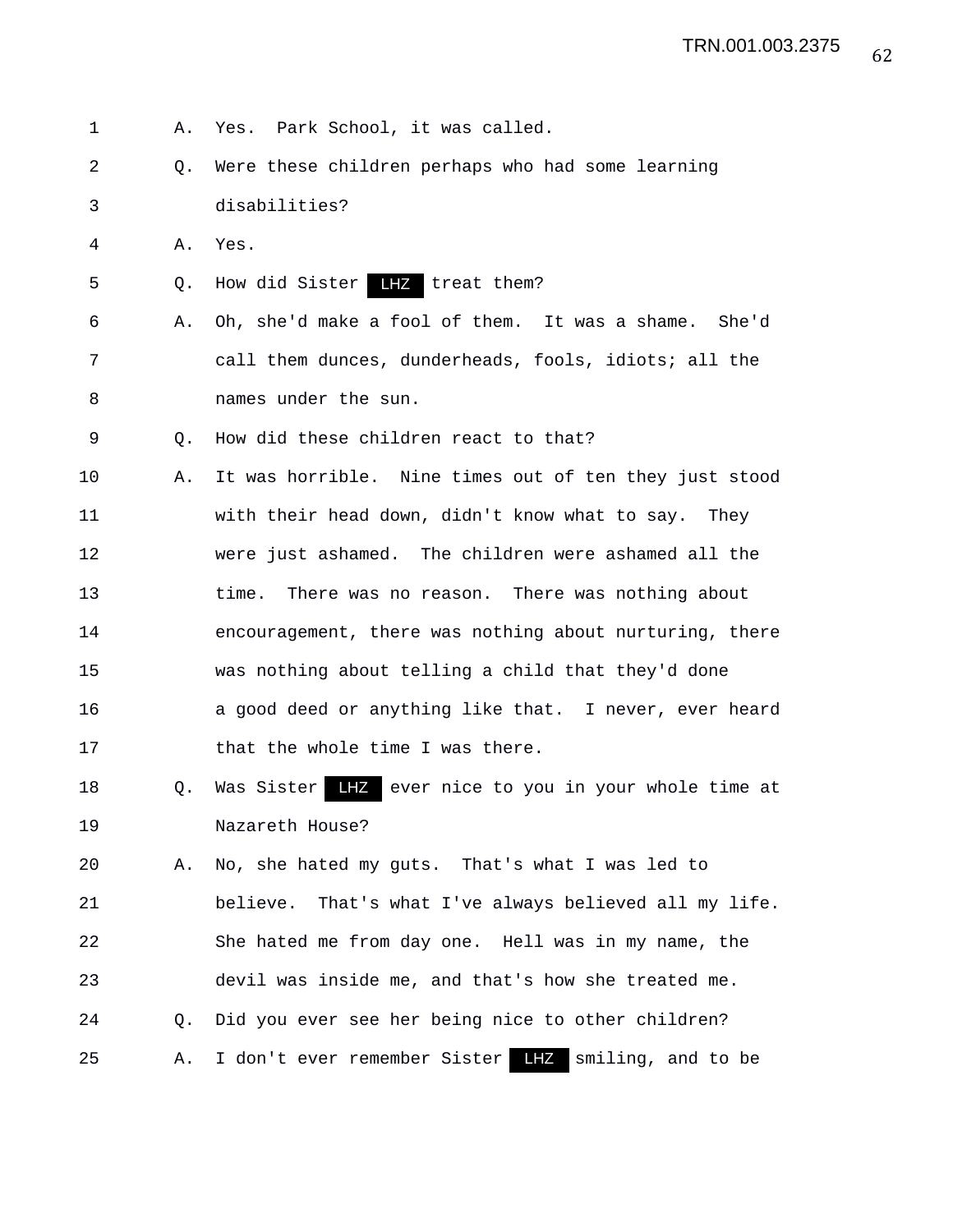1 A. Yes. Park School, it was called.

2 Q. Were these children perhaps who had some learning

3 disabilities?

4 A. Yes.

5 Q. How did Sister LHZ treat them?

6 A. Oh, she'd make a fool of them. It was a shame. She'd

7 call them dunces, dunderheads, fools, idiots; all the

8 names under the sun.

9 Q. How did these children react to that?

10 A. It was horrible. Nine times out of ten they just stood

11 with their head down, didn't know what to say. They

12 were just ashamed. The children were ashamed all the

13 time. There was no reason. There was nothing about

14 encouragement, there was nothing about nurturing, there

15 was nothing about telling a child that they'd done

16 a good deed or anything like that. I never, ever heard

17 that the whole time I was there.

18 Q. Was Sister LHZ ever nice to you in your whole time at

19 Nazareth House?

20 A. No, she hated my guts. That's what I was led to

21 believe. That's what I've always believed all my life.

22 She hated me from day one. Hell was in my name, the

23 devil was inside me, and that's how she treated me.

24 Q. Did you ever see her being nice to other children?

25 A. I don't ever remember Sister LHZ smiling, and to be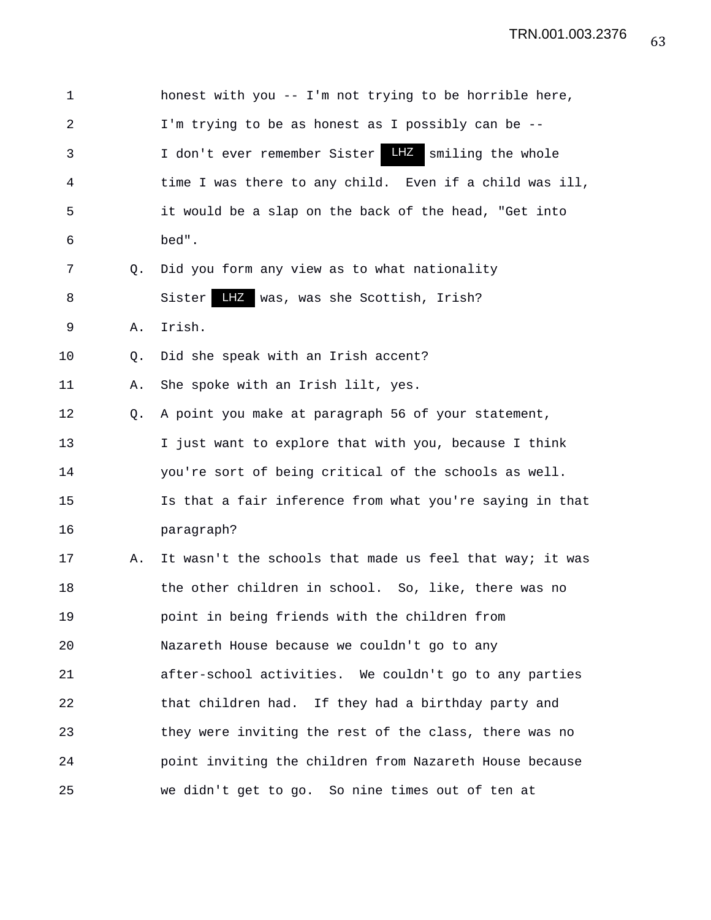1 honest with you -- I'm not trying to be horrible here,

2 I'm trying to be as honest as I possibly can be --

3 I don't ever remember Sister LHZ smiling the whole

4 time I was there to any child. Even if a child was ill,

5 it would be a slap on the back of the head, "Get into

6 bed".

7 Q. Did you form any view as to what nationality

8 Sister LHZ was, was she Scottish, Irish?

9 A. Irish.

10 Q. Did she speak with an Irish accent?

11 A. She spoke with an Irish lilt, yes.

12 Q. A point you make at paragraph 56 of your statement,

13 I just want to explore that with you, because I think

14 you're sort of being critical of the schools as well.

15 Is that a fair inference from what you're saying in that

16 paragraph?

17 A. It wasn't the schools that made us feel that way; it was

18 the other children in school. So, like, there was no

19 point in being friends with the children from

20 Nazareth House because we couldn't go to any

21 after-school activities. We couldn't go to any parties

22 that children had. If they had a birthday party and

23 they were inviting the rest of the class, there was no

24 point inviting the children from Nazareth House because

25 we didn't get to go. So nine times out of ten at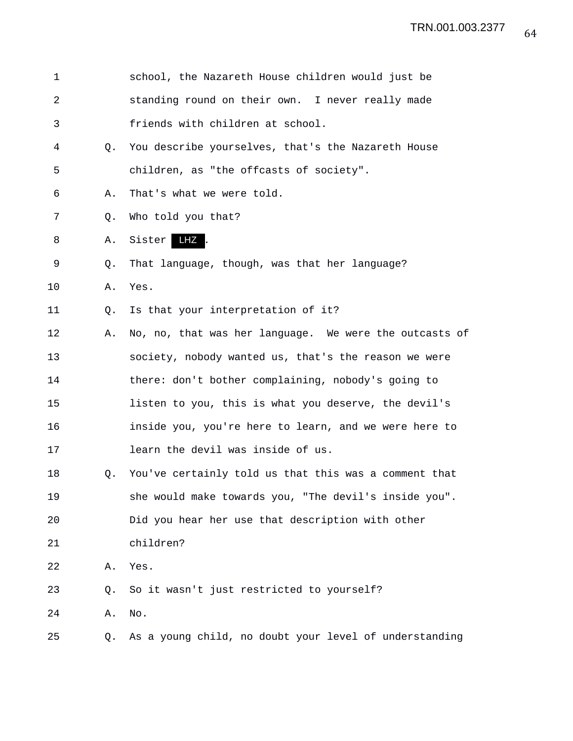school, the Nazareth House children would just be standing round on their own. I never really made friends with children at school.

Q. You describe yourselves, that's the Nazareth House children, as "the offcasts of society".

A. That's what we were told.

Q. Who told you that?

A. Sister LHZ.

Q. That language, though, was that her language?

A. Yes.

Q. Is that your interpretation of it?

A. No, no, that was her language. We were the outcasts of society, nobody wanted us, that's the reason we were there: don't bother complaining, nobody's going to listen to you, this is what you deserve, the devil's inside you, you're here to learn, and we were here to learn the devil was inside of us.

Q. You've certainly told us that this was a comment that she would make towards you, "The devil's inside you". Did you hear her use that description with other children?

A. Yes.

Q. So it wasn't just restricted to yourself?

A. No.

Q. As a young child, no doubt your level of understanding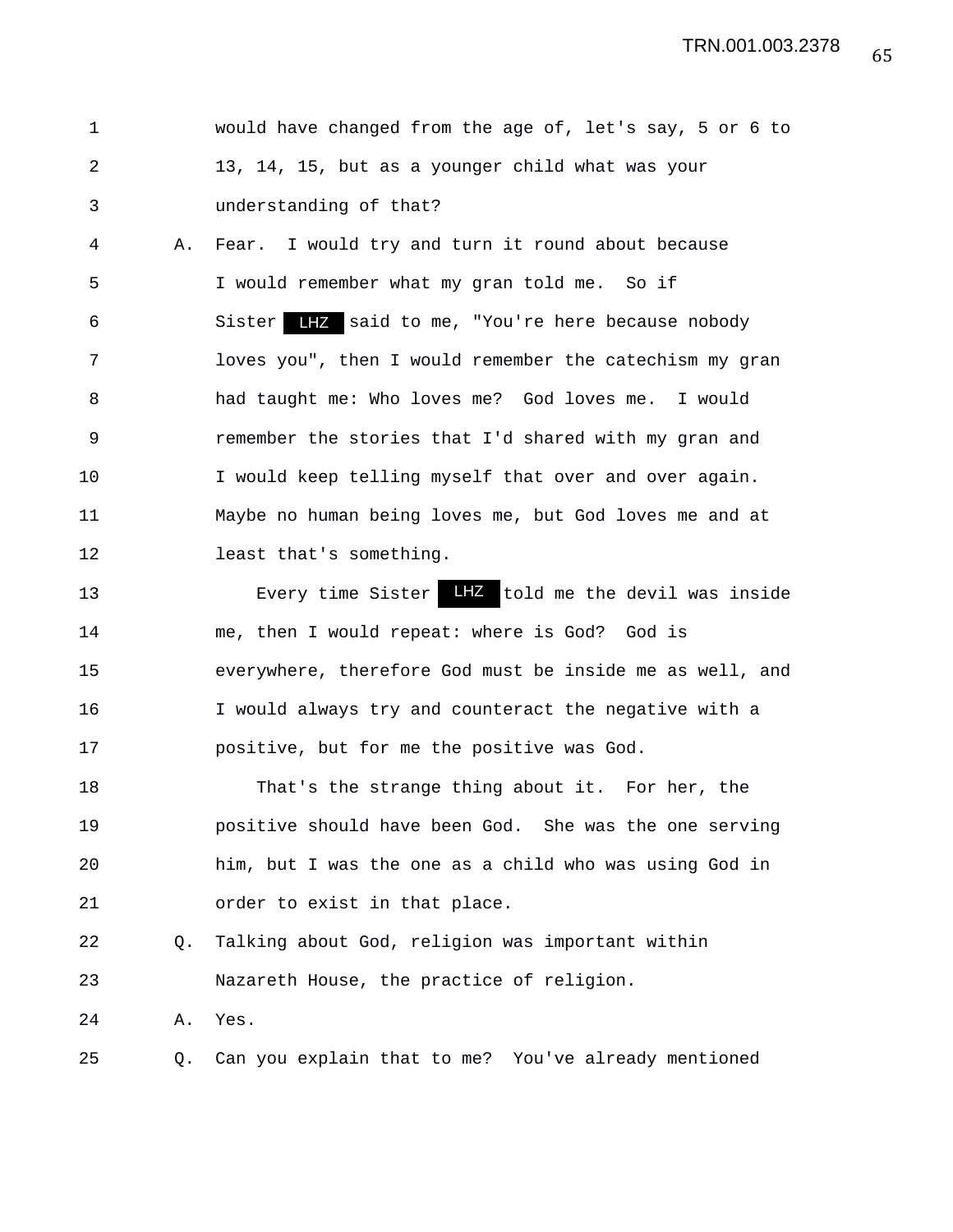would have changed from the age of, let's say, 5 or 6 to 13, 14, 15, but as a younger child what was your understanding of that?

A. Fear. I would try and turn it round about because I would remember what my gran told me. So if Sister LHZ said to me, "You're here because nobody loves you", then I would remember the catechism my gran had taught me: Who loves me? God loves me. I would remember the stories that I'd shared with my gran and I would keep telling myself that over and over again. Maybe no human being loves me, but God loves me and at least that's something.

Every time Sister LHZ told me the devil was inside me, then I would repeat: where is God? God is everywhere, therefore God must be inside me as well, and I would always try and counteract the negative with a positive, but for me the positive was God.

That's the strange thing about it. For her, the positive should have been God. She was the one serving him, but I was the one as a child who was using God in order to exist in that place.

Q. Talking about God, religion was important within Nazareth House, the practice of religion.

A. Yes.

Q. Can you explain that to me? You've already mentioned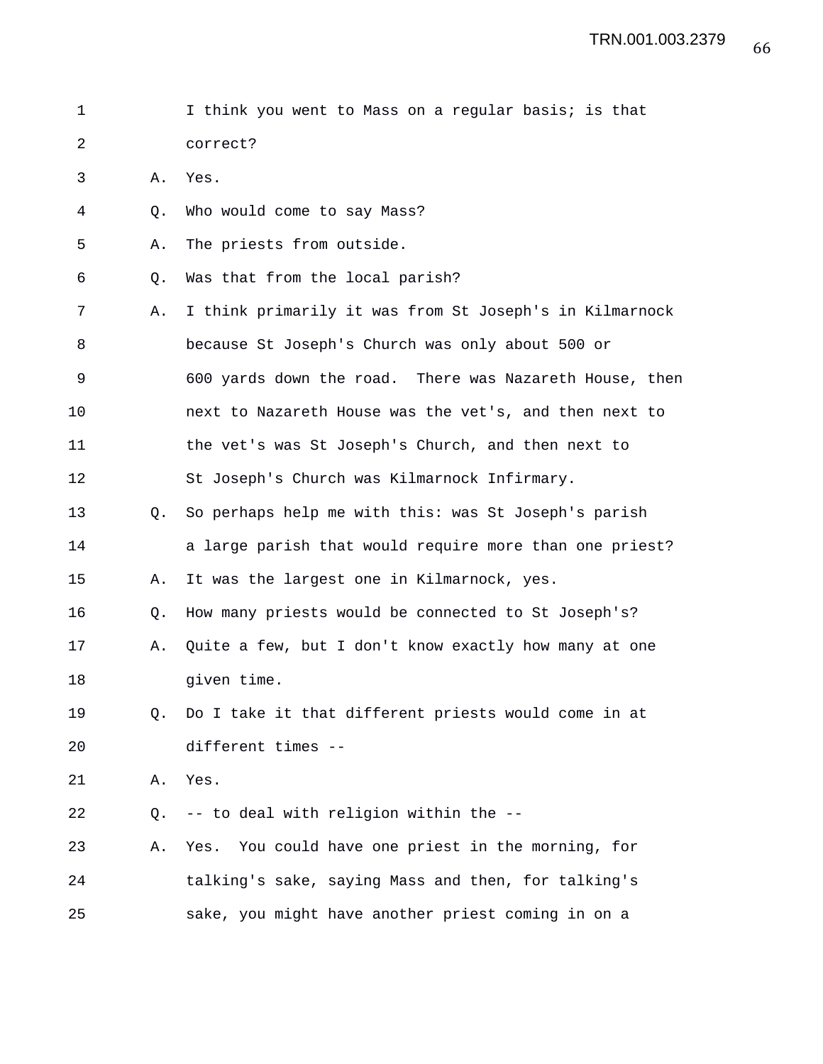I think you went to Mass on a regular basis; is that correct?

A. Yes.

Q. Who would come to say Mass?

A. The priests from outside.

Q. Was that from the local parish?

A. I think primarily it was from St Joseph's in Kilmarnock because St Joseph's Church was only about 500 or 600 yards down the road. There was Nazareth House, then next to Nazareth House was the vet's, and then next to the vet's was St Joseph's Church, and then next to St Joseph's Church was Kilmarnock Infirmary.

Q. So perhaps help me with this: was St Joseph's parish a large parish that would require more than one priest?

A. It was the largest one in Kilmarnock, yes.

Q. How many priests would be connected to St Joseph's?

A. Quite a few, but I don't know exactly how many at one given time.

Q. Do I take it that different priests would come in at different times --

A. Yes.

Q. -- to deal with religion within the --

A. Yes. You could have one priest in the morning, for talking's sake, saying Mass and then, for talking's sake, you might have another priest coming in on a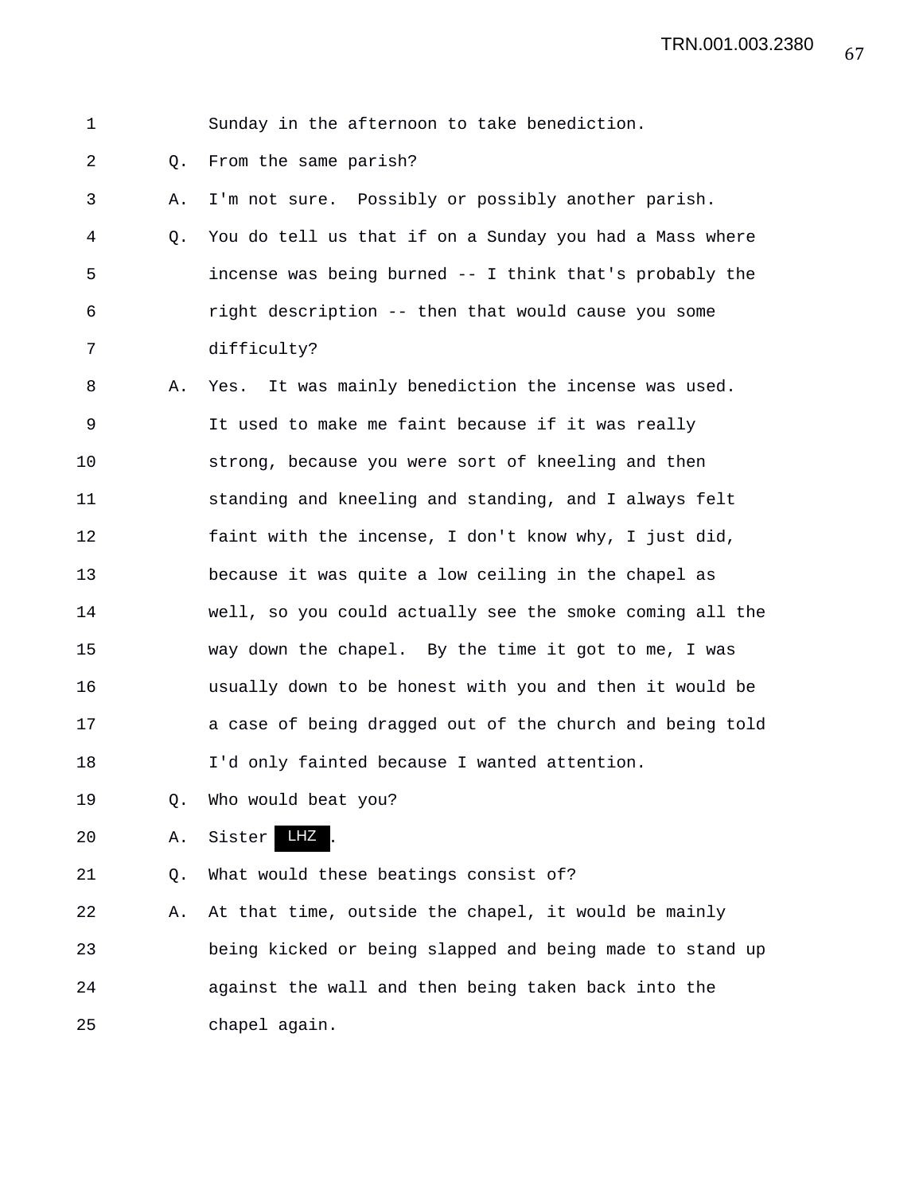1 Sunday in the afternoon to take benediction.

2 Q. From the same parish?

3 A. I'm not sure. Possibly or possibly another parish.

4 Q. You do tell us that if on a Sunday you had a Mass where
5 incense was being burned -- I think that's probably the
6 right description -- then that would cause you some
7 difficulty?

8 A. Yes. It was mainly benediction the incense was used.
9 It used to make me faint because if it was really
10 strong, because you were sort of kneeling and then
11 standing and kneeling and standing, and I always felt
12 faint with the incense, I don't know why, I just did,
13 because it was quite a low ceiling in the chapel as
14 well, so you could actually see the smoke coming all the
15 way down the chapel. By the time it got to me, I was
16 usually down to be honest with you and then it would be
17 a case of being dragged out of the church and being told
18 I'd only fainted because I wanted attention.

19 Q. Who would beat you?

20 A. Sister LHZ.

21 Q. What would these beatings consist of?

22 A. At that time, outside the chapel, it would be mainly
23 being kicked or being slapped and being made to stand up
24 against the wall and then being taken back into the
25 chapel again.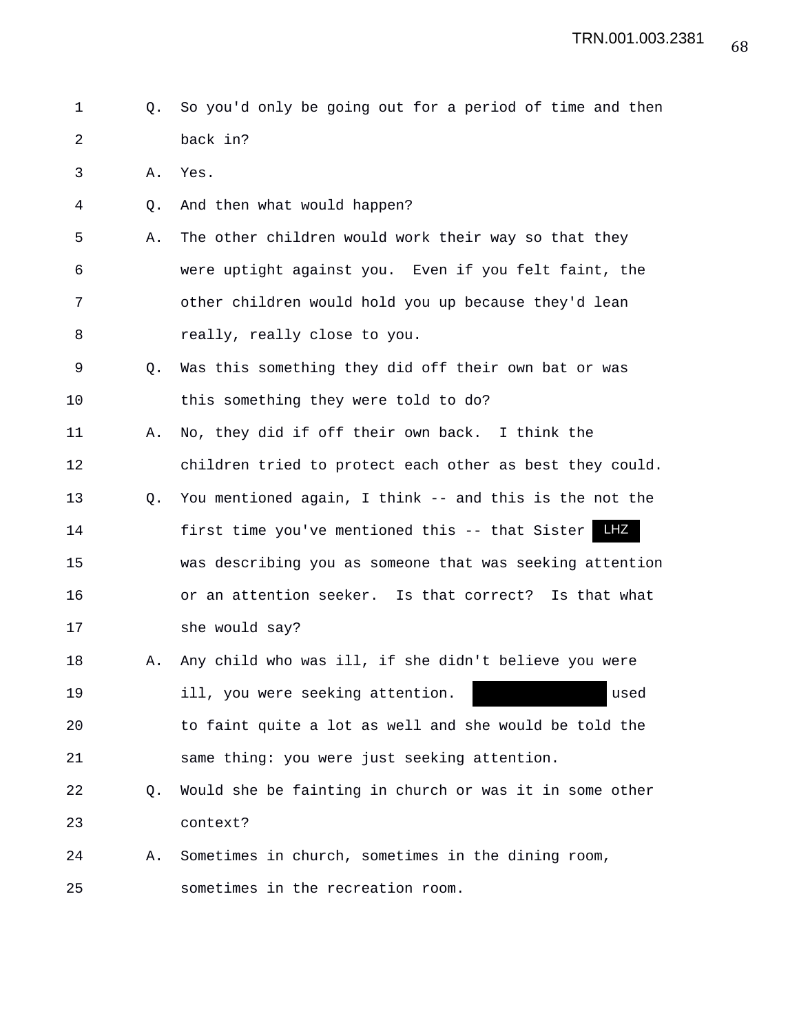Q. So you'd only be going out for a period of time and then back in?

A. Yes.

Q. And then what would happen?

A. The other children would work their way so that they were uptight against you. Even if you felt faint, the other children would hold you up because they'd lean really, really close to you.

Q. Was this something they did off their own bat or was this something they were told to do?

A. No, they did if off their own back. I think the children tried to protect each other as best they could.

Q. You mentioned again, I think -- and this is the not the first time you've mentioned this -- that Sister LHZ was describing you as someone that was seeking attention or an attention seeker. Is that correct? Is that what she would say?

A. Any child who was ill, if she didn't believe you were ill, you were seeking attention. [REDACTED] used to faint quite a lot as well and she would be told the same thing: you were just seeking attention.

Q. Would she be fainting in church or was it in some other context?

A. Sometimes in church, sometimes in the dining room, sometimes in the recreation room.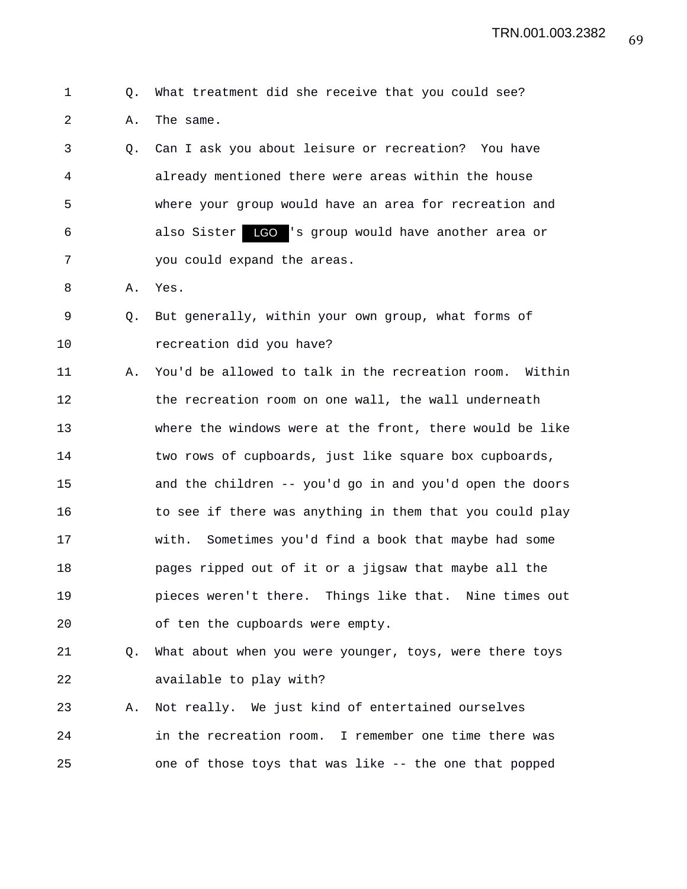Q. What treatment did she receive that you could see?

A. The same.

Q. Can I ask you about leisure or recreation? You have already mentioned there were areas within the house where your group would have an area for recreation and also Sister LGO's group would have another area or you could expand the areas.

A. Yes.

Q. But generally, within your own group, what forms of recreation did you have?

A. You'd be allowed to talk in the recreation room. Within the recreation room on one wall, the wall underneath where the windows were at the front, there would be like two rows of cupboards, just like square box cupboards, and the children -- you'd go in and you'd open the doors to see if there was anything in them that you could play with. Sometimes you'd find a book that maybe had some pages ripped out of it or a jigsaw that maybe all the pieces weren't there. Things like that. Nine times out of ten the cupboards were empty.

Q. What about when you were younger, toys, were there toys available to play with?

A. Not really. We just kind of entertained ourselves in the recreation room. I remember one time there was one of those toys that was like -- the one that popped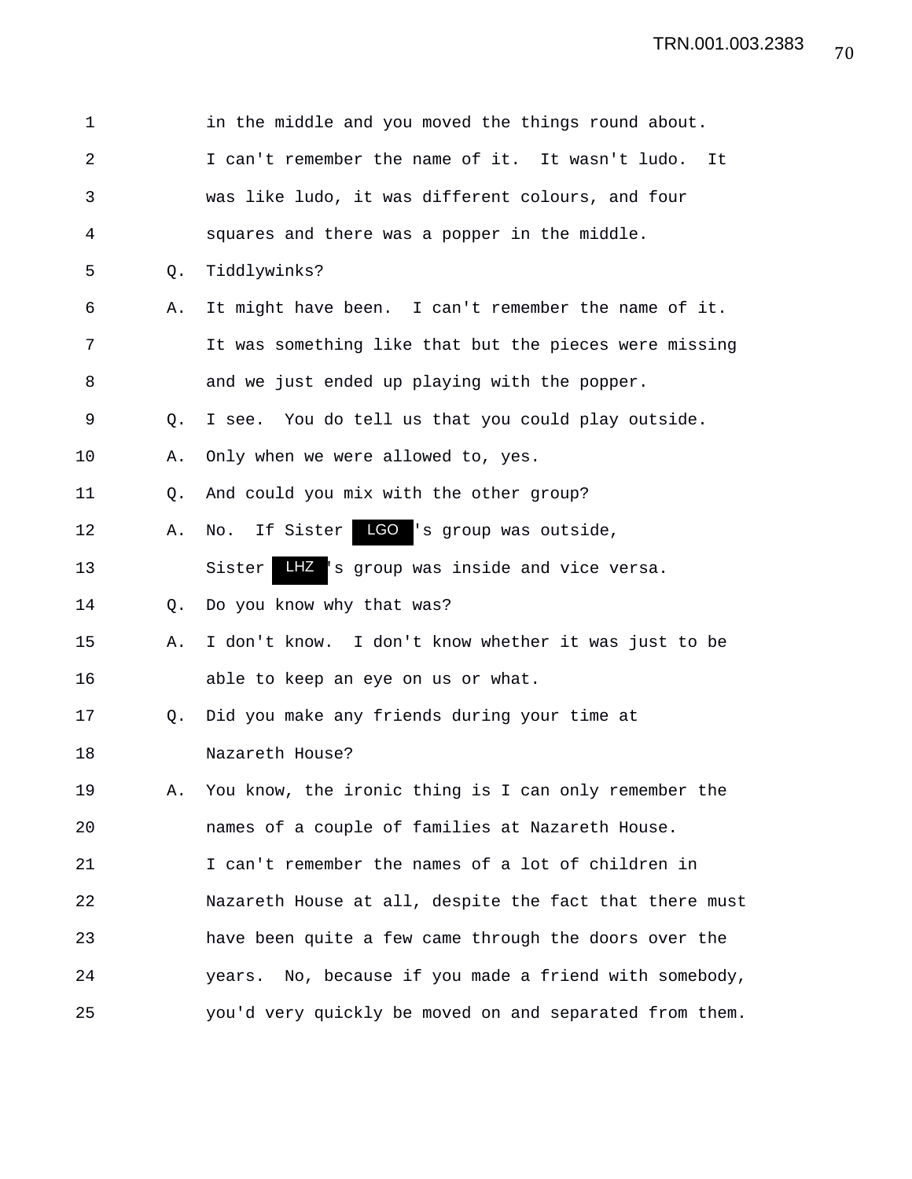1 in the middle and you moved the things round about.
2 I can't remember the name of it. It wasn't ludo. It
3 was like ludo, it was different colours, and four
4 squares and there was a popper in the middle.
5 Q. Tiddlywinks?
6 A. It might have been. I can't remember the name of it.
7 It was something like that but the pieces were missing
8 and we just ended up playing with the popper.
9 Q. I see. You do tell us that you could play outside.
10 A. Only when we were allowed to, yes.
11 Q. And could you mix with the other group?
12 A. No. If Sister LGO 's group was outside,
13 Sister LHZ 's group was inside and vice versa.
14 Q. Do you know why that was?
15 A. I don't know. I don't know whether it was just to be
16 able to keep an eye on us or what.
17 Q. Did you make any friends during your time at
18 Nazareth House?
19 A. You know, the ironic thing is I can only remember the
20 names of a couple of families at Nazareth House.
21 I can't remember the names of a lot of children in
22 Nazareth House at all, despite the fact that there must
23 have been quite a few came through the doors over the
24 years. No, because if you made a friend with somebody,
25 you'd very quickly be moved on and separated from them.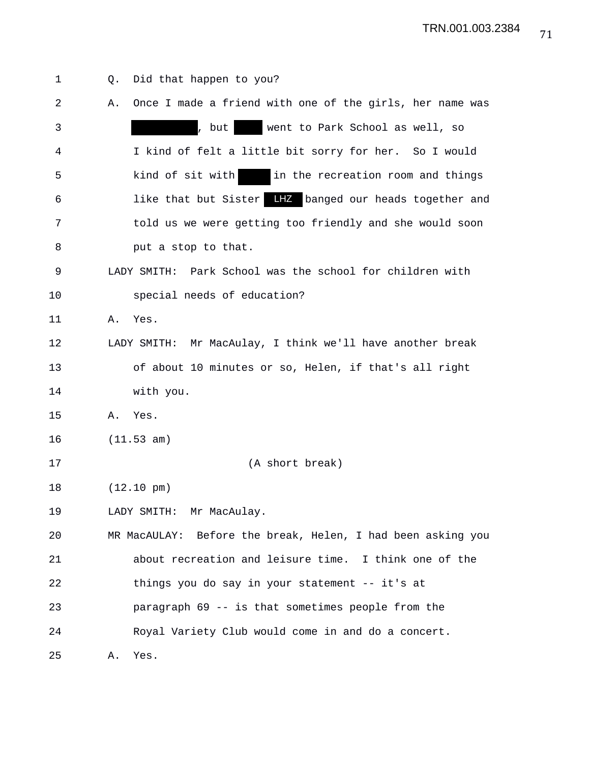1 Q. Did that happen to you?

2 A. Once I made a friend with one of the girls, her name was

3 [redacted], but [redacted] went to Park School as well, so

4 I kind of felt a little bit sorry for her. So I would

5 kind of sit with [redacted] in the recreation room and things

6 like that but Sister LHZ banged our heads together and

7 told us we were getting too friendly and she would soon

8 put a stop to that.

9 LADY SMITH: Park School was the school for children with

10 special needs of education?

11 A. Yes.

12 LADY SMITH: Mr MacAulay, I think we'll have another break

13 of about 10 minutes or so, Helen, if that's all right

14 with you.

15 A. Yes.

16 (11.53 am)

17 (A short break)

18 (12.10 pm)

19 LADY SMITH: Mr MacAulay.

20 MR MacAULAY: Before the break, Helen, I had been asking you

21 about recreation and leisure time. I think one of the

22 things you do say in your statement -- it's at

23 paragraph 69 -- is that sometimes people from the

24 Royal Variety Club would come in and do a concert.

25 A. Yes.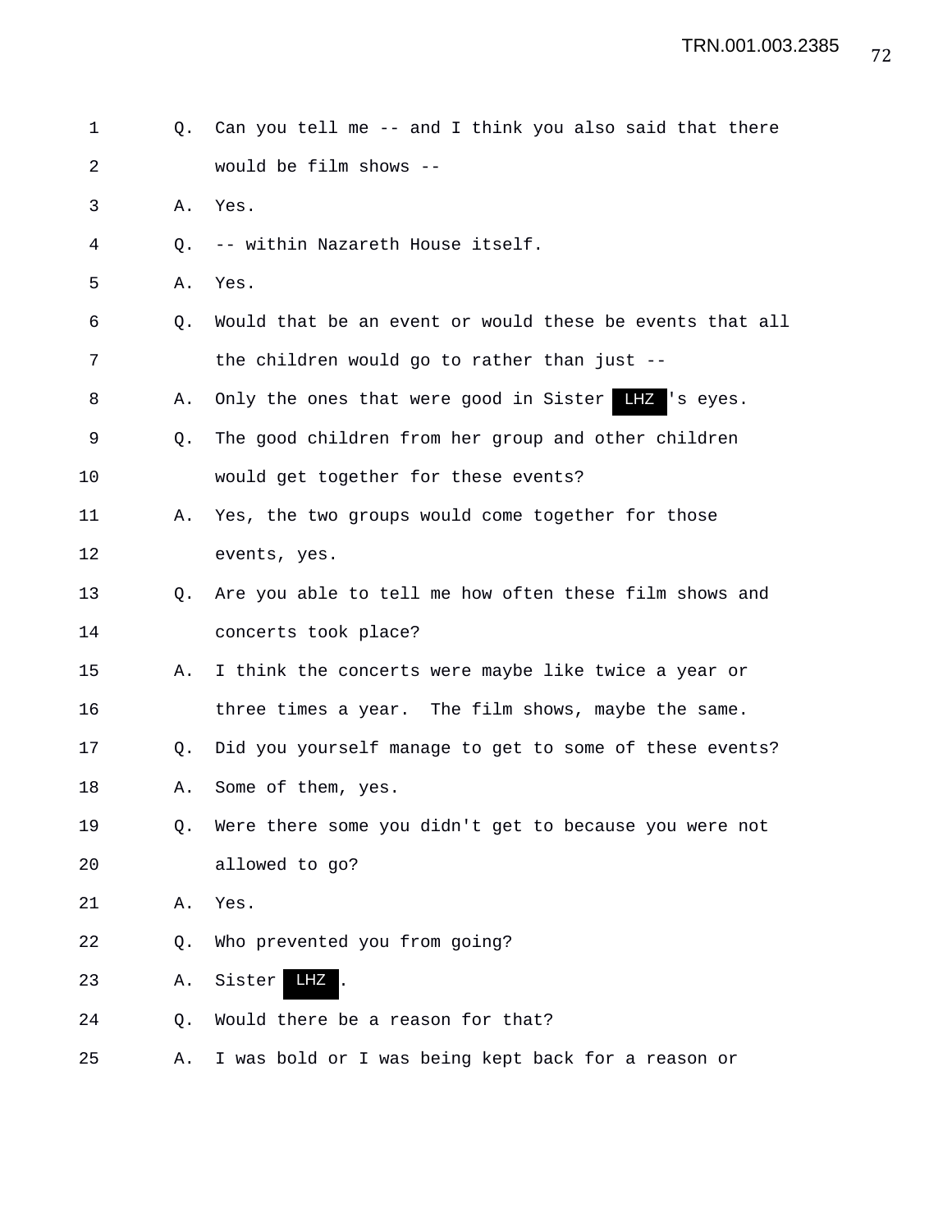Q. Can you tell me -- and I think you also said that there would be film shows --

A. Yes.

Q. -- within Nazareth House itself.

A. Yes.

Q. Would that be an event or would these be events that all the children would go to rather than just --

A. Only the ones that were good in Sister LHZ's eyes.

Q. The good children from her group and other children would get together for these events?

A. Yes, the two groups would come together for those events, yes.

Q. Are you able to tell me how often these film shows and concerts took place?

A. I think the concerts were maybe like twice a year or three times a year. The film shows, maybe the same.

Q. Did you yourself manage to get to some of these events?

A. Some of them, yes.

Q. Were there some you didn't get to because you were not allowed to go?

A. Yes.

Q. Who prevented you from going?

A. Sister LHZ.

Q. Would there be a reason for that?

A. I was bold or I was being kept back for a reason or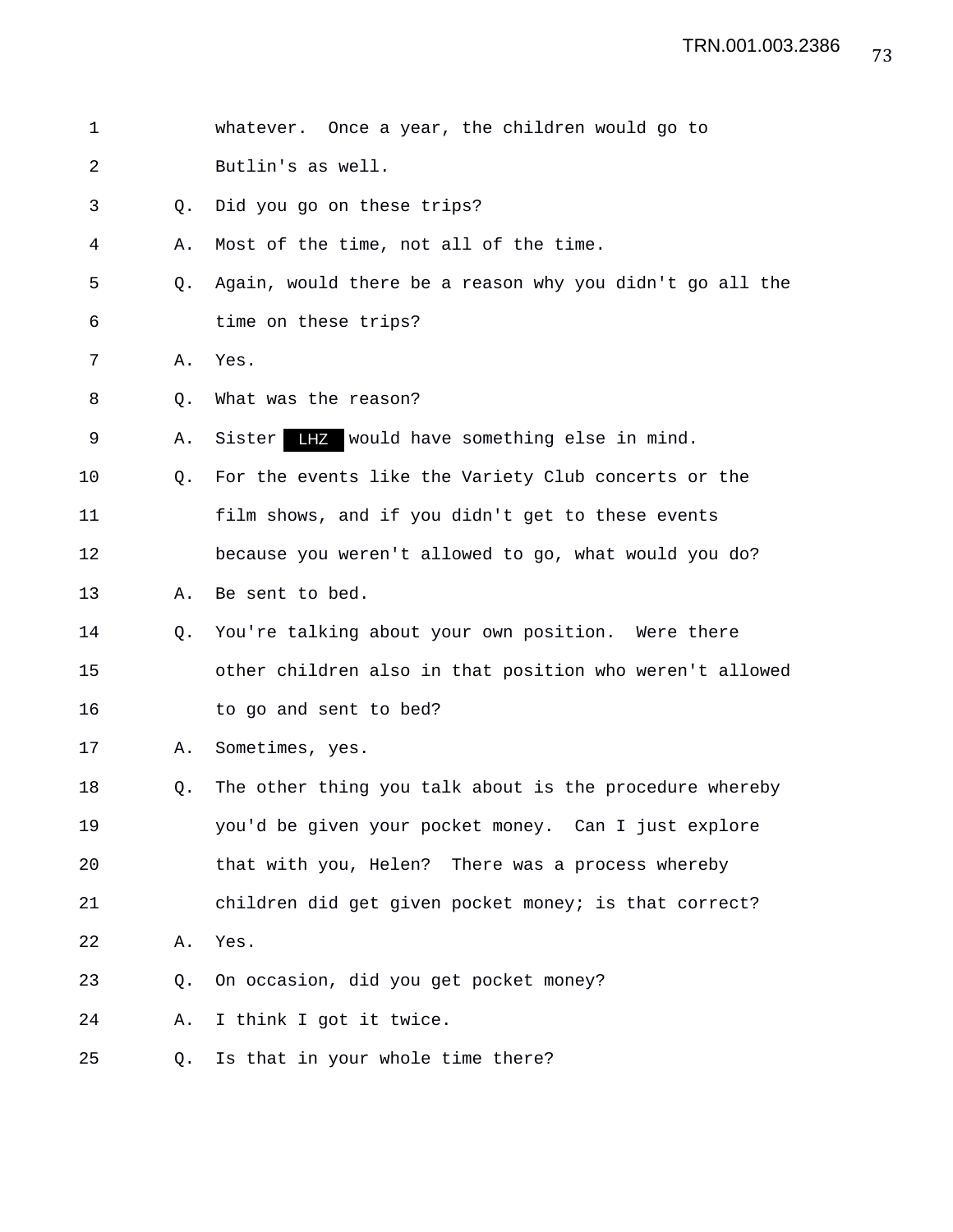1 whatever. Once a year, the children would go to
2 Butlin's as well.
3 Q. Did you go on these trips?
4 A. Most of the time, not all of the time.
5 Q. Again, would there be a reason why you didn't go all the
6 time on these trips?
7 A. Yes.
8 Q. What was the reason?
9 A. Sister LHZ would have something else in mind.
10 Q. For the events like the Variety Club concerts or the
11 film shows, and if you didn't get to these events
12 because you weren't allowed to go, what would you do?
13 A. Be sent to bed.
14 Q. You're talking about your own position. Were there
15 other children also in that position who weren't allowed
16 to go and sent to bed?
17 A. Sometimes, yes.
18 Q. The other thing you talk about is the procedure whereby
19 you'd be given your pocket money. Can I just explore
20 that with you, Helen? There was a process whereby
21 children did get given pocket money; is that correct?
22 A. Yes.
23 Q. On occasion, did you get pocket money?
24 A. I think I got it twice.
25 Q. Is that in your whole time there?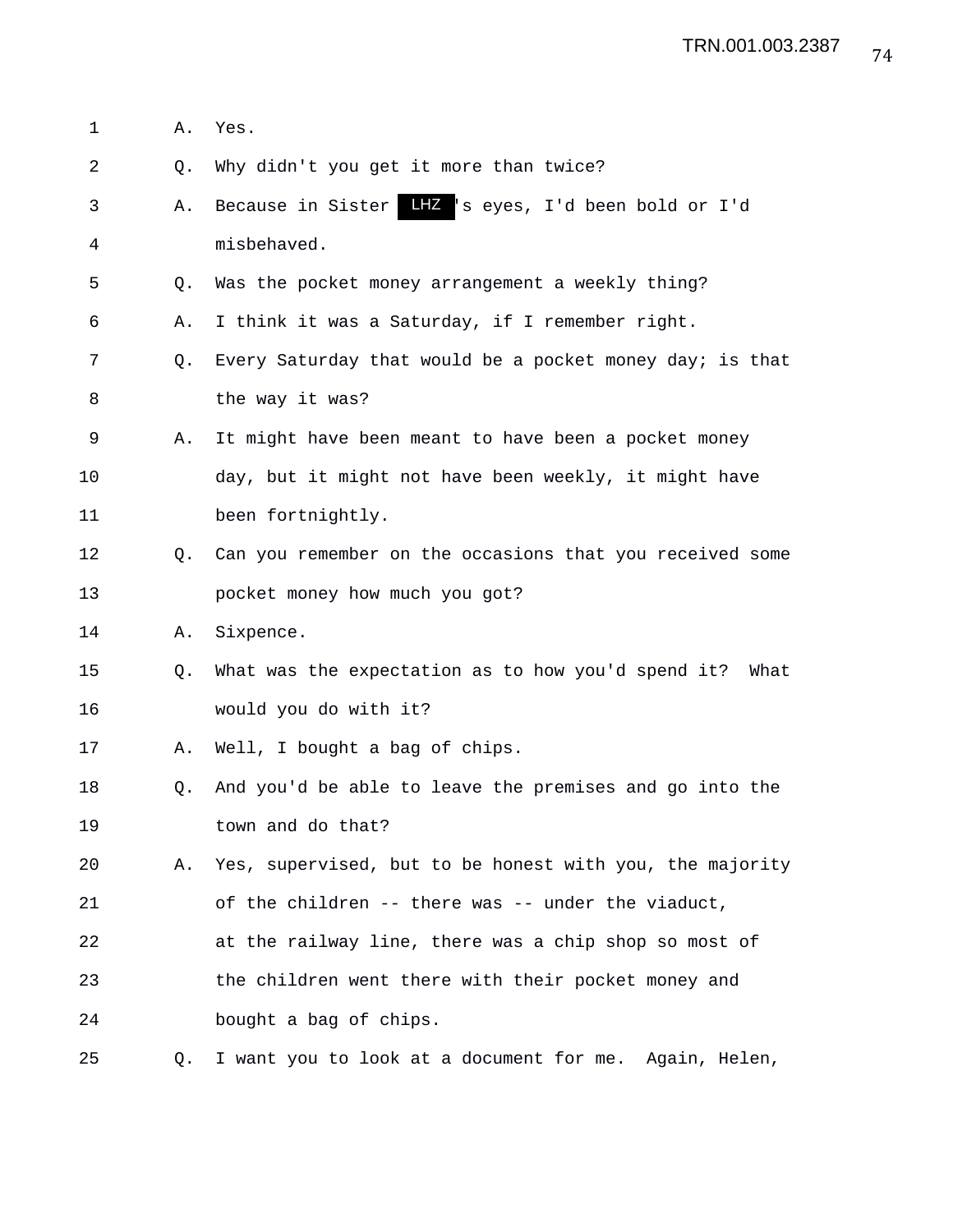1 A. Yes.

2 Q. Why didn't you get it more than twice?

3 A. Because in Sister LHZ's eyes, I'd been bold or I'd

4 misbehaved.

5 Q. Was the pocket money arrangement a weekly thing?

6 A. I think it was a Saturday, if I remember right.

7 Q. Every Saturday that would be a pocket money day; is that

8 the way it was?

9 A. It might have been meant to have been a pocket money

10 day, but it might not have been weekly, it might have

11 been fortnightly.

12 Q. Can you remember on the occasions that you received some

13 pocket money how much you got?

14 A. Sixpence.

15 Q. What was the expectation as to how you'd spend it? What

16 would you do with it?

17 A. Well, I bought a bag of chips.

18 Q. And you'd be able to leave the premises and go into the

19 town and do that?

20 A. Yes, supervised, but to be honest with you, the majority

21 of the children -- there was -- under the viaduct,

22 at the railway line, there was a chip shop so most of

23 the children went there with their pocket money and

24 bought a bag of chips.

25 Q. I want you to look at a document for me. Again, Helen,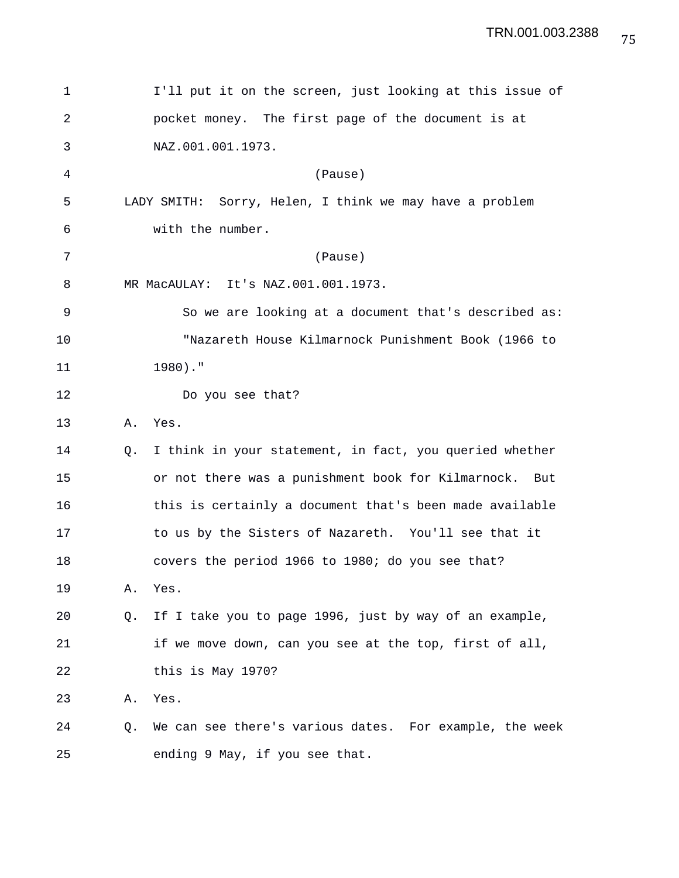I'll put it on the screen, just looking at this issue of pocket money. The first page of the document is at NAZ.001.001.1973.

(Pause)

LADY SMITH: Sorry, Helen, I think we may have a problem with the number.

(Pause)

MR MacAULAY: It's NAZ.001.001.1973.

So we are looking at a document that's described as:

"Nazareth House Kilmarnock Punishment Book (1966 to 1980)."

Do you see that?

A. Yes.

Q. I think in your statement, in fact, you queried whether or not there was a punishment book for Kilmarnock. But this is certainly a document that's been made available to us by the Sisters of Nazareth. You'll see that it covers the period 1966 to 1980; do you see that?

A. Yes.

Q. If I take you to page 1996, just by way of an example, if we move down, can you see at the top, first of all, this is May 1970?

A. Yes.

Q. We can see there's various dates. For example, the week ending 9 May, if you see that.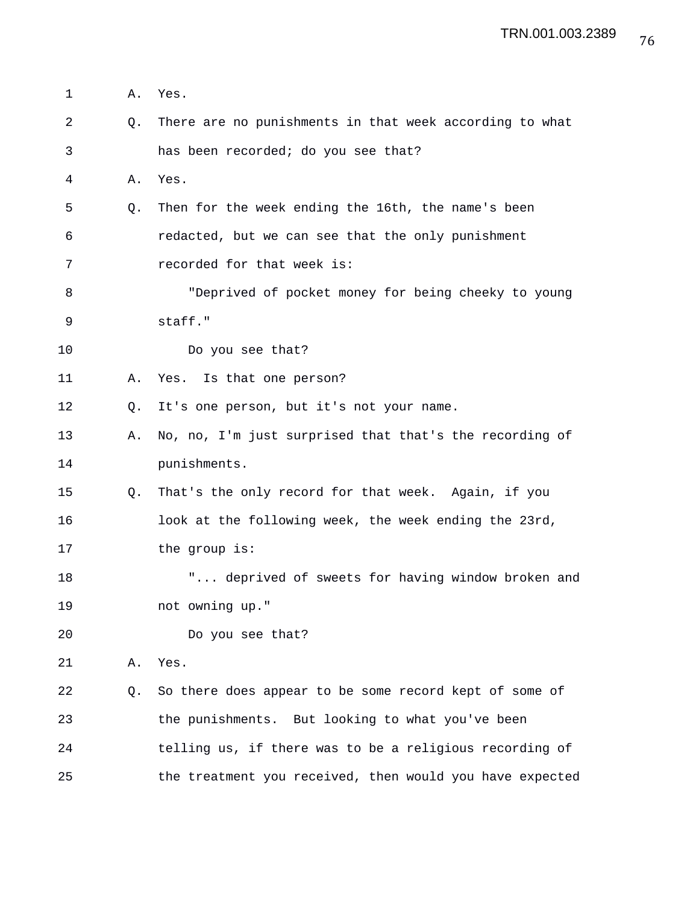A. Yes.

Q. There are no punishments in that week according to what has been recorded; do you see that?

A. Yes.

Q. Then for the week ending the 16th, the name's been redacted, but we can see that the only punishment recorded for that week is:

"Deprived of pocket money for being cheeky to young staff."

Do you see that?

A. Yes. Is that one person?

Q. It's one person, but it's not your name.

A. No, no, I'm just surprised that that's the recording of punishments.

Q. That's the only record for that week. Again, if you look at the following week, the week ending the 23rd, the group is:

"... deprived of sweets for having window broken and not owning up."

Do you see that?

A. Yes.

Q. So there does appear to be some record kept of some of the punishments. But looking to what you've been telling us, if there was to be a religious recording of the treatment you received, then would you have expected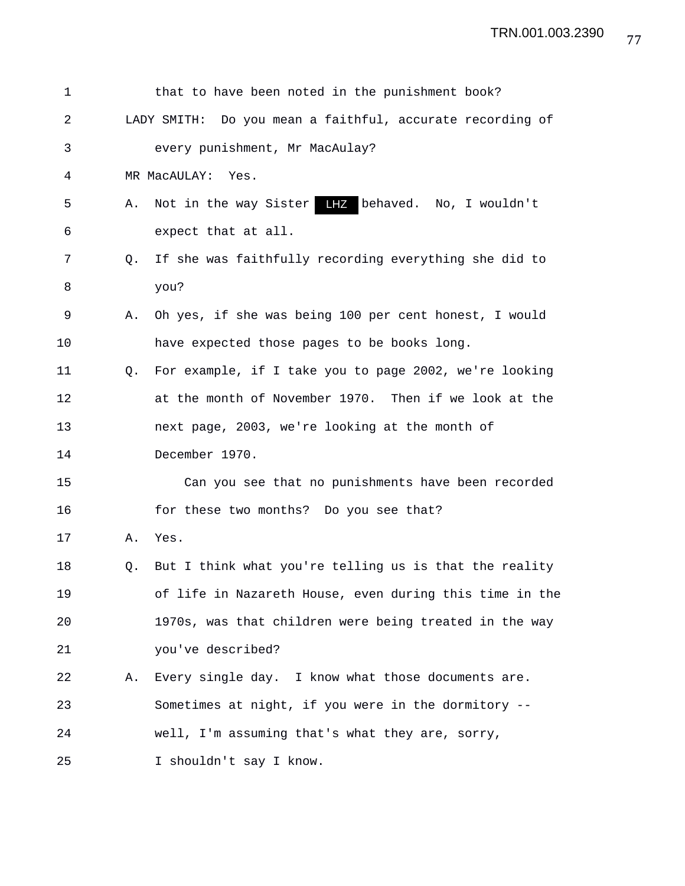that to have been noted in the punishment book?

LADY SMITH: Do you mean a faithful, accurate recording of every punishment, Mr MacAulay?

MR MacAULAY: Yes.

A. Not in the way Sister LHZ behaved. No, I wouldn't expect that at all.

Q. If she was faithfully recording everything she did to you?

A. Oh yes, if she was being 100 per cent honest, I would have expected those pages to be books long.

Q. For example, if I take you to page 2002, we're looking at the month of November 1970. Then if we look at the next page, 2003, we're looking at the month of December 1970.

Can you see that no punishments have been recorded for these two months? Do you see that?

A. Yes.

Q. But I think what you're telling us is that the reality of life in Nazareth House, even during this time in the 1970s, was that children were being treated in the way you've described?

A. Every single day. I know what those documents are. Sometimes at night, if you were in the dormitory -- well, I'm assuming that's what they are, sorry, I shouldn't say I know.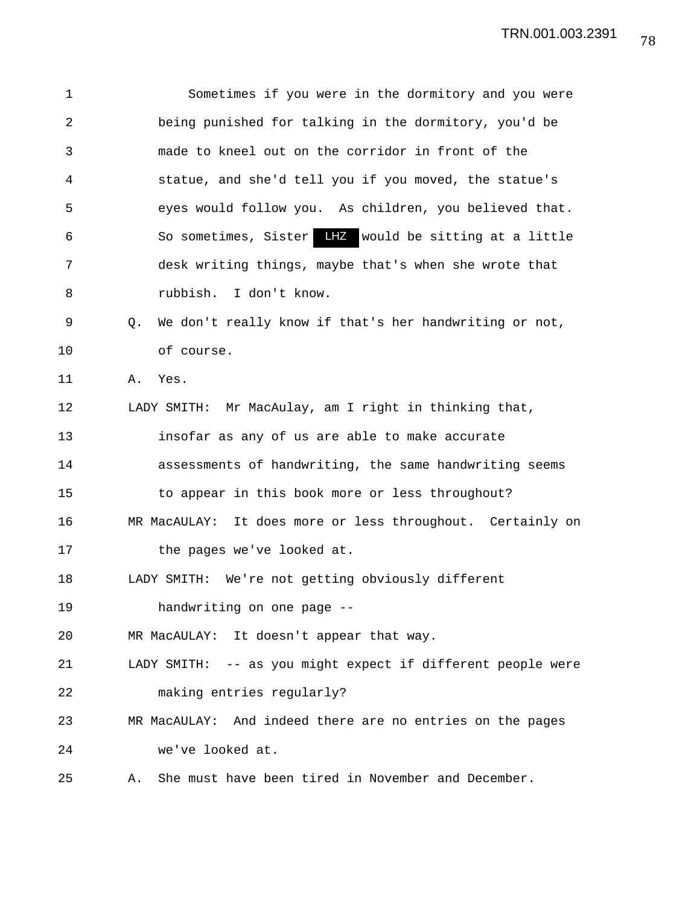Sometimes if you were in the dormitory and you were being punished for talking in the dormitory, you'd be made to kneel out on the corridor in front of the statue, and she'd tell you if you moved, the statue's eyes would follow you. As children, you believed that. So sometimes, Sister LHZ would be sitting at a little desk writing things, maybe that's when she wrote that rubbish. I don't know.

Q. We don't really know if that's her handwriting or not, of course.

A. Yes.

LADY SMITH: Mr MacAulay, am I right in thinking that, insofar as any of us are able to make accurate assessments of handwriting, the same handwriting seems to appear in this book more or less throughout?

MR MacAULAY: It does more or less throughout. Certainly on the pages we've looked at.

LADY SMITH: We're not getting obviously different handwriting on one page --

MR MacAULAY: It doesn't appear that way.

LADY SMITH: -- as you might expect if different people were making entries regularly?

MR MacAULAY: And indeed there are no entries on the pages we've looked at.

A. She must have been tired in November and December.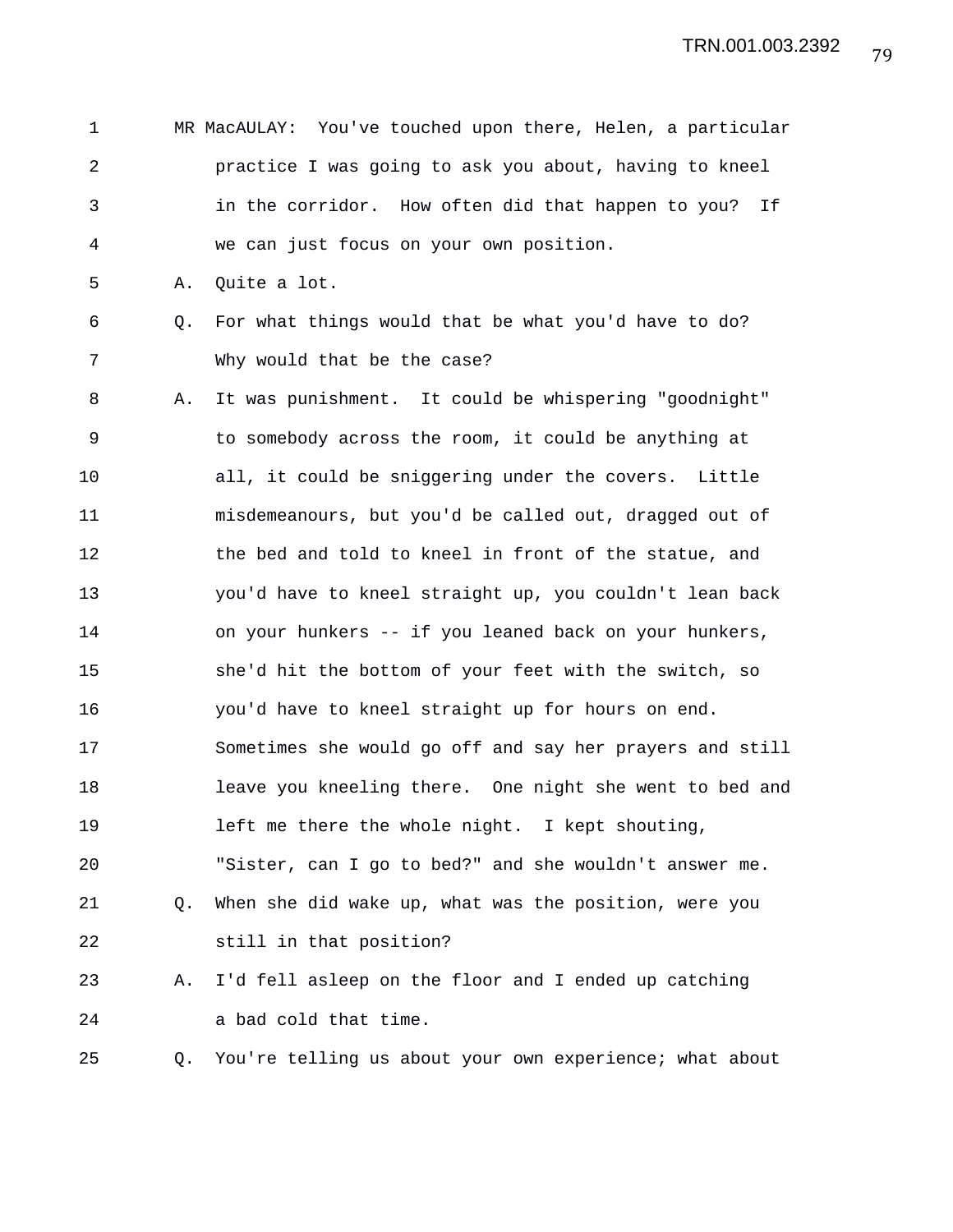MR MacAULAY: You've touched upon there, Helen, a particular practice I was going to ask you about, having to kneel in the corridor. How often did that happen to you? If we can just focus on your own position.

A. Quite a lot.

Q. For what things would that be what you'd have to do? Why would that be the case?

A. It was punishment. It could be whispering "goodnight" to somebody across the room, it could be anything at all, it could be sniggering under the covers. Little misdemeanours, but you'd be called out, dragged out of the bed and told to kneel in front of the statue, and you'd have to kneel straight up, you couldn't lean back on your hunkers -- if you leaned back on your hunkers, she'd hit the bottom of your feet with the switch, so you'd have to kneel straight up for hours on end. Sometimes she would go off and say her prayers and still leave you kneeling there. One night she went to bed and left me there the whole night. I kept shouting, "Sister, can I go to bed?" and she wouldn't answer me.

Q. When she did wake up, what was the position, were you still in that position?

A. I'd fell asleep on the floor and I ended up catching a bad cold that time.

Q. You're telling us about your own experience; what about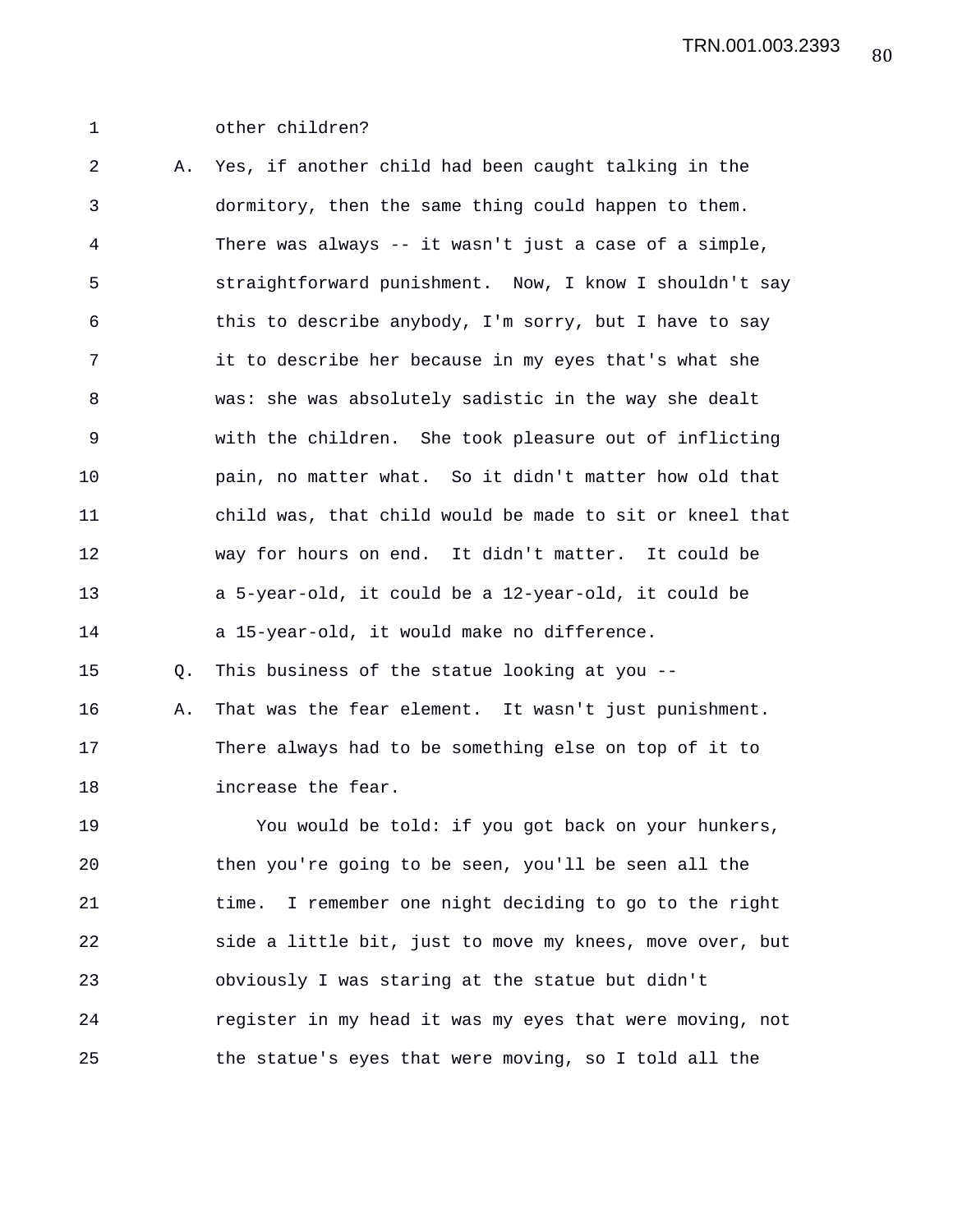other children?

A. Yes, if another child had been caught talking in the dormitory, then the same thing could happen to them. There was always -- it wasn't just a case of a simple, straightforward punishment. Now, I know I shouldn't say this to describe anybody, I'm sorry, but I have to say it to describe her because in my eyes that's what she was: she was absolutely sadistic in the way she dealt with the children. She took pleasure out of inflicting pain, no matter what. So it didn't matter how old that child was, that child would be made to sit or kneel that way for hours on end. It didn't matter. It could be a 5-year-old, it could be a 12-year-old, it could be a 15-year-old, it would make no difference.

Q. This business of the statue looking at you --

A. That was the fear element. It wasn't just punishment. There always had to be something else on top of it to increase the fear.

You would be told: if you got back on your hunkers, then you're going to be seen, you'll be seen all the time. I remember one night deciding to go to the right side a little bit, just to move my knees, move over, but obviously I was staring at the statue but didn't register in my head it was my eyes that were moving, not the statue's eyes that were moving, so I told all the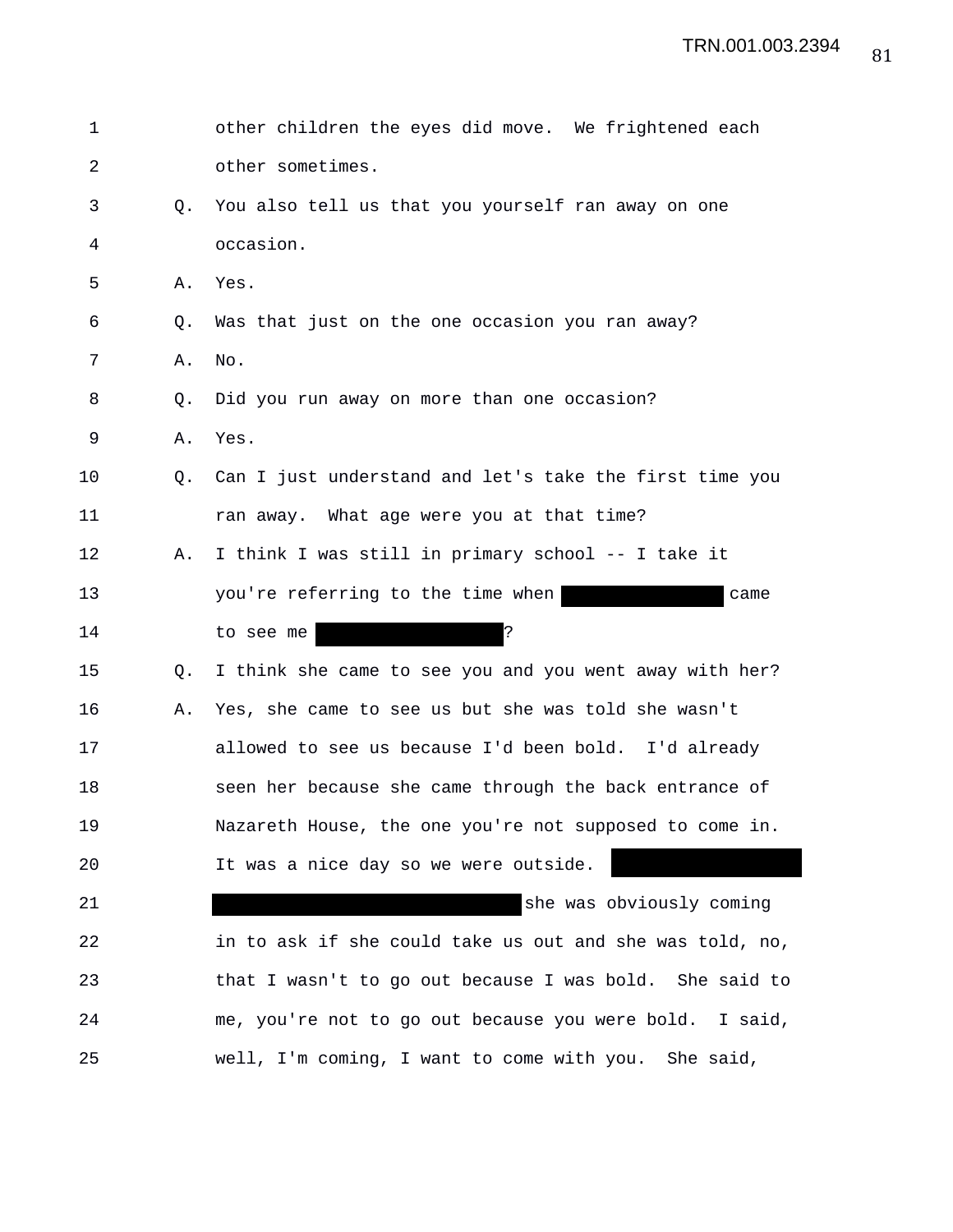other children the eyes did move. We frightened each other sometimes.

Q. You also tell us that you yourself ran away on one occasion.

A. Yes.

Q. Was that just on the one occasion you ran away?

A. No.

Q. Did you run away on more than one occasion?

A. Yes.

Q. Can I just understand and let's take the first time you ran away. What age were you at that time?

A. I think I was still in primary school -- I take it you're referring to the time when ██████████ came to see me ██████████?

Q. I think she came to see you and you went away with her?

A. Yes, she came to see us but she was told she wasn't allowed to see us because I'd been bold. I'd already seen her because she came through the back entrance of Nazareth House, the one you're not supposed to come in. It was a nice day so we were outside. ██████████ ██████████ she was obviously coming in to ask if she could take us out and she was told, no, that I wasn't to go out because I was bold. She said to me, you're not to go out because you were bold. I said, well, I'm coming, I want to come with you. She said,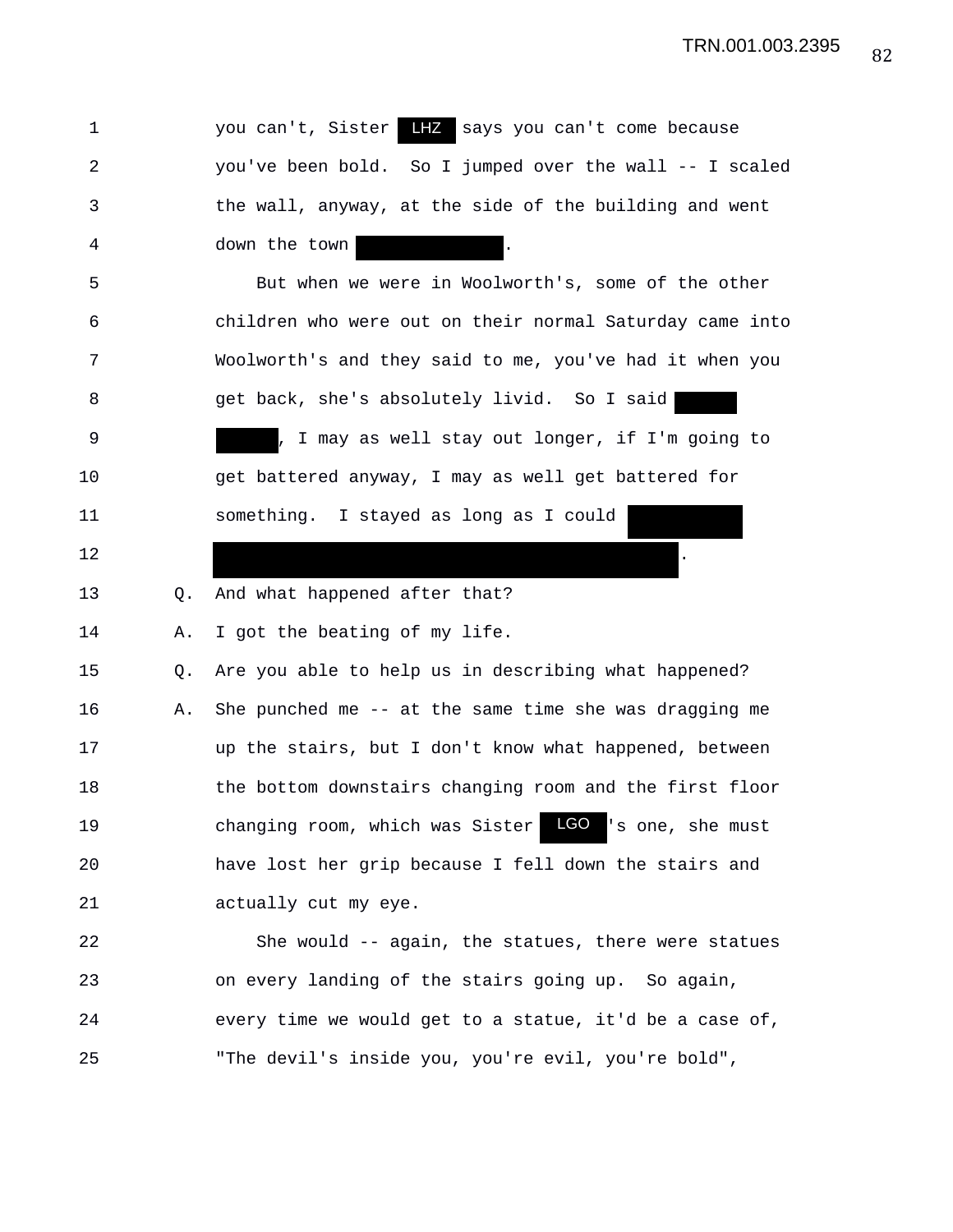you can't, Sister LHZ says you can't come because you've been bold. So I jumped over the wall -- I scaled the wall, anyway, at the side of the building and went down the town ██████.

But when we were in Woolworth's, some of the other children who were out on their normal Saturday came into Woolworth's and they said to me, you've had it when you get back, she's absolutely livid. So I said ██████ ██████, I may as well stay out longer, if I'm going to get battered anyway, I may as well get battered for something. I stayed as long as I could ██████ ██████.

Q. And what happened after that?

A. I got the beating of my life.

Q. Are you able to help us in describing what happened?

A. She punched me -- at the same time she was dragging me up the stairs, but I don't know what happened, between the bottom downstairs changing room and the first floor changing room, which was Sister LGO's one, she must have lost her grip because I fell down the stairs and actually cut my eye.

She would -- again, the statues, there were statues on every landing of the stairs going up. So again, every time we would get to a statue, it'd be a case of, "The devil's inside you, you're evil, you're bold",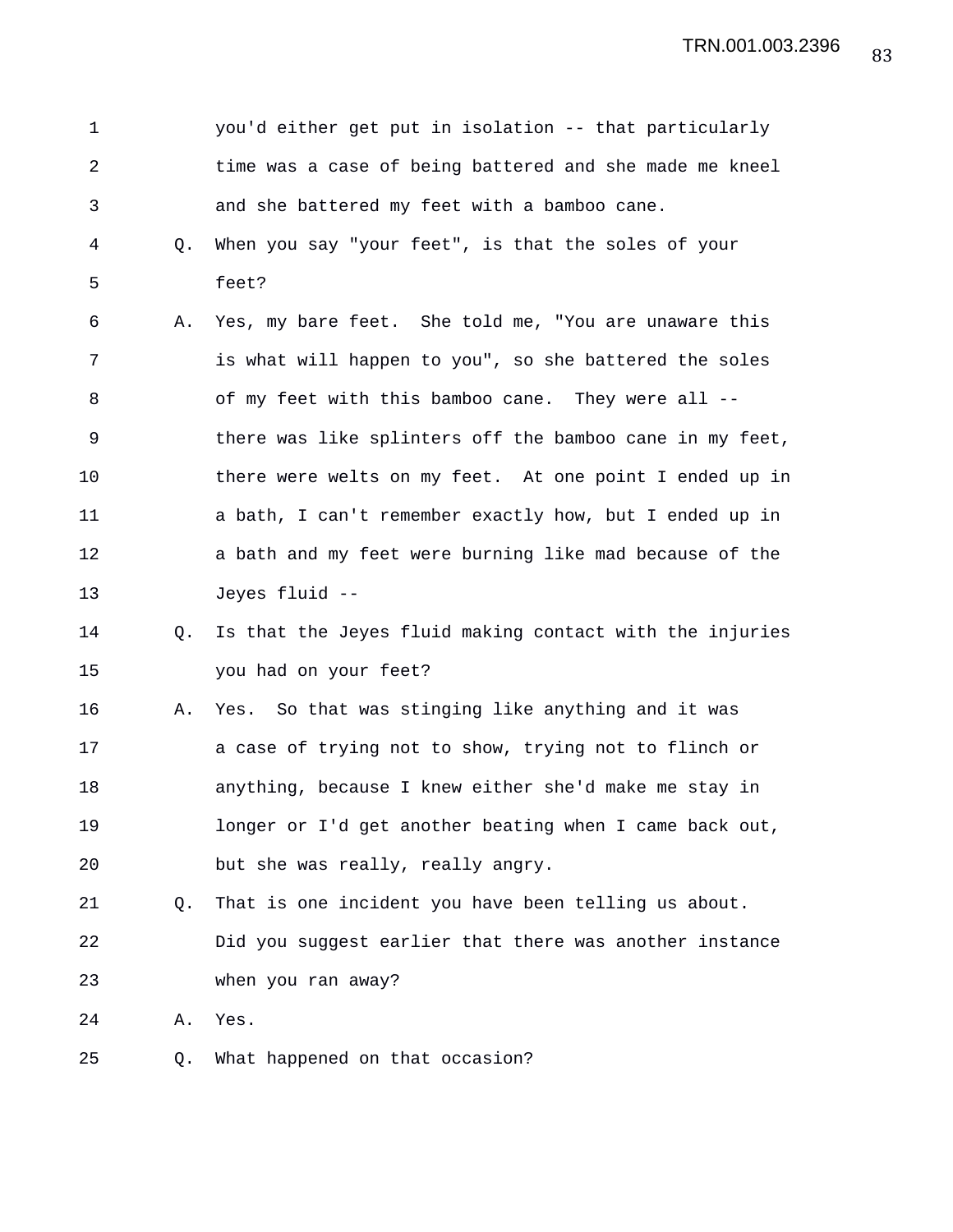you'd either get put in isolation -- that particularly time was a case of being battered and she made me kneel and she battered my feet with a bamboo cane.

Q. When you say "your feet", is that the soles of your feet?

A. Yes, my bare feet. She told me, "You are unaware this is what will happen to you", so she battered the soles of my feet with this bamboo cane. They were all -- there was like splinters off the bamboo cane in my feet, there were welts on my feet. At one point I ended up in a bath, I can't remember exactly how, but I ended up in a bath and my feet were burning like mad because of the Jeyes fluid --

Q. Is that the Jeyes fluid making contact with the injuries you had on your feet?

A. Yes. So that was stinging like anything and it was a case of trying not to show, trying not to flinch or anything, because I knew either she'd make me stay in longer or I'd get another beating when I came back out, but she was really, really angry.

Q. That is one incident you have been telling us about. Did you suggest earlier that there was another instance when you ran away?

A. Yes.

Q. What happened on that occasion?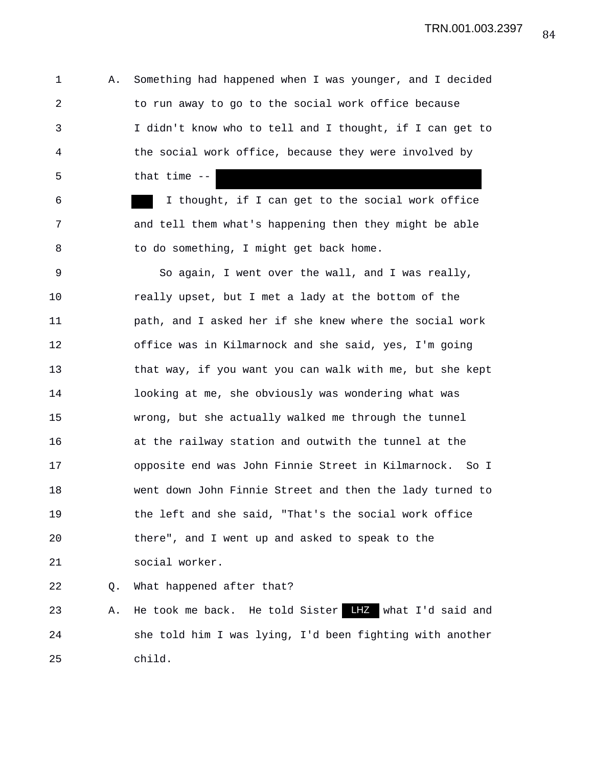A. Something had happened when I was younger, and I decided to run away to go to the social work office because I didn't know who to tell and I thought, if I can get to the social work office, because they were involved by that time -- [REDACTED] [REDACTED] I thought, if I can get to the social work office and tell them what's happening then they might be able to do something, I might get back home.

So again, I went over the wall, and I was really, really upset, but I met a lady at the bottom of the path, and I asked her if she knew where the social work office was in Kilmarnock and she said, yes, I'm going that way, if you want you can walk with me, but she kept looking at me, she obviously was wondering what was wrong, but she actually walked me through the tunnel at the railway station and outwith the tunnel at the opposite end was John Finnie Street in Kilmarnock. So I went down John Finnie Street and then the lady turned to the left and she said, "That's the social work office there", and I went up and asked to speak to the social worker.

Q. What happened after that?

A. He took me back. He told Sister LHZ what I'd said and she told him I was lying, I'd been fighting with another child.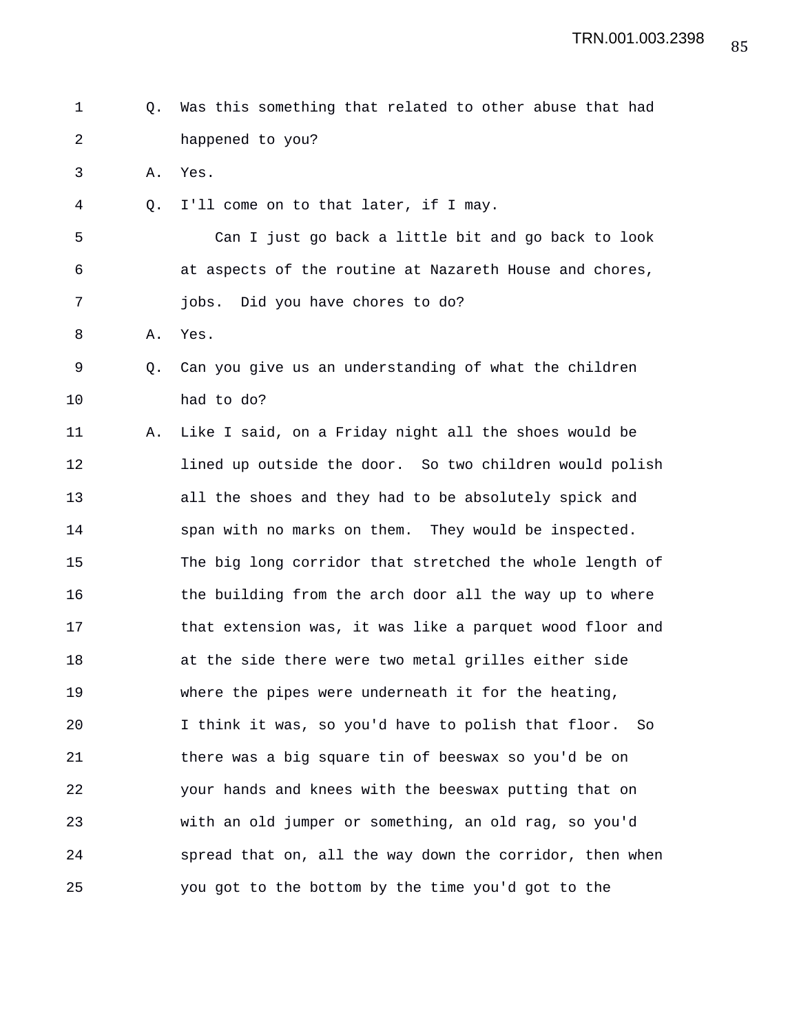Q. Was this something that related to other abuse that had happened to you?

A. Yes.

Q. I'll come on to that later, if I may.

Can I just go back a little bit and go back to look at aspects of the routine at Nazareth House and chores, jobs. Did you have chores to do?

A. Yes.

Q. Can you give us an understanding of what the children had to do?

A. Like I said, on a Friday night all the shoes would be lined up outside the door. So two children would polish all the shoes and they had to be absolutely spick and span with no marks on them. They would be inspected. The big long corridor that stretched the whole length of the building from the arch door all the way up to where that extension was, it was like a parquet wood floor and at the side there were two metal grilles either side where the pipes were underneath it for the heating, I think it was, so you'd have to polish that floor. So there was a big square tin of beeswax so you'd be on your hands and knees with the beeswax putting that on with an old jumper or something, an old rag, so you'd spread that on, all the way down the corridor, then when you got to the bottom by the time you'd got to the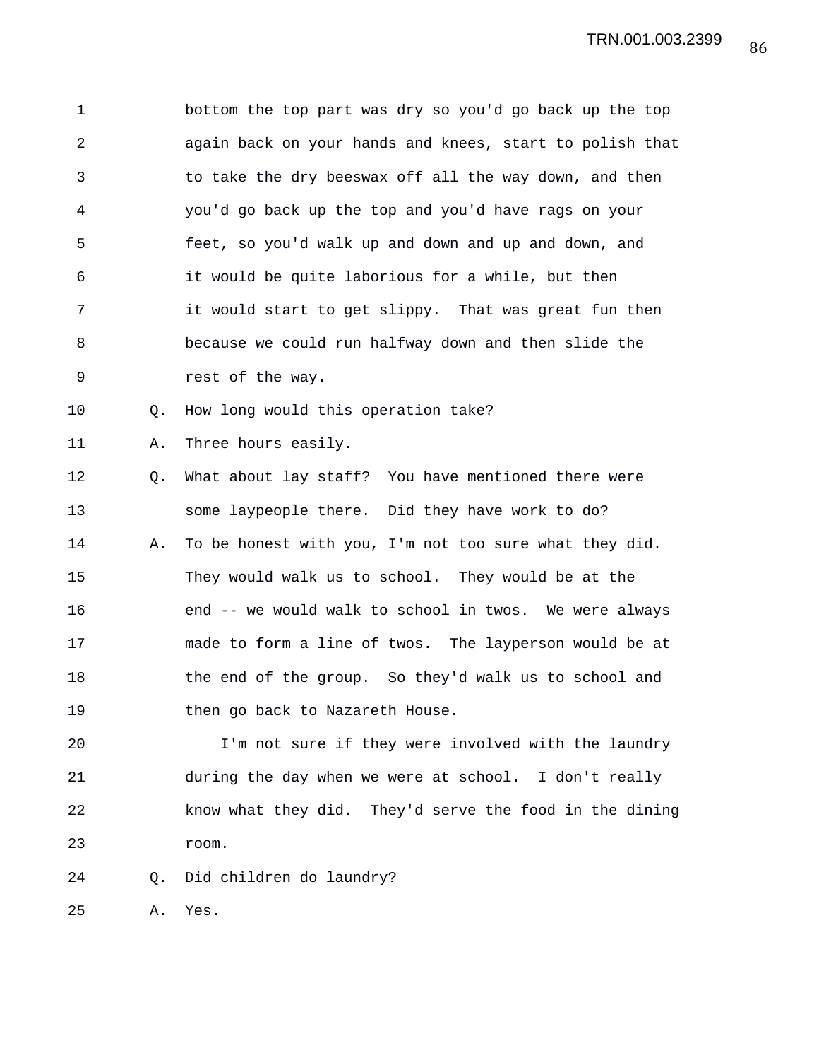bottom the top part was dry so you'd go back up the top again back on your hands and knees, start to polish that to take the dry beeswax off all the way down, and then you'd go back up the top and you'd have rags on your feet, so you'd walk up and down and up and down, and it would be quite laborious for a while, but then it would start to get slippy. That was great fun then because we could run halfway down and then slide the rest of the way.

Q. How long would this operation take?

A. Three hours easily.

Q. What about lay staff? You have mentioned there were some laypeople there. Did they have work to do?

A. To be honest with you, I'm not too sure what they did. They would walk us to school. They would be at the end -- we would walk to school in twos. We were always made to form a line of twos. The layperson would be at the end of the group. So they'd walk us to school and then go back to Nazareth House.

I'm not sure if they were involved with the laundry during the day when we were at school. I don't really know what they did. They'd serve the food in the dining room.

Q. Did children do laundry?

A. Yes.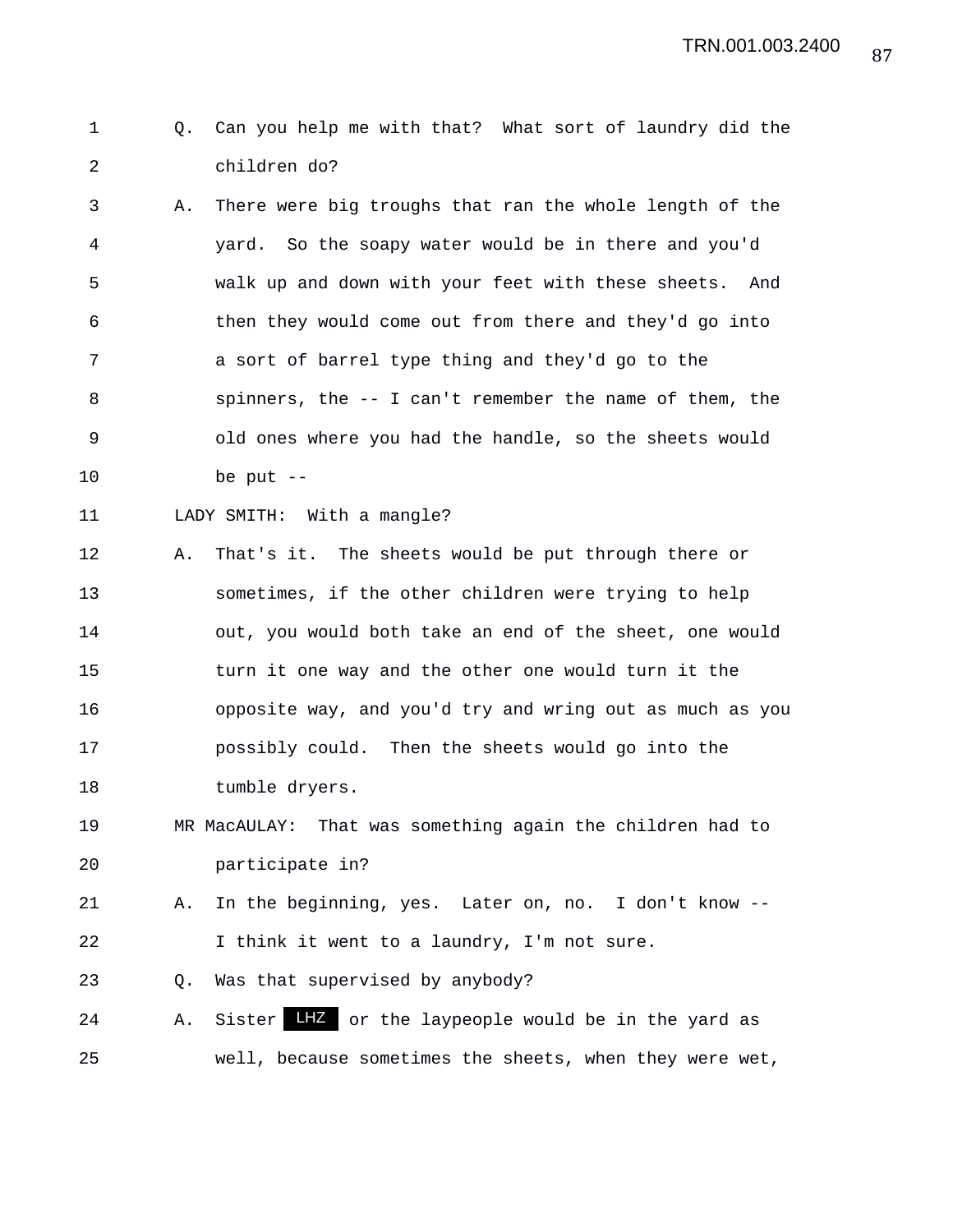Q. Can you help me with that? What sort of laundry did the children do?

A. There were big troughs that ran the whole length of the yard. So the soapy water would be in there and you'd walk up and down with your feet with these sheets. And then they would come out from there and they'd go into a sort of barrel type thing and they'd go to the spinners, the -- I can't remember the name of them, the old ones where you had the handle, so the sheets would be put --

LADY SMITH: With a mangle?

A. That's it. The sheets would be put through there or sometimes, if the other children were trying to help out, you would both take an end of the sheet, one would turn it one way and the other one would turn it the opposite way, and you'd try and wring out as much as you possibly could. Then the sheets would go into the tumble dryers.

MR MacAULAY: That was something again the children had to participate in?

A. In the beginning, yes. Later on, no. I don't know -- I think it went to a laundry, I'm not sure.

Q. Was that supervised by anybody?

A. Sister LHZ or the laypeople would be in the yard as well, because sometimes the sheets, when they were wet,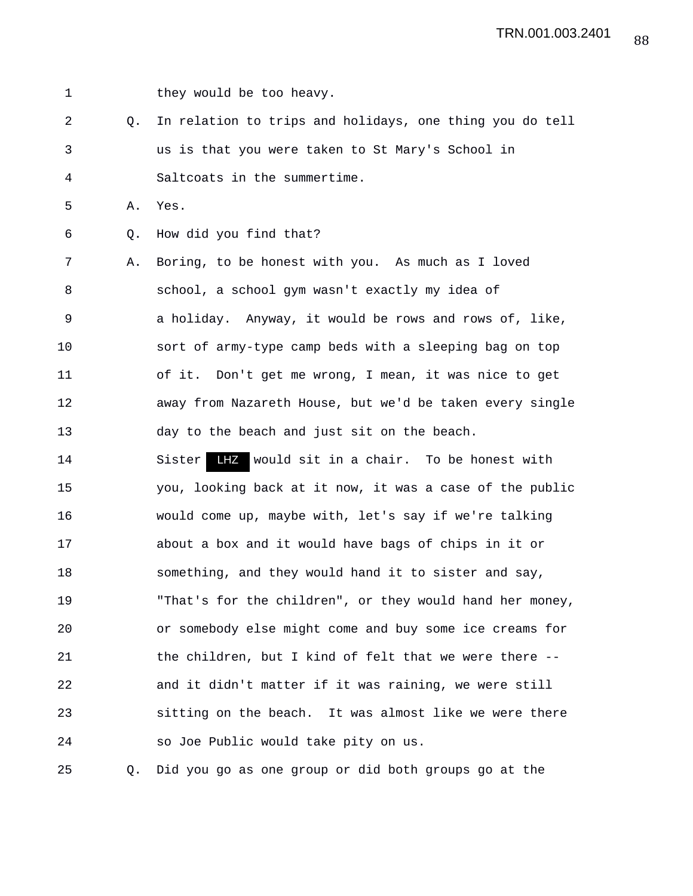1 they would be too heavy.

2 Q. In relation to trips and holidays, one thing you do tell

3 us is that you were taken to St Mary's School in

4 Saltcoats in the summertime.

5 A. Yes.

6 Q. How did you find that?

7 A. Boring, to be honest with you. As much as I loved

8 school, a school gym wasn't exactly my idea of

9 a holiday. Anyway, it would be rows and rows of, like,

10 sort of army-type camp beds with a sleeping bag on top

11 of it. Don't get me wrong, I mean, it was nice to get

12 away from Nazareth House, but we'd be taken every single

13 day to the beach and just sit on the beach.

14 Sister LHZ would sit in a chair. To be honest with

15 you, looking back at it now, it was a case of the public

16 would come up, maybe with, let's say if we're talking

17 about a box and it would have bags of chips in it or

18 something, and they would hand it to sister and say,

19 "That's for the children", or they would hand her money,

20 or somebody else might come and buy some ice creams for

21 the children, but I kind of felt that we were there --

22 and it didn't matter if it was raining, we were still

23 sitting on the beach. It was almost like we were there

24 so Joe Public would take pity on us.

25 Q. Did you go as one group or did both groups go at the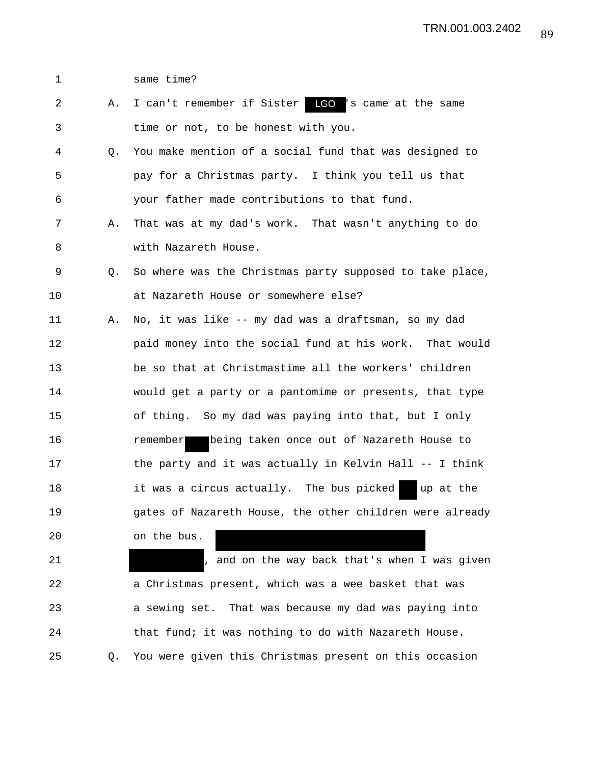1 same time?

2 A. I can't remember if Sister LGO 's came at the same

3 time or not, to be honest with you.

4 Q. You make mention of a social fund that was designed to

5 pay for a Christmas party. I think you tell us that

6 your father made contributions to that fund.

7 A. That was at my dad's work. That wasn't anything to do

8 with Nazareth House.

9 Q. So where was the Christmas party supposed to take place,

10 at Nazareth House or somewhere else?

11 A. No, it was like -- my dad was a draftsman, so my dad

12 paid money into the social fund at his work. That would

13 be so that at Christmastime all the workers' children

14 would get a party or a pantomime or presents, that type

15 of thing. So my dad was paying into that, but I only

16 remember being taken once out of Nazareth House to

17 the party and it was actually in Kelvin Hall -- I think

18 it was a circus actually. The bus picked up at the

19 gates of Nazareth House, the other children were already

20 on the bus.

21 , and on the way back that's when I was given

22 a Christmas present, which was a wee basket that was

23 a sewing set. That was because my dad was paying into

24 that fund; it was nothing to do with Nazareth House.

25 Q. You were given this Christmas present on this occasion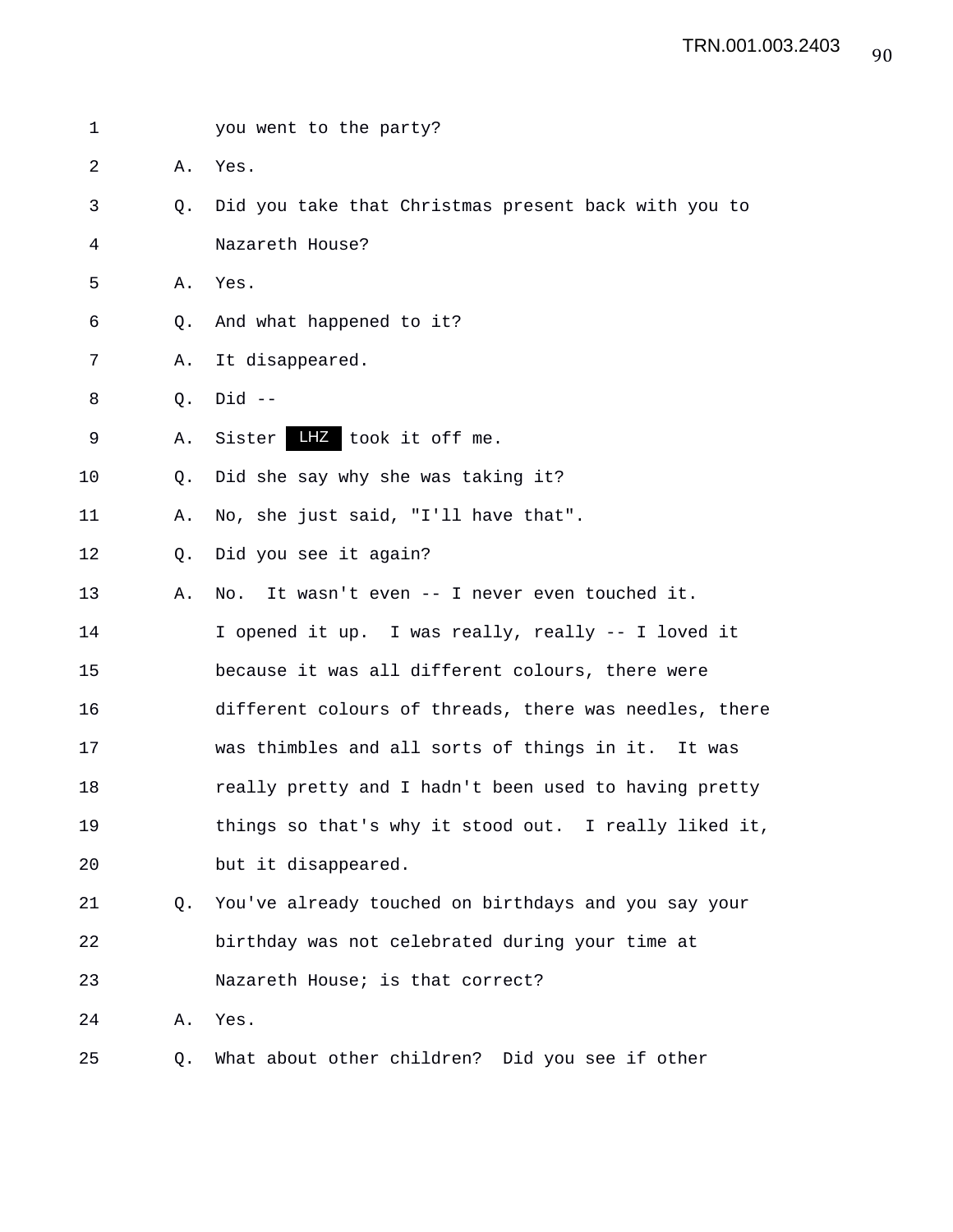1 you went to the party?

2 A. Yes.

3 Q. Did you take that Christmas present back with you to

4 Nazareth House?

5 A. Yes.

6 Q. And what happened to it?

7 A. It disappeared.

8 Q. Did --

9 A. Sister LHZ took it off me.

10 Q. Did she say why she was taking it?

11 A. No, she just said, "I'll have that".

12 Q. Did you see it again?

13 A. No. It wasn't even -- I never even touched it.

14 I opened it up. I was really, really -- I loved it

15 because it was all different colours, there were

16 different colours of threads, there was needles, there

17 was thimbles and all sorts of things in it. It was

18 really pretty and I hadn't been used to having pretty

19 things so that's why it stood out. I really liked it,

20 but it disappeared.

21 Q. You've already touched on birthdays and you say your

22 birthday was not celebrated during your time at

23 Nazareth House; is that correct?

24 A. Yes.

25 Q. What about other children? Did you see if other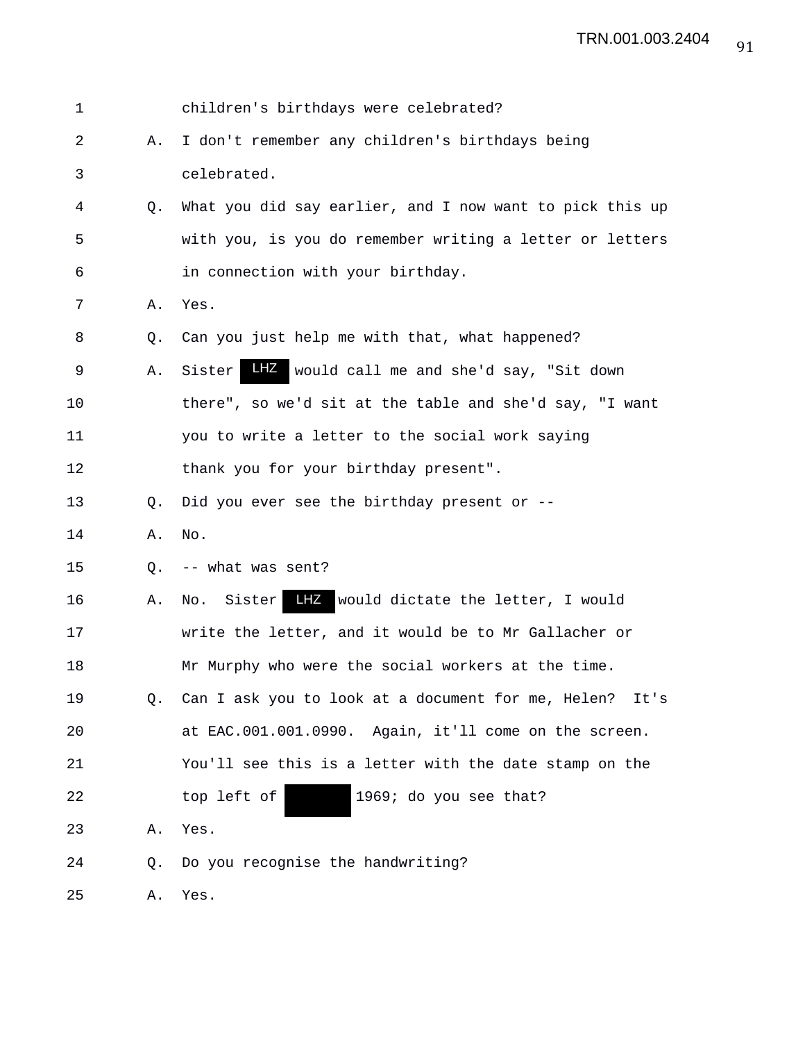1 children's birthdays were celebrated?

2 A. I don't remember any children's birthdays being

3 celebrated.

4 Q. What you did say earlier, and I now want to pick this up

5 with you, is you do remember writing a letter or letters

6 in connection with your birthday.

7 A. Yes.

8 Q. Can you just help me with that, what happened?

9 A. Sister LHZ would call me and she'd say, "Sit down

10 there", so we'd sit at the table and she'd say, "I want

11 you to write a letter to the social work saying

12 thank you for your birthday present".

13 Q. Did you ever see the birthday present or --

14 A. No.

15 Q. -- what was sent?

16 A. No. Sister LHZ would dictate the letter, I would

17 write the letter, and it would be to Mr Gallacher or

18 Mr Murphy who were the social workers at the time.

19 Q. Can I ask you to look at a document for me, Helen? It's

20 at EAC.001.001.0990. Again, it'll come on the screen.

21 You'll see this is a letter with the date stamp on the

22 top left of [redacted] 1969; do you see that?

23 A. Yes.

24 Q. Do you recognise the handwriting?

25 A. Yes.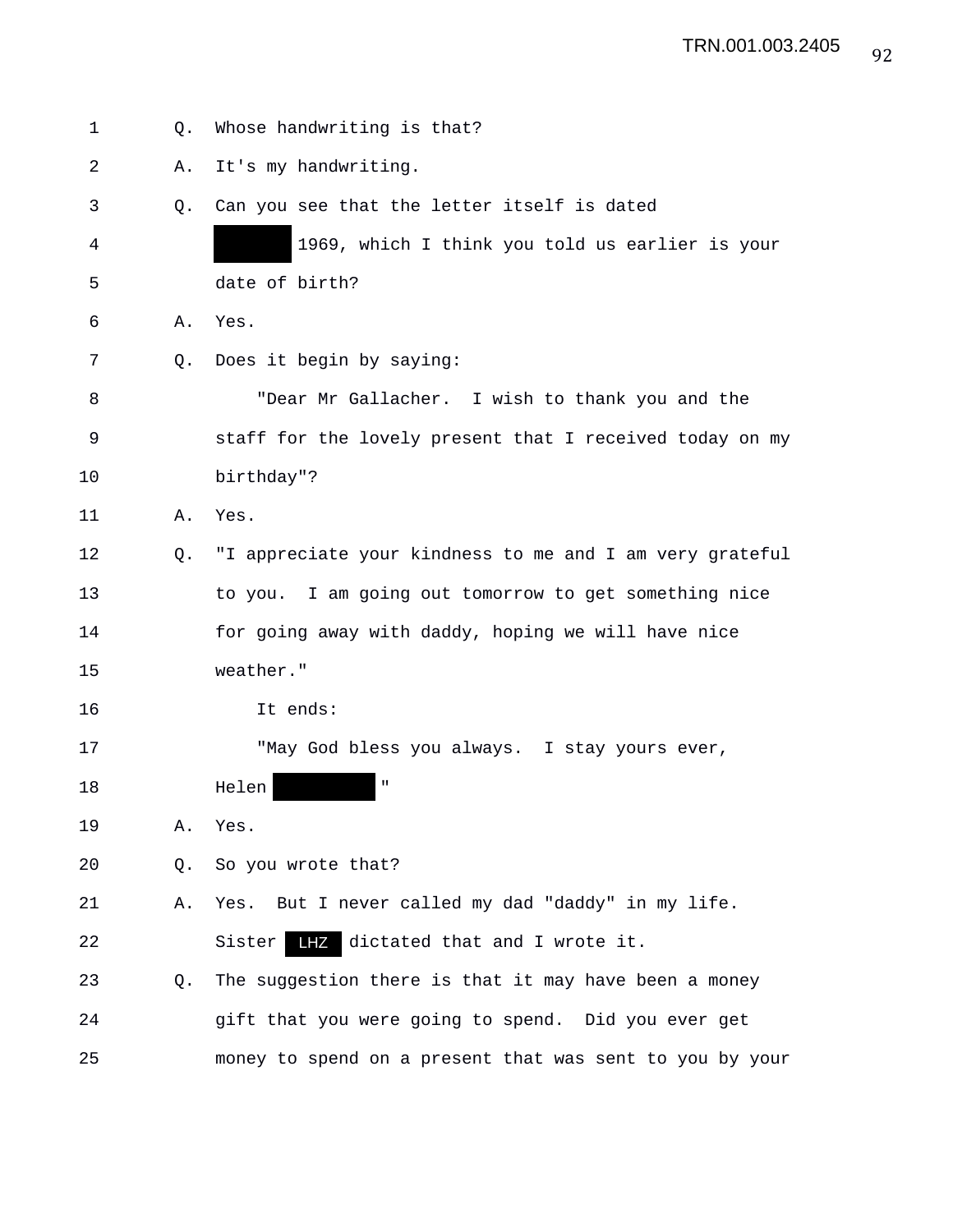Q. Whose handwriting is that?

A. It's my handwriting.

Q. Can you see that the letter itself is dated ██████ 1969, which I think you told us earlier is your date of birth?

A. Yes.

Q. Does it begin by saying:

"Dear Mr Gallacher. I wish to thank you and the staff for the lovely present that I received today on my birthday"?

A. Yes.

Q. "I appreciate your kindness to me and I am very grateful to you. I am going out tomorrow to get something nice for going away with daddy, hoping we will have nice weather."

It ends:

"May God bless you always. I stay yours ever, Helen ████████"

A. Yes.

Q. So you wrote that?

A. Yes. But I never called my dad "daddy" in my life. Sister LHZ dictated that and I wrote it.

Q. The suggestion there is that it may have been a money gift that you were going to spend. Did you ever get money to spend on a present that was sent to you by your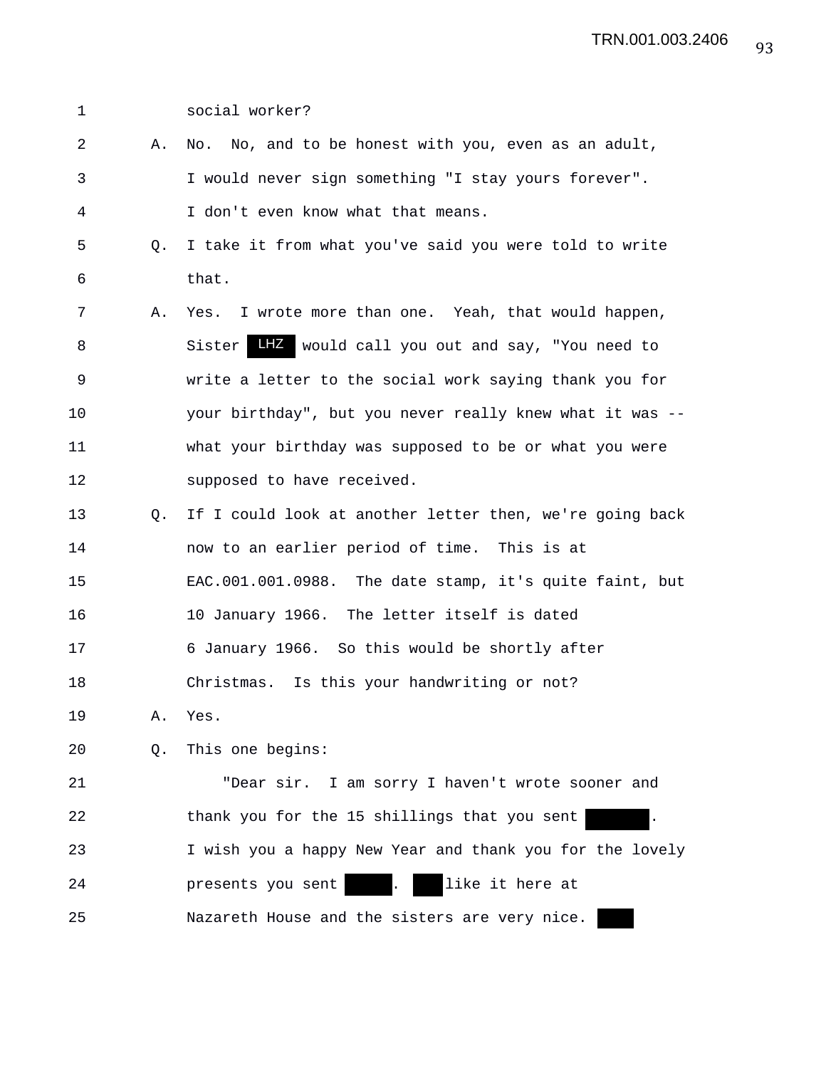1 social worker?

2 A. No. No, and to be honest with you, even as an adult,

3 I would never sign something "I stay yours forever".

4 I don't even know what that means.

5 Q. I take it from what you've said you were told to write

6 that.

7 A. Yes. I wrote more than one. Yeah, that would happen,

8 Sister LHZ would call you out and say, "You need to

9 write a letter to the social work saying thank you for

10 your birthday", but you never really knew what it was --

11 what your birthday was supposed to be or what you were

12 supposed to have received.

13 Q. If I could look at another letter then, we're going back

14 now to an earlier period of time. This is at

15 EAC.001.001.0988. The date stamp, it's quite faint, but

16 10 January 1966. The letter itself is dated

17 6 January 1966. So this would be shortly after

18 Christmas. Is this your handwriting or not?

19 A. Yes.

20 Q. This one begins:

21 "Dear sir. I am sorry I haven't wrote sooner and

22 thank you for the 15 shillings that you sent ████.

23 I wish you a happy New Year and thank you for the lovely

24 presents you sent ████. ████ like it here at

25 Nazareth House and the sisters are very nice. ████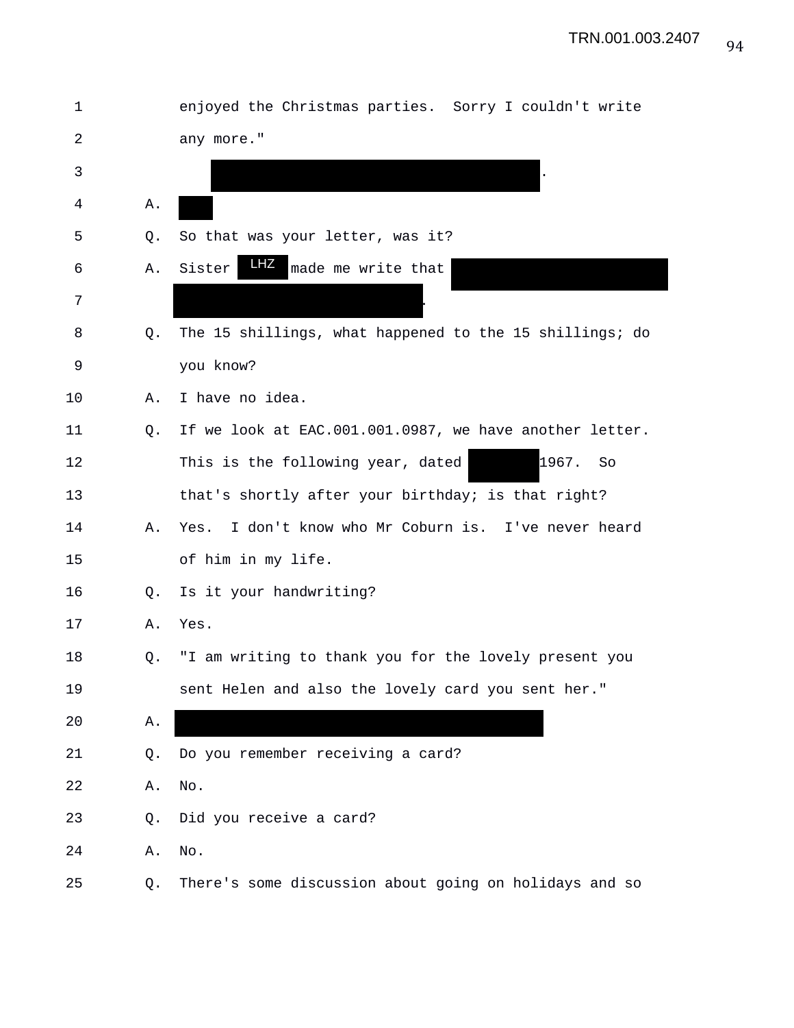1 enjoyed the Christmas parties. Sorry I couldn't write
2 any more."
3 [REDACTED].
4 A. [REDACTED]
5 Q. So that was your letter, was it?
6 A. Sister LHZ made me write that [REDACTED]
7 [REDACTED].
8 Q. The 15 shillings, what happened to the 15 shillings; do
9 you know?
10 A. I have no idea.
11 Q. If we look at EAC.001.001.0987, we have another letter.
12 This is the following year, dated [REDACTED] 1967. So
13 that's shortly after your birthday; is that right?
14 A. Yes. I don't know who Mr Coburn is. I've never heard
15 of him in my life.
16 Q. Is it your handwriting?
17 A. Yes.
18 Q. "I am writing to thank you for the lovely present you
19 sent Helen and also the lovely card you sent her."
20 A. [REDACTED]
21 Q. Do you remember receiving a card?
22 A. No.
23 Q. Did you receive a card?
24 A. No.
25 Q. There's some discussion about going on holidays and so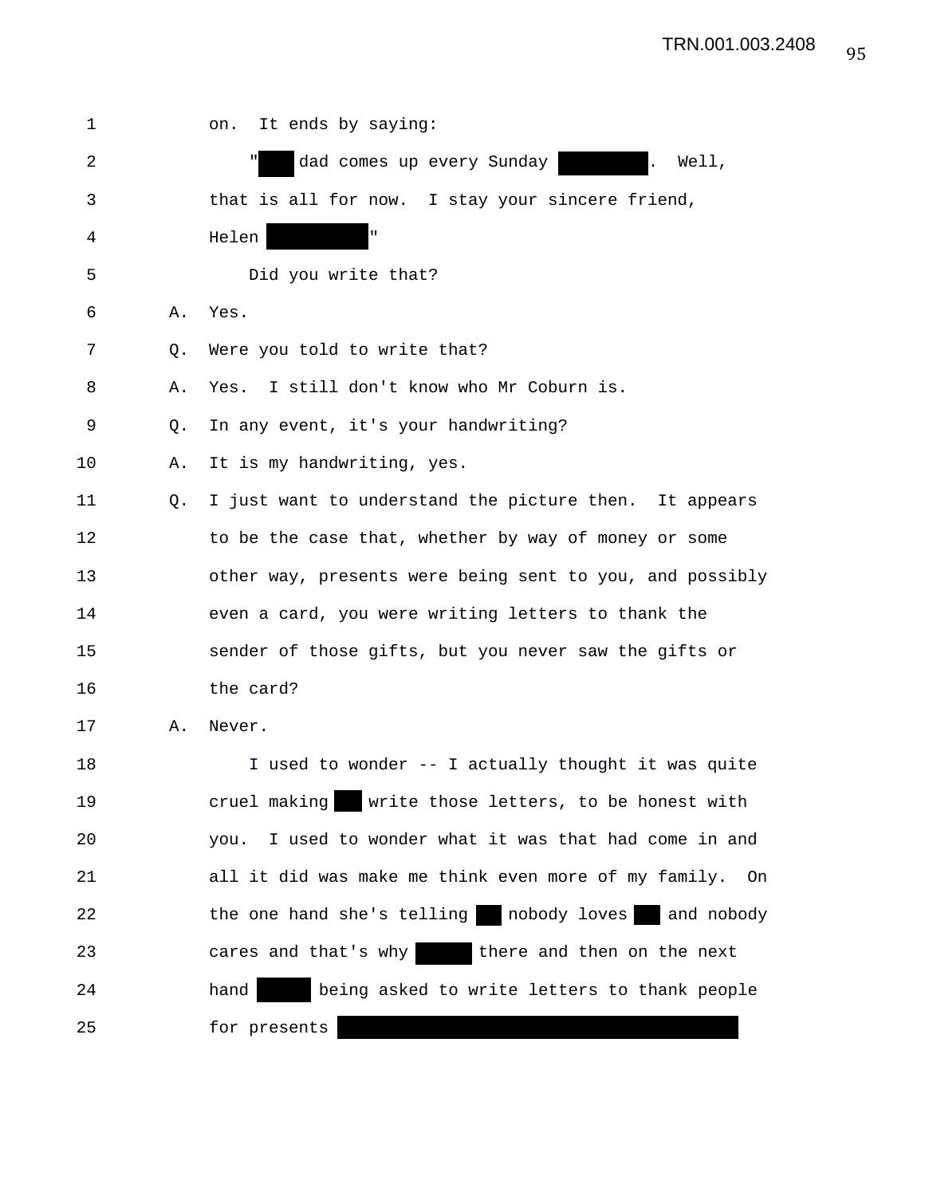on. It ends by saying:

"█ dad comes up every Sunday ████. Well, that is all for now. I stay your sincere friend, Helen █████"

Did you write that?

A. Yes.

Q. Were you told to write that?

A. Yes. I still don't know who Mr Coburn is.

Q. In any event, it's your handwriting?

A. It is my handwriting, yes.

Q. I just want to understand the picture then. It appears to be the case that, whether by way of money or some other way, presents were being sent to you, and possibly even a card, you were writing letters to thank the sender of those gifts, but you never saw the gifts or the card?

A. Never.

I used to wonder -- I actually thought it was quite cruel making █ write those letters, to be honest with you. I used to wonder what it was that had come in and all it did was make me think even more of my family. On the one hand she's telling █ nobody loves █ and nobody cares and that's why ███ there and then on the next hand ███ being asked to write letters to thank people for presents ████████████████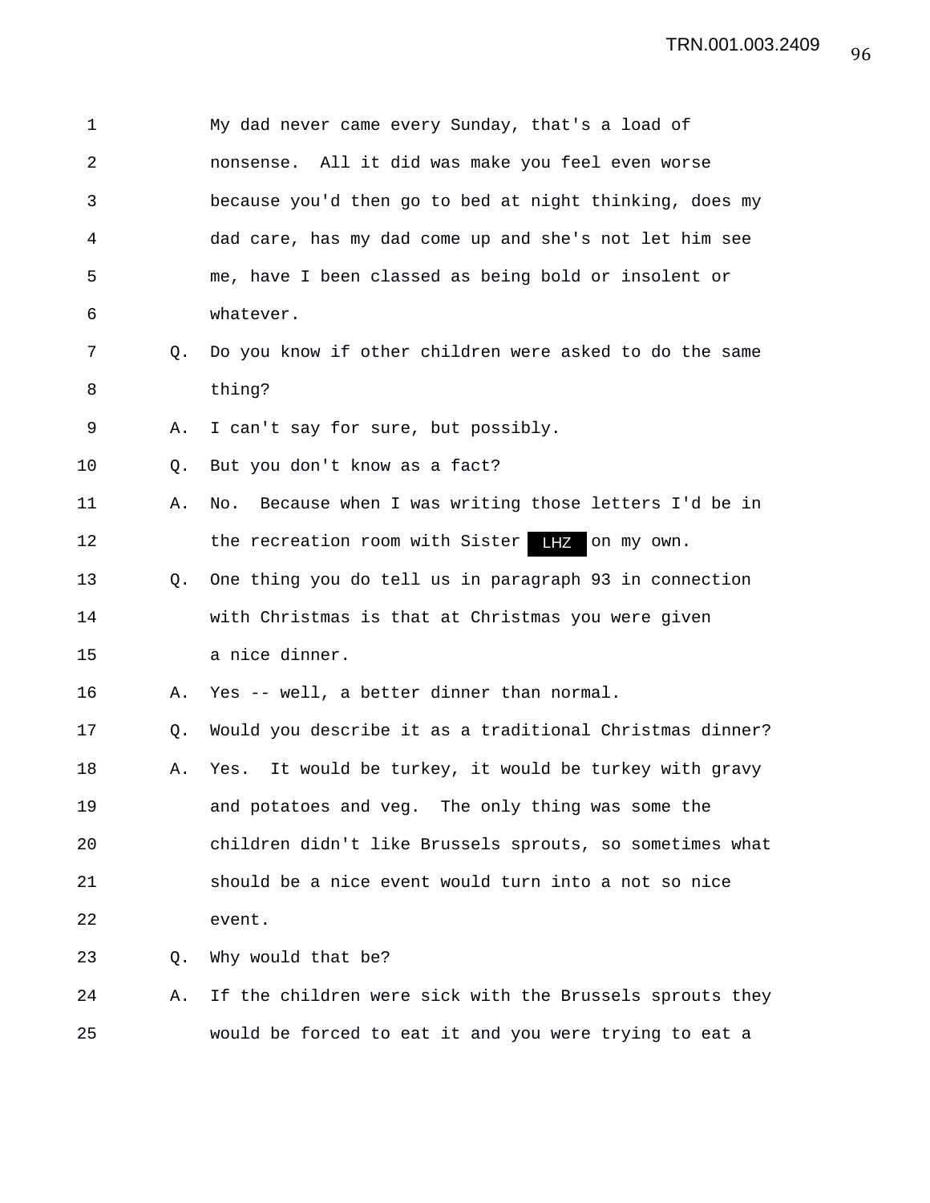1 My dad never came every Sunday, that's a load of
2 nonsense. All it did was make you feel even worse
3 because you'd then go to bed at night thinking, does my
4 dad care, has my dad come up and she's not let him see
5 me, have I been classed as being bold or insolent or
6 whatever.

7 Q. Do you know if other children were asked to do the same
8 thing?

9 A. I can't say for sure, but possibly.

10 Q. But you don't know as a fact?

11 A. No. Because when I was writing those letters I'd be in
12 the recreation room with Sister LHZ on my own.

13 Q. One thing you do tell us in paragraph 93 in connection
14 with Christmas is that at Christmas you were given
15 a nice dinner.

16 A. Yes -- well, a better dinner than normal.

17 Q. Would you describe it as a traditional Christmas dinner?

18 A. Yes. It would be turkey, it would be turkey with gravy
19 and potatoes and veg. The only thing was some the
20 children didn't like Brussels sprouts, so sometimes what
21 should be a nice event would turn into a not so nice
22 event.

23 Q. Why would that be?

24 A. If the children were sick with the Brussels sprouts they
25 would be forced to eat it and you were trying to eat a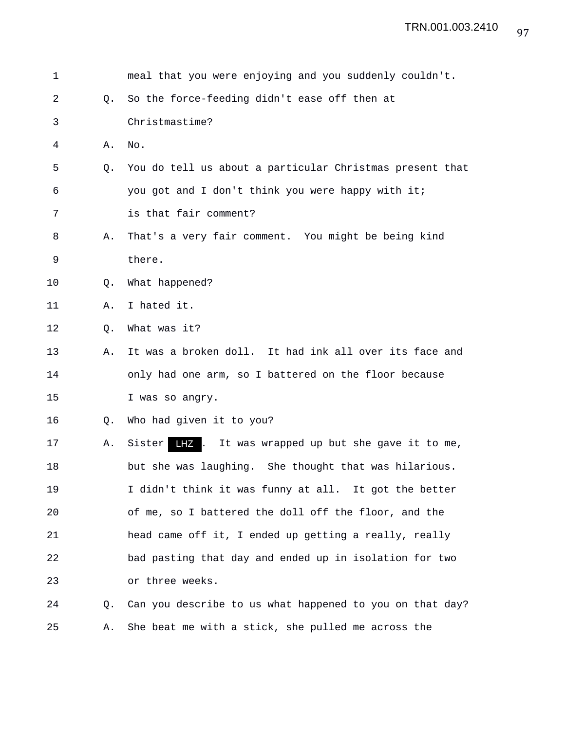1 meal that you were enjoying and you suddenly couldn't.

2 Q. So the force-feeding didn't ease off then at

3 Christmastime?

4 A. No.

5 Q. You do tell us about a particular Christmas present that

6 you got and I don't think you were happy with it;

7 is that fair comment?

8 A. That's a very fair comment. You might be being kind

9 there.

10 Q. What happened?

11 A. I hated it.

12 Q. What was it?

13 A. It was a broken doll. It had ink all over its face and

14 only had one arm, so I battered on the floor because

15 I was so angry.

16 Q. Who had given it to you?

17 A. Sister LHZ . It was wrapped up but she gave it to me,

18 but she was laughing. She thought that was hilarious.

19 I didn't think it was funny at all. It got the better

20 of me, so I battered the doll off the floor, and the

21 head came off it, I ended up getting a really, really

22 bad pasting that day and ended up in isolation for two

23 or three weeks.

24 Q. Can you describe to us what happened to you on that day?

25 A. She beat me with a stick, she pulled me across the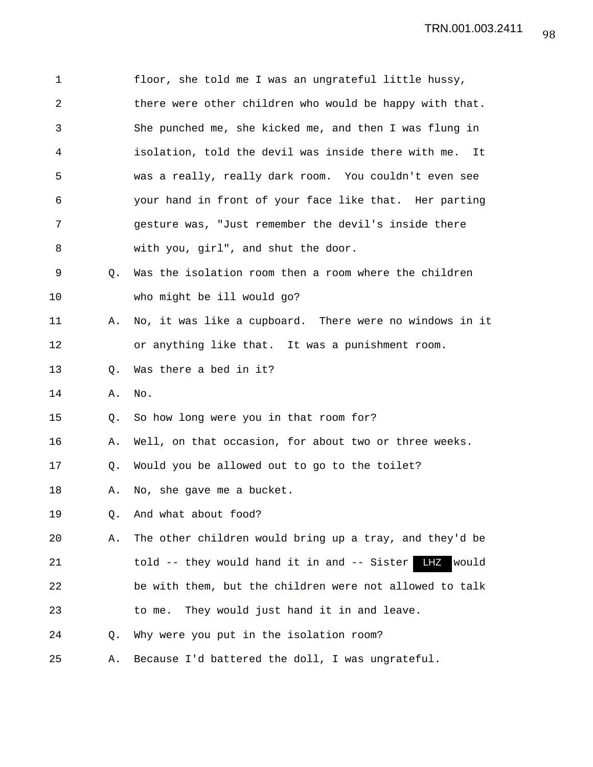floor, she told me I was an ungrateful little hussy, there were other children who would be happy with that. She punched me, she kicked me, and then I was flung in isolation, told the devil was inside there with me. It was a really, really dark room. You couldn't even see your hand in front of your face like that. Her parting gesture was, "Just remember the devil's inside there with you, girl", and shut the door.

Q. Was the isolation room then a room where the children who might be ill would go?

A. No, it was like a cupboard. There were no windows in it or anything like that. It was a punishment room.

Q. Was there a bed in it?

A. No.

Q. So how long were you in that room for?

A. Well, on that occasion, for about two or three weeks.

Q. Would you be allowed out to go to the toilet?

A. No, she gave me a bucket.

Q. And what about food?

A. The other children would bring up a tray, and they'd be told -- they would hand it in and -- Sister LHZ would be with them, but the children were not allowed to talk to me. They would just hand it in and leave.

Q. Why were you put in the isolation room?

A. Because I'd battered the doll, I was ungrateful.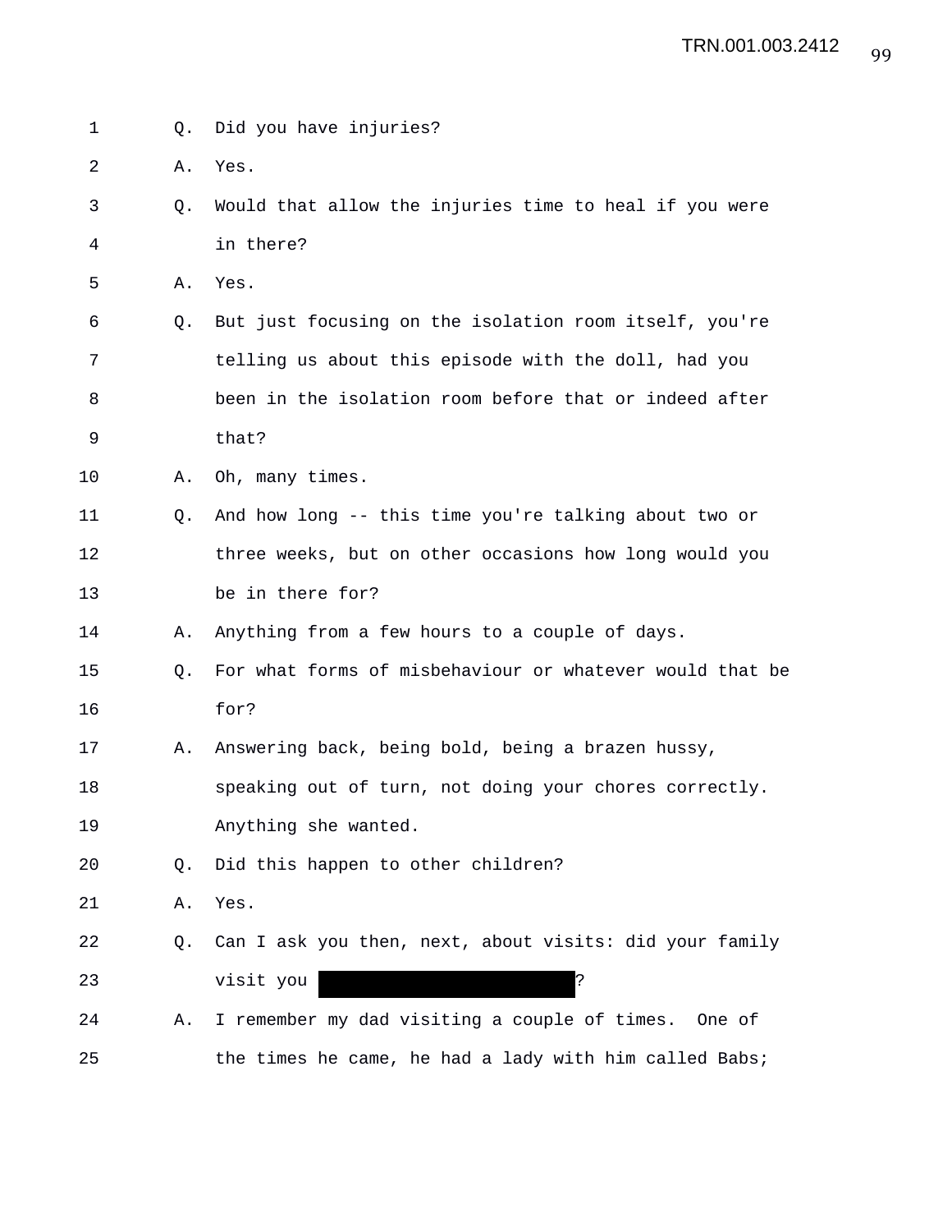1 Q. Did you have injuries?

2 A. Yes.

3 Q. Would that allow the injuries time to heal if you were

4 in there?

5 A. Yes.

6 Q. But just focusing on the isolation room itself, you're

7 telling us about this episode with the doll, had you

8 been in the isolation room before that or indeed after

9 that?

10 A. Oh, many times.

11 Q. And how long -- this time you're talking about two or

12 three weeks, but on other occasions how long would you

13 be in there for?

14 A. Anything from a few hours to a couple of days.

15 Q. For what forms of misbehaviour or whatever would that be

16 for?

17 A. Answering back, being bold, being a brazen hussy,

18 speaking out of turn, not doing your chores correctly.

19 Anything she wanted.

20 Q. Did this happen to other children?

21 A. Yes.

22 Q. Can I ask you then, next, about visits: did your family

23 visit you [REDACTED]?

24 A. I remember my dad visiting a couple of times. One of

25 the times he came, he had a lady with him called Babs;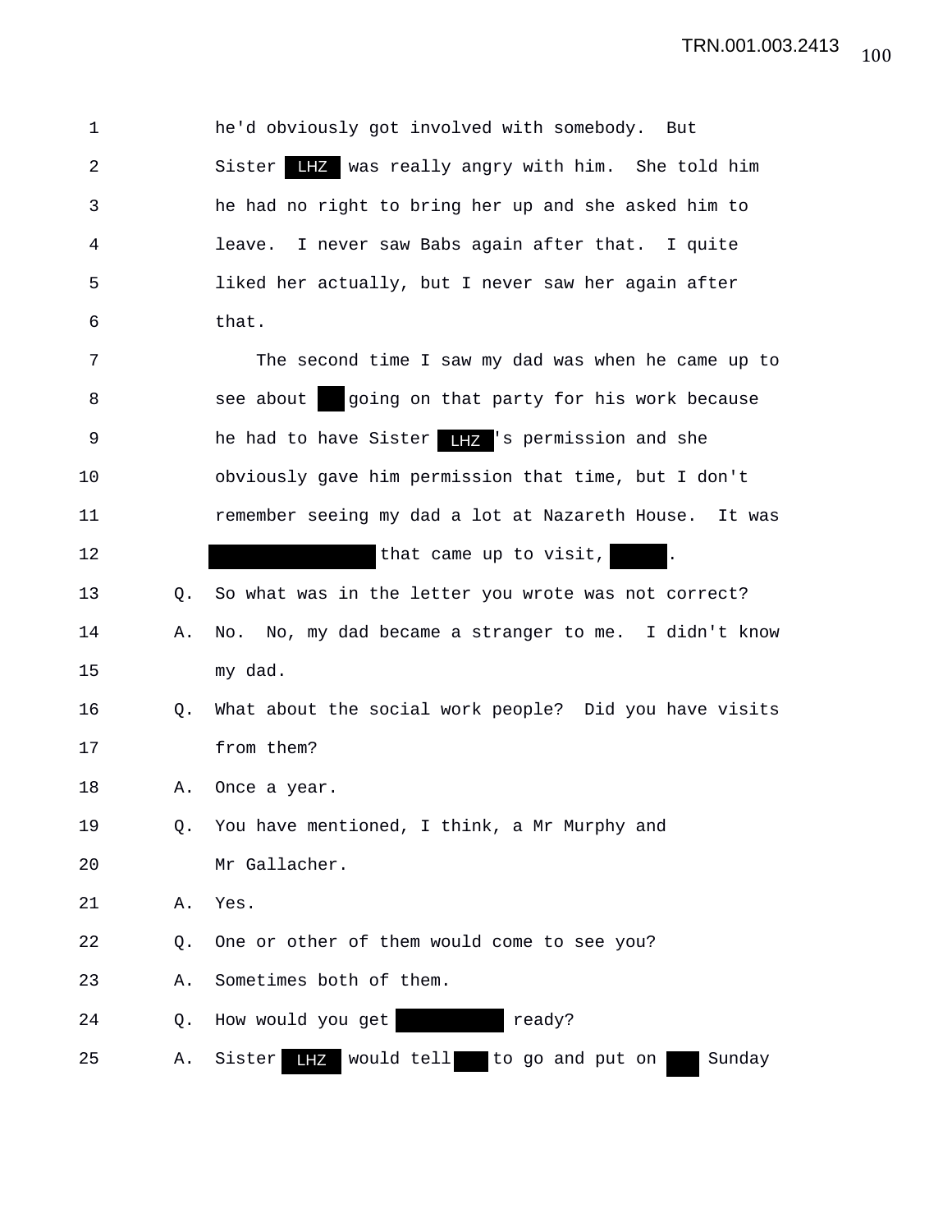he'd obviously got involved with somebody. But Sister LHZ was really angry with him. She told him he had no right to bring her up and she asked him to leave. I never saw Babs again after that. I quite liked her actually, but I never saw her again after that.

The second time I saw my dad was when he came up to see about ███ going on that party for his work because he had to have Sister LHZ's permission and she obviously gave him permission that time, but I don't remember seeing my dad a lot at Nazareth House. It was ███ that came up to visit, ███.

Q. So what was in the letter you wrote was not correct?

A. No. No, my dad became a stranger to me. I didn't know my dad.

Q. What about the social work people? Did you have visits from them?

A. Once a year.

Q. You have mentioned, I think, a Mr Murphy and Mr Gallacher.

A. Yes.

Q. One or other of them would come to see you?

A. Sometimes both of them.

Q. How would you get ███ ready?

A. Sister LHZ would tell ███ to go and put on ███ Sunday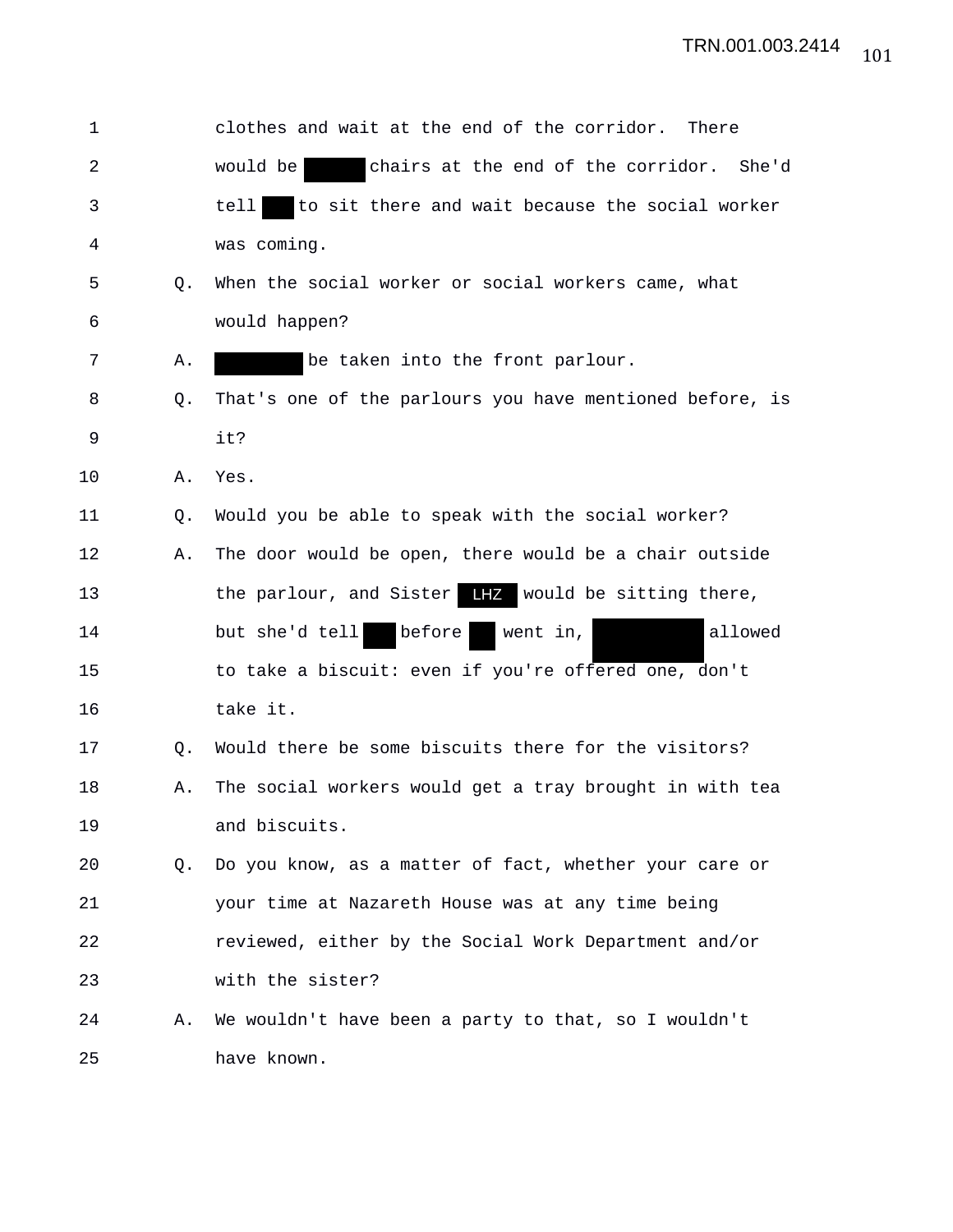1 clothes and wait at the end of the corridor. There

2 would be ████ chairs at the end of the corridor. She'd

3 tell ██ to sit there and wait because the social worker

4 was coming.

5 Q. When the social worker or social workers came, what

6 would happen?

7 A. ██████ be taken into the front parlour.

8 Q. That's one of the parlours you have mentioned before, is

9 it?

10 A. Yes.

11 Q. Would you be able to speak with the social worker?

12 A. The door would be open, there would be a chair outside

13 the parlour, and Sister LHZ would be sitting there,

14 but she'd tell ██ before ██ went in, ████████ allowed

15 to take a biscuit: even if you're offered one, don't

16 take it.

17 Q. Would there be some biscuits there for the visitors?

18 A. The social workers would get a tray brought in with tea

19 and biscuits.

20 Q. Do you know, as a matter of fact, whether your care or

21 your time at Nazareth House was at any time being

22 reviewed, either by the Social Work Department and/or

23 with the sister?

24 A. We wouldn't have been a party to that, so I wouldn't

25 have known.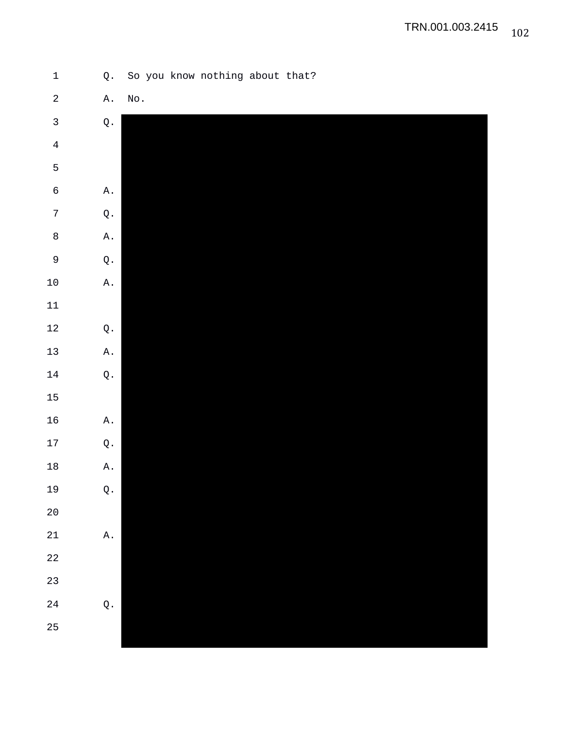1 Q. So you know nothing about that?

2 A. No.

3 Q.

4

5

6 A.

7 Q.

8 A.

9 Q.

10 A.

11

12 Q.

13 A.

14 Q.

15

16 A.

17 Q.

18 A.

19 Q.

20

21 A.

22

23

24 Q.

25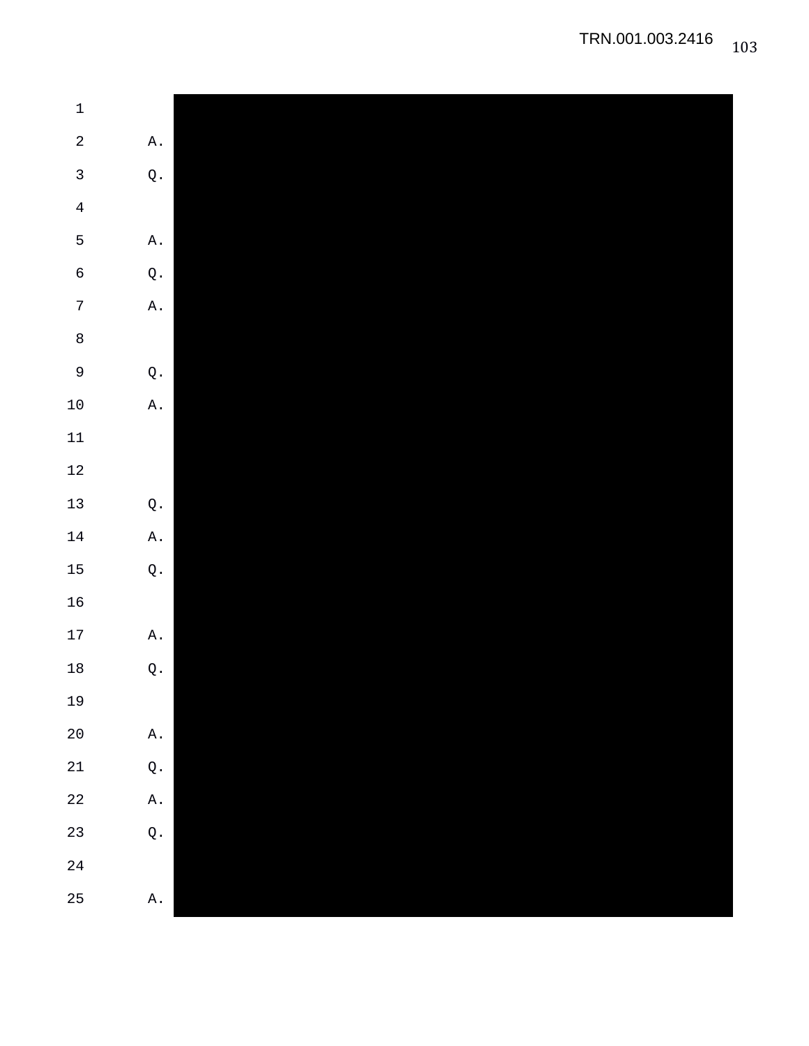1
2 A.
3 Q.
4
5 A.
6 Q.
7 A.
8
9 Q.
10 A.
11
12
13 Q.
14 A.
15 Q.
16
17 A.
18 Q.
19
20 A.
21 Q.
22 A.
23 Q.
24
25 A.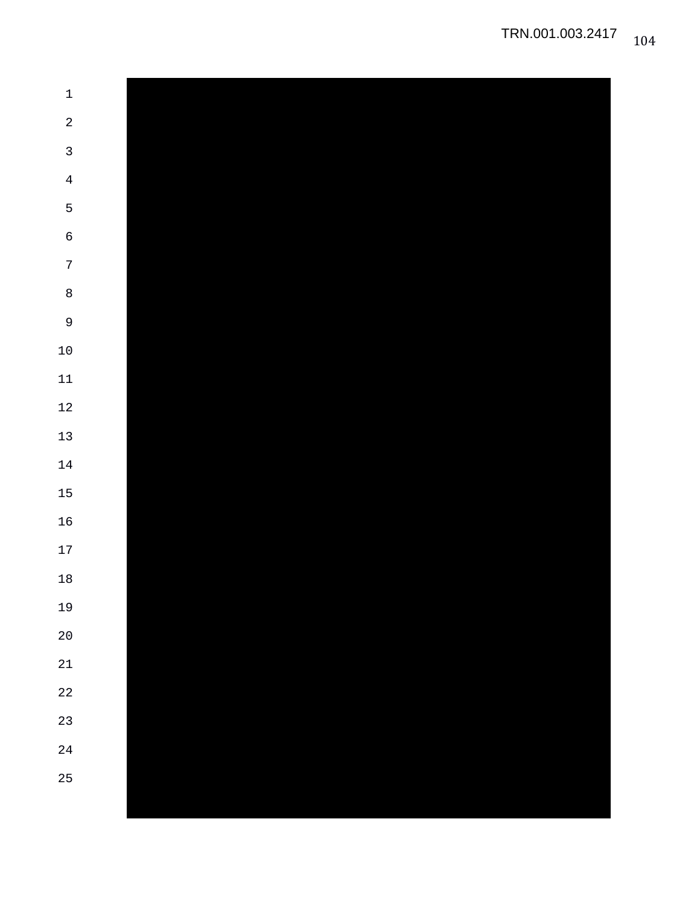TRN.001.003.2417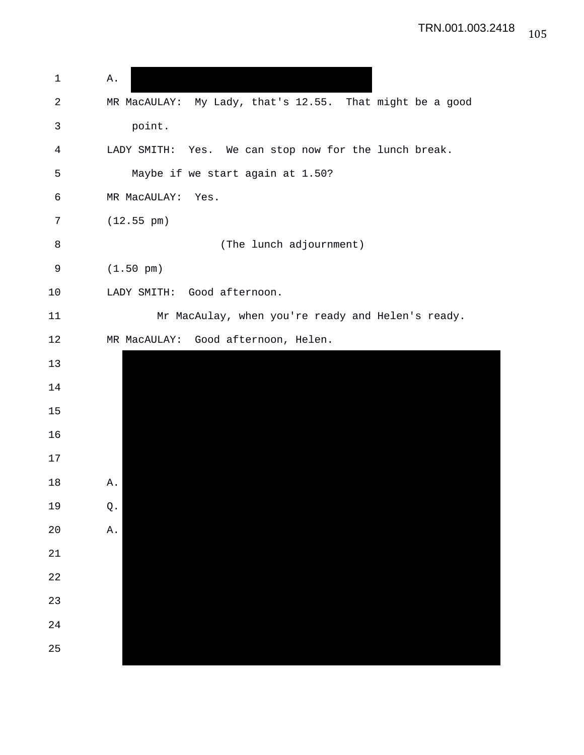1 A. [REDACTED]

2 MR MacAULAY: My Lady, that's 12.55. That might be a good

3 point.

4 LADY SMITH: Yes. We can stop now for the lunch break.

5 Maybe if we start again at 1.50?

6 MR MacAULAY: Yes.

7 (12.55 pm)

8 (The lunch adjournment)

9 (1.50 pm)

10 LADY SMITH: Good afternoon.

11 Mr MacAulay, when you're ready and Helen's ready.

12 MR MacAULAY: Good afternoon, Helen.

13 [REDACTED]

14 

15 

16 

17 

18 A. [REDACTED]

19 Q. [REDACTED]

20 A. [REDACTED]

21 

22 

23 

24 

25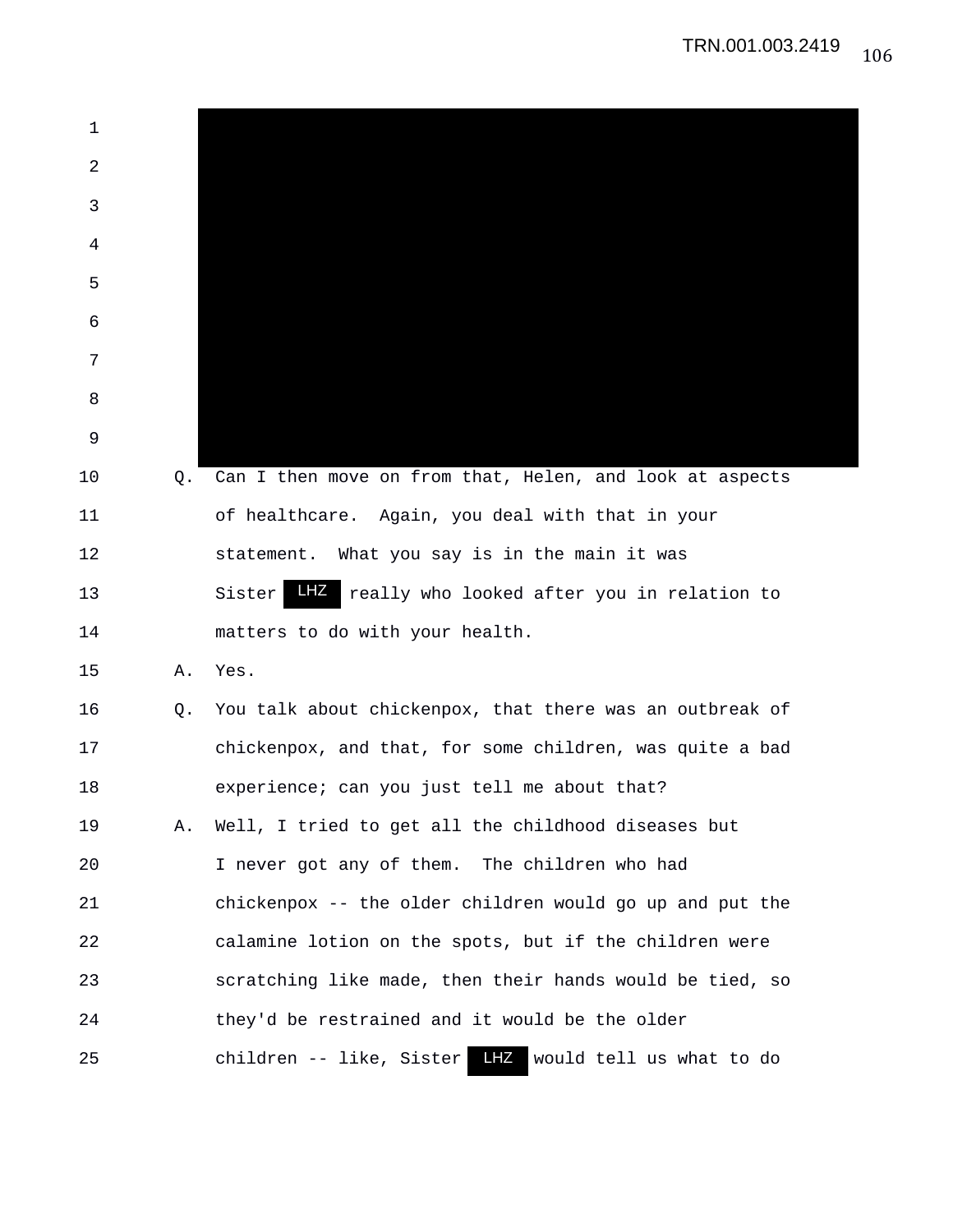Q. Can I then move on from that, Helen, and look at aspects of healthcare. Again, you deal with that in your statement. What you say is in the main it was Sister LHZ really who looked after you in relation to matters to do with your health.

A. Yes.

Q. You talk about chickenpox, that there was an outbreak of chickenpox, and that, for some children, was quite a bad experience; can you just tell me about that?

A. Well, I tried to get all the childhood diseases but I never got any of them. The children who had chickenpox -- the older children would go up and put the calamine lotion on the spots, but if the children were scratching like made, then their hands would be tied, so they'd be restrained and it would be the older children -- like, Sister LHZ would tell us what to do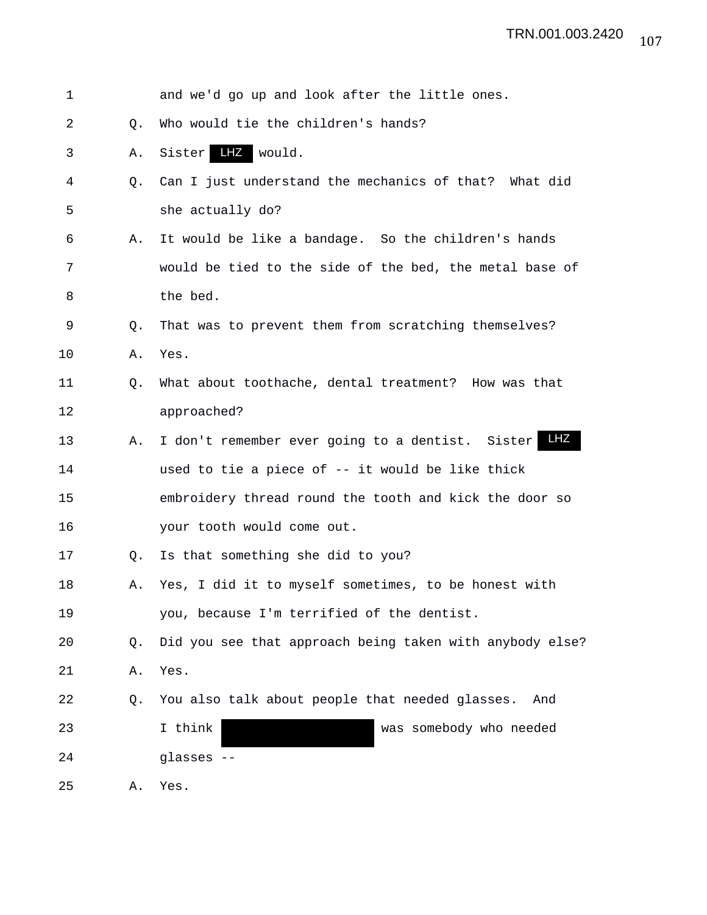1 and we'd go up and look after the little ones.

2 Q. Who would tie the children's hands?

3 A. Sister LHZ would.

4 Q. Can I just understand the mechanics of that? What did

5 she actually do?

6 A. It would be like a bandage. So the children's hands

7 would be tied to the side of the bed, the metal base of

8 the bed.

9 Q. That was to prevent them from scratching themselves?

10 A. Yes.

11 Q. What about toothache, dental treatment? How was that

12 approached?

13 A. I don't remember ever going to a dentist. Sister LHZ

14 used to tie a piece of -- it would be like thick

15 embroidery thread round the tooth and kick the door so

16 your tooth would come out.

17 Q. Is that something she did to you?

18 A. Yes, I did it to myself sometimes, to be honest with

19 you, because I'm terrified of the dentist.

20 Q. Did you see that approach being taken with anybody else?

21 A. Yes.

22 Q. You also talk about people that needed glasses. And

23 I think [REDACTED] was somebody who needed

24 glasses --

25 A. Yes.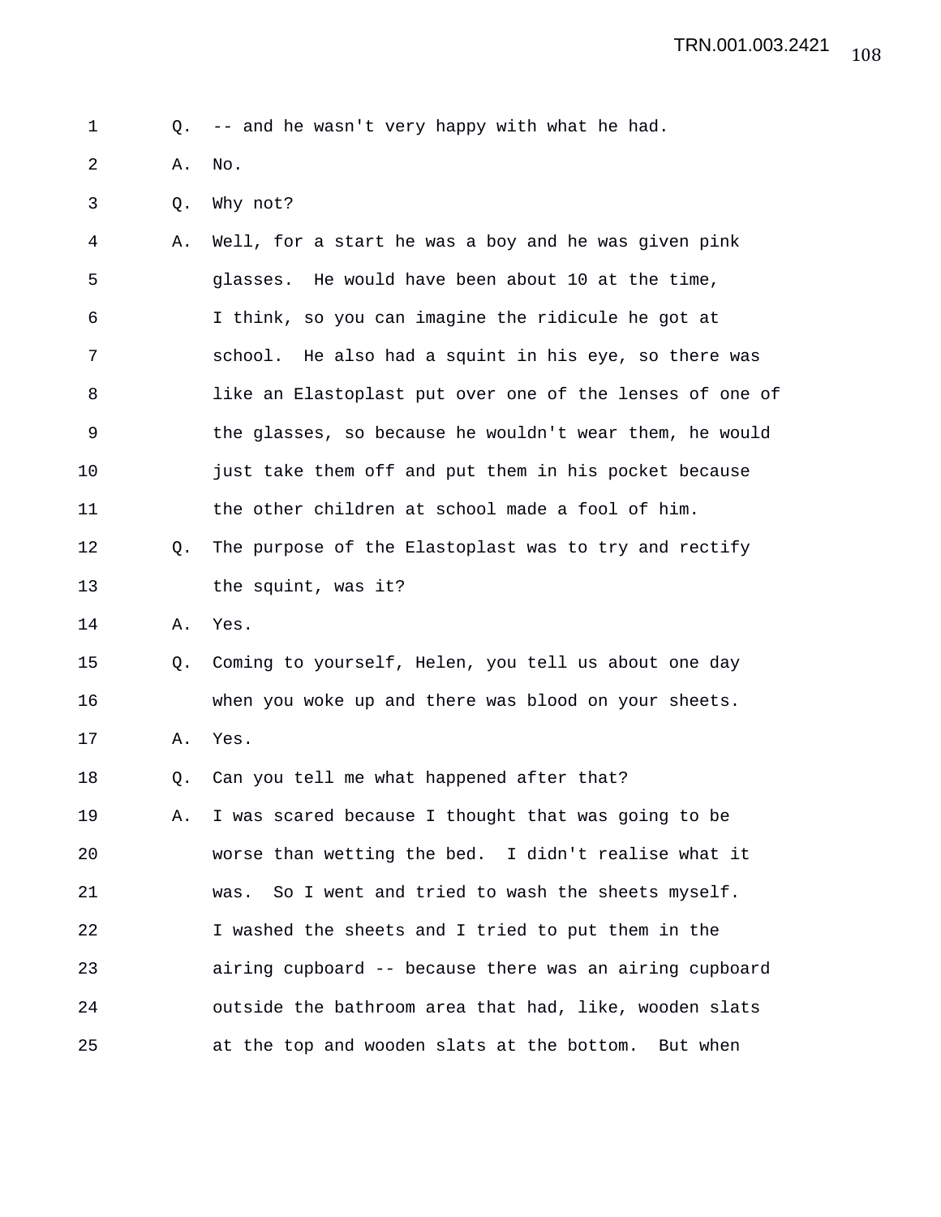Q. -- and he wasn't very happy with what he had.

A. No.

Q. Why not?

A. Well, for a start he was a boy and he was given pink glasses. He would have been about 10 at the time, I think, so you can imagine the ridicule he got at school. He also had a squint in his eye, so there was like an Elastoplast put over one of the lenses of one of the glasses, so because he wouldn't wear them, he would just take them off and put them in his pocket because the other children at school made a fool of him.

Q. The purpose of the Elastoplast was to try and rectify the squint, was it?

A. Yes.

Q. Coming to yourself, Helen, you tell us about one day when you woke up and there was blood on your sheets.

A. Yes.

Q. Can you tell me what happened after that?

A. I was scared because I thought that was going to be worse than wetting the bed. I didn't realise what it was. So I went and tried to wash the sheets myself. I washed the sheets and I tried to put them in the airing cupboard -- because there was an airing cupboard outside the bathroom area that had, like, wooden slats at the top and wooden slats at the bottom. But when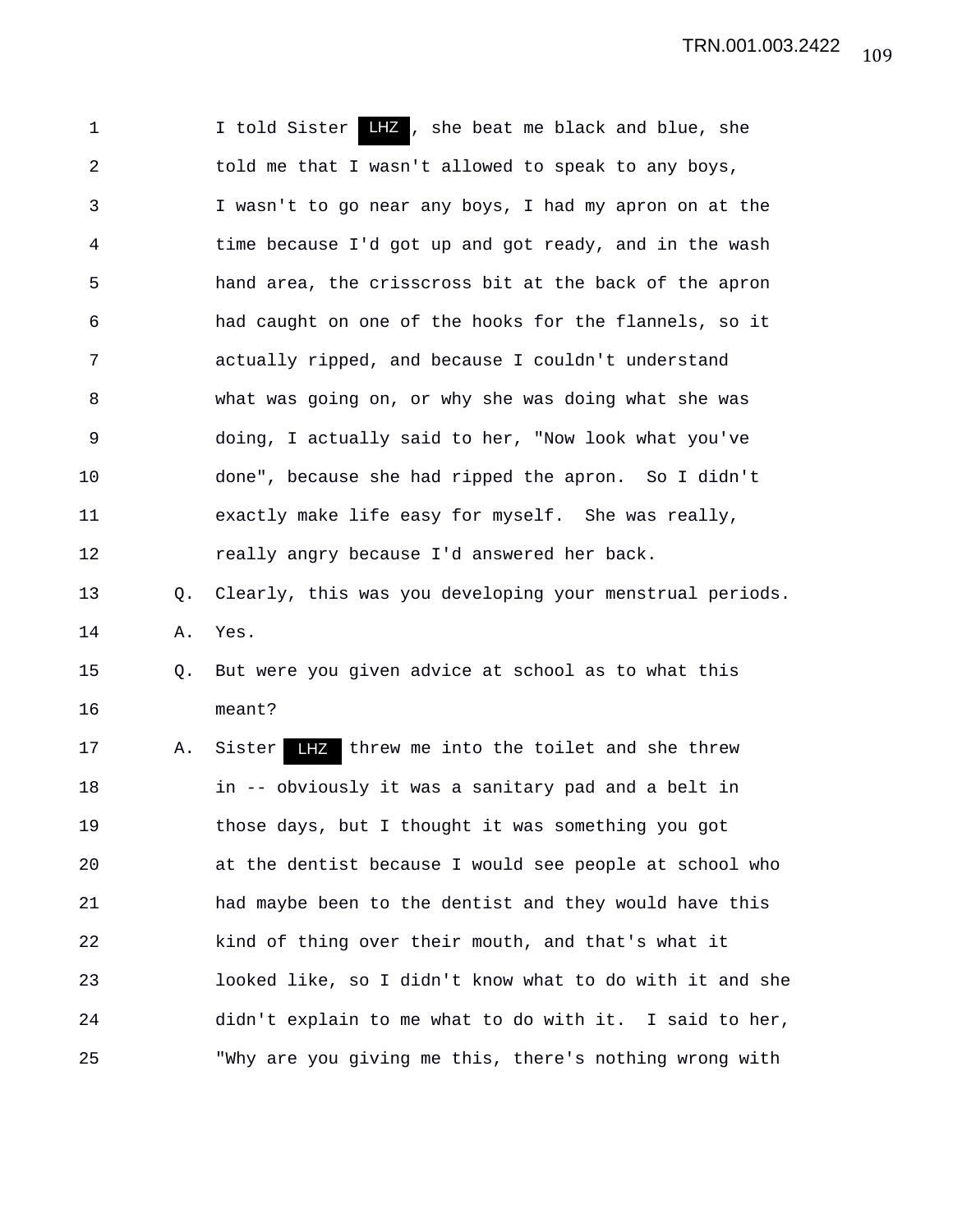I told Sister LHZ, she beat me black and blue, she told me that I wasn't allowed to speak to any boys, I wasn't to go near any boys, I had my apron on at the time because I'd got up and got ready, and in the wash hand area, the crisscross bit at the back of the apron had caught on one of the hooks for the flannels, so it actually ripped, and because I couldn't understand what was going on, or why she was doing what she was doing, I actually said to her, "Now look what you've done", because she had ripped the apron. So I didn't exactly make life easy for myself. She was really, really angry because I'd answered her back.

Q. Clearly, this was you developing your menstrual periods.

A. Yes.

Q. But were you given advice at school as to what this meant?

A. Sister LHZ threw me into the toilet and she threw in -- obviously it was a sanitary pad and a belt in those days, but I thought it was something you got at the dentist because I would see people at school who had maybe been to the dentist and they would have this kind of thing over their mouth, and that's what it looked like, so I didn't know what to do with it and she didn't explain to me what to do with it. I said to her, "Why are you giving me this, there's nothing wrong with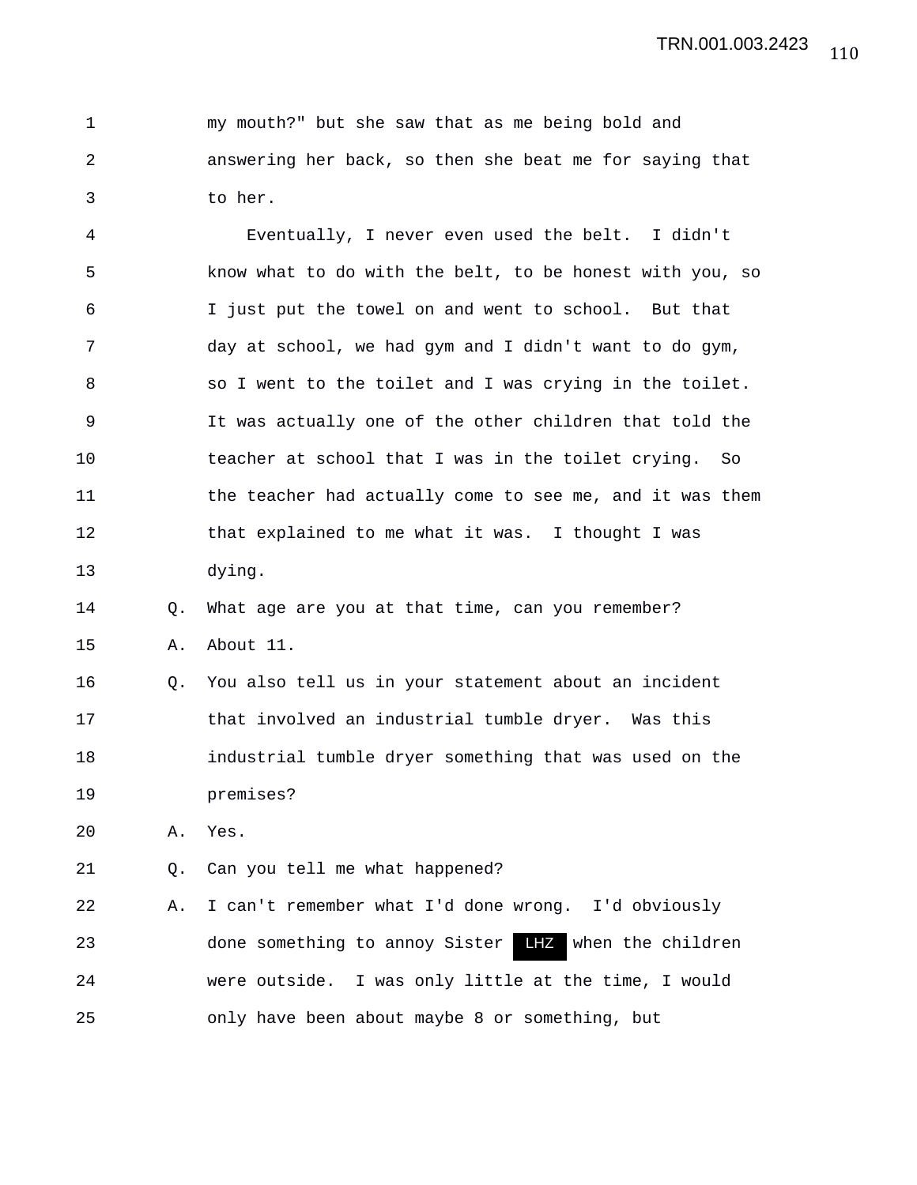my mouth?" but she saw that as me being bold and answering her back, so then she beat me for saying that to her.

Eventually, I never even used the belt. I didn't know what to do with the belt, to be honest with you, so I just put the towel on and went to school. But that day at school, we had gym and I didn't want to do gym, so I went to the toilet and I was crying in the toilet. It was actually one of the other children that told the teacher at school that I was in the toilet crying. So the teacher had actually come to see me, and it was them that explained to me what it was. I thought I was dying.

Q. What age are you at that time, can you remember?

A. About 11.

Q. You also tell us in your statement about an incident that involved an industrial tumble dryer. Was this industrial tumble dryer something that was used on the premises?

A. Yes.

Q. Can you tell me what happened?

A. I can't remember what I'd done wrong. I'd obviously done something to annoy Sister LHZ when the children were outside. I was only little at the time, I would only have been about maybe 8 or something, but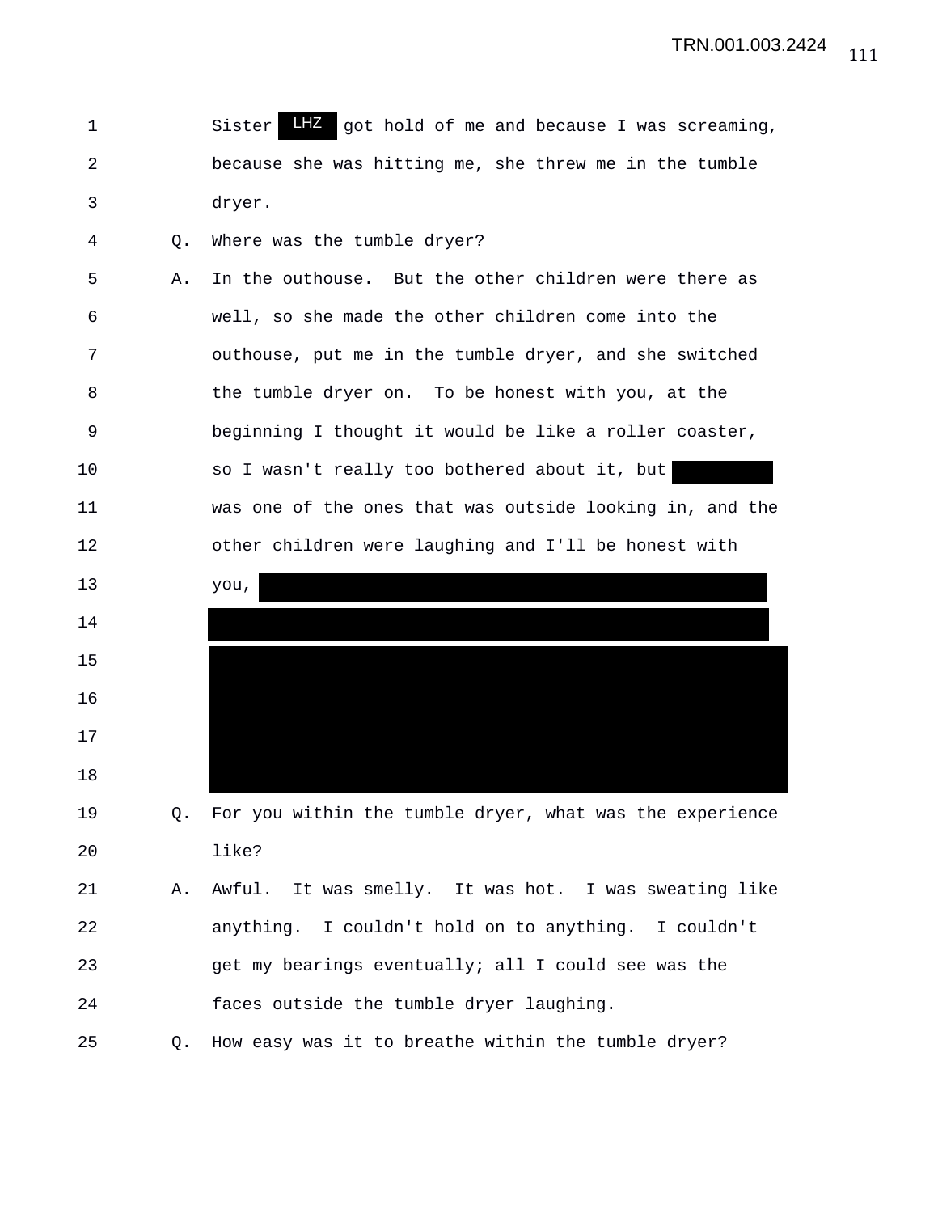Sister LHZ got hold of me and because I was screaming, because she was hitting me, she threw me in the tumble dryer.

Q. Where was the tumble dryer?

A. In the outhouse. But the other children were there as well, so she made the other children come into the outhouse, put me in the tumble dryer, and she switched the tumble dryer on. To be honest with you, at the beginning I thought it would be like a roller coaster, so I wasn't really too bothered about it, but [redacted] was one of the ones that was outside looking in, and the other children were laughing and I'll be honest with you, [redacted]

Q. For you within the tumble dryer, what was the experience like?

A. Awful. It was smelly. It was hot. I was sweating like anything. I couldn't hold on to anything. I couldn't get my bearings eventually; all I could see was the faces outside the tumble dryer laughing.

Q. How easy was it to breathe within the tumble dryer?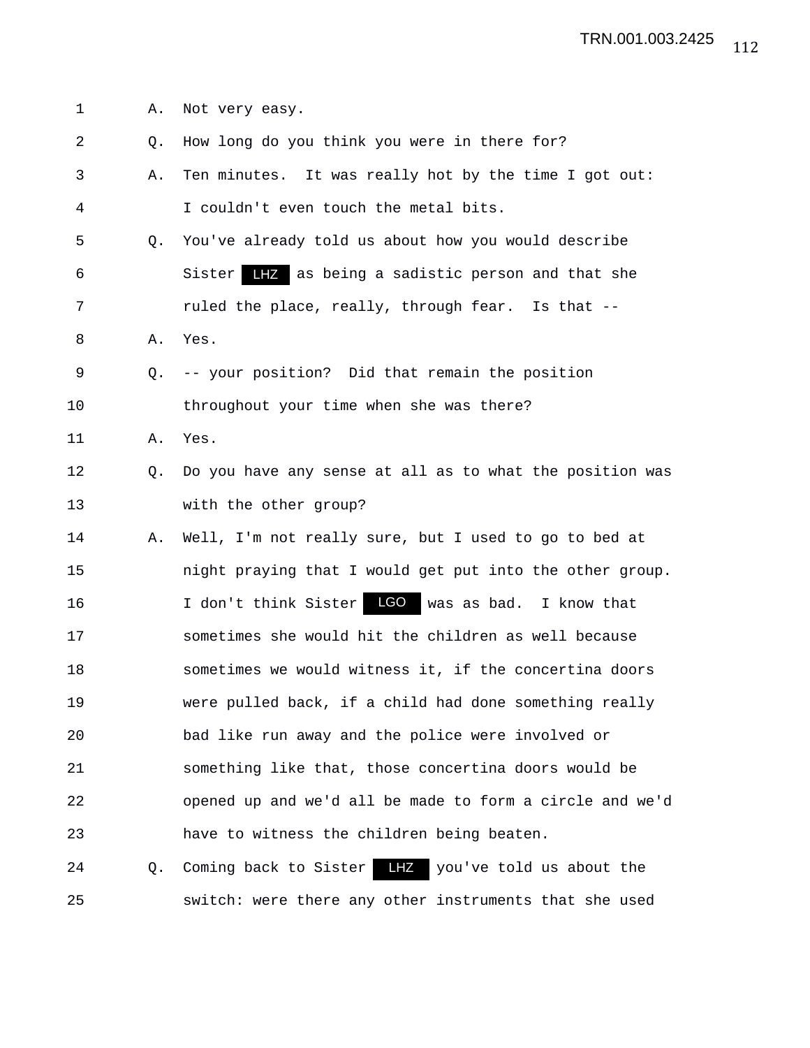1 A. Not very easy.

2 Q. How long do you think you were in there for?

3 A. Ten minutes. It was really hot by the time I got out:

4 I couldn't even touch the metal bits.

5 Q. You've already told us about how you would describe

6 Sister LHZ as being a sadistic person and that she

7 ruled the place, really, through fear. Is that --

8 A. Yes.

9 Q. -- your position? Did that remain the position

10 throughout your time when she was there?

11 A. Yes.

12 Q. Do you have any sense at all as to what the position was

13 with the other group?

14 A. Well, I'm not really sure, but I used to go to bed at

15 night praying that I would get put into the other group.

16 I don't think Sister LGO was as bad. I know that

17 sometimes she would hit the children as well because

18 sometimes we would witness it, if the concertina doors

19 were pulled back, if a child had done something really

20 bad like run away and the police were involved or

21 something like that, those concertina doors would be

22 opened up and we'd all be made to form a circle and we'd

23 have to witness the children being beaten.

24 Q. Coming back to Sister LHZ you've told us about the

25 switch: were there any other instruments that she used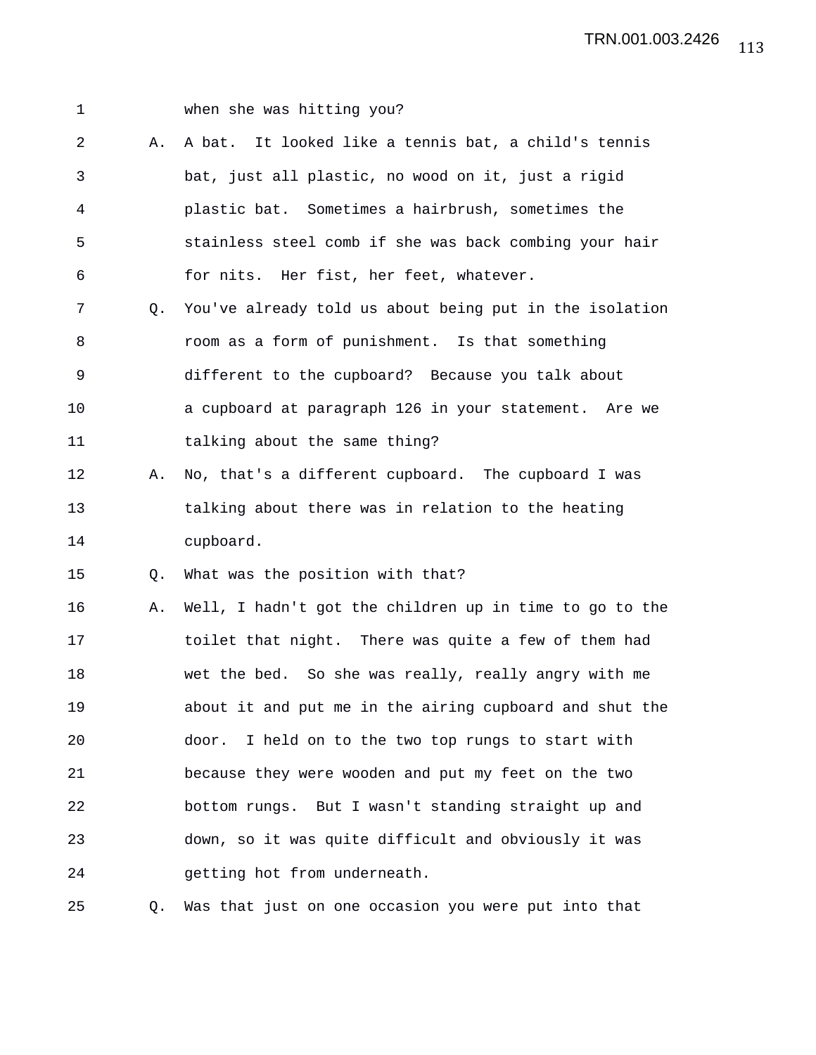when she was hitting you?

A. A bat. It looked like a tennis bat, a child's tennis bat, just all plastic, no wood on it, just a rigid plastic bat. Sometimes a hairbrush, sometimes the stainless steel comb if she was back combing your hair for nits. Her fist, her feet, whatever.

Q. You've already told us about being put in the isolation room as a form of punishment. Is that something different to the cupboard? Because you talk about a cupboard at paragraph 126 in your statement. Are we talking about the same thing?

A. No, that's a different cupboard. The cupboard I was talking about there was in relation to the heating cupboard.

Q. What was the position with that?

A. Well, I hadn't got the children up in time to go to the toilet that night. There was quite a few of them had wet the bed. So she was really, really angry with me about it and put me in the airing cupboard and shut the door. I held on to the two top rungs to start with because they were wooden and put my feet on the two bottom rungs. But I wasn't standing straight up and down, so it was quite difficult and obviously it was getting hot from underneath.

Q. Was that just on one occasion you were put into that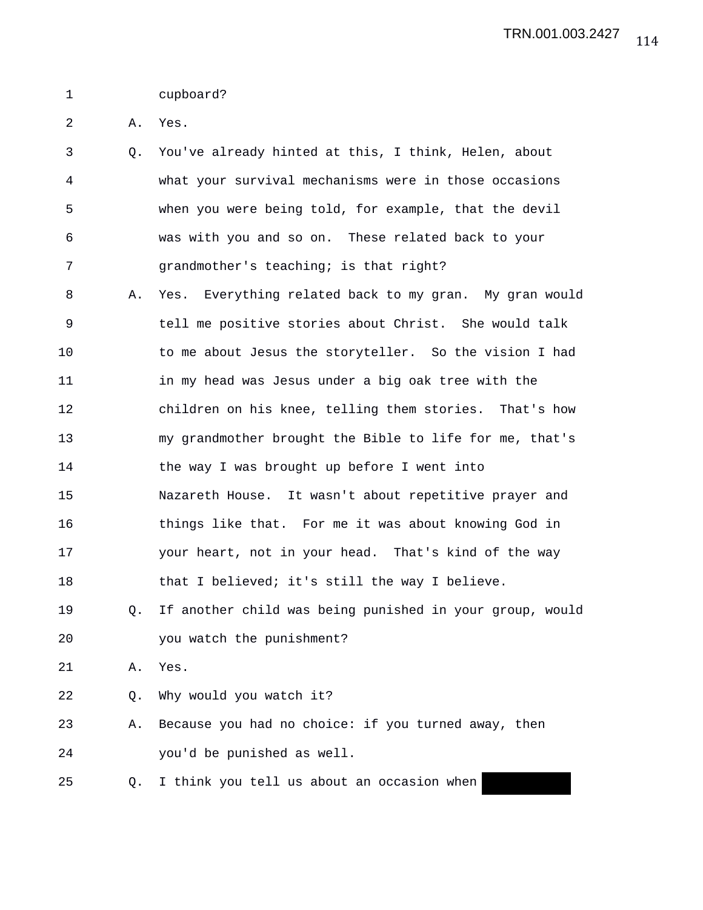1 cupboard?

2 A. Yes.

3 Q. You've already hinted at this, I think, Helen, about
4 what your survival mechanisms were in those occasions
5 when you were being told, for example, that the devil
6 was with you and so on. These related back to your
7 grandmother's teaching; is that right?

8 A. Yes. Everything related back to my gran. My gran would
9 tell me positive stories about Christ. She would talk
10 to me about Jesus the storyteller. So the vision I had
11 in my head was Jesus under a big oak tree with the
12 children on his knee, telling them stories. That's how
13 my grandmother brought the Bible to life for me, that's
14 the way I was brought up before I went into
15 Nazareth House. It wasn't about repetitive prayer and
16 things like that. For me it was about knowing God in
17 your heart, not in your head. That's kind of the way
18 that I believed; it's still the way I believe.

19 Q. If another child was being punished in your group, would
20 you watch the punishment?

21 A. Yes.

22 Q. Why would you watch it?

23 A. Because you had no choice: if you turned away, then
24 you'd be punished as well.

25 Q. I think you tell us about an occasion when ████████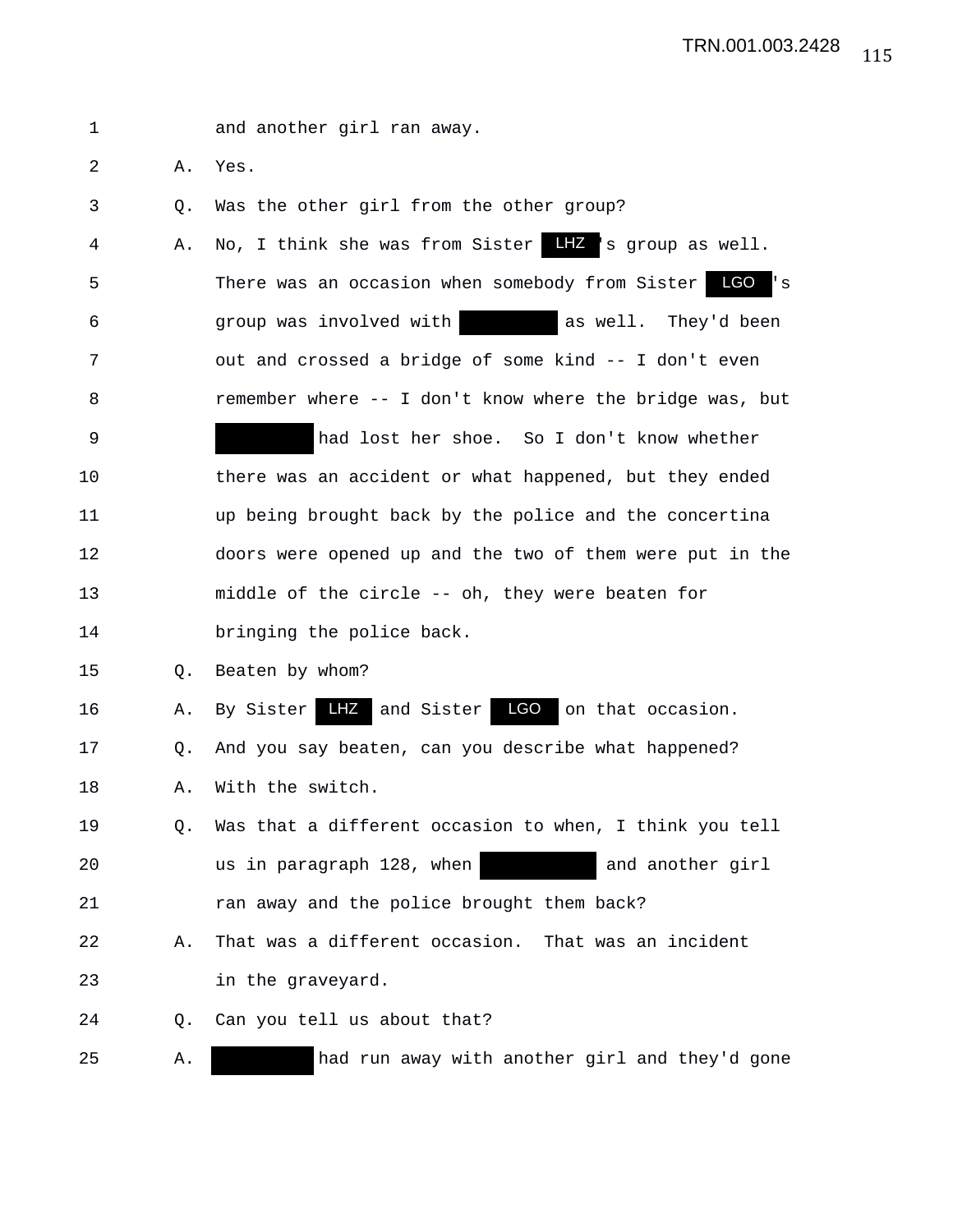1 and another girl ran away.

2 A. Yes.

3 Q. Was the other girl from the other group?

4 A. No, I think she was from Sister LHZ's group as well.

5 There was an occasion when somebody from Sister LGO's

6 group was involved with ██████ as well. They'd been

7 out and crossed a bridge of some kind -- I don't even

8 remember where -- I don't know where the bridge was, but

9 ██████ had lost her shoe. So I don't know whether

10 there was an accident or what happened, but they ended

11 up being brought back by the police and the concertina

12 doors were opened up and the two of them were put in the

13 middle of the circle -- oh, they were beaten for

14 bringing the police back.

15 Q. Beaten by whom?

16 A. By Sister LHZ and Sister LGO on that occasion.

17 Q. And you say beaten, can you describe what happened?

18 A. With the switch.

19 Q. Was that a different occasion to when, I think you tell

20 us in paragraph 128, when ██████ and another girl

21 ran away and the police brought them back?

22 A. That was a different occasion. That was an incident

23 in the graveyard.

24 Q. Can you tell us about that?

25 A. ██████ had run away with another girl and they'd gone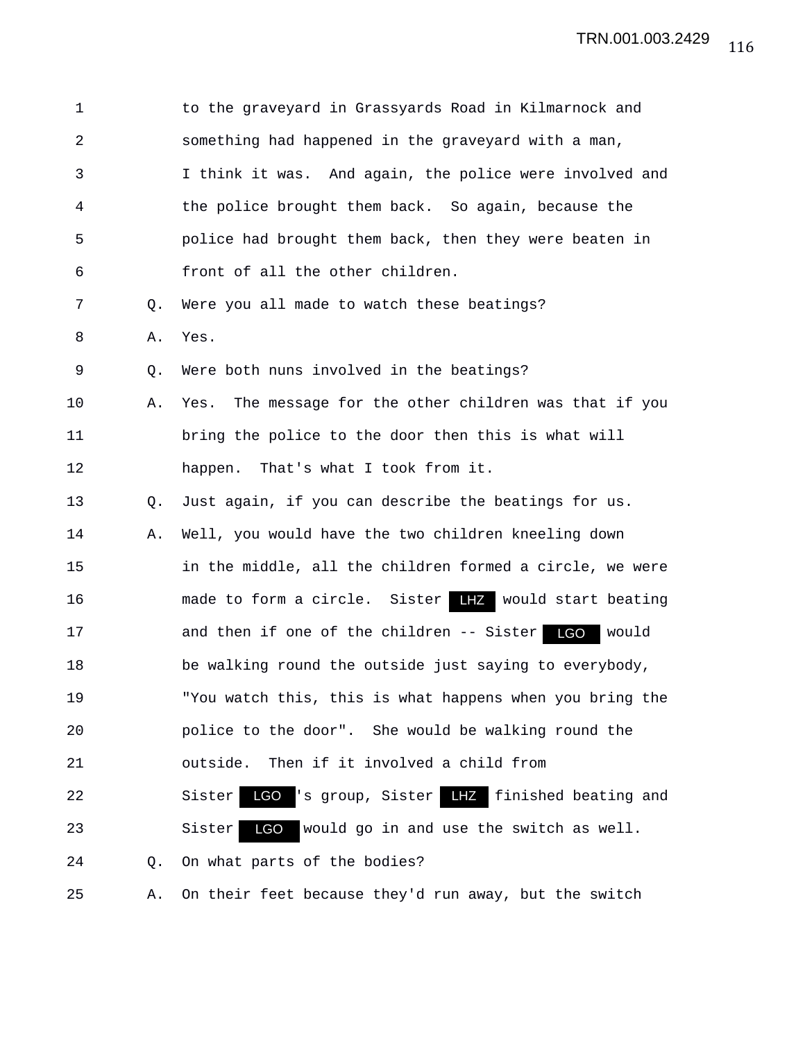1 to the graveyard in Grassyards Road in Kilmarnock and
2 something had happened in the graveyard with a man,
3 I think it was. And again, the police were involved and
4 the police brought them back. So again, because the
5 police had brought them back, then they were beaten in
6 front of all the other children.

7 Q. Were you all made to watch these beatings?

8 A. Yes.

9 Q. Were both nuns involved in the beatings?

10 A. Yes. The message for the other children was that if you
11 bring the police to the door then this is what will
12 happen. That's what I took from it.

13 Q. Just again, if you can describe the beatings for us.

14 A. Well, you would have the two children kneeling down
15 in the middle, all the children formed a circle, we were
16 made to form a circle. Sister LHZ would start beating
17 and then if one of the children -- Sister LGO would
18 be walking round the outside just saying to everybody,
19 "You watch this, this is what happens when you bring the
20 police to the door". She would be walking round the
21 outside. Then if it involved a child from
22 Sister LGO's group, Sister LHZ finished beating and
23 Sister LGO would go in and use the switch as well.

24 Q. On what parts of the bodies?

25 A. On their feet because they'd run away, but the switch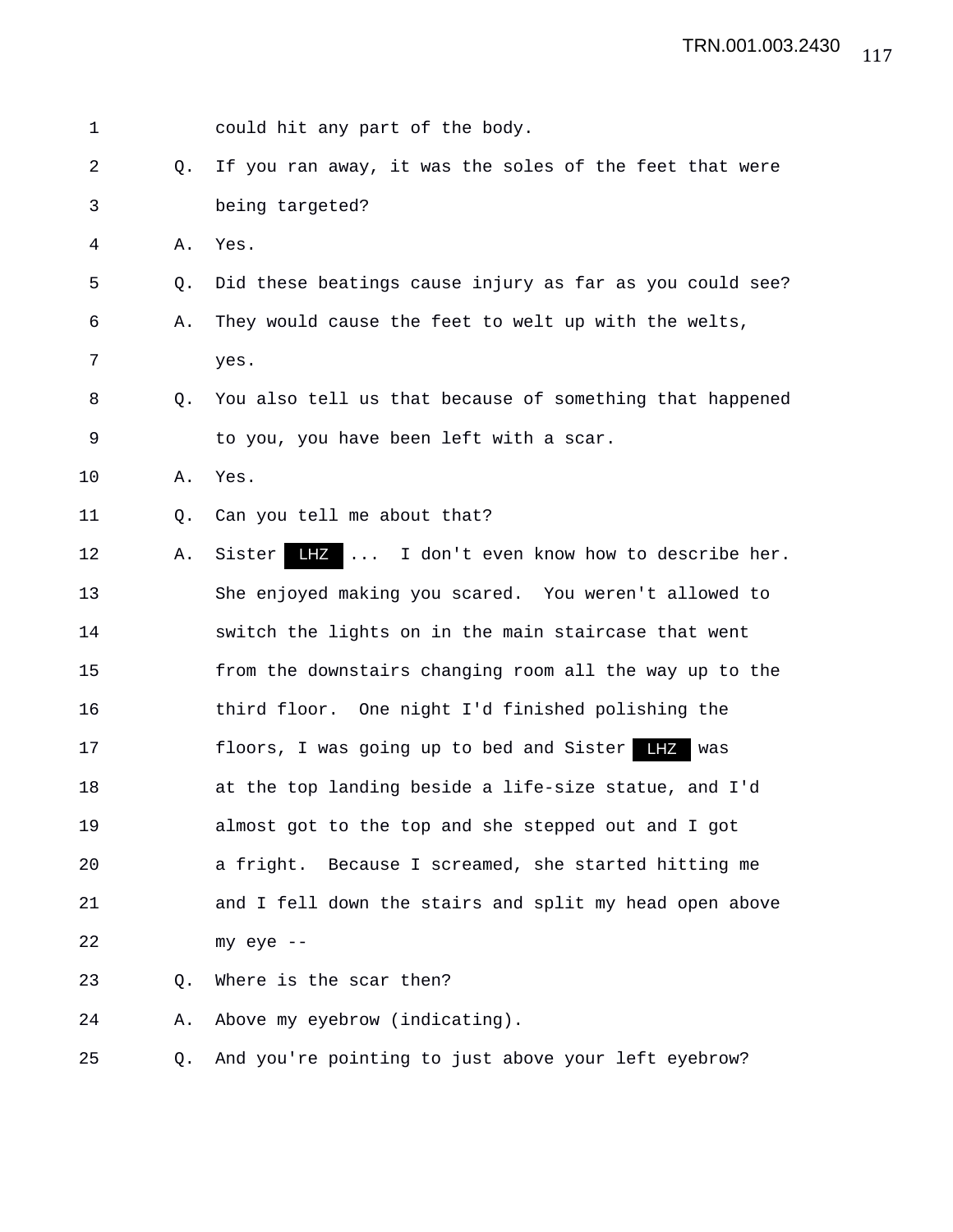could hit any part of the body.

Q. If you ran away, it was the soles of the feet that were being targeted?

A. Yes.

Q. Did these beatings cause injury as far as you could see?

A. They would cause the feet to welt up with the welts, yes.

Q. You also tell us that because of something that happened to you, you have been left with a scar.

A. Yes.

Q. Can you tell me about that?

A. Sister LHZ ... I don't even know how to describe her. She enjoyed making you scared. You weren't allowed to switch the lights on in the main staircase that went from the downstairs changing room all the way up to the third floor. One night I'd finished polishing the floors, I was going up to bed and Sister LHZ was at the top landing beside a life-size statue, and I'd almost got to the top and she stepped out and I got a fright. Because I screamed, she started hitting me and I fell down the stairs and split my head open above my eye --

Q. Where is the scar then?

A. Above my eyebrow (indicating).

Q. And you're pointing to just above your left eyebrow?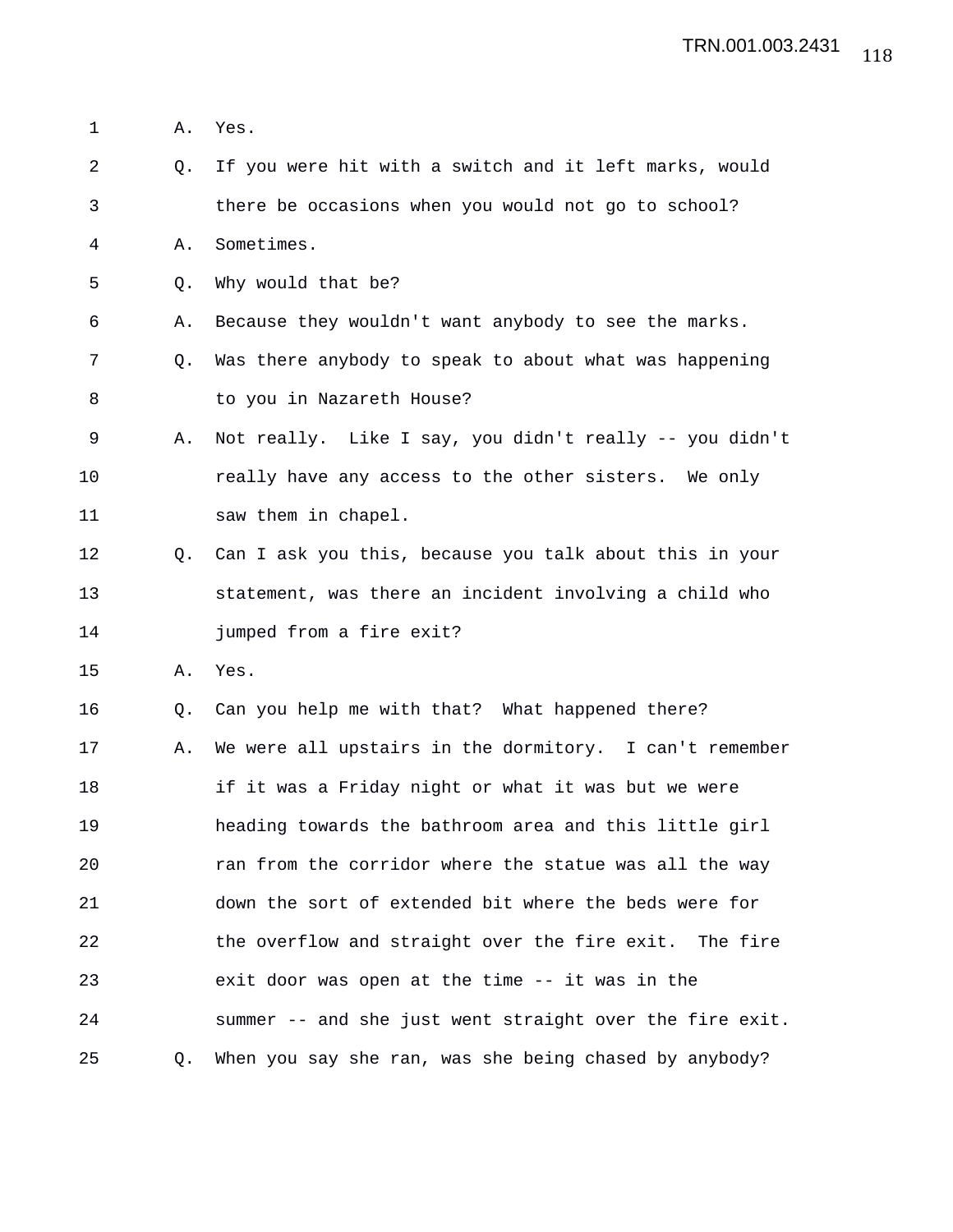A. Yes.

Q. If you were hit with a switch and it left marks, would there be occasions when you would not go to school?

A. Sometimes.

Q. Why would that be?

A. Because they wouldn't want anybody to see the marks.

Q. Was there anybody to speak to about what was happening to you in Nazareth House?

A. Not really. Like I say, you didn't really -- you didn't really have any access to the other sisters. We only saw them in chapel.

Q. Can I ask you this, because you talk about this in your statement, was there an incident involving a child who jumped from a fire exit?

A. Yes.

Q. Can you help me with that? What happened there?

A. We were all upstairs in the dormitory. I can't remember if it was a Friday night or what it was but we were heading towards the bathroom area and this little girl ran from the corridor where the statue was all the way down the sort of extended bit where the beds were for the overflow and straight over the fire exit. The fire exit door was open at the time -- it was in the summer -- and she just went straight over the fire exit.

Q. When you say she ran, was she being chased by anybody?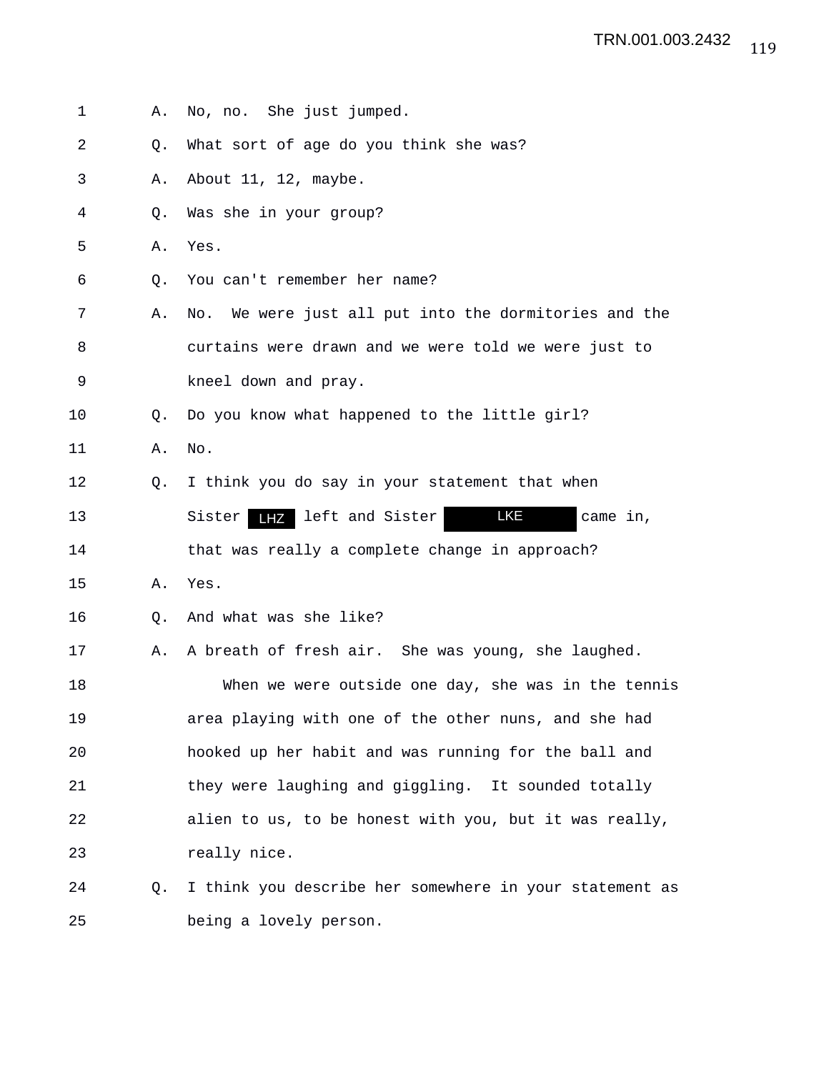1 A. No, no. She just jumped.

2 Q. What sort of age do you think she was?

3 A. About 11, 12, maybe.

4 Q. Was she in your group?

5 A. Yes.

6 Q. You can't remember her name?

7 A. No. We were just all put into the dormitories and the

8 curtains were drawn and we were told we were just to

9 kneel down and pray.

10 Q. Do you know what happened to the little girl?

11 A. No.

12 Q. I think you do say in your statement that when

13 Sister LHZ left and Sister LKE came in,

14 that was really a complete change in approach?

15 A. Yes.

16 Q. And what was she like?

17 A. A breath of fresh air. She was young, she laughed.

18 When we were outside one day, she was in the tennis

19 area playing with one of the other nuns, and she had

20 hooked up her habit and was running for the ball and

21 they were laughing and giggling. It sounded totally

22 alien to us, to be honest with you, but it was really,

23 really nice.

24 Q. I think you describe her somewhere in your statement as

25 being a lovely person.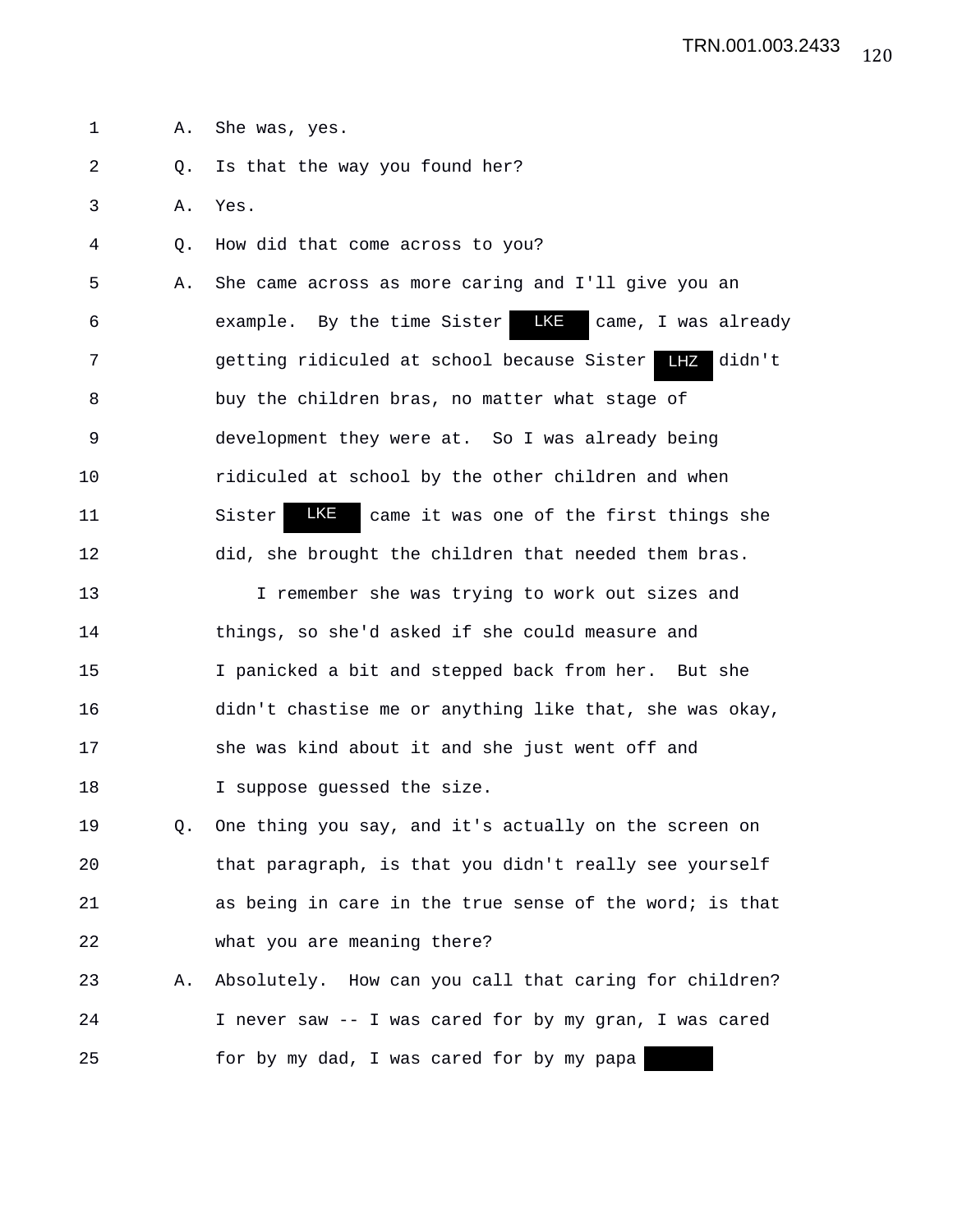A. She was, yes.

Q. Is that the way you found her?

A. Yes.

Q. How did that come across to you?

A. She came across as more caring and I'll give you an example. By the time Sister LKE came, I was already getting ridiculed at school because Sister LHZ didn't buy the children bras, no matter what stage of development they were at. So I was already being ridiculed at school by the other children and when Sister LKE came it was one of the first things she did, she brought the children that needed them bras.

I remember she was trying to work out sizes and things, so she'd asked if she could measure and I panicked a bit and stepped back from her. But she didn't chastise me or anything like that, she was okay, she was kind about it and she just went off and I suppose guessed the size.

Q. One thing you say, and it's actually on the screen on that paragraph, is that you didn't really see yourself as being in care in the true sense of the word; is that what you are meaning there?

A. Absolutely. How can you call that caring for children? I never saw -- I was cared for by my gran, I was cared for by my dad, I was cared for by my papa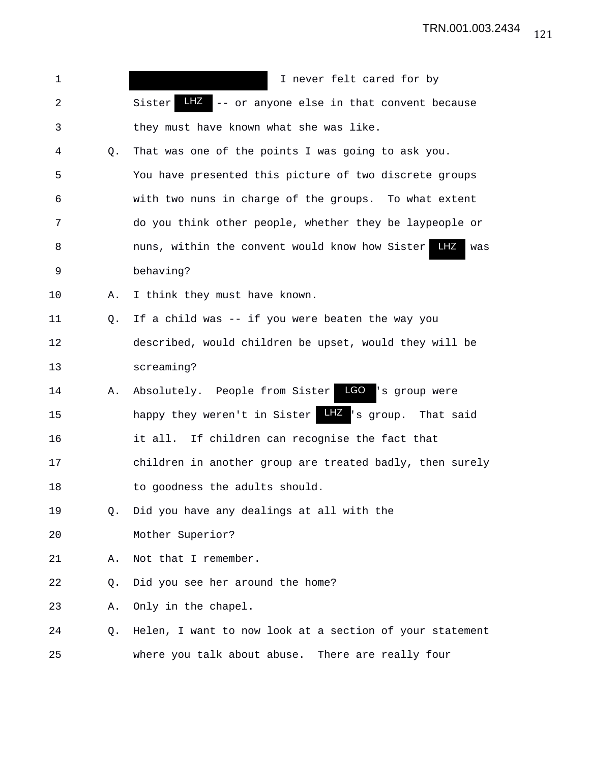[REDACTED] I never felt cared for by Sister LHZ -- or anyone else in that convent because they must have known what she was like.

Q. That was one of the points I was going to ask you. You have presented this picture of two discrete groups with two nuns in charge of the groups. To what extent do you think other people, whether they be laypeople or nuns, within the convent would know how Sister LHZ was behaving?

A. I think they must have known.

Q. If a child was -- if you were beaten the way you described, would children be upset, would they will be screaming?

A. Absolutely. People from Sister LGO's group were happy they weren't in Sister LHZ's group. That said it all. If children can recognise the fact that children in another group are treated badly, then surely to goodness the adults should.

Q. Did you have any dealings at all with the Mother Superior?

A. Not that I remember.

Q. Did you see her around the home?

A. Only in the chapel.

Q. Helen, I want to now look at a section of your statement where you talk about abuse. There are really four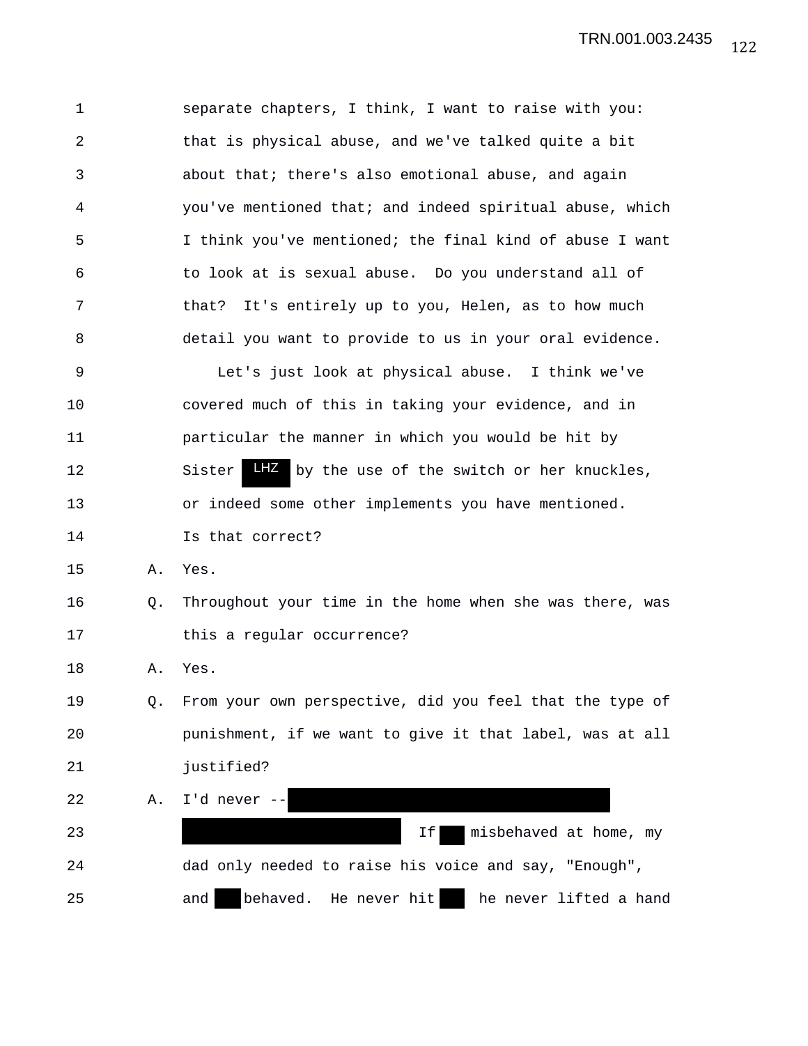1 separate chapters, I think, I want to raise with you:
2 that is physical abuse, and we've talked quite a bit
3 about that; there's also emotional abuse, and again
4 you've mentioned that; and indeed spiritual abuse, which
5 I think you've mentioned; the final kind of abuse I want
6 to look at is sexual abuse. Do you understand all of
7 that? It's entirely up to you, Helen, as to how much
8 detail you want to provide to us in your oral evidence.
9 Let's just look at physical abuse. I think we've
10 covered much of this in taking your evidence, and in
11 particular the manner in which you would be hit by
12 Sister LHZ by the use of the switch or her knuckles,
13 or indeed some other implements you have mentioned.
14 Is that correct?
15 A. Yes.
16 Q. Throughout your time in the home when she was there, was
17 this a regular occurrence?
18 A. Yes.
19 Q. From your own perspective, did you feel that the type of
20 punishment, if we want to give it that label, was at all
21 justified?
22 A. I'd never -- [REDACTED]
23 [REDACTED] If [REDACTED] misbehaved at home, my
24 dad only needed to raise his voice and say, "Enough",
25 and [REDACTED] behaved. He never hit [REDACTED] he never lifted a hand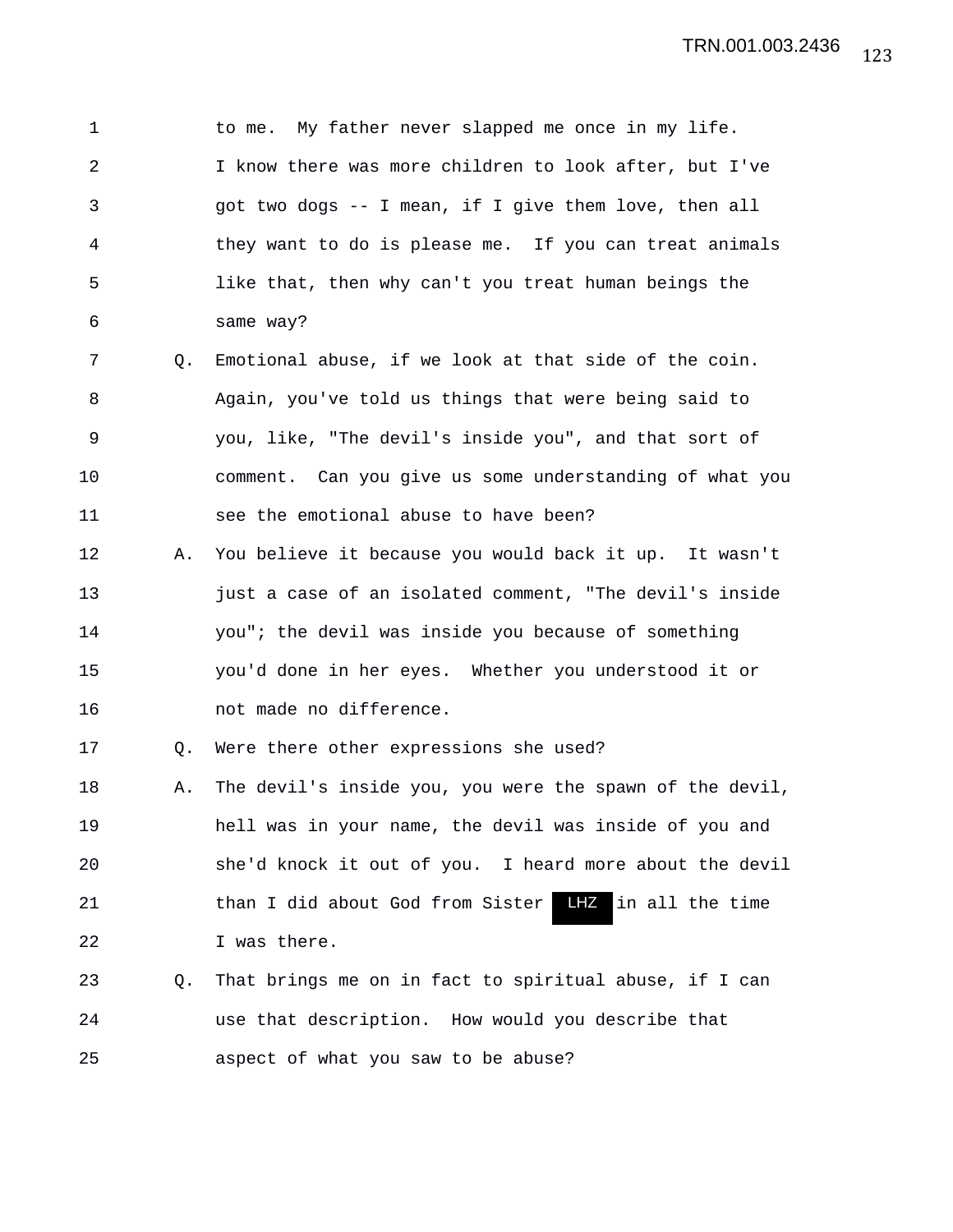to me. My father never slapped me once in my life. I know there was more children to look after, but I've got two dogs -- I mean, if I give them love, then all they want to do is please me. If you can treat animals like that, then why can't you treat human beings the same way?

Q. Emotional abuse, if we look at that side of the coin. Again, you've told us things that were being said to you, like, "The devil's inside you", and that sort of comment. Can you give us some understanding of what you see the emotional abuse to have been?

A. You believe it because you would back it up. It wasn't just a case of an isolated comment, "The devil's inside you"; the devil was inside you because of something you'd done in her eyes. Whether you understood it or not made no difference.

Q. Were there other expressions she used?

A. The devil's inside you, you were the spawn of the devil, hell was in your name, the devil was inside of you and she'd knock it out of you. I heard more about the devil than I did about God from Sister LHZ in all the time I was there.

Q. That brings me on in fact to spiritual abuse, if I can use that description. How would you describe that aspect of what you saw to be abuse?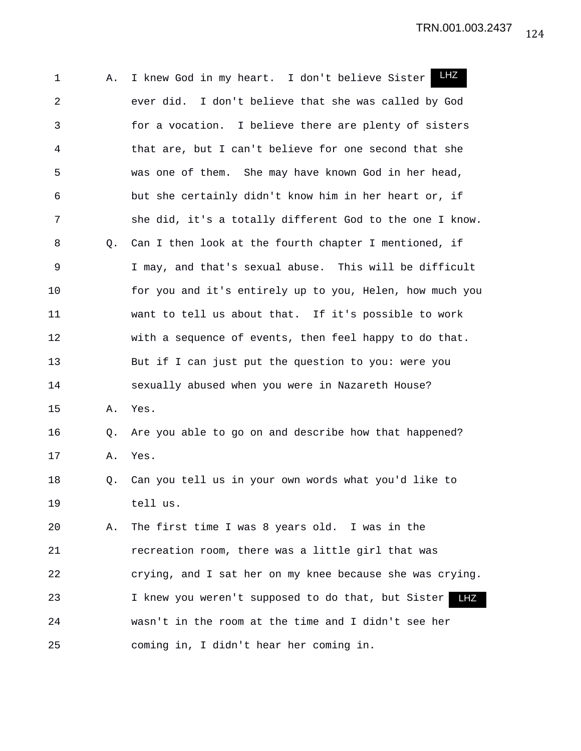1 A. I knew God in my heart. I don't believe Sister LHZ
2 ever did. I don't believe that she was called by God
3 for a vocation. I believe there are plenty of sisters
4 that are, but I can't believe for one second that she
5 was one of them. She may have known God in her head,
6 but she certainly didn't know him in her heart or, if
7 she did, it's a totally different God to the one I know.
8 Q. Can I then look at the fourth chapter I mentioned, if
9 I may, and that's sexual abuse. This will be difficult
10 for you and it's entirely up to you, Helen, how much you
11 want to tell us about that. If it's possible to work
12 with a sequence of events, then feel happy to do that.
13 But if I can just put the question to you: were you
14 sexually abused when you were in Nazareth House?
15 A. Yes.
16 Q. Are you able to go on and describe how that happened?
17 A. Yes.
18 Q. Can you tell us in your own words what you'd like to
19 tell us.
20 A. The first time I was 8 years old. I was in the
21 recreation room, there was a little girl that was
22 crying, and I sat her on my knee because she was crying.
23 I knew you weren't supposed to do that, but Sister LHZ
24 wasn't in the room at the time and I didn't see her
25 coming in, I didn't hear her coming in.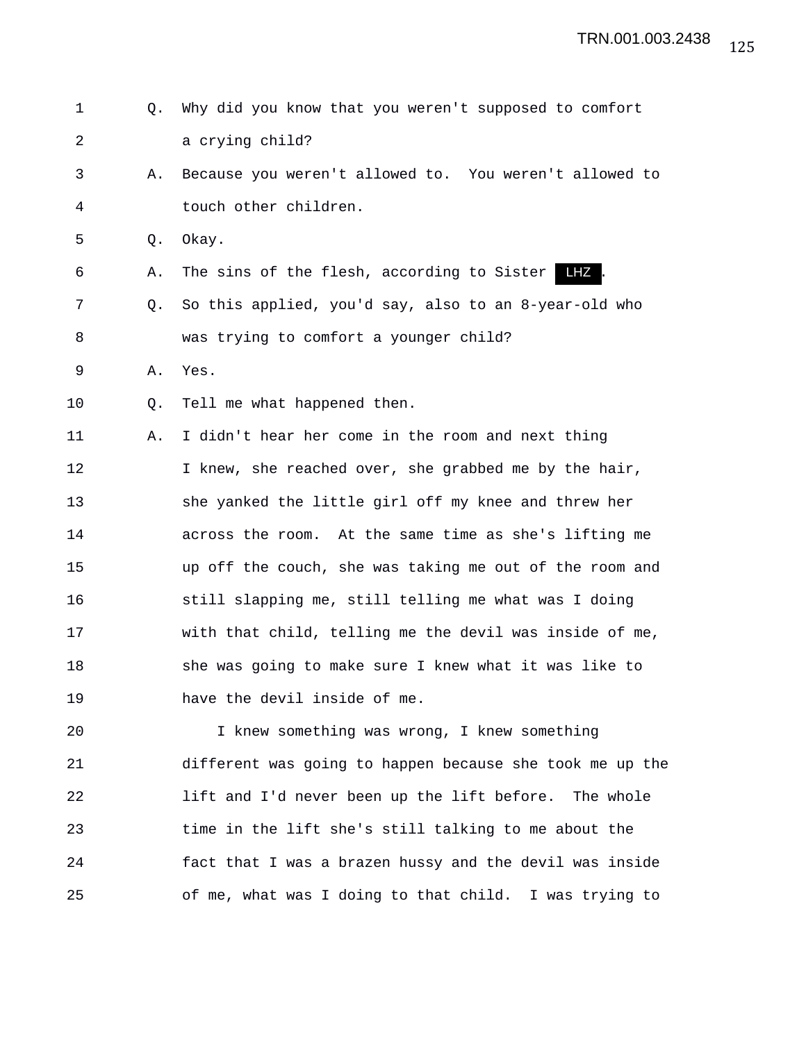1 Q. Why did you know that you weren't supposed to comfort
2 a crying child?
3 A. Because you weren't allowed to. You weren't allowed to
4 touch other children.
5 Q. Okay.
6 A. The sins of the flesh, according to Sister LHZ .
7 Q. So this applied, you'd say, also to an 8-year-old who
8 was trying to comfort a younger child?
9 A. Yes.
10 Q. Tell me what happened then.
11 A. I didn't hear her come in the room and next thing
12 I knew, she reached over, she grabbed me by the hair,
13 she yanked the little girl off my knee and threw her
14 across the room. At the same time as she's lifting me
15 up off the couch, she was taking me out of the room and
16 still slapping me, still telling me what was I doing
17 with that child, telling me the devil was inside of me,
18 she was going to make sure I knew what it was like to
19 have the devil inside of me.
20 I knew something was wrong, I knew something
21 different was going to happen because she took me up the
22 lift and I'd never been up the lift before. The whole
23 time in the lift she's still talking to me about the
24 fact that I was a brazen hussy and the devil was inside
25 of me, what was I doing to that child. I was trying to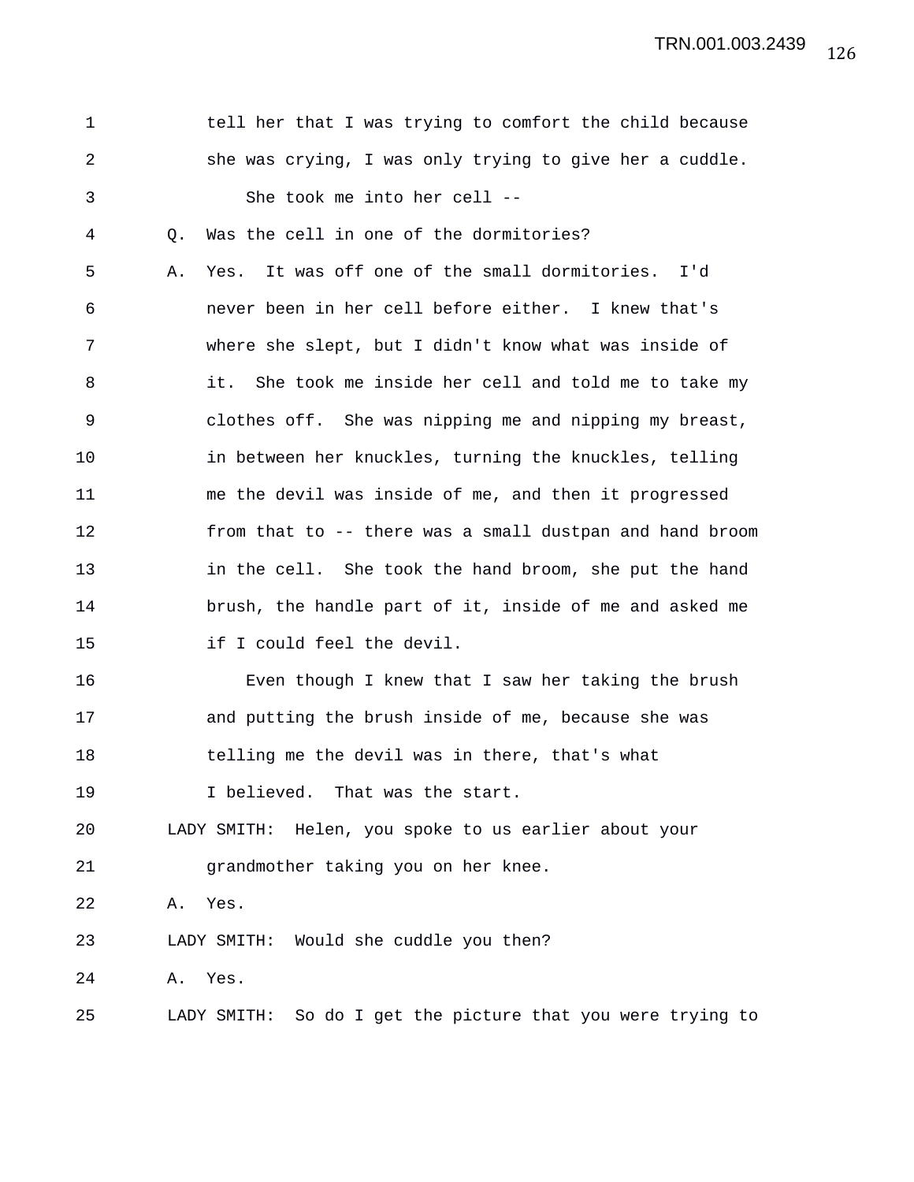tell her that I was trying to comfort the child because she was crying, I was only trying to give her a cuddle.

She took me into her cell --

Q. Was the cell in one of the dormitories?

A. Yes. It was off one of the small dormitories. I'd never been in her cell before either. I knew that's where she slept, but I didn't know what was inside of it. She took me inside her cell and told me to take my clothes off. She was nipping me and nipping my breast, in between her knuckles, turning the knuckles, telling me the devil was inside of me, and then it progressed from that to -- there was a small dustpan and hand broom in the cell. She took the hand broom, she put the hand brush, the handle part of it, inside of me and asked me if I could feel the devil.

Even though I knew that I saw her taking the brush and putting the brush inside of me, because she was telling me the devil was in there, that's what I believed. That was the start.

LADY SMITH: Helen, you spoke to us earlier about your grandmother taking you on her knee.

A. Yes.

LADY SMITH: Would she cuddle you then?

A. Yes.

LADY SMITH: So do I get the picture that you were trying to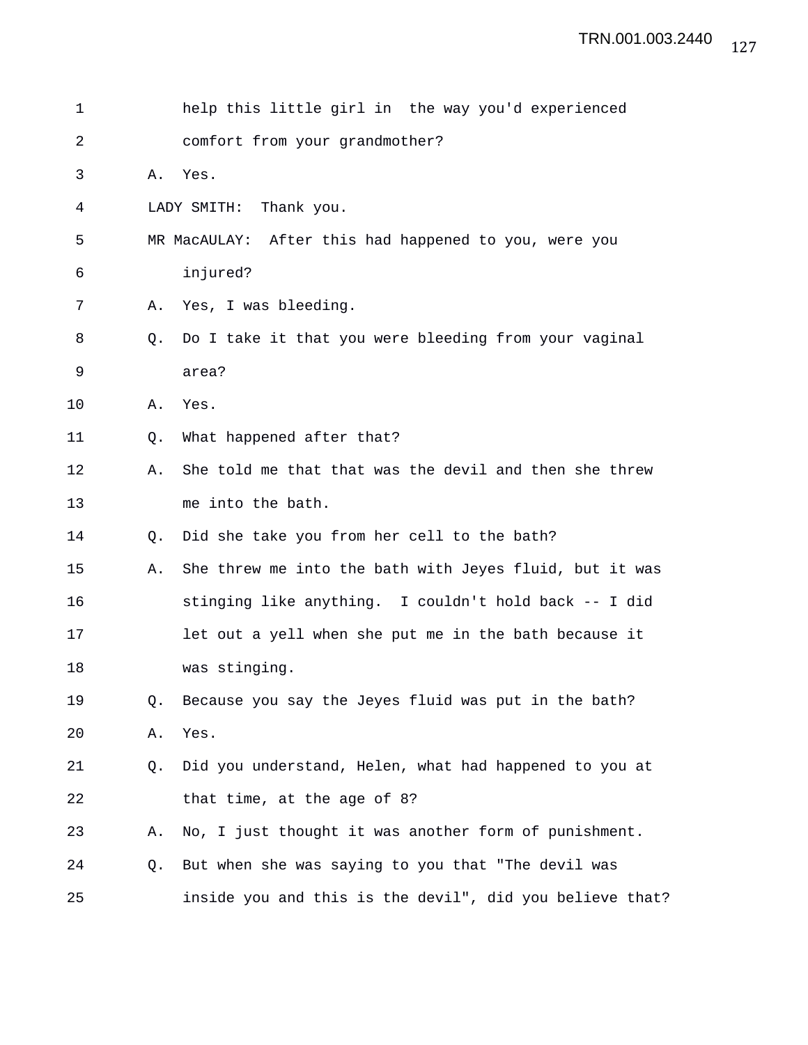help this little girl in the way you'd experienced comfort from your grandmother?

A. Yes.

LADY SMITH: Thank you.

MR MacAULAY: After this had happened to you, were you injured?

A. Yes, I was bleeding.

Q. Do I take it that you were bleeding from your vaginal area?

A. Yes.

Q. What happened after that?

A. She told me that that was the devil and then she threw me into the bath.

Q. Did she take you from her cell to the bath?

A. She threw me into the bath with Jeyes fluid, but it was stinging like anything. I couldn't hold back -- I did let out a yell when she put me in the bath because it was stinging.

Q. Because you say the Jeyes fluid was put in the bath?

A. Yes.

Q. Did you understand, Helen, what had happened to you at that time, at the age of 8?

A. No, I just thought it was another form of punishment.

Q. But when she was saying to you that "The devil was inside you and this is the devil", did you believe that?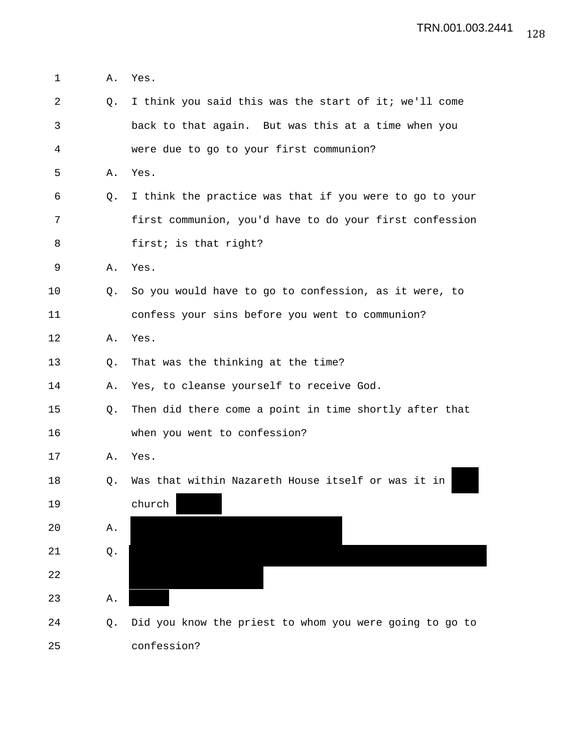1 A. Yes.

2 Q. I think you said this was the start of it; we'll come

3 back to that again. But was this at a time when you

4 were due to go to your first communion?

5 A. Yes.

6 Q. I think the practice was that if you were to go to your

7 first communion, you'd have to do your first confession

8 first; is that right?

9 A. Yes.

10 Q. So you would have to go to confession, as it were, to

11 confess your sins before you went to communion?

12 A. Yes.

13 Q. That was the thinking at the time?

14 A. Yes, to cleanse yourself to receive God.

15 Q. Then did there come a point in time shortly after that

16 when you went to confession?

17 A. Yes.

18 Q. Was that within Nazareth House itself or was it in ████

19 church ████

20 A. ████████████████████

21 Q. ████████████████████████████████████

22 ████████████

23 A. ████

24 Q. Did you know the priest to whom you were going to go to

25 confession?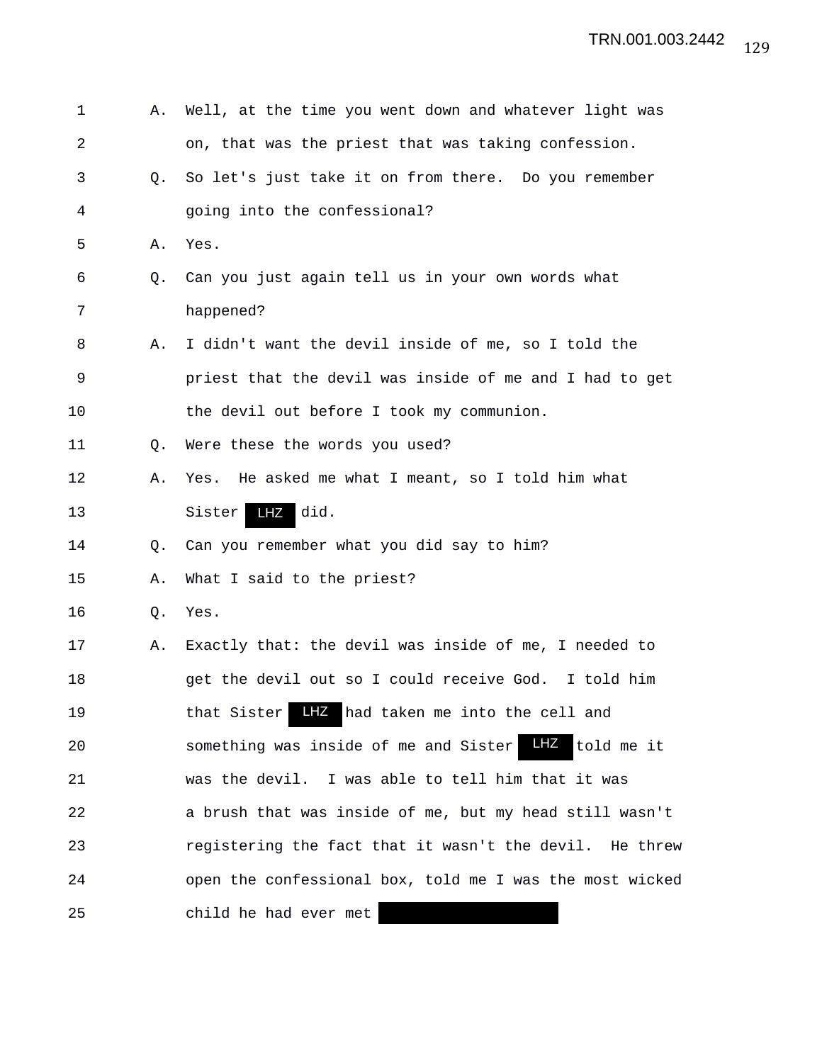1 A. Well, at the time you went down and whatever light was
2 on, that was the priest that was taking confession.
3 Q. So let's just take it on from there. Do you remember
4 going into the confessional?
5 A. Yes.
6 Q. Can you just again tell us in your own words what
7 happened?
8 A. I didn't want the devil inside of me, so I told the
9 priest that the devil was inside of me and I had to get
10 the devil out before I took my communion.
11 Q. Were these the words you used?
12 A. Yes. He asked me what I meant, so I told him what
13 Sister LHZ did.
14 Q. Can you remember what you did say to him?
15 A. What I said to the priest?
16 Q. Yes.
17 A. Exactly that: the devil was inside of me, I needed to
18 get the devil out so I could receive God. I told him
19 that Sister LHZ had taken me into the cell and
20 something was inside of me and Sister LHZ told me it
21 was the devil. I was able to tell him that it was
22 a brush that was inside of me, but my head still wasn't
23 registering the fact that it wasn't the devil. He threw
24 open the confessional box, told me I was the most wicked
25 child he had ever met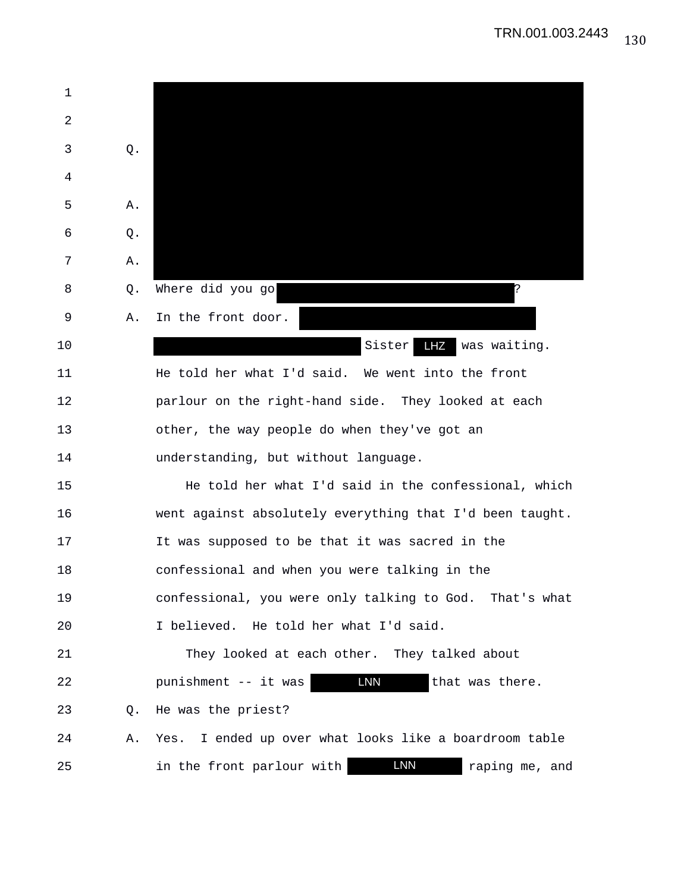1

2

3 Q.

4

5 A.

6 Q.

7 A.

8 Q. Where did you go ?

9 A. In the front door.

10 Sister LHZ was waiting.

11 He told her what I'd said. We went into the front

12 parlour on the right-hand side. They looked at each

13 other, the way people do when they've got an

14 understanding, but without language.

15 He told her what I'd said in the confessional, which

16 went against absolutely everything that I'd been taught.

17 It was supposed to be that it was sacred in the

18 confessional and when you were talking in the

19 confessional, you were only talking to God. That's what

20 I believed. He told her what I'd said.

21 They looked at each other. They talked about

22 punishment -- it was LNN that was there.

23 Q. He was the priest?

24 A. Yes. I ended up over what looks like a boardroom table

25 in the front parlour with LNN raping me, and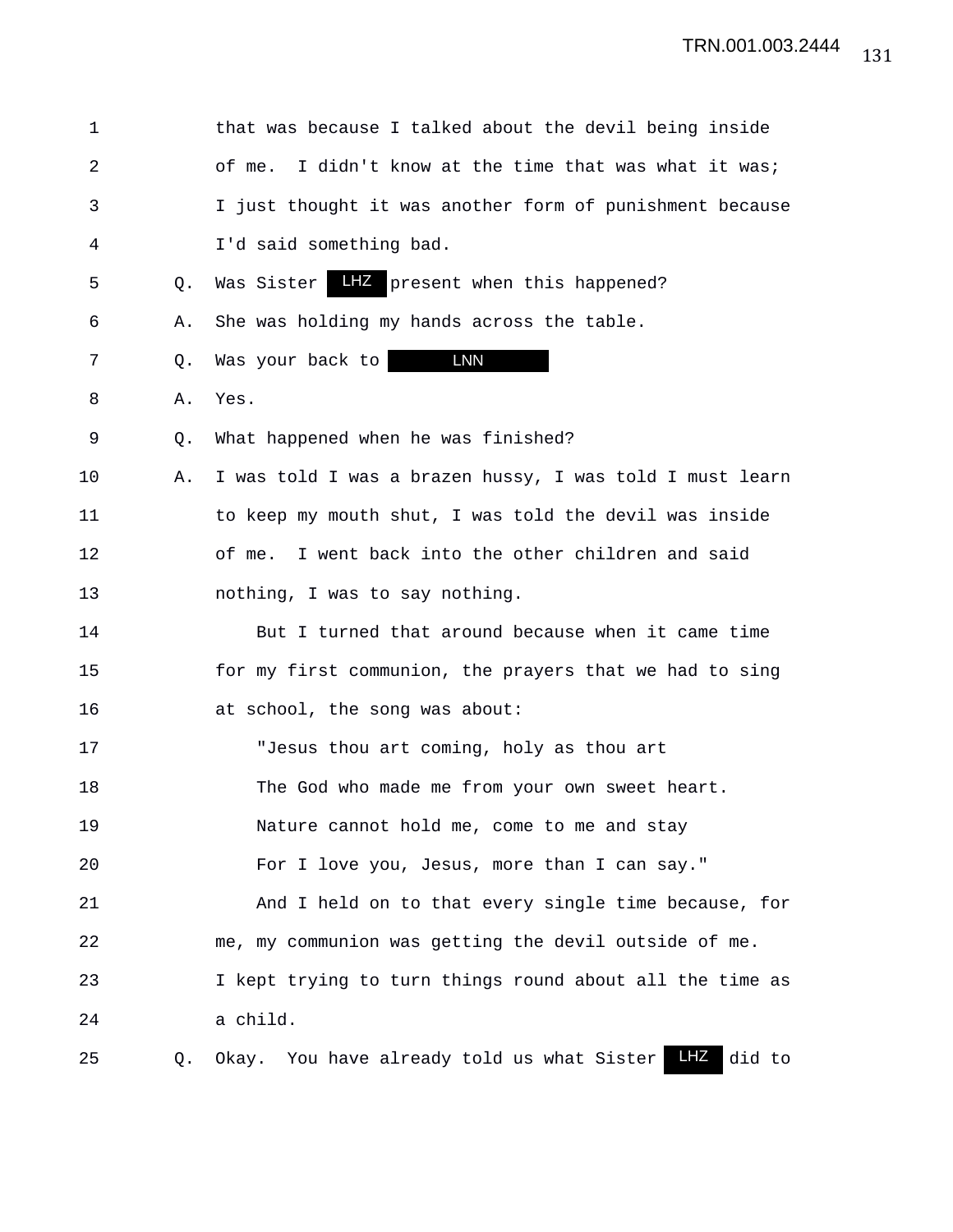that was because I talked about the devil being inside of me. I didn't know at the time that was what it was; I just thought it was another form of punishment because I'd said something bad.

Q. Was Sister LHZ present when this happened?

A. She was holding my hands across the table.

Q. Was your back to LNN

A. Yes.

Q. What happened when he was finished?

A. I was told I was a brazen hussy, I was told I must learn to keep my mouth shut, I was told the devil was inside of me. I went back into the other children and said nothing, I was to say nothing.

But I turned that around because when it came time for my first communion, the prayers that we had to sing at school, the song was about:

"Jesus thou art coming, holy as thou art
The God who made me from your own sweet heart.
Nature cannot hold me, come to me and stay
For I love you, Jesus, more than I can say."

And I held on to that every single time because, for me, my communion was getting the devil outside of me. I kept trying to turn things round about all the time as a child.

Q. Okay. You have already told us what Sister LHZ did to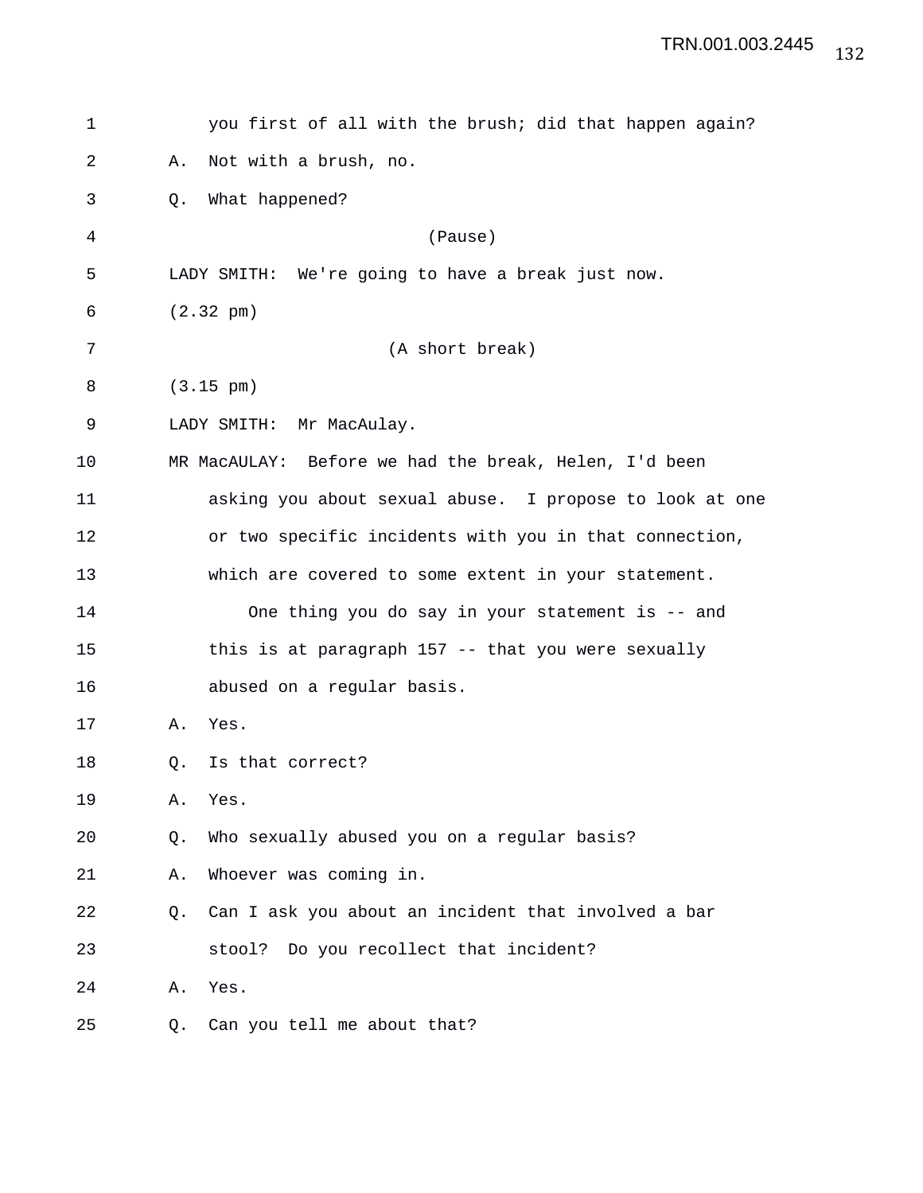you first of all with the brush; did that happen again?

A. Not with a brush, no.

Q. What happened?

(Pause)

LADY SMITH: We're going to have a break just now.

(2.32 pm)

(A short break)

(3.15 pm)

LADY SMITH: Mr MacAulay.

MR MacAULAY: Before we had the break, Helen, I'd been asking you about sexual abuse. I propose to look at one or two specific incidents with you in that connection, which are covered to some extent in your statement.

One thing you do say in your statement is -- and this is at paragraph 157 -- that you were sexually abused on a regular basis.

A. Yes.

Q. Is that correct?

A. Yes.

Q. Who sexually abused you on a regular basis?

A. Whoever was coming in.

Q. Can I ask you about an incident that involved a bar stool? Do you recollect that incident?

A. Yes.

Q. Can you tell me about that?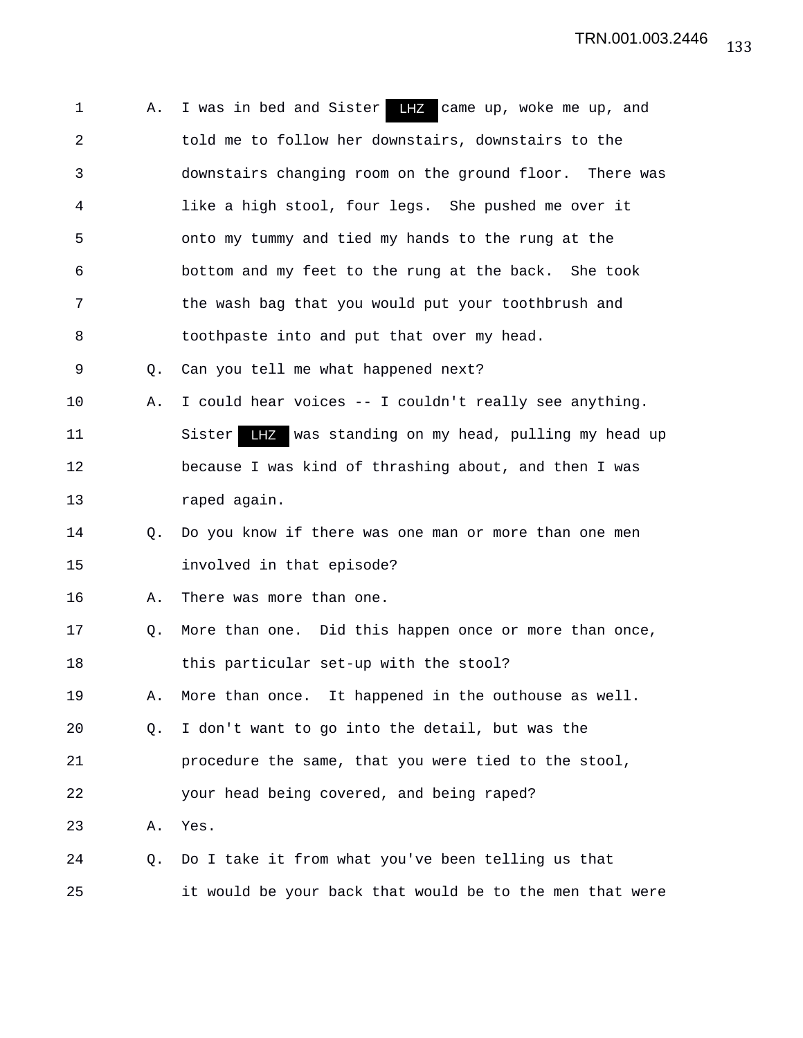1 A. I was in bed and Sister LHZ came up, woke me up, and
2 told me to follow her downstairs, downstairs to the
3 downstairs changing room on the ground floor. There was
4 like a high stool, four legs. She pushed me over it
5 onto my tummy and tied my hands to the rung at the
6 bottom and my feet to the rung at the back. She took
7 the wash bag that you would put your toothbrush and
8 toothpaste into and put that over my head.
9 Q. Can you tell me what happened next?
10 A. I could hear voices -- I couldn't really see anything.
11 Sister LHZ was standing on my head, pulling my head up
12 because I was kind of thrashing about, and then I was
13 raped again.
14 Q. Do you know if there was one man or more than one men
15 involved in that episode?
16 A. There was more than one.
17 Q. More than one. Did this happen once or more than once,
18 this particular set-up with the stool?
19 A. More than once. It happened in the outhouse as well.
20 Q. I don't want to go into the detail, but was the
21 procedure the same, that you were tied to the stool,
22 your head being covered, and being raped?
23 A. Yes.
24 Q. Do I take it from what you've been telling us that
25 it would be your back that would be to the men that were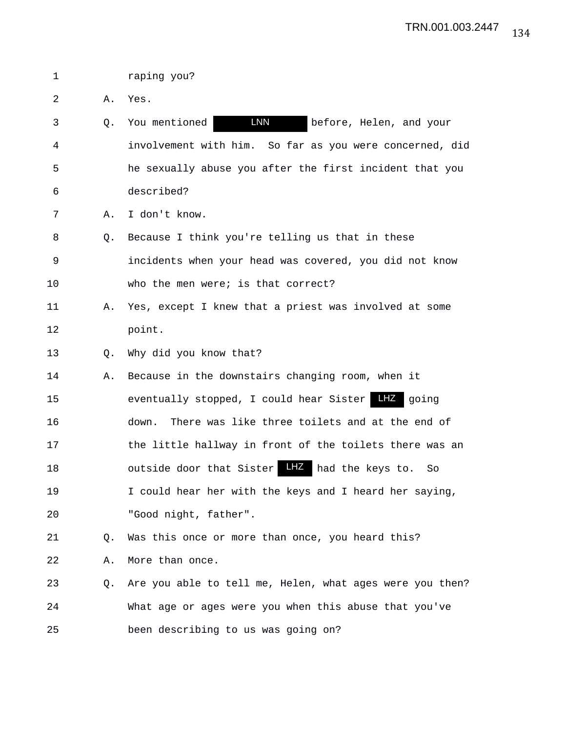1 raping you?

2 A. Yes.

3 Q. You mentioned LNN before, Helen, and your

4 involvement with him. So far as you were concerned, did

5 he sexually abuse you after the first incident that you

6 described?

7 A. I don't know.

8 Q. Because I think you're telling us that in these

9 incidents when your head was covered, you did not know

10 who the men were; is that correct?

11 A. Yes, except I knew that a priest was involved at some

12 point.

13 Q. Why did you know that?

14 A. Because in the downstairs changing room, when it

15 eventually stopped, I could hear Sister LHZ going

16 down. There was like three toilets and at the end of

17 the little hallway in front of the toilets there was an

18 outside door that Sister LHZ had the keys to. So

19 I could hear her with the keys and I heard her saying,

20 "Good night, father".

21 Q. Was this once or more than once, you heard this?

22 A. More than once.

23 Q. Are you able to tell me, Helen, what ages were you then?

24 What age or ages were you when this abuse that you've

25 been describing to us was going on?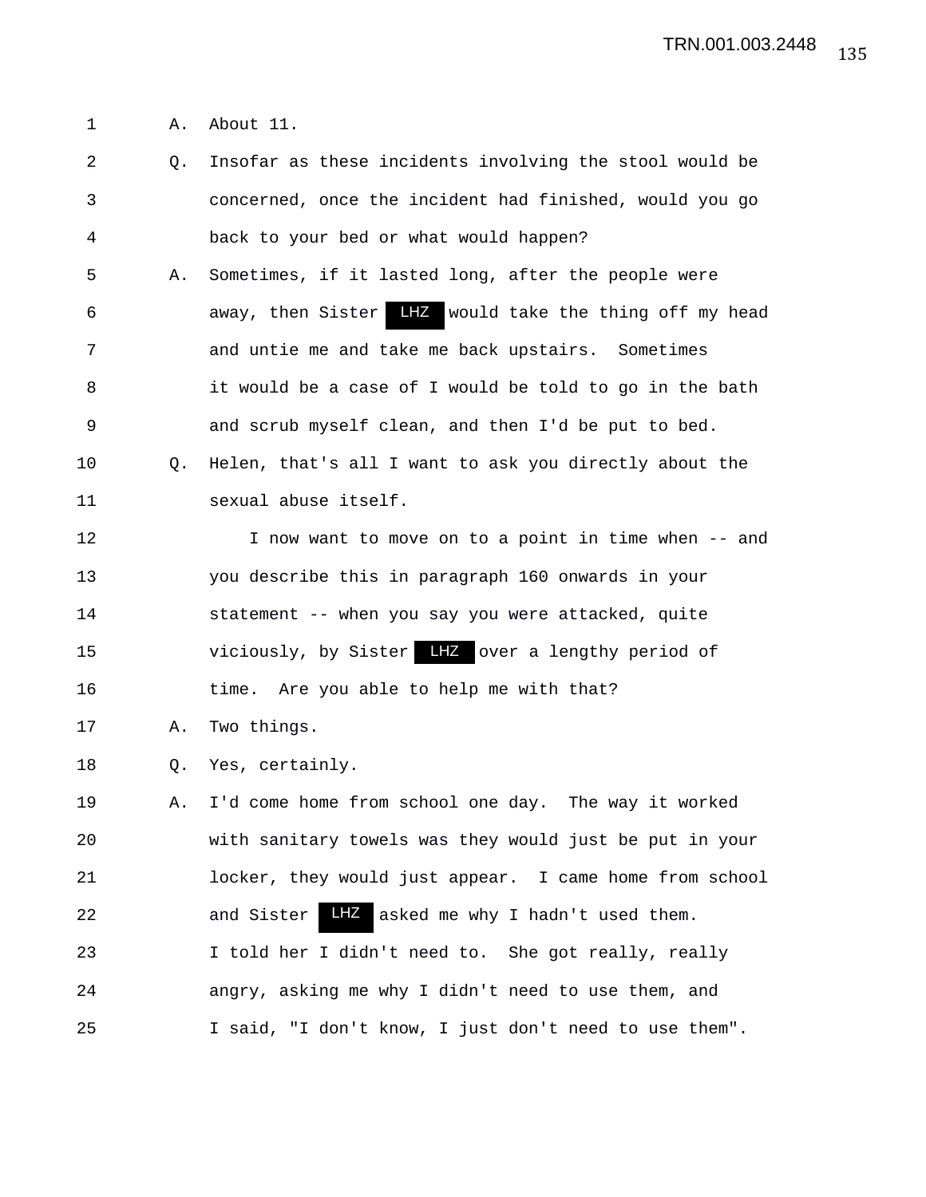1 A. About 11.

2 Q. Insofar as these incidents involving the stool would be

3 concerned, once the incident had finished, would you go

4 back to your bed or what would happen?

5 A. Sometimes, if it lasted long, after the people were

6 away, then Sister LHZ would take the thing off my head

7 and untie me and take me back upstairs. Sometimes

8 it would be a case of I would be told to go in the bath

9 and scrub myself clean, and then I'd be put to bed.

10 Q. Helen, that's all I want to ask you directly about the

11 sexual abuse itself.

12 I now want to move on to a point in time when -- and

13 you describe this in paragraph 160 onwards in your

14 statement -- when you say you were attacked, quite

15 viciously, by Sister LHZ over a lengthy period of

16 time. Are you able to help me with that?

17 A. Two things.

18 Q. Yes, certainly.

19 A. I'd come home from school one day. The way it worked

20 with sanitary towels was they would just be put in your

21 locker, they would just appear. I came home from school

22 and Sister LHZ asked me why I hadn't used them.

23 I told her I didn't need to. She got really, really

24 angry, asking me why I didn't need to use them, and

25 I said, "I don't know, I just don't need to use them".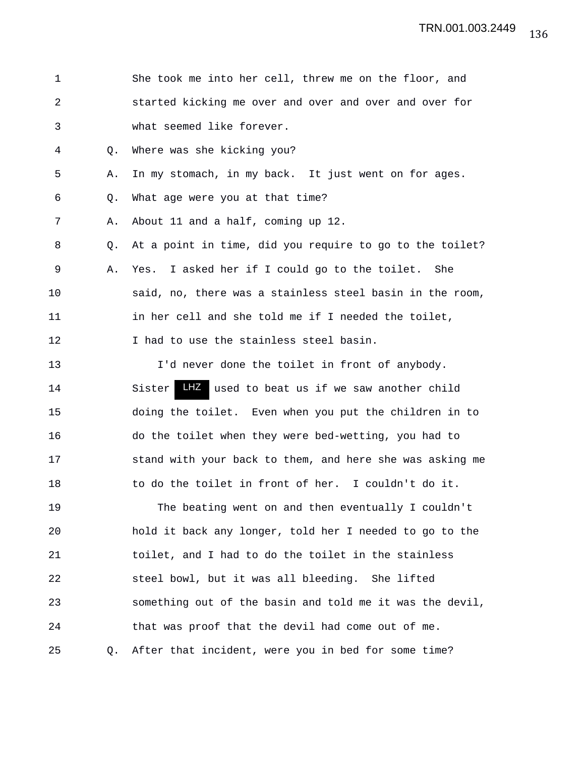She took me into her cell, threw me on the floor, and started kicking me over and over and over and over for what seemed like forever.

Q. Where was she kicking you?

A. In my stomach, in my back. It just went on for ages.

Q. What age were you at that time?

A. About 11 and a half, coming up 12.

Q. At a point in time, did you require to go to the toilet?

A. Yes. I asked her if I could go to the toilet. She said, no, there was a stainless steel basin in the room, in her cell and she told me if I needed the toilet, I had to use the stainless steel basin.

I'd never done the toilet in front of anybody. Sister LHZ used to beat us if we saw another child doing the toilet. Even when you put the children in to do the toilet when they were bed-wetting, you had to stand with your back to them, and here she was asking me to do the toilet in front of her. I couldn't do it.

The beating went on and then eventually I couldn't hold it back any longer, told her I needed to go to the toilet, and I had to do the toilet in the stainless steel bowl, but it was all bleeding. She lifted something out of the basin and told me it was the devil, that was proof that the devil had come out of me.

Q. After that incident, were you in bed for some time?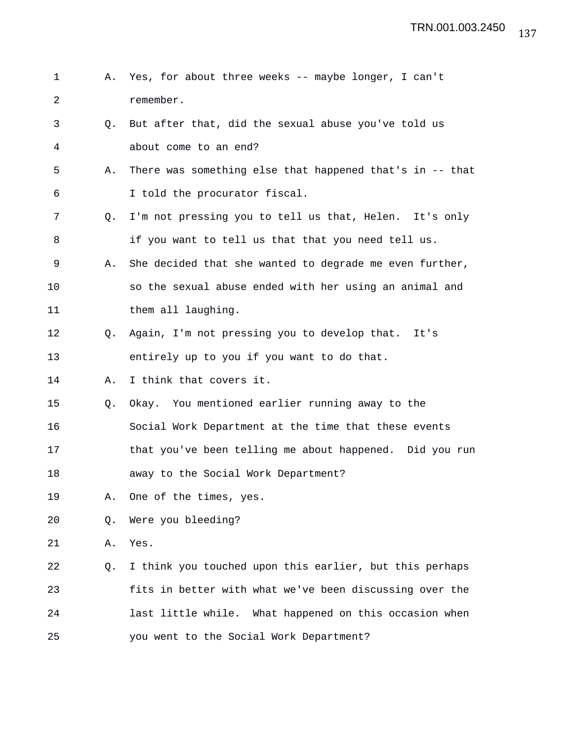1 A. Yes, for about three weeks -- maybe longer, I can't
2 remember.
3 Q. But after that, did the sexual abuse you've told us
4 about come to an end?
5 A. There was something else that happened that's in -- that
6 I told the procurator fiscal.
7 Q. I'm not pressing you to tell us that, Helen. It's only
8 if you want to tell us that that you need tell us.
9 A. She decided that she wanted to degrade me even further,
10 so the sexual abuse ended with her using an animal and
11 them all laughing.
12 Q. Again, I'm not pressing you to develop that. It's
13 entirely up to you if you want to do that.
14 A. I think that covers it.
15 Q. Okay. You mentioned earlier running away to the
16 Social Work Department at the time that these events
17 that you've been telling me about happened. Did you run
18 away to the Social Work Department?
19 A. One of the times, yes.
20 Q. Were you bleeding?
21 A. Yes.
22 Q. I think you touched upon this earlier, but this perhaps
23 fits in better with what we've been discussing over the
24 last little while. What happened on this occasion when
25 you went to the Social Work Department?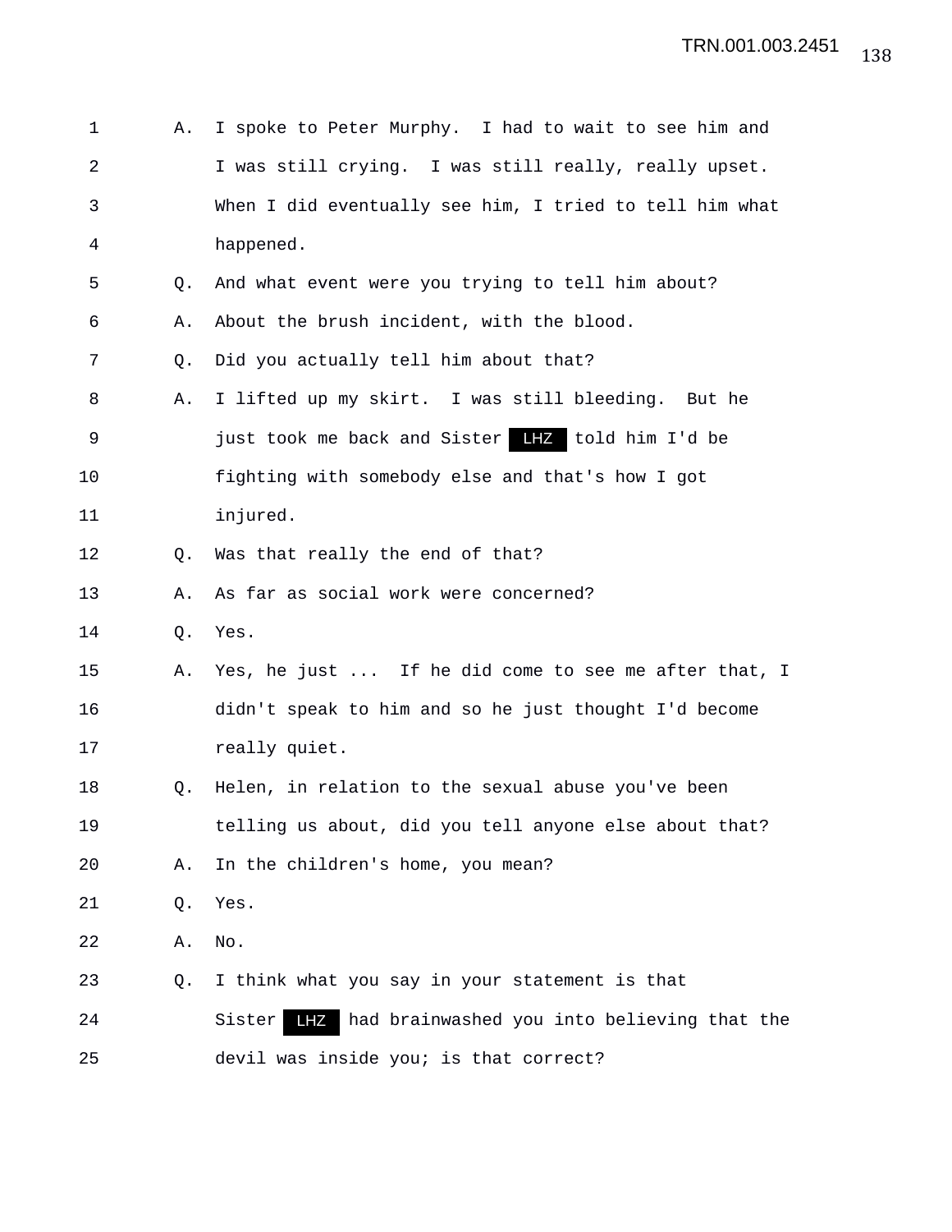1 A. I spoke to Peter Murphy. I had to wait to see him and
2 I was still crying. I was still really, really upset.
3 When I did eventually see him, I tried to tell him what
4 happened.
5 Q. And what event were you trying to tell him about?
6 A. About the brush incident, with the blood.
7 Q. Did you actually tell him about that?
8 A. I lifted up my skirt. I was still bleeding. But he
9 just took me back and Sister LHZ told him I'd be
10 fighting with somebody else and that's how I got
11 injured.
12 Q. Was that really the end of that?
13 A. As far as social work were concerned?
14 Q. Yes.
15 A. Yes, he just ... If he did come to see me after that, I
16 didn't speak to him and so he just thought I'd become
17 really quiet.
18 Q. Helen, in relation to the sexual abuse you've been
19 telling us about, did you tell anyone else about that?
20 A. In the children's home, you mean?
21 Q. Yes.
22 A. No.
23 Q. I think what you say in your statement is that
24 Sister LHZ had brainwashed you into believing that the
25 devil was inside you; is that correct?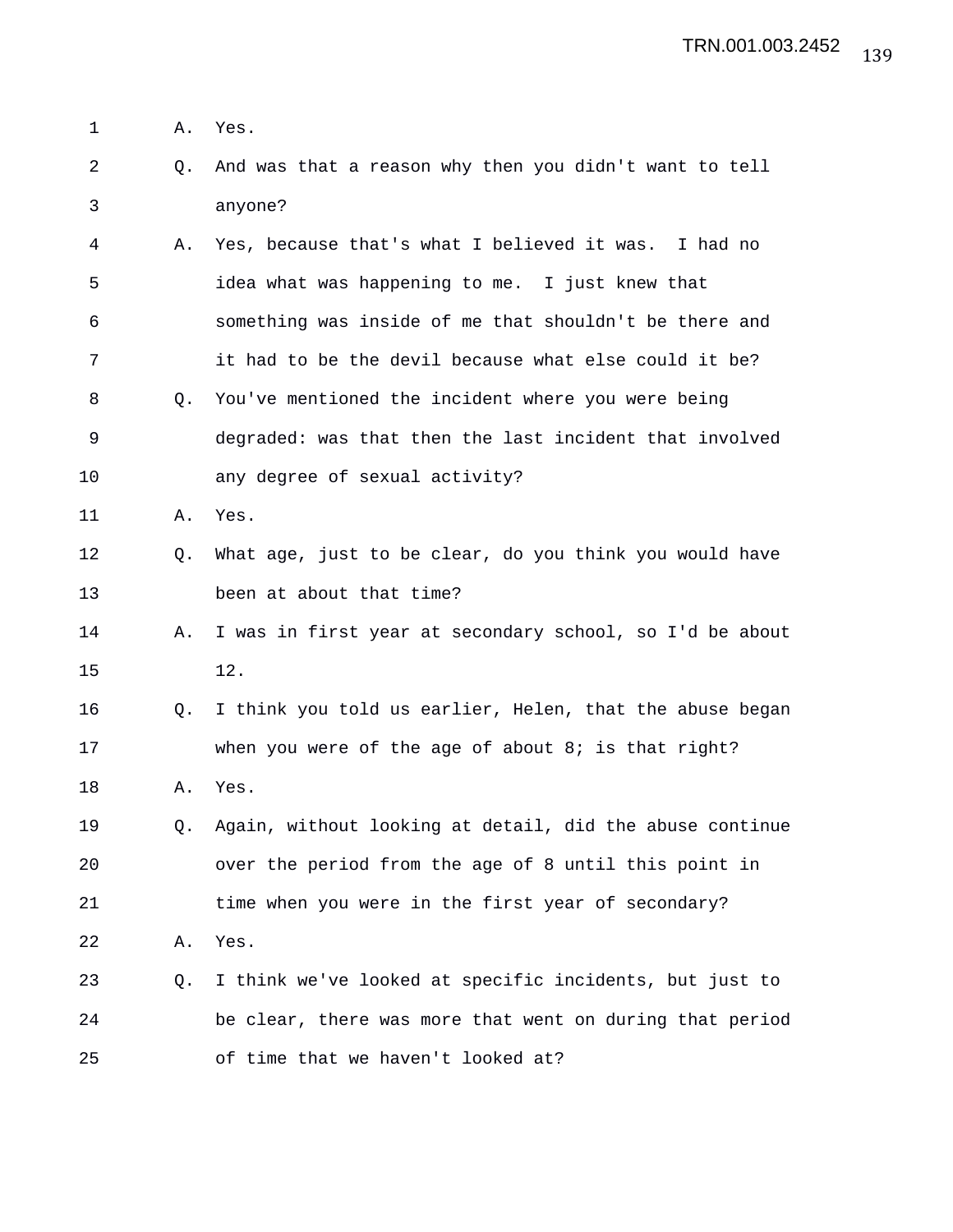A. Yes.

Q. And was that a reason why then you didn't want to tell anyone?

A. Yes, because that's what I believed it was. I had no idea what was happening to me. I just knew that something was inside of me that shouldn't be there and it had to be the devil because what else could it be?

Q. You've mentioned the incident where you were being degraded: was that then the last incident that involved any degree of sexual activity?

A. Yes.

Q. What age, just to be clear, do you think you would have been at about that time?

A. I was in first year at secondary school, so I'd be about 12.

Q. I think you told us earlier, Helen, that the abuse began when you were of the age of about 8; is that right?

A. Yes.

Q. Again, without looking at detail, did the abuse continue over the period from the age of 8 until this point in time when you were in the first year of secondary?

A. Yes.

Q. I think we've looked at specific incidents, but just to be clear, there was more that went on during that period of time that we haven't looked at?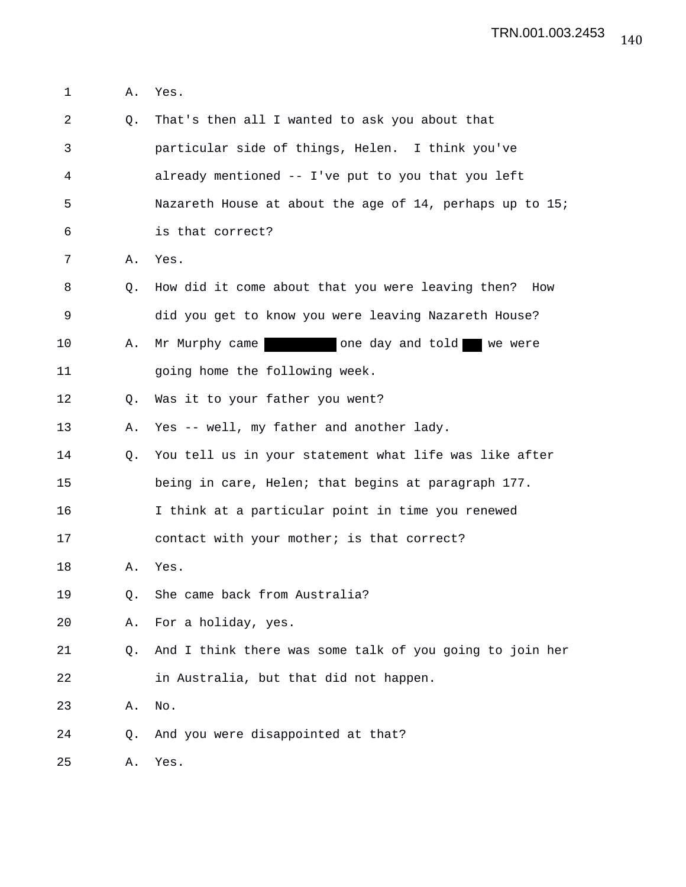1 A. Yes.

2 Q. That's then all I wanted to ask you about that

3 particular side of things, Helen. I think you've

4 already mentioned -- I've put to you that you left

5 Nazareth House at about the age of 14, perhaps up to 15;

6 is that correct?

7 A. Yes.

8 Q. How did it come about that you were leaving then? How

9 did you get to know you were leaving Nazareth House?

10 A. Mr Murphy came ██████████ one day and told ███ we were

11 going home the following week.

12 Q. Was it to your father you went?

13 A. Yes -- well, my father and another lady.

14 Q. You tell us in your statement what life was like after

15 being in care, Helen; that begins at paragraph 177.

16 I think at a particular point in time you renewed

17 contact with your mother; is that correct?

18 A. Yes.

19 Q. She came back from Australia?

20 A. For a holiday, yes.

21 Q. And I think there was some talk of you going to join her

22 in Australia, but that did not happen.

23 A. No.

24 Q. And you were disappointed at that?

25 A. Yes.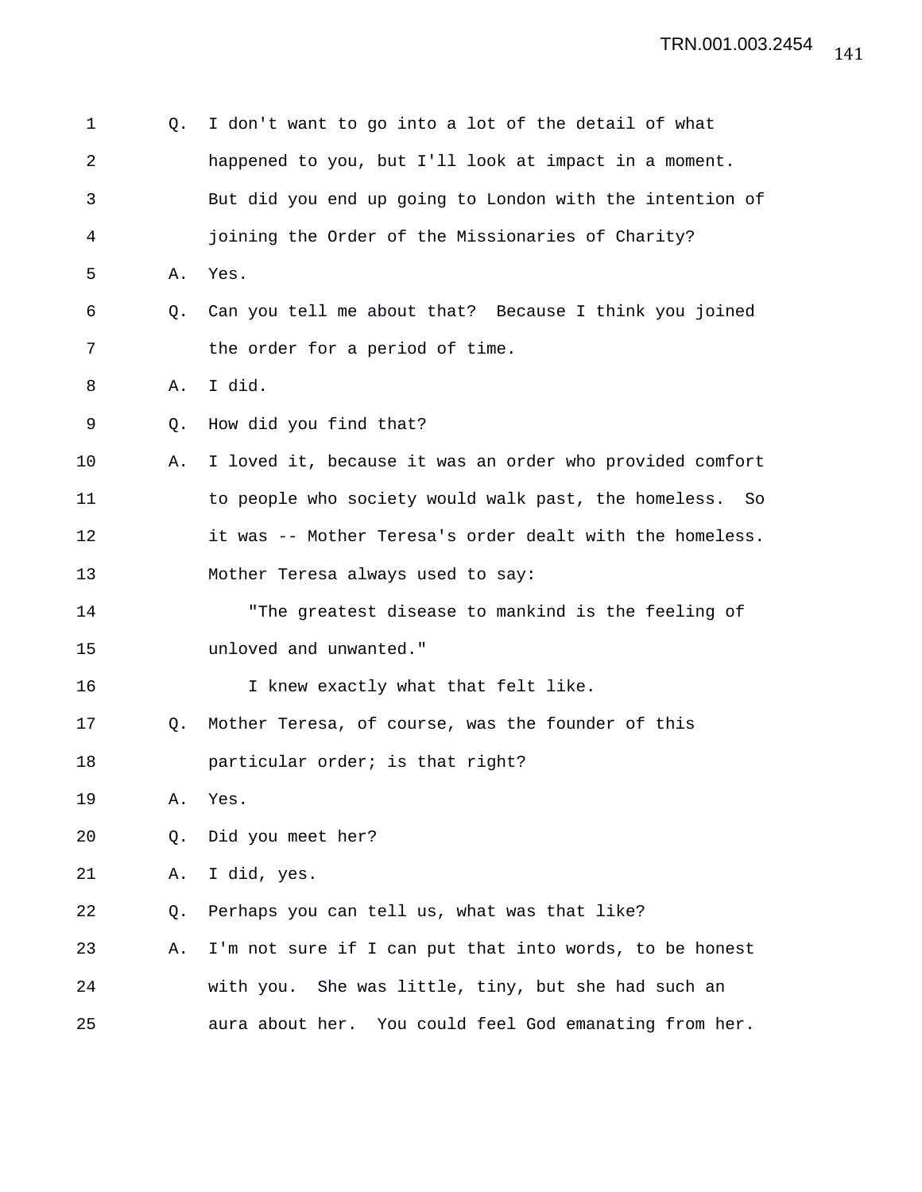1 Q. I don't want to go into a lot of the detail of what
2 happened to you, but I'll look at impact in a moment.
3 But did you end up going to London with the intention of
4 joining the Order of the Missionaries of Charity?
5 A. Yes.
6 Q. Can you tell me about that? Because I think you joined
7 the order for a period of time.
8 A. I did.
9 Q. How did you find that?
10 A. I loved it, because it was an order who provided comfort
11 to people who society would walk past, the homeless. So
12 it was -- Mother Teresa's order dealt with the homeless.
13 Mother Teresa always used to say:
14 "The greatest disease to mankind is the feeling of
15 unloved and unwanted."
16 I knew exactly what that felt like.
17 Q. Mother Teresa, of course, was the founder of this
18 particular order; is that right?
19 A. Yes.
20 Q. Did you meet her?
21 A. I did, yes.
22 Q. Perhaps you can tell us, what was that like?
23 A. I'm not sure if I can put that into words, to be honest
24 with you. She was little, tiny, but she had such an
25 aura about her. You could feel God emanating from her.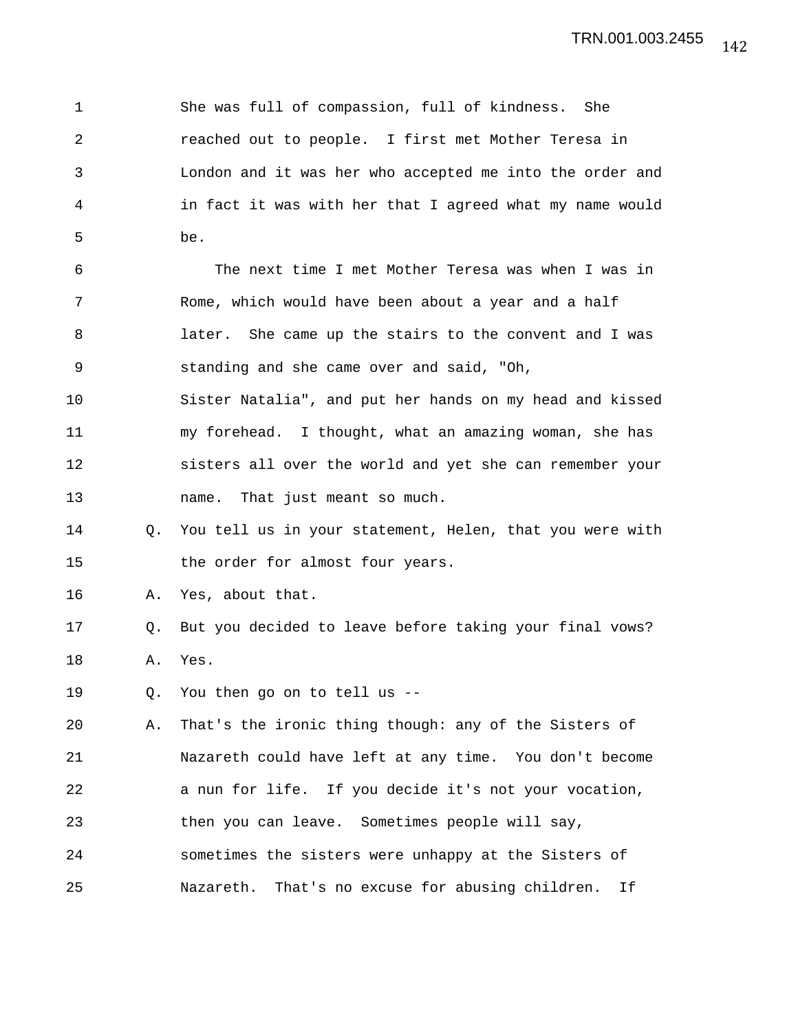She was full of compassion, full of kindness. She reached out to people. I first met Mother Teresa in London and it was her who accepted me into the order and in fact it was with her that I agreed what my name would be.

The next time I met Mother Teresa was when I was in Rome, which would have been about a year and a half later. She came up the stairs to the convent and I was standing and she came over and said, "Oh, Sister Natalia", and put her hands on my head and kissed my forehead. I thought, what an amazing woman, she has sisters all over the world and yet she can remember your name. That just meant so much.

Q. You tell us in your statement, Helen, that you were with the order for almost four years.

A. Yes, about that.

Q. But you decided to leave before taking your final vows?

A. Yes.

Q. You then go on to tell us --

A. That's the ironic thing though: any of the Sisters of Nazareth could have left at any time. You don't become a nun for life. If you decide it's not your vocation, then you can leave. Sometimes people will say, sometimes the sisters were unhappy at the Sisters of Nazareth. That's no excuse for abusing children. If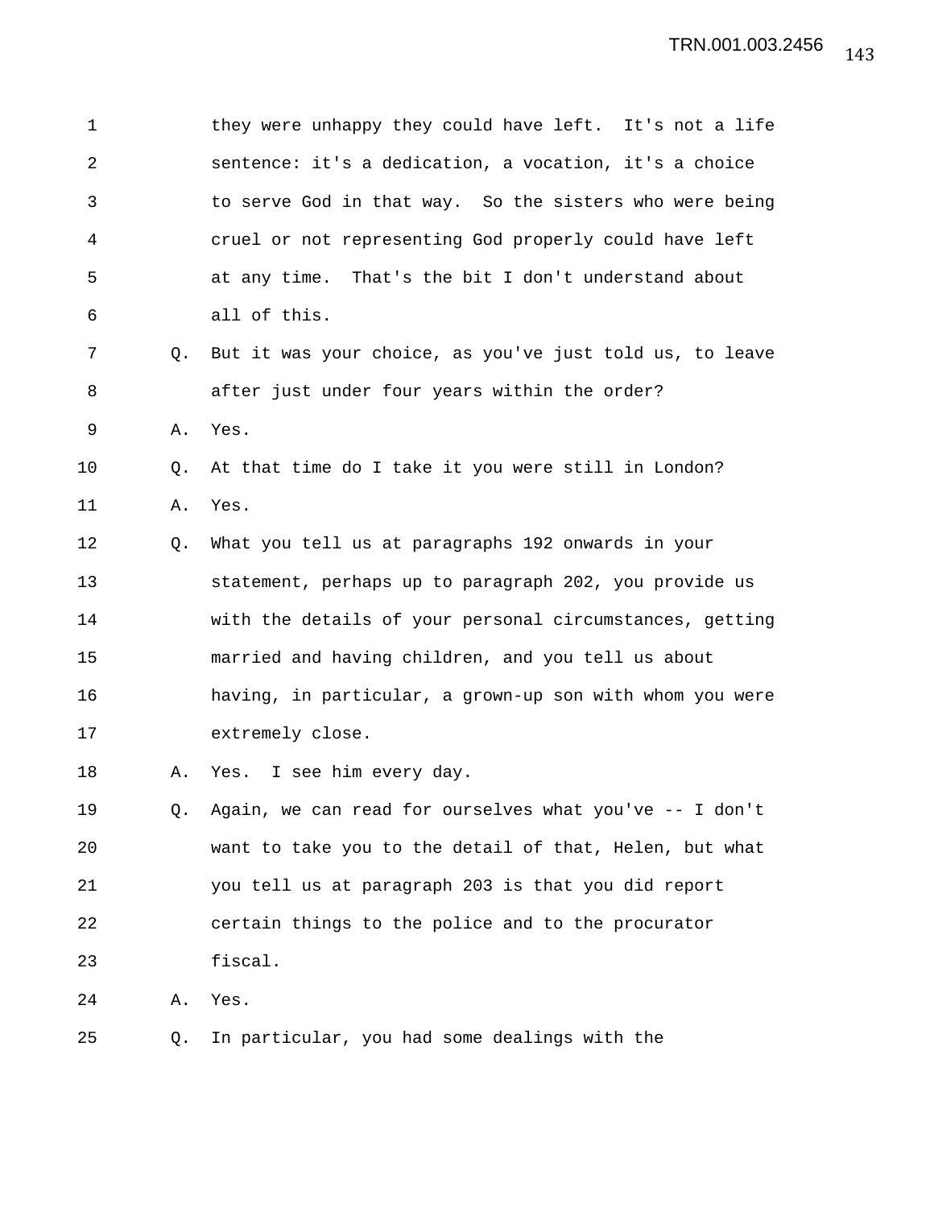they were unhappy they could have left. It's not a life sentence: it's a dedication, a vocation, it's a choice to serve God in that way. So the sisters who were being cruel or not representing God properly could have left at any time. That's the bit I don't understand about all of this.

Q. But it was your choice, as you've just told us, to leave after just under four years within the order?

A. Yes.

Q. At that time do I take it you were still in London?

A. Yes.

Q. What you tell us at paragraphs 192 onwards in your statement, perhaps up to paragraph 202, you provide us with the details of your personal circumstances, getting married and having children, and you tell us about having, in particular, a grown-up son with whom you were extremely close.

A. Yes. I see him every day.

Q. Again, we can read for ourselves what you've -- I don't want to take you to the detail of that, Helen, but what you tell us at paragraph 203 is that you did report certain things to the police and to the procurator fiscal.

A. Yes.

Q. In particular, you had some dealings with the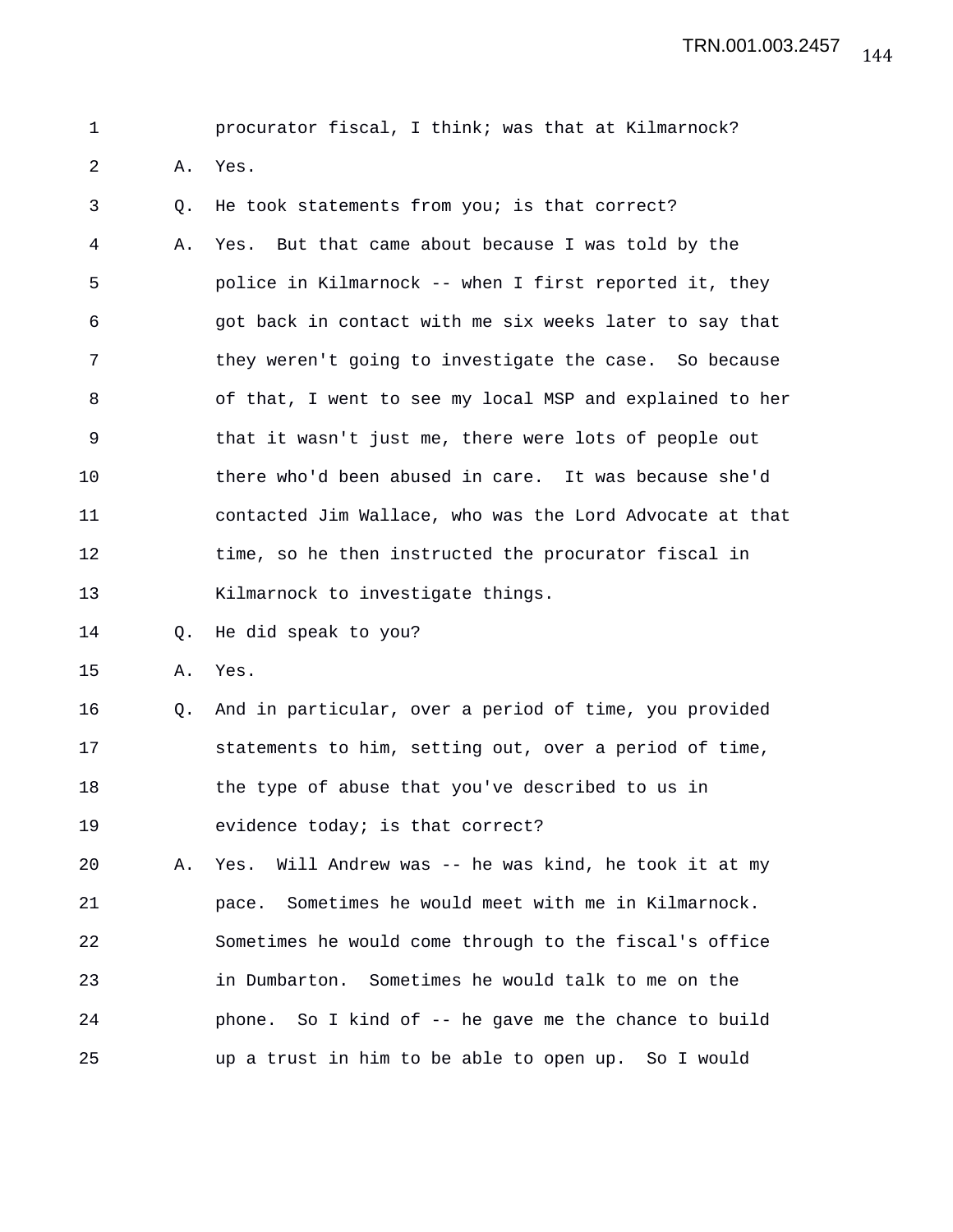1 procurator fiscal, I think; was that at Kilmarnock?

2 A. Yes.

3 Q. He took statements from you; is that correct?

4 A. Yes. But that came about because I was told by the

5 police in Kilmarnock -- when I first reported it, they

6 got back in contact with me six weeks later to say that

7 they weren't going to investigate the case. So because

8 of that, I went to see my local MSP and explained to her

9 that it wasn't just me, there were lots of people out

10 there who'd been abused in care. It was because she'd

11 contacted Jim Wallace, who was the Lord Advocate at that

12 time, so he then instructed the procurator fiscal in

13 Kilmarnock to investigate things.

14 Q. He did speak to you?

15 A. Yes.

16 Q. And in particular, over a period of time, you provided

17 statements to him, setting out, over a period of time,

18 the type of abuse that you've described to us in

19 evidence today; is that correct?

20 A. Yes. Will Andrew was -- he was kind, he took it at my

21 pace. Sometimes he would meet with me in Kilmarnock.

22 Sometimes he would come through to the fiscal's office

23 in Dumbarton. Sometimes he would talk to me on the

24 phone. So I kind of -- he gave me the chance to build

25 up a trust in him to be able to open up. So I would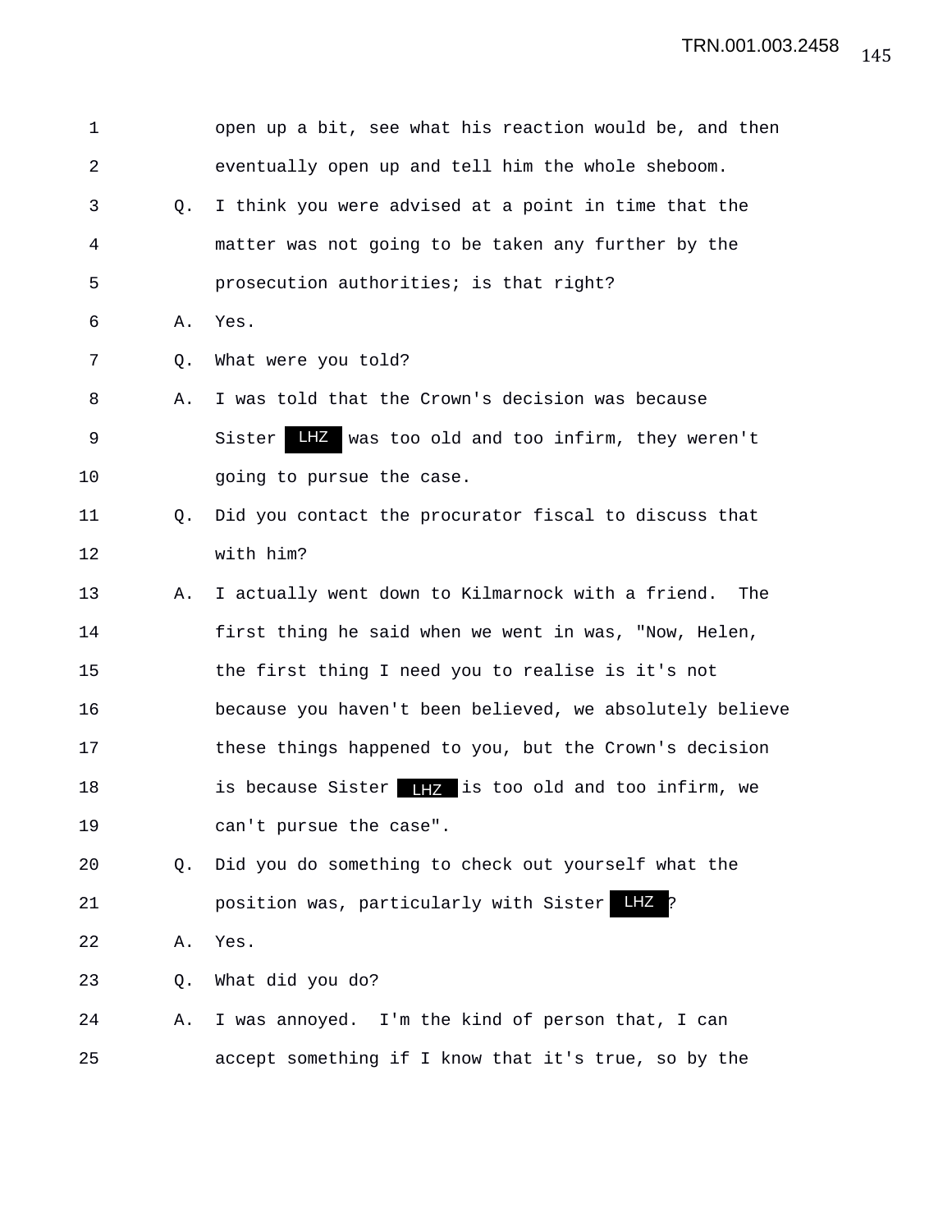1 open up a bit, see what his reaction would be, and then
2 eventually open up and tell him the whole sheboom.
3 Q. I think you were advised at a point in time that the
4 matter was not going to be taken any further by the
5 prosecution authorities; is that right?
6 A. Yes.
7 Q. What were you told?
8 A. I was told that the Crown's decision was because
9 Sister LHZ was too old and too infirm, they weren't
10 going to pursue the case.
11 Q. Did you contact the procurator fiscal to discuss that
12 with him?
13 A. I actually went down to Kilmarnock with a friend. The
14 first thing he said when we went in was, "Now, Helen,
15 the first thing I need you to realise is it's not
16 because you haven't been believed, we absolutely believe
17 these things happened to you, but the Crown's decision
18 is because Sister LHZ is too old and too infirm, we
19 can't pursue the case".
20 Q. Did you do something to check out yourself what the
21 position was, particularly with Sister LHZ?
22 A. Yes.
23 Q. What did you do?
24 A. I was annoyed. I'm the kind of person that, I can
25 accept something if I know that it's true, so by the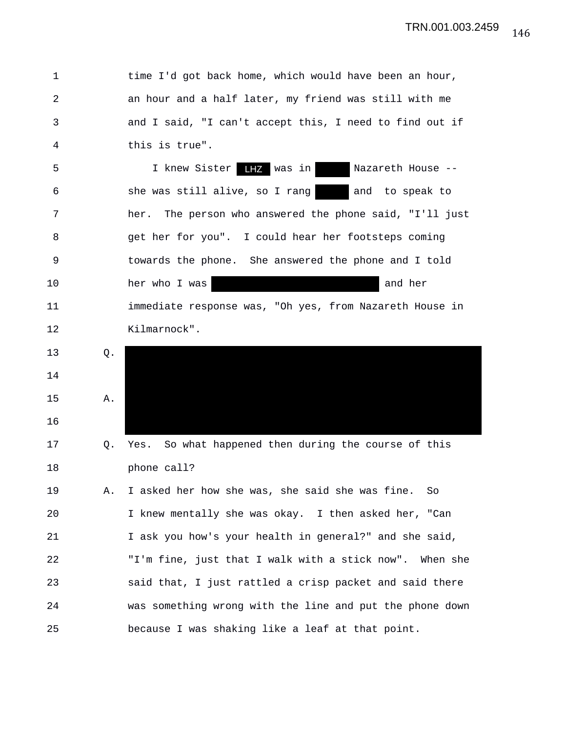time I'd got back home, which would have been an hour, an hour and a half later, my friend was still with me and I said, "I can't accept this, I need to find out if this is true".

I knew Sister LHZ was in [redacted] Nazareth House -- she was still alive, so I rang [redacted] and to speak to her. The person who answered the phone said, "I'll just get her for you". I could hear her footsteps coming towards the phone. She answered the phone and I told her who I was [redacted] and her immediate response was, "Oh yes, from Nazareth House in Kilmarnock".

Q. [redacted]

A. [redacted]

Q. Yes. So what happened then during the course of this phone call?

A. I asked her how she was, she said she was fine. So I knew mentally she was okay. I then asked her, "Can I ask you how's your health in general?" and she said, "I'm fine, just that I walk with a stick now". When she said that, I just rattled a crisp packet and said there was something wrong with the line and put the phone down because I was shaking like a leaf at that point.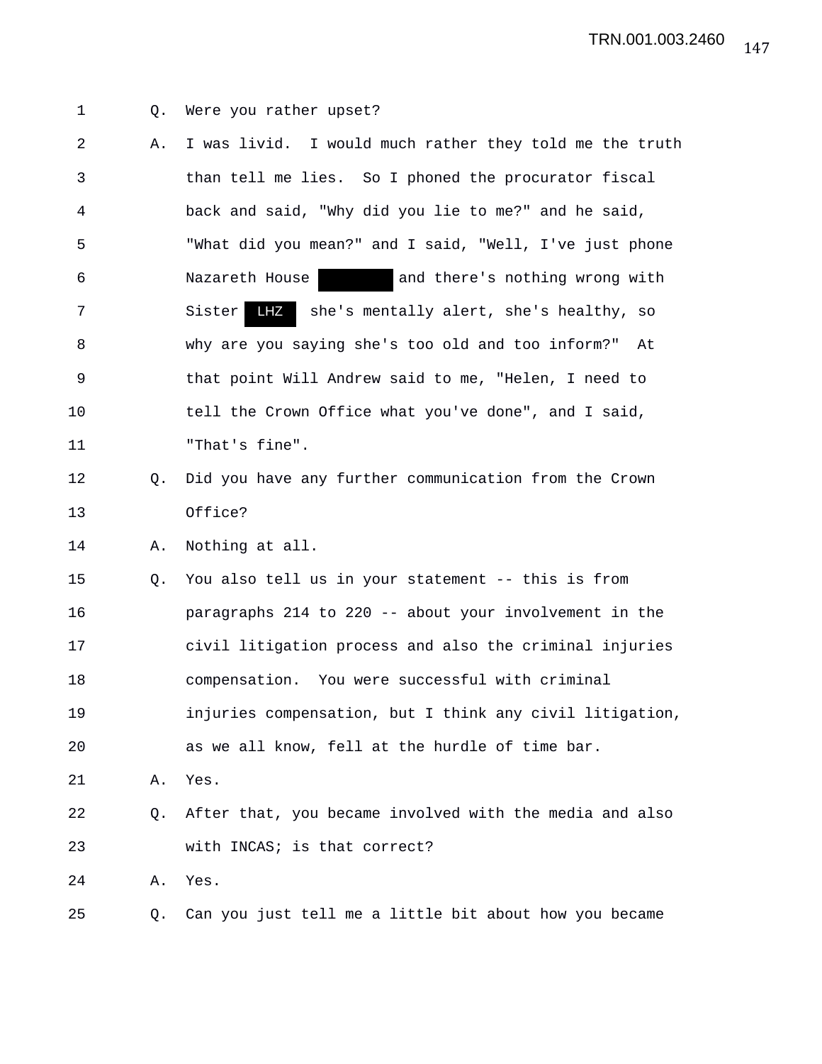1 Q. Were you rather upset?

2 A. I was livid. I would much rather they told me the truth

3 than tell me lies. So I phoned the procurator fiscal

4 back and said, "Why did you lie to me?" and he said,

5 "What did you mean?" and I said, "Well, I've just phone

6 Nazareth House [redacted] and there's nothing wrong with

7 Sister LHZ she's mentally alert, she's healthy, so

8 why are you saying she's too old and too inform?" At

9 that point Will Andrew said to me, "Helen, I need to

10 tell the Crown Office what you've done", and I said,

11 "That's fine".

12 Q. Did you have any further communication from the Crown

13 Office?

14 A. Nothing at all.

15 Q. You also tell us in your statement -- this is from

16 paragraphs 214 to 220 -- about your involvement in the

17 civil litigation process and also the criminal injuries

18 compensation. You were successful with criminal

19 injuries compensation, but I think any civil litigation,

20 as we all know, fell at the hurdle of time bar.

21 A. Yes.

22 Q. After that, you became involved with the media and also

23 with INCAS; is that correct?

24 A. Yes.

25 Q. Can you just tell me a little bit about how you became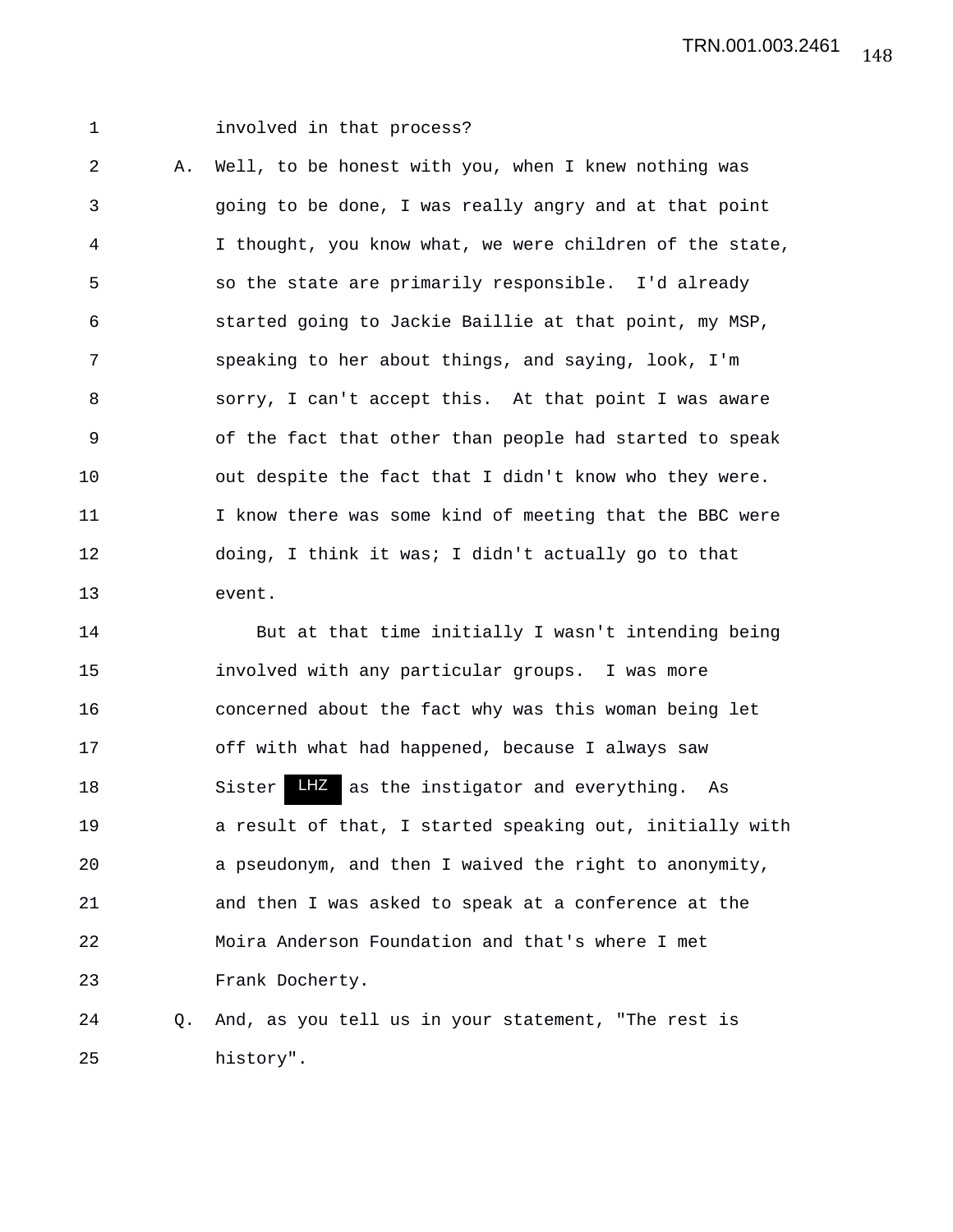involved in that process?

A. Well, to be honest with you, when I knew nothing was going to be done, I was really angry and at that point I thought, you know what, we were children of the state, so the state are primarily responsible. I'd already started going to Jackie Baillie at that point, my MSP, speaking to her about things, and saying, look, I'm sorry, I can't accept this. At that point I was aware of the fact that other than people had started to speak out despite the fact that I didn't know who they were. I know there was some kind of meeting that the BBC were doing, I think it was; I didn't actually go to that event.

But at that time initially I wasn't intending being involved with any particular groups. I was more concerned about the fact why was this woman being let off with what had happened, because I always saw Sister LHZ as the instigator and everything. As a result of that, I started speaking out, initially with a pseudonym, and then I waived the right to anonymity, and then I was asked to speak at a conference at the Moira Anderson Foundation and that's where I met Frank Docherty.

Q. And, as you tell us in your statement, "The rest is history".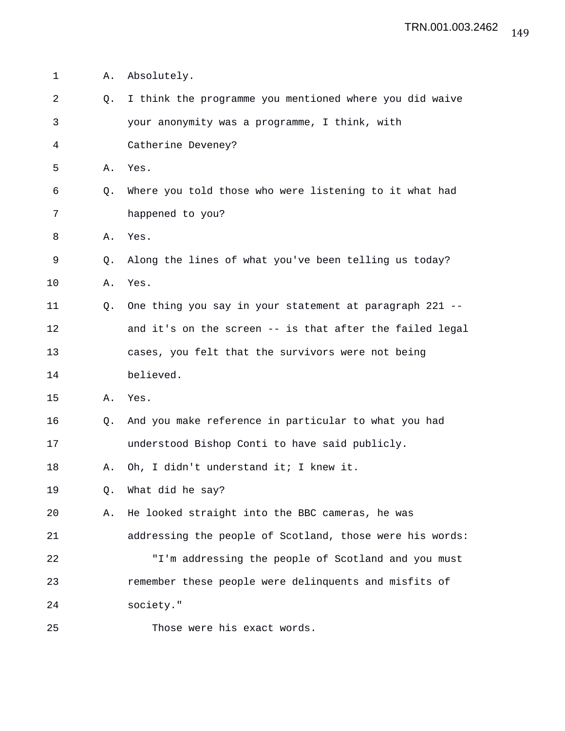A. Absolutely.

Q. I think the programme you mentioned where you did waive your anonymity was a programme, I think, with Catherine Deveney?

A. Yes.

Q. Where you told those who were listening to it what had happened to you?

A. Yes.

Q. Along the lines of what you've been telling us today?

A. Yes.

Q. One thing you say in your statement at paragraph 221 -- and it's on the screen -- is that after the failed legal cases, you felt that the survivors were not being believed.

A. Yes.

Q. And you make reference in particular to what you had understood Bishop Conti to have said publicly.

A. Oh, I didn't understand it; I knew it.

Q. What did he say?

A. He looked straight into the BBC cameras, he was addressing the people of Scotland, those were his words:

"I'm addressing the people of Scotland and you must remember these people were delinquents and misfits of society."

Those were his exact words.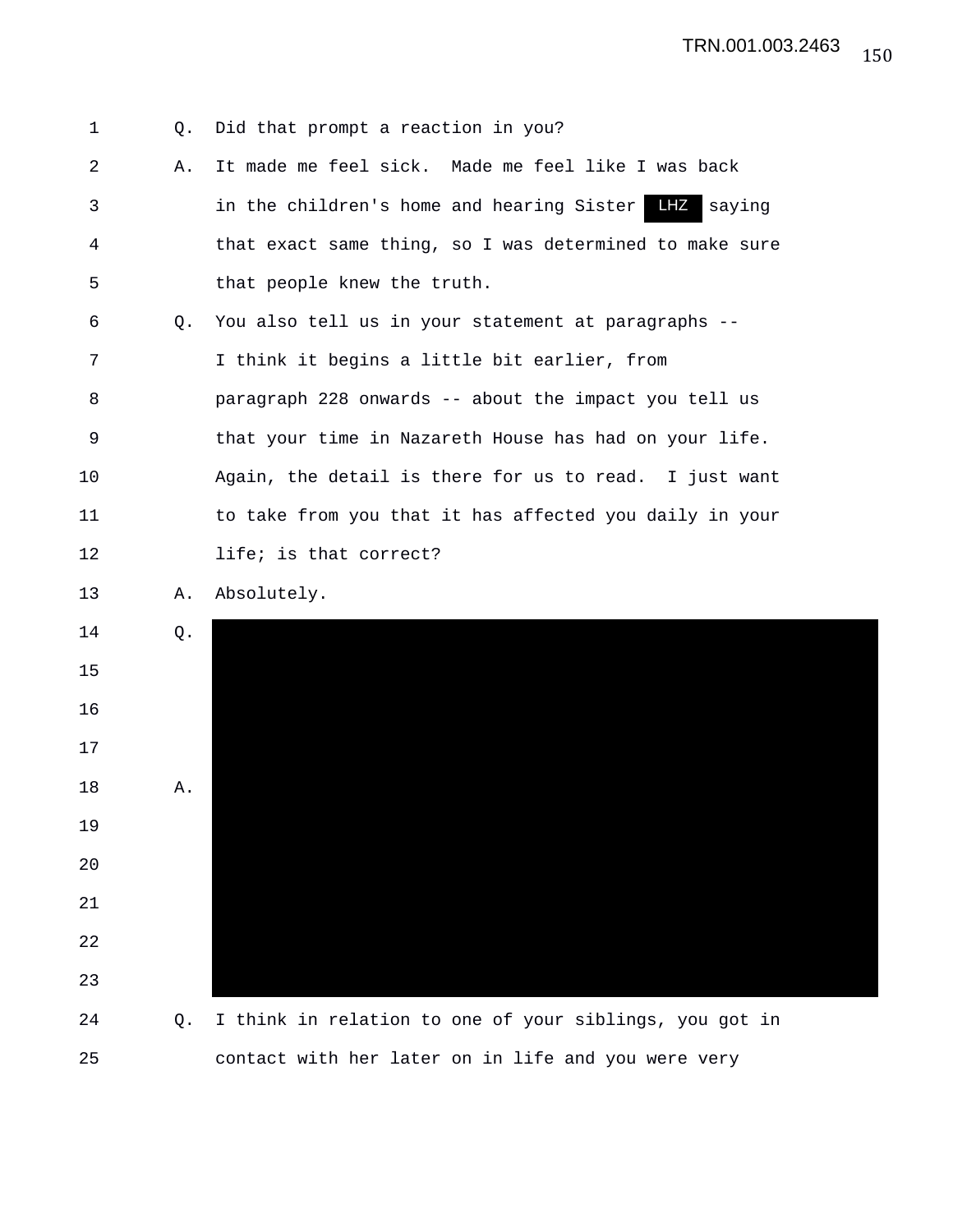Q. Did that prompt a reaction in you?

A. It made me feel sick. Made me feel like I was back in the children's home and hearing Sister LHZ saying that exact same thing, so I was determined to make sure that people knew the truth.

Q. You also tell us in your statement at paragraphs -- I think it begins a little bit earlier, from paragraph 228 onwards -- about the impact you tell us that your time in Nazareth House has had on your life. Again, the detail is there for us to read. I just want to take from you that it has affected you daily in your life; is that correct?

A. Absolutely.

Q. [REDACTED]

A. [REDACTED]

Q. I think in relation to one of your siblings, you got in contact with her later on in life and you were very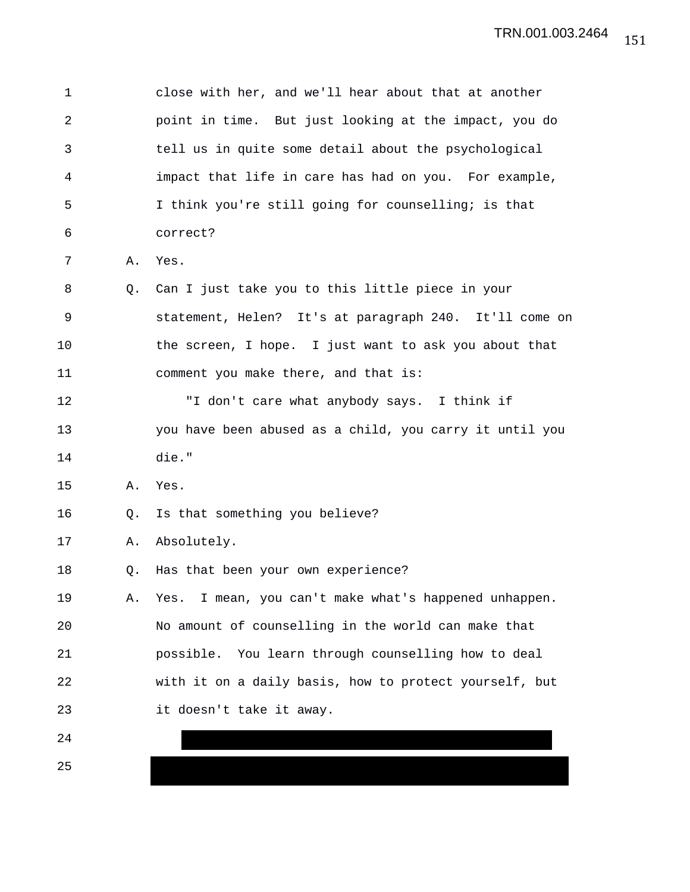close with her, and we'll hear about that at another point in time. But just looking at the impact, you do tell us in quite some detail about the psychological impact that life in care has had on you. For example, I think you're still going for counselling; is that correct?

A. Yes.

Q. Can I just take you to this little piece in your statement, Helen? It's at paragraph 240. It'll come on the screen, I hope. I just want to ask you about that comment you make there, and that is:

"I don't care what anybody says. I think if you have been abused as a child, you carry it until you die."

A. Yes.

Q. Is that something you believe?

A. Absolutely.

Q. Has that been your own experience?

A. Yes. I mean, you can't make what's happened unhappen. No amount of counselling in the world can make that possible. You learn through counselling how to deal with it on a daily basis, how to protect yourself, but it doesn't take it away.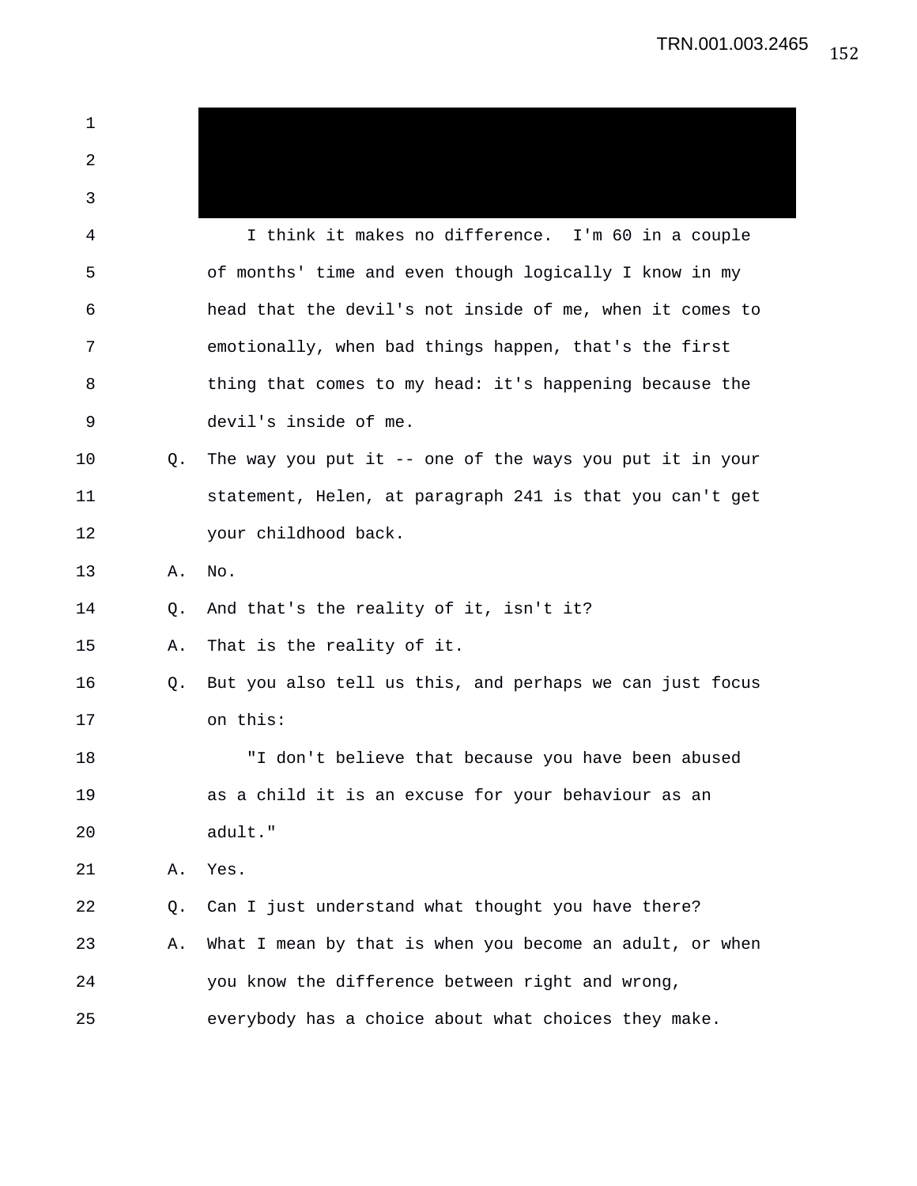I think it makes no difference. I'm 60 in a couple of months' time and even though logically I know in my head that the devil's not inside of me, when it comes to emotionally, when bad things happen, that's the first thing that comes to my head: it's happening because the devil's inside of me.

Q. The way you put it -- one of the ways you put it in your statement, Helen, at paragraph 241 is that you can't get your childhood back.

A. No.

Q. And that's the reality of it, isn't it?

A. That is the reality of it.

Q. But you also tell us this, and perhaps we can just focus on this:

"I don't believe that because you have been abused as a child it is an excuse for your behaviour as an adult."

A. Yes.

Q. Can I just understand what thought you have there?

A. What I mean by that is when you become an adult, or when you know the difference between right and wrong, everybody has a choice about what choices they make.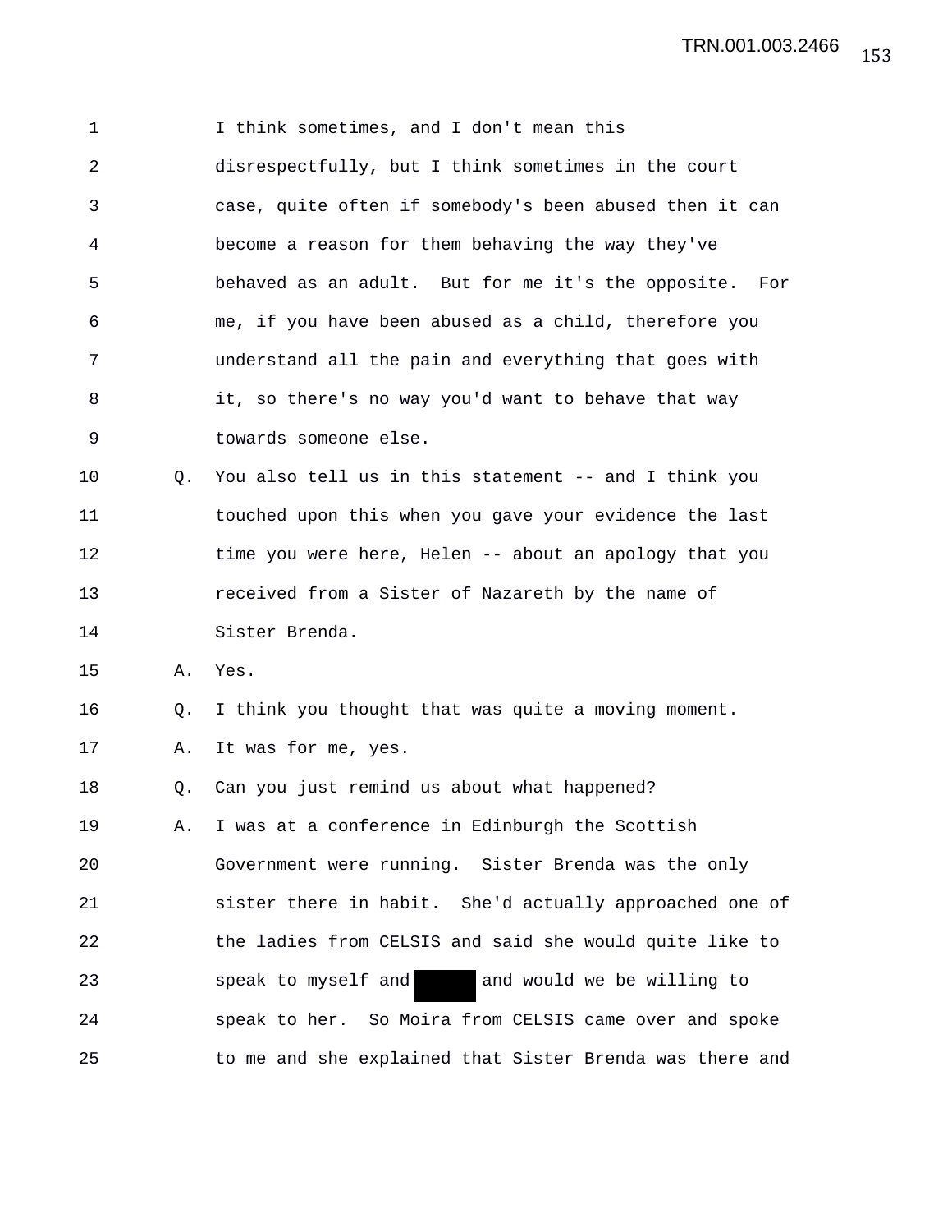I think sometimes, and I don't mean this disrespectfully, but I think sometimes in the court case, quite often if somebody's been abused then it can become a reason for them behaving the way they've behaved as an adult. But for me it's the opposite. For me, if you have been abused as a child, therefore you understand all the pain and everything that goes with it, so there's no way you'd want to behave that way towards someone else.

Q. You also tell us in this statement -- and I think you touched upon this when you gave your evidence the last time you were here, Helen -- about an apology that you received from a Sister of Nazareth by the name of Sister Brenda.

A. Yes.

Q. I think you thought that was quite a moving moment.

A. It was for me, yes.

Q. Can you just remind us about what happened?

A. I was at a conference in Edinburgh the Scottish Government were running. Sister Brenda was the only sister there in habit. She'd actually approached one of the ladies from CELSIS and said she would quite like to speak to myself and [REDACTED] and would we be willing to speak to her. So Moira from CELSIS came over and spoke to me and she explained that Sister Brenda was there and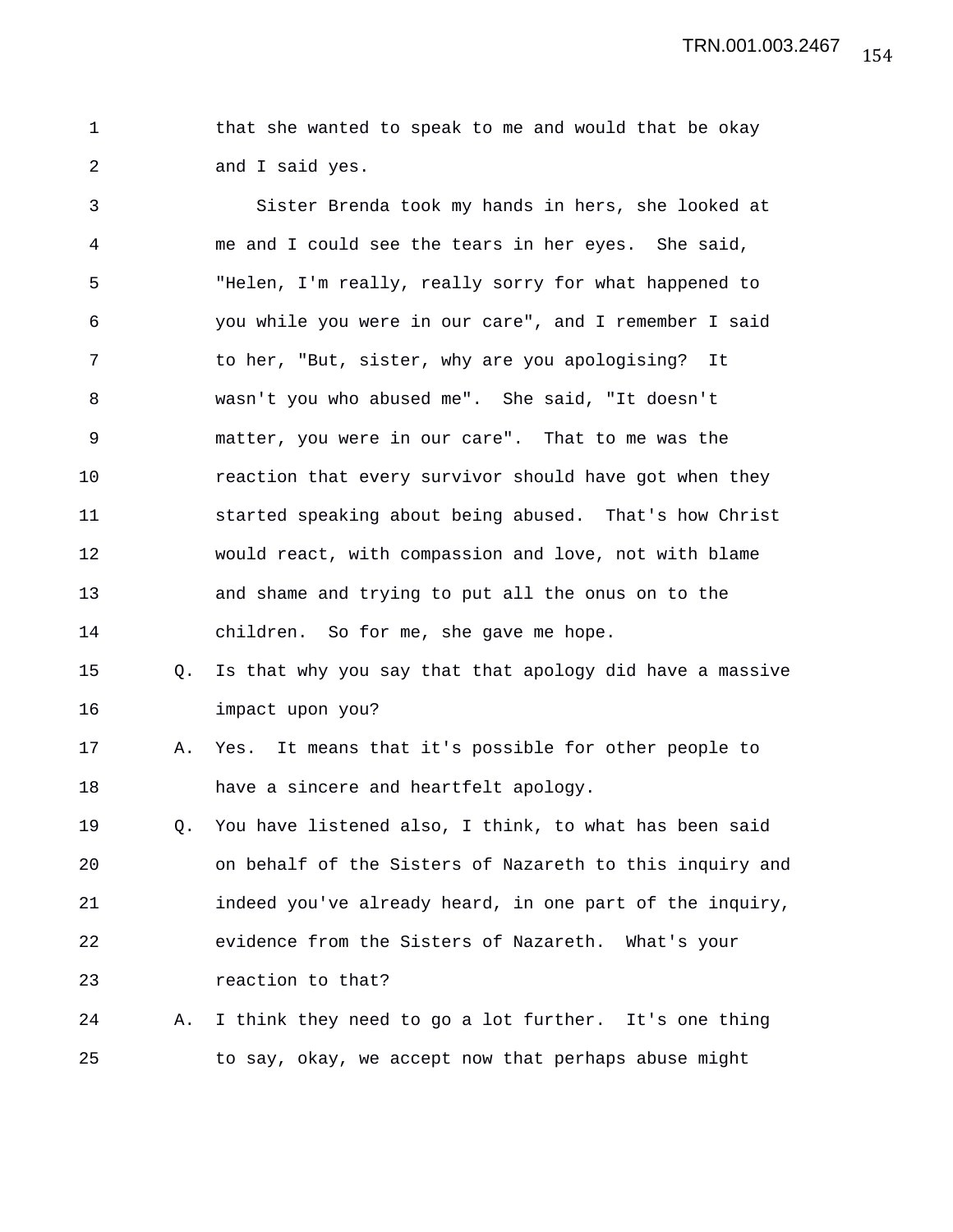that she wanted to speak to me and would that be okay and I said yes.

Sister Brenda took my hands in hers, she looked at me and I could see the tears in her eyes. She said, "Helen, I'm really, really sorry for what happened to you while you were in our care", and I remember I said to her, "But, sister, why are you apologising? It wasn't you who abused me". She said, "It doesn't matter, you were in our care". That to me was the reaction that every survivor should have got when they started speaking about being abused. That's how Christ would react, with compassion and love, not with blame and shame and trying to put all the onus on to the children. So for me, she gave me hope.

Q. Is that why you say that that apology did have a massive impact upon you?

A. Yes. It means that it's possible for other people to have a sincere and heartfelt apology.

Q. You have listened also, I think, to what has been said on behalf of the Sisters of Nazareth to this inquiry and indeed you've already heard, in one part of the inquiry, evidence from the Sisters of Nazareth. What's your reaction to that?

A. I think they need to go a lot further. It's one thing to say, okay, we accept now that perhaps abuse might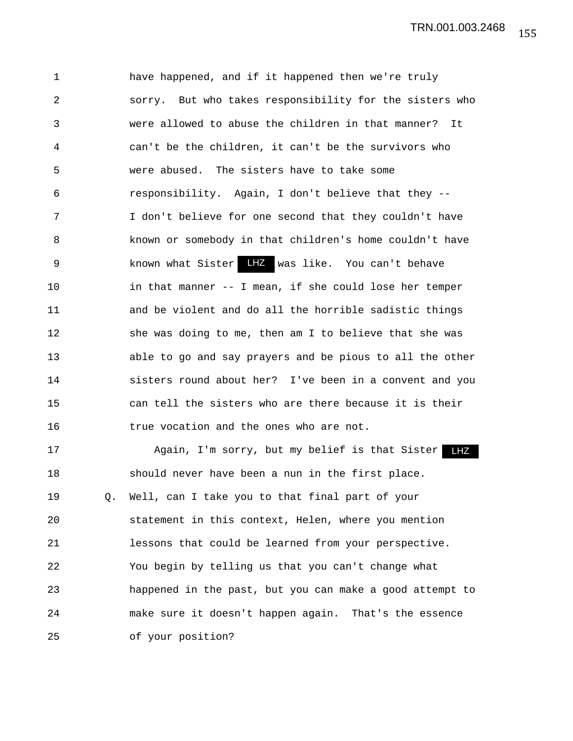have happened, and if it happened then we're truly sorry. But who takes responsibility for the sisters who were allowed to abuse the children in that manner? It can't be the children, it can't be the survivors who were abused. The sisters have to take some responsibility. Again, I don't believe that they -- I don't believe for one second that they couldn't have known or somebody in that children's home couldn't have known what Sister LHZ was like. You can't behave in that manner -- I mean, if she could lose her temper and be violent and do all the horrible sadistic things she was doing to me, then am I to believe that she was able to go and say prayers and be pious to all the other sisters round about her? I've been in a convent and you can tell the sisters who are there because it is their true vocation and the ones who are not.

Again, I'm sorry, but my belief is that Sister LHZ should never have been a nun in the first place.

Q. Well, can I take you to that final part of your statement in this context, Helen, where you mention lessons that could be learned from your perspective. You begin by telling us that you can't change what happened in the past, but you can make a good attempt to make sure it doesn't happen again. That's the essence of your position?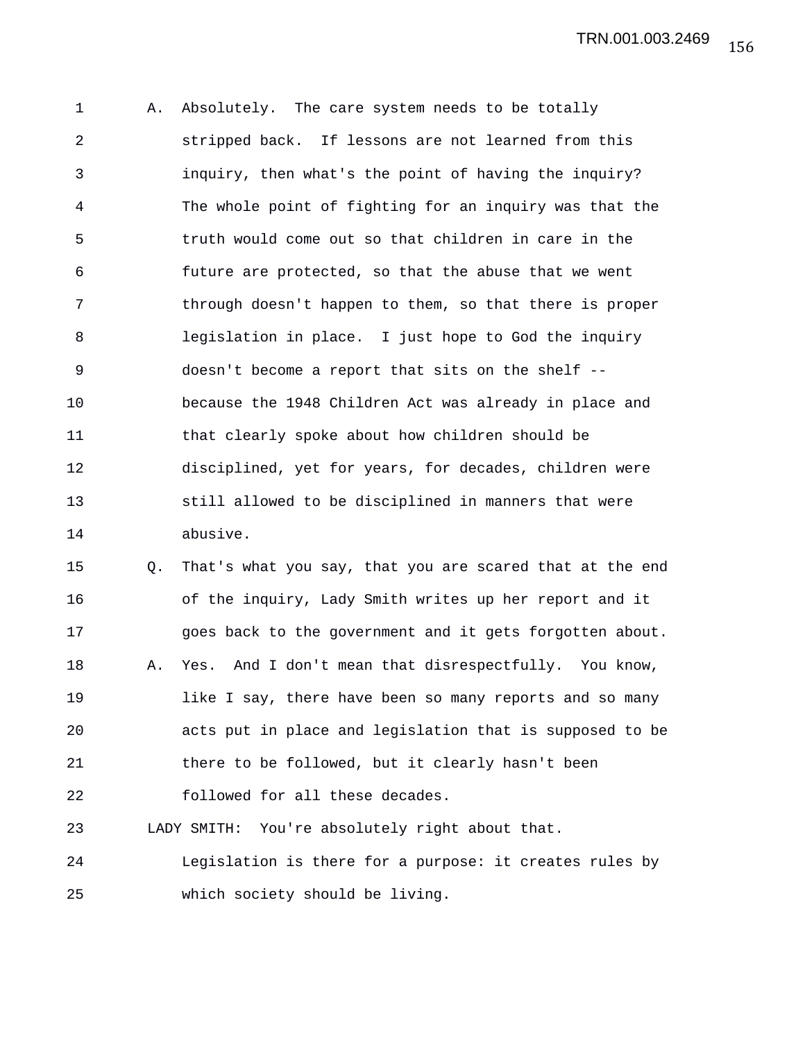A. Absolutely. The care system needs to be totally stripped back. If lessons are not learned from this inquiry, then what's the point of having the inquiry? The whole point of fighting for an inquiry was that the truth would come out so that children in care in the future are protected, so that the abuse that we went through doesn't happen to them, so that there is proper legislation in place. I just hope to God the inquiry doesn't become a report that sits on the shelf -- because the 1948 Children Act was already in place and that clearly spoke about how children should be disciplined, yet for years, for decades, children were still allowed to be disciplined in manners that were abusive.

Q. That's what you say, that you are scared that at the end of the inquiry, Lady Smith writes up her report and it goes back to the government and it gets forgotten about.

A. Yes. And I don't mean that disrespectfully. You know, like I say, there have been so many reports and so many acts put in place and legislation that is supposed to be there to be followed, but it clearly hasn't been followed for all these decades.

LADY SMITH: You're absolutely right about that. Legislation is there for a purpose: it creates rules by which society should be living.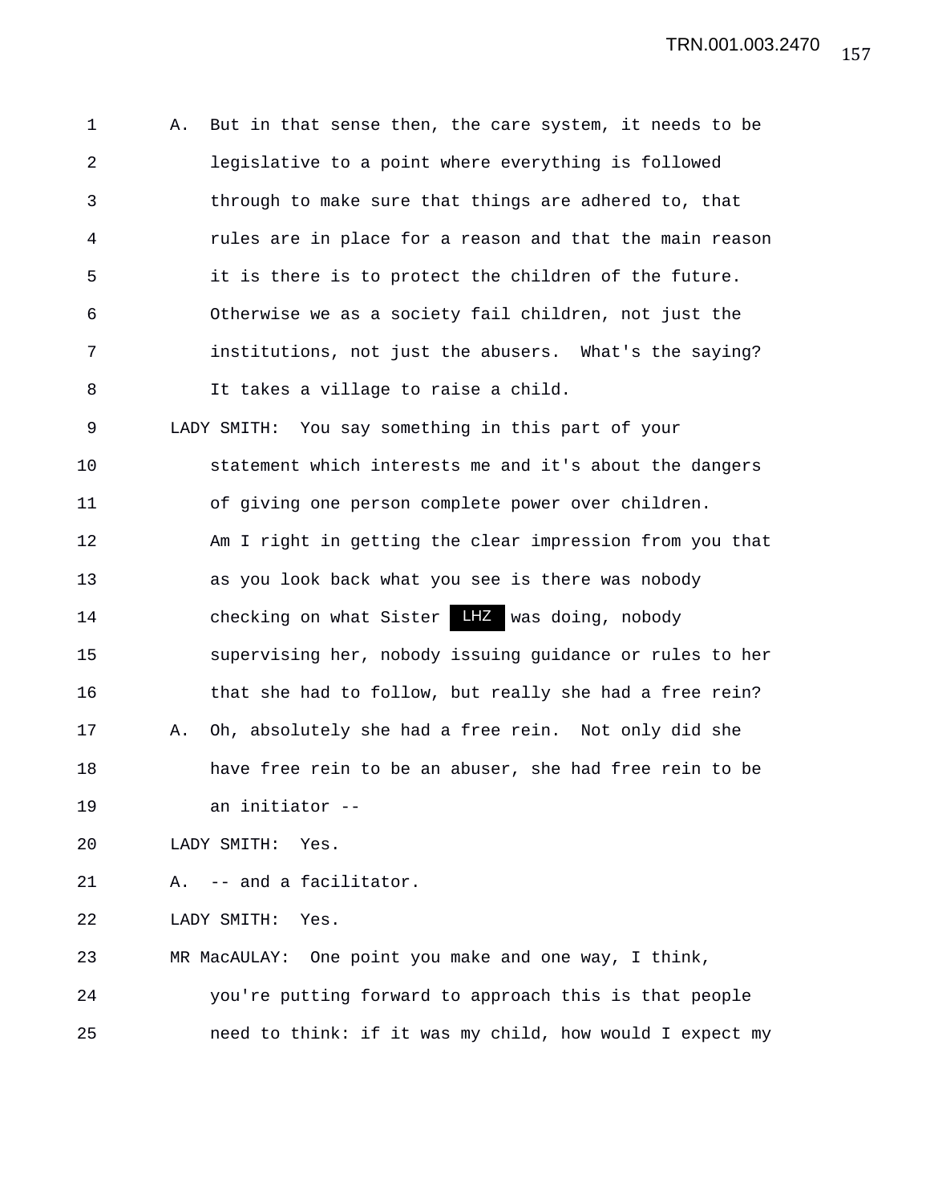1 A. But in that sense then, the care system, it needs to be
2 legislative to a point where everything is followed
3 through to make sure that things are adhered to, that
4 rules are in place for a reason and that the main reason
5 it is there is to protect the children of the future.
6 Otherwise we as a society fail children, not just the
7 institutions, not just the abusers. What's the saying?
8 It takes a village to raise a child.
9 LADY SMITH: You say something in this part of your
10 statement which interests me and it's about the dangers
11 of giving one person complete power over children.
12 Am I right in getting the clear impression from you that
13 as you look back what you see is there was nobody
14 checking on what Sister LHZ was doing, nobody
15 supervising her, nobody issuing guidance or rules to her
16 that she had to follow, but really she had a free rein?
17 A. Oh, absolutely she had a free rein. Not only did she
18 have free rein to be an abuser, she had free rein to be
19 an initiator --
20 LADY SMITH: Yes.
21 A. -- and a facilitator.
22 LADY SMITH: Yes.
23 MR MacAULAY: One point you make and one way, I think,
24 you're putting forward to approach this is that people
25 need to think: if it was my child, how would I expect my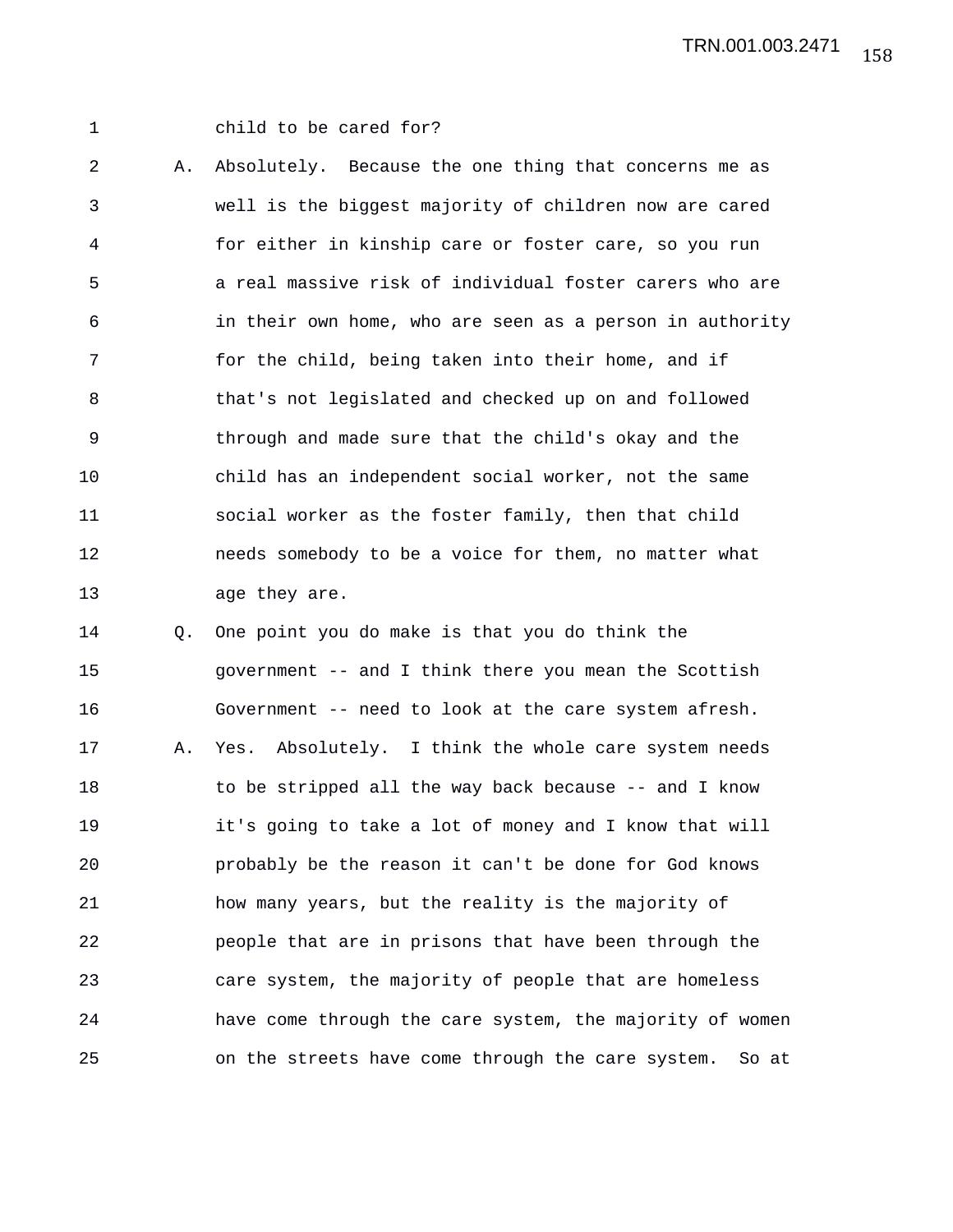child to be cared for?

A. Absolutely. Because the one thing that concerns me as well is the biggest majority of children now are cared for either in kinship care or foster care, so you run a real massive risk of individual foster carers who are in their own home, who are seen as a person in authority for the child, being taken into their home, and if that's not legislated and checked up on and followed through and made sure that the child's okay and the child has an independent social worker, not the same social worker as the foster family, then that child needs somebody to be a voice for them, no matter what age they are.

Q. One point you do make is that you do think the government -- and I think there you mean the Scottish Government -- need to look at the care system afresh.

A. Yes. Absolutely. I think the whole care system needs to be stripped all the way back because -- and I know it's going to take a lot of money and I know that will probably be the reason it can't be done for God knows how many years, but the reality is the majority of people that are in prisons that have been through the care system, the majority of people that are homeless have come through the care system, the majority of women on the streets have come through the care system. So at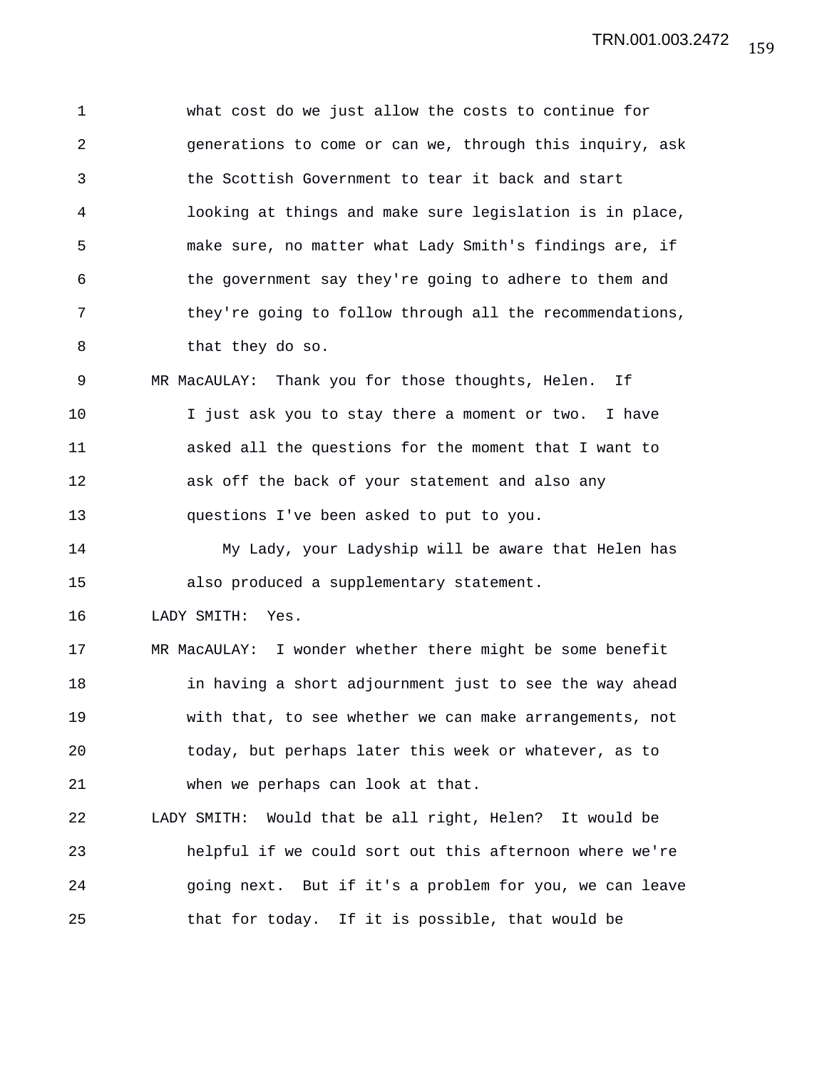what cost do we just allow the costs to continue for generations to come or can we, through this inquiry, ask the Scottish Government to tear it back and start looking at things and make sure legislation is in place, make sure, no matter what Lady Smith's findings are, if the government say they're going to adhere to them and they're going to follow through all the recommendations, that they do so.

MR MacAULAY: Thank you for those thoughts, Helen. If I just ask you to stay there a moment or two. I have asked all the questions for the moment that I want to ask off the back of your statement and also any questions I've been asked to put to you.

My Lady, your Ladyship will be aware that Helen has also produced a supplementary statement.

LADY SMITH: Yes.

MR MacAULAY: I wonder whether there might be some benefit in having a short adjournment just to see the way ahead with that, to see whether we can make arrangements, not today, but perhaps later this week or whatever, as to when we perhaps can look at that.

LADY SMITH: Would that be all right, Helen? It would be helpful if we could sort out this afternoon where we're going next. But if it's a problem for you, we can leave that for today. If it is possible, that would be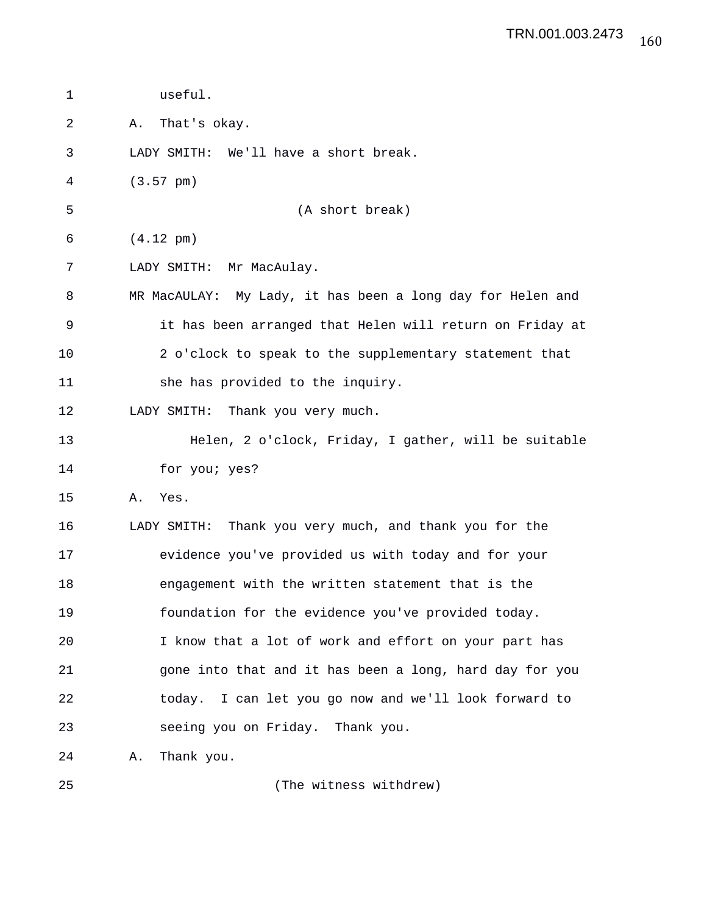useful.

A. That's okay.

LADY SMITH: We'll have a short break.

(3.57 pm)

(A short break)

(4.12 pm)

LADY SMITH: Mr MacAulay.

MR MacAULAY: My Lady, it has been a long day for Helen and it has been arranged that Helen will return on Friday at 2 o'clock to speak to the supplementary statement that she has provided to the inquiry.

LADY SMITH: Thank you very much.

Helen, 2 o'clock, Friday, I gather, will be suitable for you; yes?

A. Yes.

LADY SMITH: Thank you very much, and thank you for the evidence you've provided us with today and for your engagement with the written statement that is the foundation for the evidence you've provided today. I know that a lot of work and effort on your part has gone into that and it has been a long, hard day for you today. I can let you go now and we'll look forward to seeing you on Friday. Thank you.

A. Thank you.

(The witness withdrew)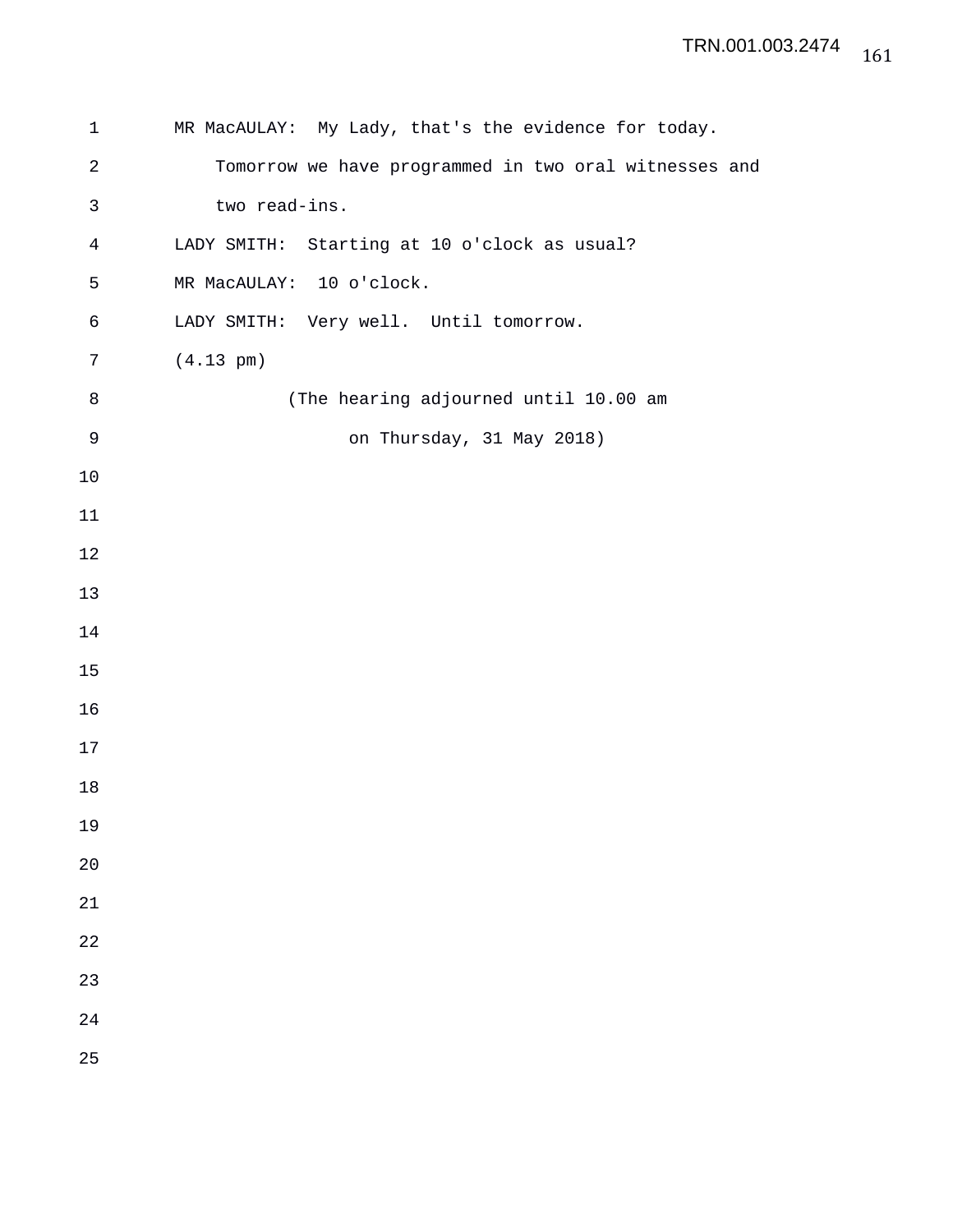MR MacAULAY: My Lady, that's the evidence for today. Tomorrow we have programmed in two oral witnesses and two read-ins.

LADY SMITH: Starting at 10 o'clock as usual?

MR MacAULAY: 10 o'clock.

LADY SMITH: Very well. Until tomorrow.

(4.13 pm)

(The hearing adjourned until 10.00 am on Thursday, 31 May 2018)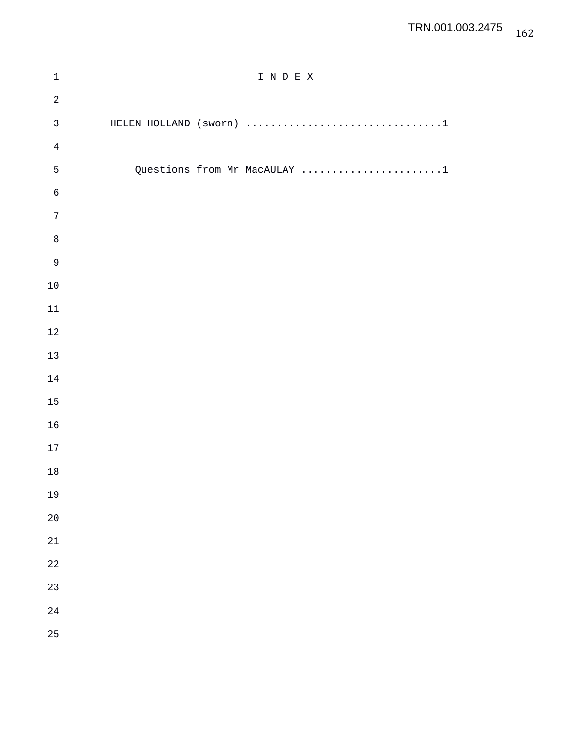# I N D E X

HELEN HOLLAND (sworn) ................................1

Questions from Mr MacAULAY .......................1